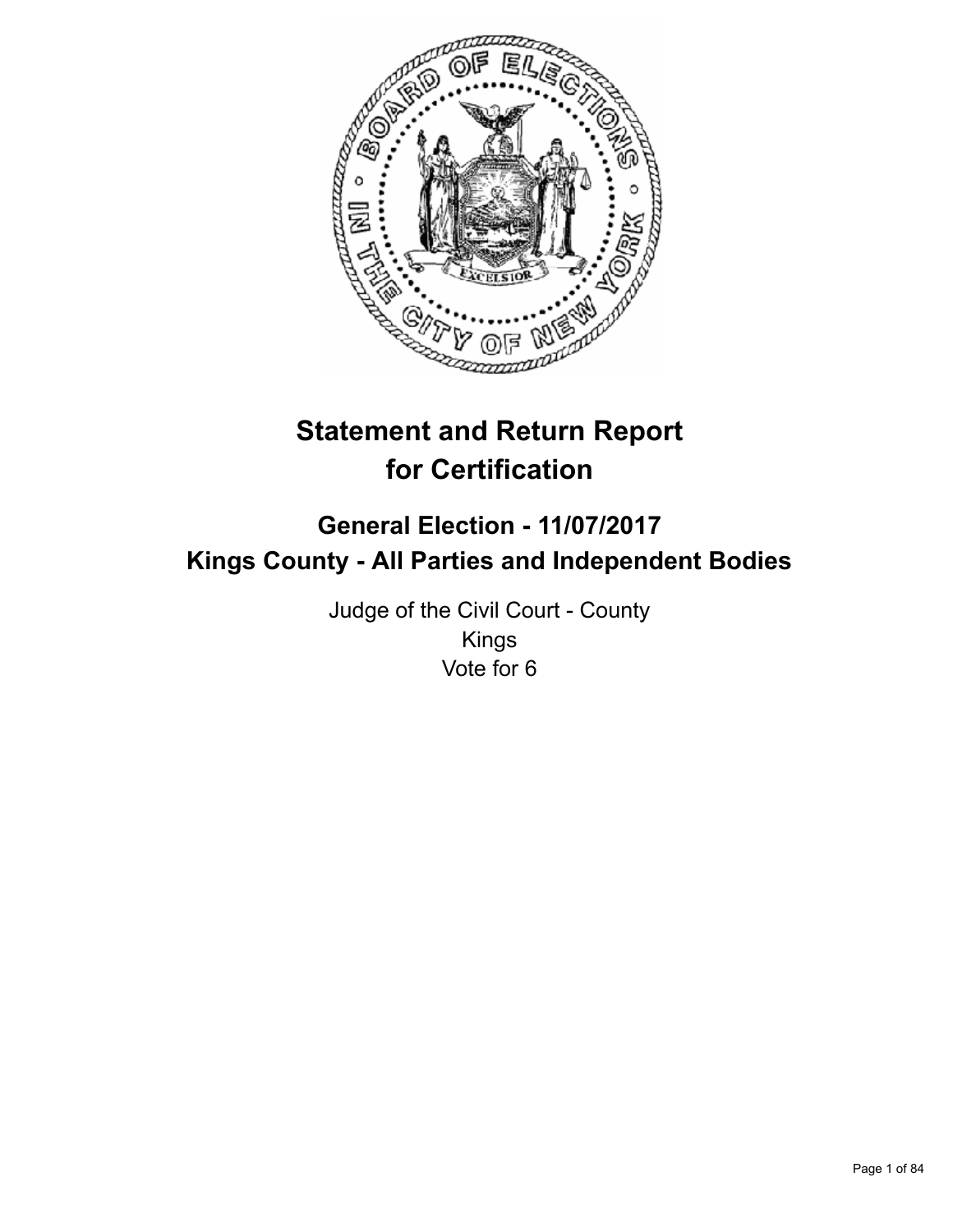# Statement and Return Report for Certification

## General Election - 11/07/2017
## Kings County - All Parties and Independent Bodies

Judge of the Civil Court - County
Kings
Vote for 6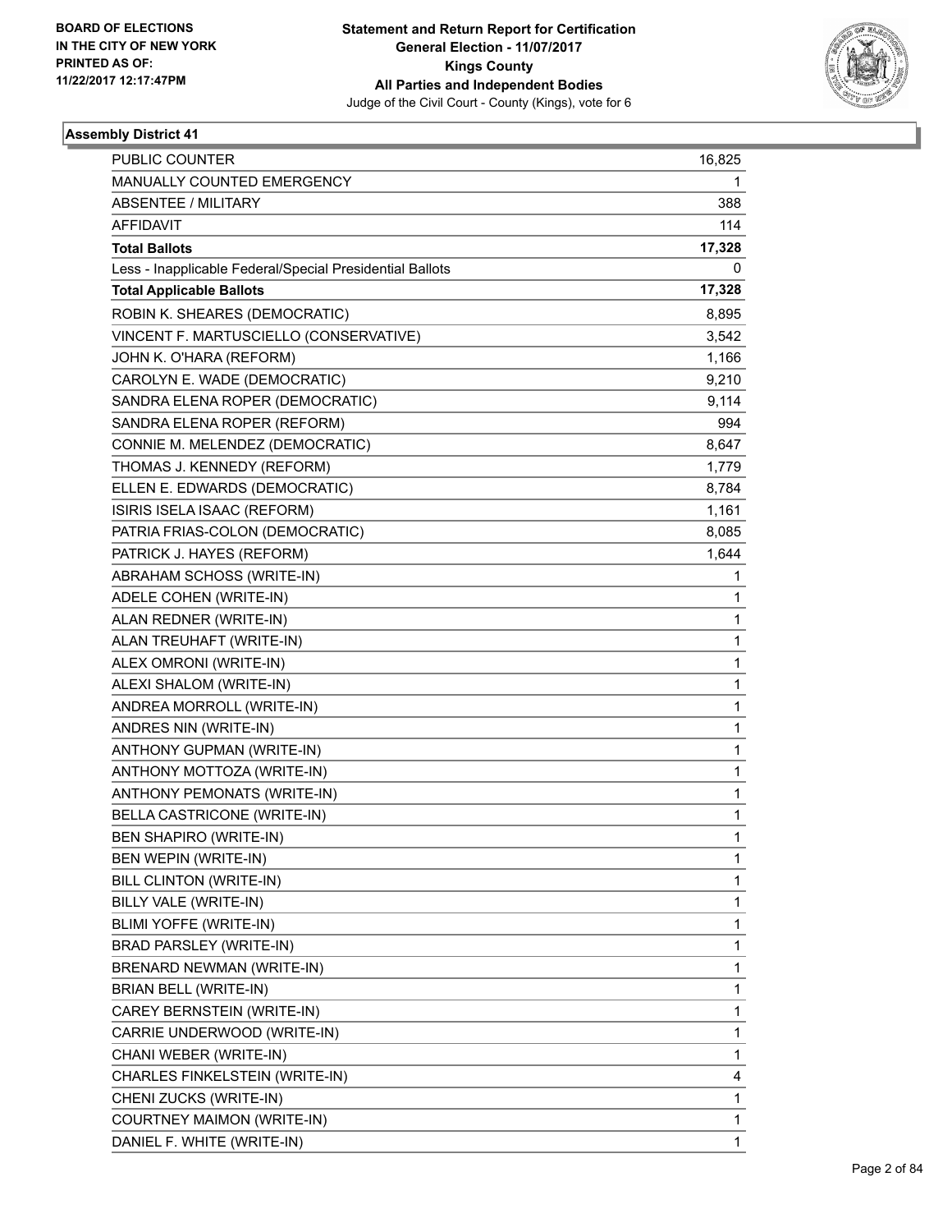BOARD OF ELECTIONS
IN THE CITY OF NEW YORK
PRINTED AS OF:
11/22/2017 12:17:47PM

**Statement and Return Report for Certification**
**General Election - 11/07/2017**
**Kings County**
**All Parties and Independent Bodies**
Judge of the Civil Court - County (Kings), vote for 6

**Assembly District 41**

| | |
|---|---|
| PUBLIC COUNTER | 16,825 |
| MANUALLY COUNTED EMERGENCY | 1 |
| ABSENTEE / MILITARY | 388 |
| AFFIDAVIT | 114 |
| **Total Ballots** | **17,328** |
| Less - Inapplicable Federal/Special Presidential Ballots | 0 |
| **Total Applicable Ballots** | **17,328** |
| ROBIN K. SHEARES (DEMOCRATIC) | 8,895 |
| VINCENT F. MARTUSCIELLO (CONSERVATIVE) | 3,542 |
| JOHN K. O'HARA (REFORM) | 1,166 |
| CAROLYN E. WADE (DEMOCRATIC) | 9,210 |
| SANDRA ELENA ROPER (DEMOCRATIC) | 9,114 |
| SANDRA ELENA ROPER (REFORM) | 994 |
| CONNIE M. MELENDEZ (DEMOCRATIC) | 8,647 |
| THOMAS J. KENNEDY (REFORM) | 1,779 |
| ELLEN E. EDWARDS (DEMOCRATIC) | 8,784 |
| ISIRIS ISELA ISAAC (REFORM) | 1,161 |
| PATRIA FRIAS-COLON (DEMOCRATIC) | 8,085 |
| PATRICK J. HAYES (REFORM) | 1,644 |
| ABRAHAM SCHOSS (WRITE-IN) | 1 |
| ADELE COHEN (WRITE-IN) | 1 |
| ALAN REDNER (WRITE-IN) | 1 |
| ALAN TREUHAFT (WRITE-IN) | 1 |
| ALEX OMRONI (WRITE-IN) | 1 |
| ALEXI SHALOM (WRITE-IN) | 1 |
| ANDREA MORROLL (WRITE-IN) | 1 |
| ANDRES NIN (WRITE-IN) | 1 |
| ANTHONY GUPMAN (WRITE-IN) | 1 |
| ANTHONY MOTTOZA (WRITE-IN) | 1 |
| ANTHONY PEMONATS (WRITE-IN) | 1 |
| BELLA CASTRICONE (WRITE-IN) | 1 |
| BEN SHAPIRO (WRITE-IN) | 1 |
| BEN WEPIN (WRITE-IN) | 1 |
| BILL CLINTON (WRITE-IN) | 1 |
| BILLY VALE (WRITE-IN) | 1 |
| BLIMI YOFFE (WRITE-IN) | 1 |
| BRAD PARSLEY (WRITE-IN) | 1 |
| BRENARD NEWMAN (WRITE-IN) | 1 |
| BRIAN BELL (WRITE-IN) | 1 |
| CAREY BERNSTEIN (WRITE-IN) | 1 |
| CARRIE UNDERWOOD (WRITE-IN) | 1 |
| CHANI WEBER (WRITE-IN) | 1 |
| CHARLES FINKELSTEIN (WRITE-IN) | 4 |
| CHENI ZUCKS (WRITE-IN) | 1 |
| COURTNEY MAIMON (WRITE-IN) | 1 |
| DANIEL F. WHITE (WRITE-IN) | 1 |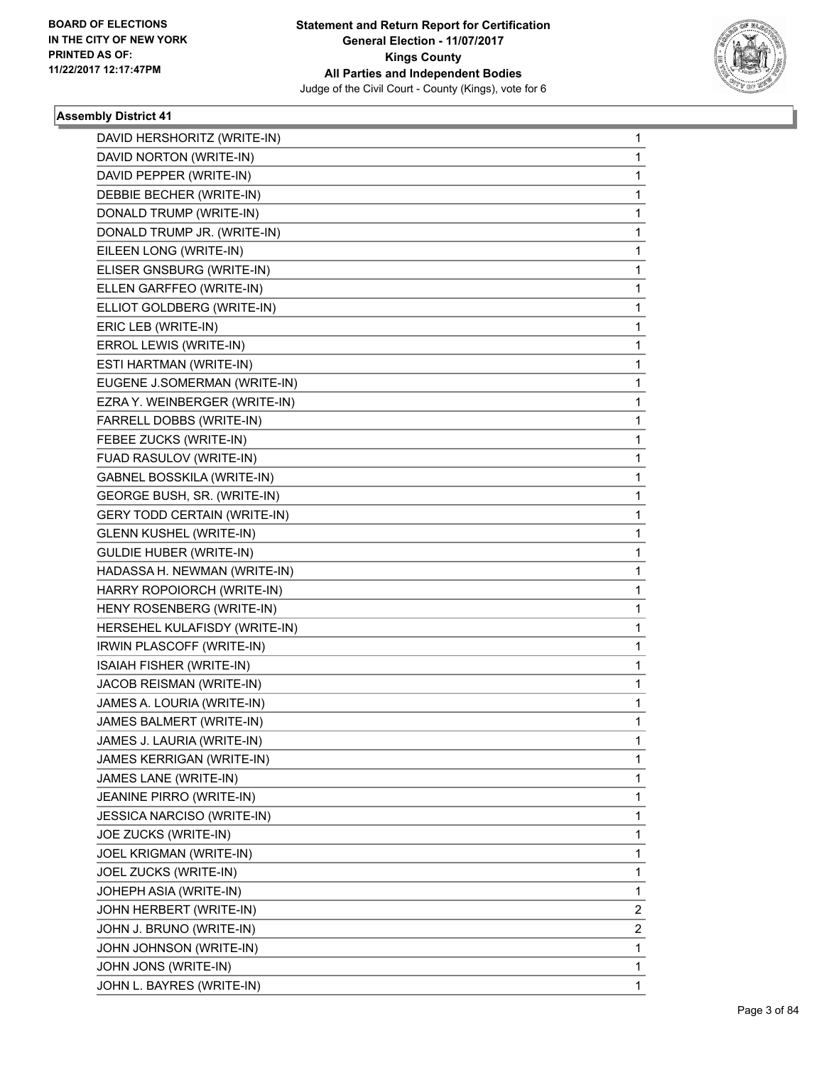**BOARD OF ELECTIONS IN THE CITY OF NEW YORK PRINTED AS OF: 11/22/2017 12:17:47PM**

**Statement and Return Report for Certification General Election - 11/07/2017 Kings County All Parties and Independent Bodies** Judge of the Civil Court - County (Kings), vote for 6

### Assembly District 41

| | |
|---|---|
| DAVID HERSHORITZ (WRITE-IN) | 1 |
| DAVID NORTON (WRITE-IN) | 1 |
| DAVID PEPPER (WRITE-IN) | 1 |
| DEBBIE BECHER (WRITE-IN) | 1 |
| DONALD TRUMP (WRITE-IN) | 1 |
| DONALD TRUMP JR. (WRITE-IN) | 1 |
| EILEEN LONG (WRITE-IN) | 1 |
| ELISER GNSBURG (WRITE-IN) | 1 |
| ELLEN GARFFEO (WRITE-IN) | 1 |
| ELLIOT GOLDBERG (WRITE-IN) | 1 |
| ERIC LEB (WRITE-IN) | 1 |
| ERROL LEWIS (WRITE-IN) | 1 |
| ESTI HARTMAN (WRITE-IN) | 1 |
| EUGENE J.SOMERMAN (WRITE-IN) | 1 |
| EZRA Y. WEINBERGER (WRITE-IN) | 1 |
| FARRELL DOBBS (WRITE-IN) | 1 |
| FEBEE ZUCKS (WRITE-IN) | 1 |
| FUAD RASULOV (WRITE-IN) | 1 |
| GABNEL BOSSKILA (WRITE-IN) | 1 |
| GEORGE BUSH, SR. (WRITE-IN) | 1 |
| GERY TODD CERTAIN (WRITE-IN) | 1 |
| GLENN KUSHEL (WRITE-IN) | 1 |
| GULDIE HUBER (WRITE-IN) | 1 |
| HADASSA H. NEWMAN (WRITE-IN) | 1 |
| HARRY ROPOIORCH (WRITE-IN) | 1 |
| HENY ROSENBERG (WRITE-IN) | 1 |
| HERSEHEL KULAFISDY (WRITE-IN) | 1 |
| IRWIN PLASCOFF (WRITE-IN) | 1 |
| ISAIAH FISHER (WRITE-IN) | 1 |
| JACOB REISMAN (WRITE-IN) | 1 |
| JAMES A. LOURIA (WRITE-IN) | 1 |
| JAMES BALMERT (WRITE-IN) | 1 |
| JAMES J. LAURIA (WRITE-IN) | 1 |
| JAMES KERRIGAN (WRITE-IN) | 1 |
| JAMES LANE (WRITE-IN) | 1 |
| JEANINE PIRRO (WRITE-IN) | 1 |
| JESSICA NARCISO (WRITE-IN) | 1 |
| JOE ZUCKS (WRITE-IN) | 1 |
| JOEL KRIGMAN (WRITE-IN) | 1 |
| JOEL ZUCKS (WRITE-IN) | 1 |
| JOHEPH ASIA (WRITE-IN) | 1 |
| JOHN HERBERT (WRITE-IN) | 2 |
| JOHN J. BRUNO (WRITE-IN) | 2 |
| JOHN JOHNSON (WRITE-IN) | 1 |
| JOHN JONS (WRITE-IN) | 1 |
| JOHN L. BAYRES (WRITE-IN) | 1 |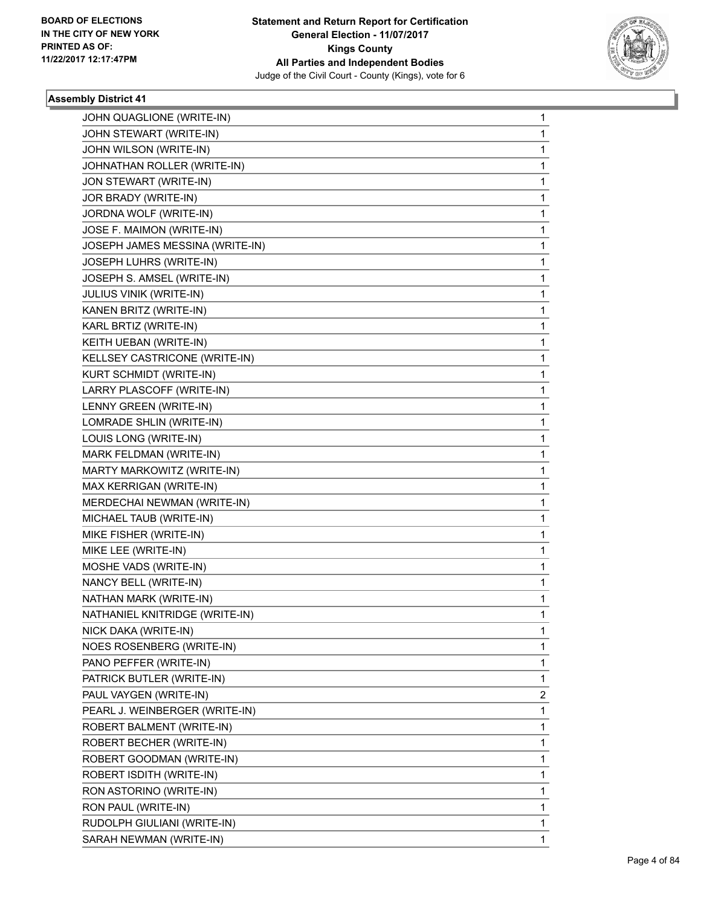**BOARD OF ELECTIONS IN THE CITY OF NEW YORK PRINTED AS OF: 11/22/2017 12:17:47PM**

**Statement and Return Report for Certification General Election - 11/07/2017 Kings County All Parties and Independent Bodies**
Judge of the Civil Court - County (Kings), vote for 6

### Assembly District 41

| | |
|---|---|
| JOHN QUAGLIONE (WRITE-IN) | 1 |
| JOHN STEWART (WRITE-IN) | 1 |
| JOHN WILSON (WRITE-IN) | 1 |
| JOHNATHAN ROLLER (WRITE-IN) | 1 |
| JON STEWART (WRITE-IN) | 1 |
| JOR BRADY (WRITE-IN) | 1 |
| JORDNA WOLF (WRITE-IN) | 1 |
| JOSE F. MAIMON (WRITE-IN) | 1 |
| JOSEPH JAMES MESSINA (WRITE-IN) | 1 |
| JOSEPH LUHRS (WRITE-IN) | 1 |
| JOSEPH S. AMSEL (WRITE-IN) | 1 |
| JULIUS VINIK (WRITE-IN) | 1 |
| KANEN BRITZ (WRITE-IN) | 1 |
| KARL BRTIZ (WRITE-IN) | 1 |
| KEITH UEBAN (WRITE-IN) | 1 |
| KELLSEY CASTRICONE (WRITE-IN) | 1 |
| KURT SCHMIDT (WRITE-IN) | 1 |
| LARRY PLASCOFF (WRITE-IN) | 1 |
| LENNY GREEN (WRITE-IN) | 1 |
| LOMRADE SHLIN (WRITE-IN) | 1 |
| LOUIS LONG (WRITE-IN) | 1 |
| MARK FELDMAN (WRITE-IN) | 1 |
| MARTY MARKOWITZ (WRITE-IN) | 1 |
| MAX KERRIGAN (WRITE-IN) | 1 |
| MERDECHAI NEWMAN (WRITE-IN) | 1 |
| MICHAEL TAUB (WRITE-IN) | 1 |
| MIKE FISHER (WRITE-IN) | 1 |
| MIKE LEE (WRITE-IN) | 1 |
| MOSHE VADS (WRITE-IN) | 1 |
| NANCY BELL (WRITE-IN) | 1 |
| NATHAN MARK (WRITE-IN) | 1 |
| NATHANIEL KNITRIDGE (WRITE-IN) | 1 |
| NICK DAKA (WRITE-IN) | 1 |
| NOES ROSENBERG (WRITE-IN) | 1 |
| PANO PEFFER (WRITE-IN) | 1 |
| PATRICK BUTLER (WRITE-IN) | 1 |
| PAUL VAYGEN (WRITE-IN) | 2 |
| PEARL J. WEINBERGER (WRITE-IN) | 1 |
| ROBERT BALMENT (WRITE-IN) | 1 |
| ROBERT BECHER (WRITE-IN) | 1 |
| ROBERT GOODMAN (WRITE-IN) | 1 |
| ROBERT ISDITH (WRITE-IN) | 1 |
| RON ASTORINO (WRITE-IN) | 1 |
| RON PAUL (WRITE-IN) | 1 |
| RUDOLPH GIULIANI (WRITE-IN) | 1 |
| SARAH NEWMAN (WRITE-IN) | 1 |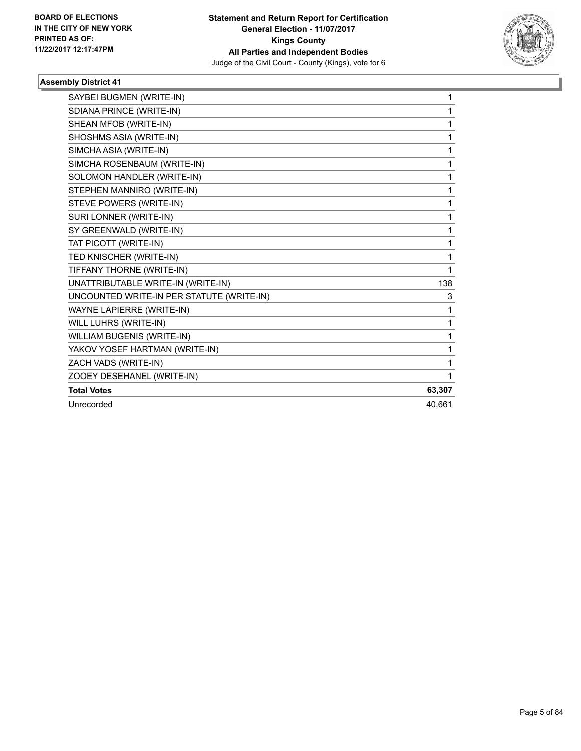**Statement and Return Report for Certification**
**General Election - 11/07/2017**
**Kings County**
**All Parties and Independent Bodies**
Judge of the Civil Court - County (Kings), vote for 6

BOARD OF ELECTIONS IN THE CITY OF NEW YORK PRINTED AS OF: 11/22/2017 12:17:47PM

### Assembly District 41

| | |
|---|---|
| SAYBEI BUGMEN (WRITE-IN) | 1 |
| SDIANA PRINCE (WRITE-IN) | 1 |
| SHEAN MFOB (WRITE-IN) | 1 |
| SHOSHMS ASIA (WRITE-IN) | 1 |
| SIMCHA ASIA (WRITE-IN) | 1 |
| SIMCHA ROSENBAUM (WRITE-IN) | 1 |
| SOLOMON HANDLER (WRITE-IN) | 1 |
| STEPHEN MANNIRO (WRITE-IN) | 1 |
| STEVE POWERS (WRITE-IN) | 1 |
| SURI LONNER (WRITE-IN) | 1 |
| SY GREENWALD (WRITE-IN) | 1 |
| TAT PICOTT (WRITE-IN) | 1 |
| TED KNISCHER (WRITE-IN) | 1 |
| TIFFANY THORNE (WRITE-IN) | 1 |
| UNATTRIBUTABLE WRITE-IN (WRITE-IN) | 138 |
| UNCOUNTED WRITE-IN PER STATUTE (WRITE-IN) | 3 |
| WAYNE LAPIERRE (WRITE-IN) | 1 |
| WILL LUHRS (WRITE-IN) | 1 |
| WILLIAM BUGENIS (WRITE-IN) | 1 |
| YAKOV YOSEF HARTMAN (WRITE-IN) | 1 |
| ZACH VADS (WRITE-IN) | 1 |
| ZOOEY DESEHANEL (WRITE-IN) | 1 |
| **Total Votes** | **63,307** |
| Unrecorded | 40,661 |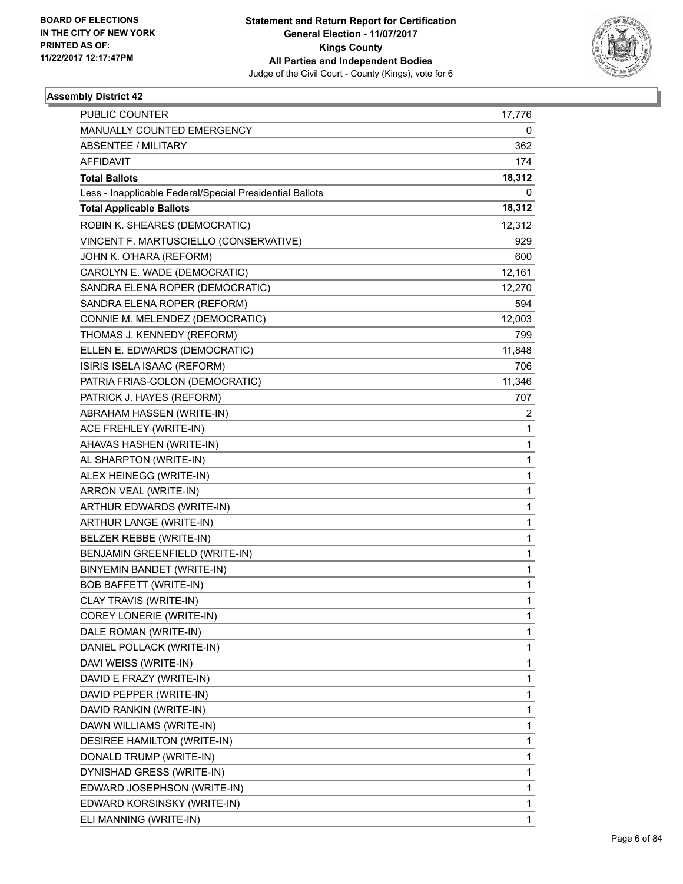**Statement and Return Report for Certification**
**General Election - 11/07/2017**
**Kings County**
**All Parties and Independent Bodies**
Judge of the Civil Court - County (Kings), vote for 6

BOARD OF ELECTIONS
IN THE CITY OF NEW YORK
PRINTED AS OF:
11/22/2017 12:17:47PM

### Assembly District 42

| | |
|---|---|
| PUBLIC COUNTER | 17,776 |
| MANUALLY COUNTED EMERGENCY | 0 |
| ABSENTEE / MILITARY | 362 |
| AFFIDAVIT | 174 |
| **Total Ballots** | **18,312** |
| Less - Inapplicable Federal/Special Presidential Ballots | 0 |
| **Total Applicable Ballots** | **18,312** |
| ROBIN K. SHEARES (DEMOCRATIC) | 12,312 |
| VINCENT F. MARTUSCIELLO (CONSERVATIVE) | 929 |
| JOHN K. O'HARA (REFORM) | 600 |
| CAROLYN E. WADE (DEMOCRATIC) | 12,161 |
| SANDRA ELENA ROPER (DEMOCRATIC) | 12,270 |
| SANDRA ELENA ROPER (REFORM) | 594 |
| CONNIE M. MELENDEZ (DEMOCRATIC) | 12,003 |
| THOMAS J. KENNEDY (REFORM) | 799 |
| ELLEN E. EDWARDS (DEMOCRATIC) | 11,848 |
| ISIRIS ISELA ISAAC (REFORM) | 706 |
| PATRIA FRIAS-COLON (DEMOCRATIC) | 11,346 |
| PATRICK J. HAYES (REFORM) | 707 |
| ABRAHAM HASSEN (WRITE-IN) | 2 |
| ACE FREHLEY (WRITE-IN) | 1 |
| AHAVAS HASHEN (WRITE-IN) | 1 |
| AL SHARPTON (WRITE-IN) | 1 |
| ALEX HEINEGG (WRITE-IN) | 1 |
| ARRON VEAL (WRITE-IN) | 1 |
| ARTHUR EDWARDS (WRITE-IN) | 1 |
| ARTHUR LANGE (WRITE-IN) | 1 |
| BELZER REBBE (WRITE-IN) | 1 |
| BENJAMIN GREENFIELD (WRITE-IN) | 1 |
| BINYEMIN BANDET (WRITE-IN) | 1 |
| BOB BAFFETT (WRITE-IN) | 1 |
| CLAY TRAVIS (WRITE-IN) | 1 |
| COREY LONERIE (WRITE-IN) | 1 |
| DALE ROMAN (WRITE-IN) | 1 |
| DANIEL POLLACK (WRITE-IN) | 1 |
| DAVI WEISS (WRITE-IN) | 1 |
| DAVID E FRAZY (WRITE-IN) | 1 |
| DAVID PEPPER (WRITE-IN) | 1 |
| DAVID RANKIN (WRITE-IN) | 1 |
| DAWN WILLIAMS (WRITE-IN) | 1 |
| DESIREE HAMILTON (WRITE-IN) | 1 |
| DONALD TRUMP (WRITE-IN) | 1 |
| DYNISHAD GRESS (WRITE-IN) | 1 |
| EDWARD JOSEPHSON (WRITE-IN) | 1 |
| EDWARD KORSINSKY (WRITE-IN) | 1 |
| ELI MANNING (WRITE-IN) | 1 |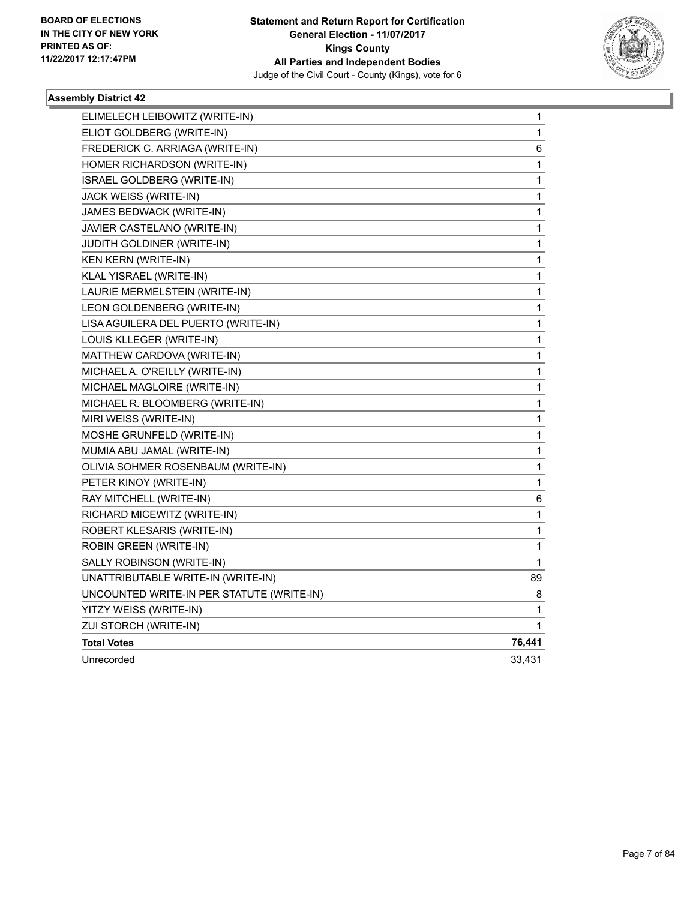BOARD OF ELECTIONS
IN THE CITY OF NEW YORK
PRINTED AS OF:
11/22/2017 12:17:47PM

**Statement and Return Report for Certification**
**General Election - 11/07/2017**
**Kings County**
**All Parties and Independent Bodies**
Judge of the Civil Court - County (Kings), vote for 6

### Assembly District 42

| | |
|---|---|
| ELIMELECH LEIBOWITZ (WRITE-IN) | 1 |
| ELIOT GOLDBERG (WRITE-IN) | 1 |
| FREDERICK C. ARRIAGA (WRITE-IN) | 6 |
| HOMER RICHARDSON (WRITE-IN) | 1 |
| ISRAEL GOLDBERG (WRITE-IN) | 1 |
| JACK WEISS (WRITE-IN) | 1 |
| JAMES BEDWACK (WRITE-IN) | 1 |
| JAVIER CASTELANO (WRITE-IN) | 1 |
| JUDITH GOLDINER (WRITE-IN) | 1 |
| KEN KERN (WRITE-IN) | 1 |
| KLAL YISRAEL (WRITE-IN) | 1 |
| LAURIE MERMELSTEIN (WRITE-IN) | 1 |
| LEON GOLDENBERG (WRITE-IN) | 1 |
| LISA AGUILERA DEL PUERTO (WRITE-IN) | 1 |
| LOUIS KLLEGER (WRITE-IN) | 1 |
| MATTHEW CARDOVA (WRITE-IN) | 1 |
| MICHAEL A. O'REILLY (WRITE-IN) | 1 |
| MICHAEL MAGLOIRE (WRITE-IN) | 1 |
| MICHAEL R. BLOOMBERG (WRITE-IN) | 1 |
| MIRI WEISS (WRITE-IN) | 1 |
| MOSHE GRUNFELD (WRITE-IN) | 1 |
| MUMIA ABU JAMAL (WRITE-IN) | 1 |
| OLIVIA SOHMER ROSENBAUM (WRITE-IN) | 1 |
| PETER KINOY (WRITE-IN) | 1 |
| RAY MITCHELL (WRITE-IN) | 6 |
| RICHARD MICEWITZ (WRITE-IN) | 1 |
| ROBERT KLESARIS (WRITE-IN) | 1 |
| ROBIN GREEN (WRITE-IN) | 1 |
| SALLY ROBINSON (WRITE-IN) | 1 |
| UNATTRIBUTABLE WRITE-IN (WRITE-IN) | 89 |
| UNCOUNTED WRITE-IN PER STATUTE (WRITE-IN) | 8 |
| YITZY WEISS (WRITE-IN) | 1 |
| ZUI STORCH (WRITE-IN) | 1 |
| **Total Votes** | **76,441** |
| Unrecorded | 33,431 |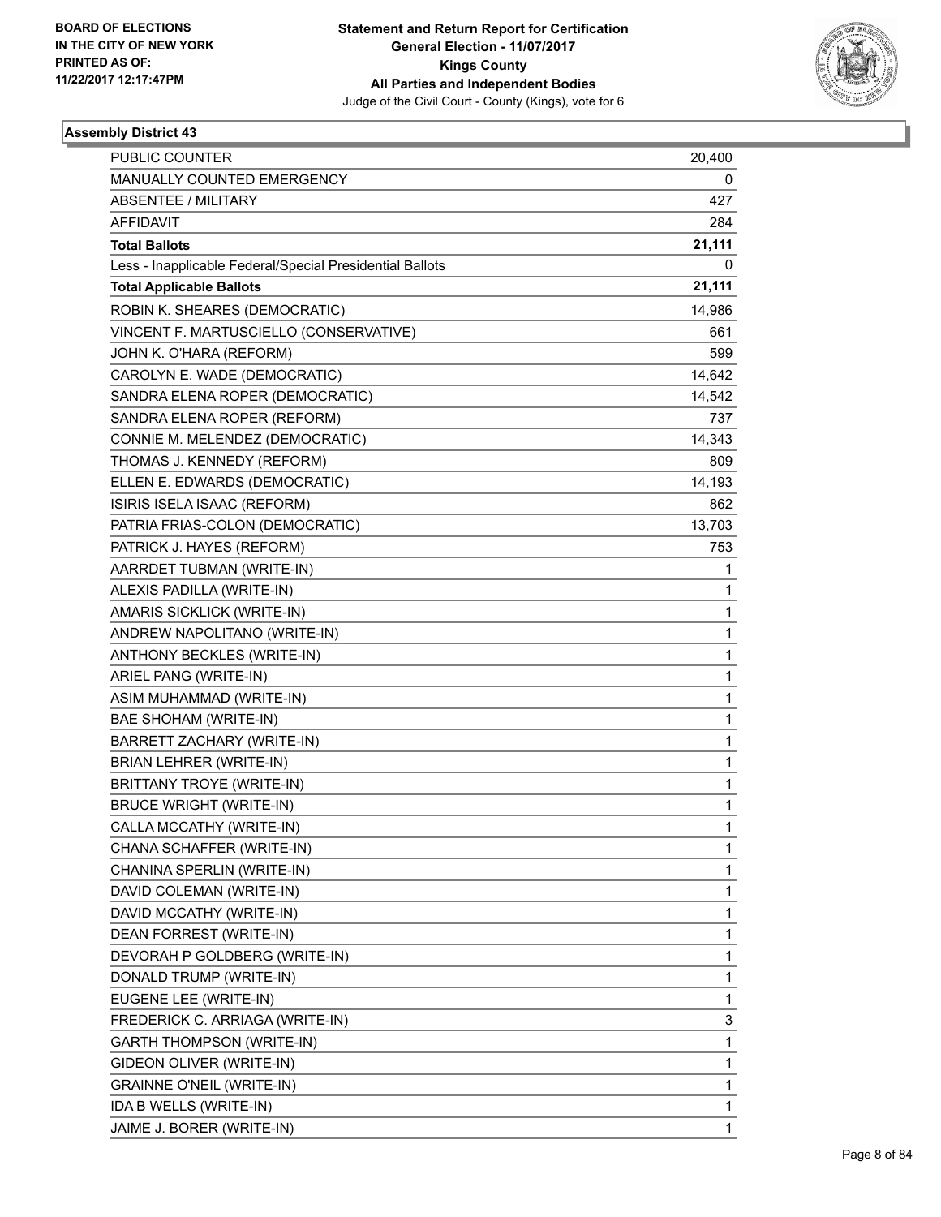**Statement and Return Report for Certification**
**General Election - 11/07/2017**
**Kings County**
**All Parties and Independent Bodies**
Judge of the Civil Court - County (Kings), vote for 6

BOARD OF ELECTIONS IN THE CITY OF NEW YORK PRINTED AS OF: 11/22/2017 12:17:47PM

## Assembly District 43

| | |
|---|---|
| PUBLIC COUNTER | 20,400 |
| MANUALLY COUNTED EMERGENCY | 0 |
| ABSENTEE / MILITARY | 427 |
| AFFIDAVIT | 284 |
| **Total Ballots** | **21,111** |
| Less - Inapplicable Federal/Special Presidential Ballots | 0 |
| **Total Applicable Ballots** | **21,111** |
| ROBIN K. SHEARES (DEMOCRATIC) | 14,986 |
| VINCENT F. MARTUSCIELLO (CONSERVATIVE) | 661 |
| JOHN K. O'HARA (REFORM) | 599 |
| CAROLYN E. WADE (DEMOCRATIC) | 14,642 |
| SANDRA ELENA ROPER (DEMOCRATIC) | 14,542 |
| SANDRA ELENA ROPER (REFORM) | 737 |
| CONNIE M. MELENDEZ (DEMOCRATIC) | 14,343 |
| THOMAS J. KENNEDY (REFORM) | 809 |
| ELLEN E. EDWARDS (DEMOCRATIC) | 14,193 |
| ISIRIS ISELA ISAAC (REFORM) | 862 |
| PATRIA FRIAS-COLON (DEMOCRATIC) | 13,703 |
| PATRICK J. HAYES (REFORM) | 753 |
| AARRDET TUBMAN (WRITE-IN) | 1 |
| ALEXIS PADILLA (WRITE-IN) | 1 |
| AMARIS SICKLICK (WRITE-IN) | 1 |
| ANDREW NAPOLITANO (WRITE-IN) | 1 |
| ANTHONY BECKLES (WRITE-IN) | 1 |
| ARIEL PANG (WRITE-IN) | 1 |
| ASIM MUHAMMAD (WRITE-IN) | 1 |
| BAE SHOHAM (WRITE-IN) | 1 |
| BARRETT ZACHARY (WRITE-IN) | 1 |
| BRIAN LEHRER (WRITE-IN) | 1 |
| BRITTANY TROYE (WRITE-IN) | 1 |
| BRUCE WRIGHT (WRITE-IN) | 1 |
| CALLA MCCATHY (WRITE-IN) | 1 |
| CHANA SCHAFFER (WRITE-IN) | 1 |
| CHANINA SPERLIN (WRITE-IN) | 1 |
| DAVID COLEMAN (WRITE-IN) | 1 |
| DAVID MCCATHY (WRITE-IN) | 1 |
| DEAN FORREST (WRITE-IN) | 1 |
| DEVORAH P GOLDBERG (WRITE-IN) | 1 |
| DONALD TRUMP (WRITE-IN) | 1 |
| EUGENE LEE (WRITE-IN) | 1 |
| FREDERICK C. ARRIAGA (WRITE-IN) | 3 |
| GARTH THOMPSON (WRITE-IN) | 1 |
| GIDEON OLIVER (WRITE-IN) | 1 |
| GRAINNE O'NEIL (WRITE-IN) | 1 |
| IDA B WELLS (WRITE-IN) | 1 |
| JAIME J. BORER (WRITE-IN) | 1 |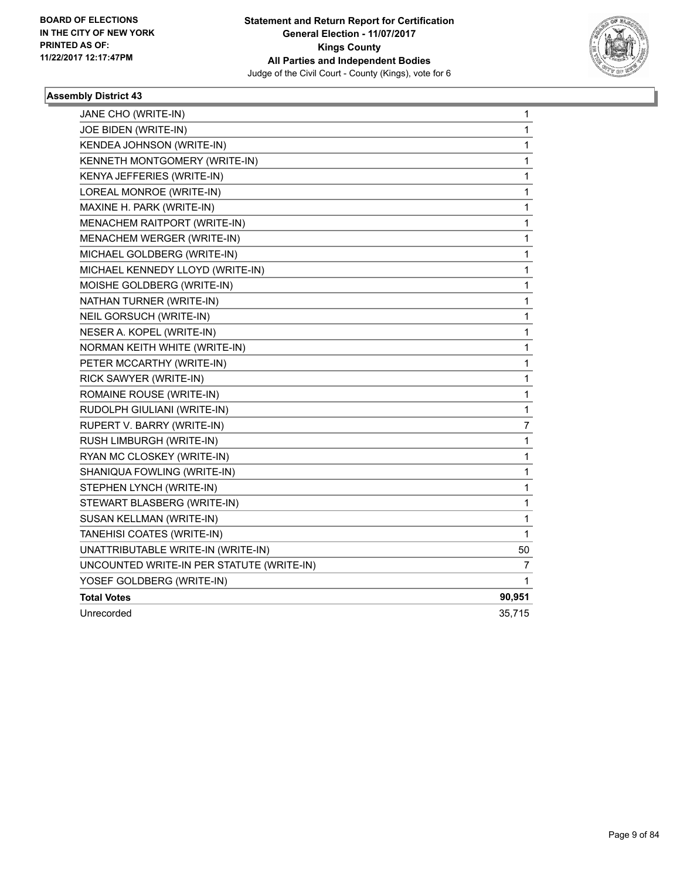**Assembly District 43**

| Candidate | Votes |
|---|---|
| JANE CHO (WRITE-IN) | 1 |
| JOE BIDEN (WRITE-IN) | 1 |
| KENDEA JOHNSON (WRITE-IN) | 1 |
| KENNETH MONTGOMERY (WRITE-IN) | 1 |
| KENYA JEFFERIES (WRITE-IN) | 1 |
| LOREAL MONROE (WRITE-IN) | 1 |
| MAXINE H. PARK (WRITE-IN) | 1 |
| MENACHEM RAITPORT (WRITE-IN) | 1 |
| MENACHEM WERGER (WRITE-IN) | 1 |
| MICHAEL GOLDBERG (WRITE-IN) | 1 |
| MICHAEL KENNEDY LLOYD (WRITE-IN) | 1 |
| MOISHE GOLDBERG (WRITE-IN) | 1 |
| NATHAN TURNER (WRITE-IN) | 1 |
| NEIL GORSUCH (WRITE-IN) | 1 |
| NESER A. KOPEL (WRITE-IN) | 1 |
| NORMAN KEITH WHITE (WRITE-IN) | 1 |
| PETER MCCARTHY (WRITE-IN) | 1 |
| RICK SAWYER (WRITE-IN) | 1 |
| ROMAINE ROUSE (WRITE-IN) | 1 |
| RUDOLPH GIULIANI (WRITE-IN) | 1 |
| RUPERT V. BARRY (WRITE-IN) | 7 |
| RUSH LIMBURGH (WRITE-IN) | 1 |
| RYAN MC CLOSKEY (WRITE-IN) | 1 |
| SHANIQUA FOWLING (WRITE-IN) | 1 |
| STEPHEN LYNCH (WRITE-IN) | 1 |
| STEWART BLASBERG (WRITE-IN) | 1 |
| SUSAN KELLMAN (WRITE-IN) | 1 |
| TANEHISI COATES (WRITE-IN) | 1 |
| UNATTRIBUTABLE WRITE-IN (WRITE-IN) | 50 |
| UNCOUNTED WRITE-IN PER STATUTE (WRITE-IN) | 7 |
| YOSEF GOLDBERG (WRITE-IN) | 1 |
| **Total Votes** | **90,951** |
| Unrecorded | 35,715 |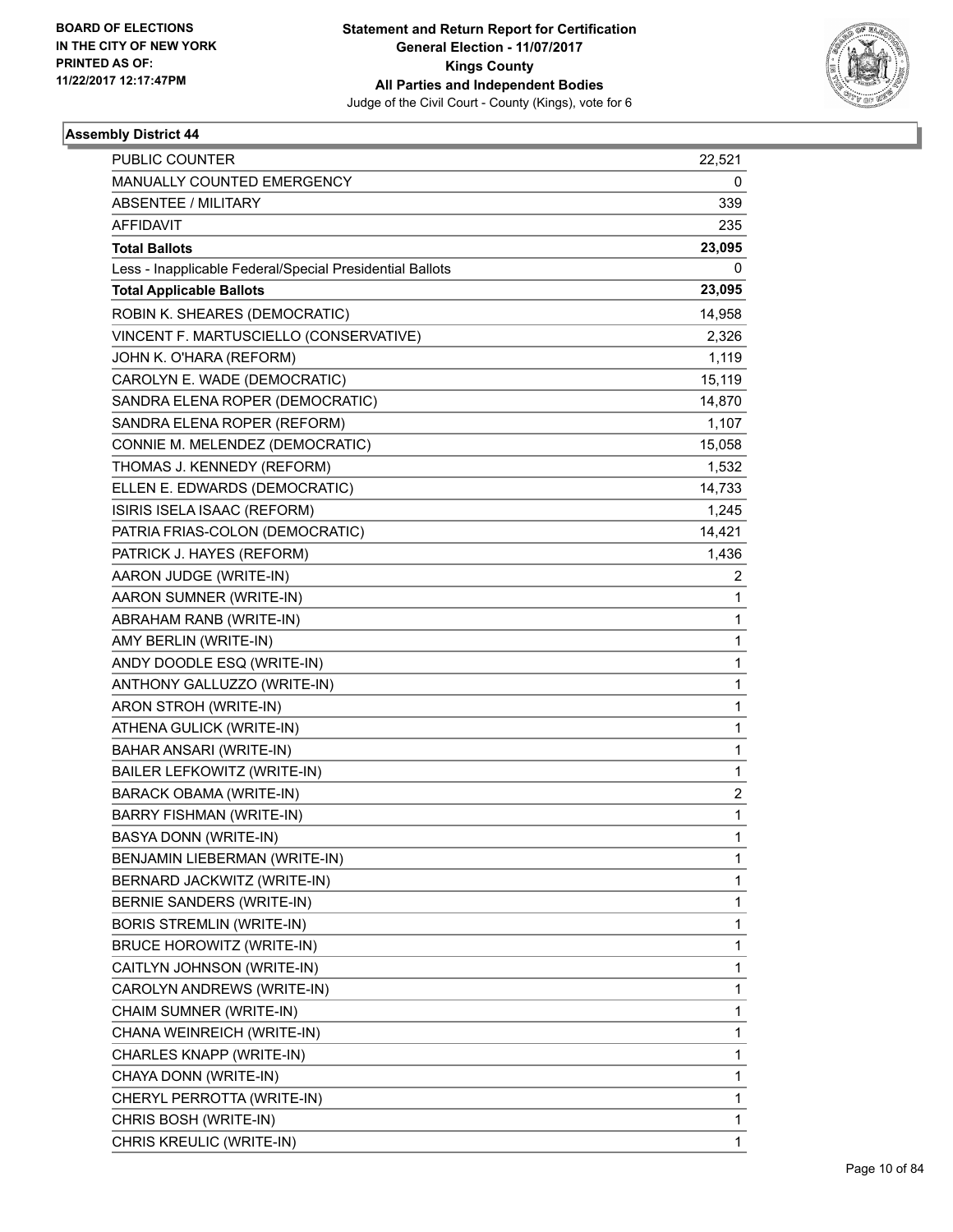**Statement and Return Report for Certification**
**General Election - 11/07/2017**
**Kings County**
**All Parties and Independent Bodies**
Judge of the Civil Court - County (Kings), vote for 6

BOARD OF ELECTIONS
IN THE CITY OF NEW YORK
PRINTED AS OF:
11/22/2017 12:17:47PM

### Assembly District 44

| | |
|---|---|
| PUBLIC COUNTER | 22,521 |
| MANUALLY COUNTED EMERGENCY | 0 |
| ABSENTEE / MILITARY | 339 |
| AFFIDAVIT | 235 |
| **Total Ballots** | **23,095** |
| Less - Inapplicable Federal/Special Presidential Ballots | 0 |
| **Total Applicable Ballots** | **23,095** |
| ROBIN K. SHEARES (DEMOCRATIC) | 14,958 |
| VINCENT F. MARTUSCIELLO (CONSERVATIVE) | 2,326 |
| JOHN K. O'HARA (REFORM) | 1,119 |
| CAROLYN E. WADE (DEMOCRATIC) | 15,119 |
| SANDRA ELENA ROPER (DEMOCRATIC) | 14,870 |
| SANDRA ELENA ROPER (REFORM) | 1,107 |
| CONNIE M. MELENDEZ (DEMOCRATIC) | 15,058 |
| THOMAS J. KENNEDY (REFORM) | 1,532 |
| ELLEN E. EDWARDS (DEMOCRATIC) | 14,733 |
| ISIRIS ISELA ISAAC (REFORM) | 1,245 |
| PATRIA FRIAS-COLON (DEMOCRATIC) | 14,421 |
| PATRICK J. HAYES (REFORM) | 1,436 |
| AARON JUDGE (WRITE-IN) | 2 |
| AARON SUMNER (WRITE-IN) | 1 |
| ABRAHAM RANB (WRITE-IN) | 1 |
| AMY BERLIN (WRITE-IN) | 1 |
| ANDY DOODLE ESQ (WRITE-IN) | 1 |
| ANTHONY GALLUZZO (WRITE-IN) | 1 |
| ARON STROH (WRITE-IN) | 1 |
| ATHENA GULICK (WRITE-IN) | 1 |
| BAHAR ANSARI (WRITE-IN) | 1 |
| BAILER LEFKOWITZ (WRITE-IN) | 1 |
| BARACK OBAMA (WRITE-IN) | 2 |
| BARRY FISHMAN (WRITE-IN) | 1 |
| BASYA DONN (WRITE-IN) | 1 |
| BENJAMIN LIEBERMAN (WRITE-IN) | 1 |
| BERNARD JACKWITZ (WRITE-IN) | 1 |
| BERNIE SANDERS (WRITE-IN) | 1 |
| BORIS STREMLIN (WRITE-IN) | 1 |
| BRUCE HOROWITZ (WRITE-IN) | 1 |
| CAITLYN JOHNSON (WRITE-IN) | 1 |
| CAROLYN ANDREWS (WRITE-IN) | 1 |
| CHAIM SUMNER (WRITE-IN) | 1 |
| CHANA WEINREICH (WRITE-IN) | 1 |
| CHARLES KNAPP (WRITE-IN) | 1 |
| CHAYA DONN (WRITE-IN) | 1 |
| CHERYL PERROTTA (WRITE-IN) | 1 |
| CHRIS BOSH (WRITE-IN) | 1 |
| CHRIS KREULIC (WRITE-IN) | 1 |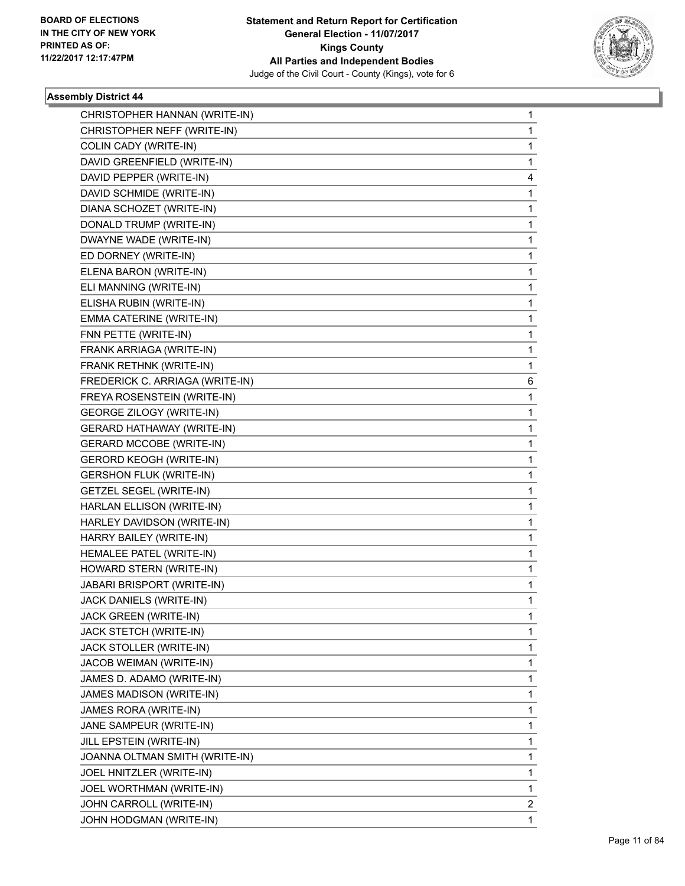**Statement and Return Report for Certification**
**General Election - 11/07/2017**
**Kings County**
**All Parties and Independent Bodies**
Judge of the Civil Court - County (Kings), vote for 6

BOARD OF ELECTIONS
IN THE CITY OF NEW YORK
PRINTED AS OF:
11/22/2017 12:17:47PM

### Assembly District 44

| | |
|---|---|
| CHRISTOPHER HANNAN (WRITE-IN) | 1 |
| CHRISTOPHER NEFF (WRITE-IN) | 1 |
| COLIN CADY (WRITE-IN) | 1 |
| DAVID GREENFIELD (WRITE-IN) | 1 |
| DAVID PEPPER (WRITE-IN) | 4 |
| DAVID SCHMIDE (WRITE-IN) | 1 |
| DIANA SCHOZET (WRITE-IN) | 1 |
| DONALD TRUMP (WRITE-IN) | 1 |
| DWAYNE WADE (WRITE-IN) | 1 |
| ED DORNEY (WRITE-IN) | 1 |
| ELENA BARON (WRITE-IN) | 1 |
| ELI MANNING (WRITE-IN) | 1 |
| ELISHA RUBIN (WRITE-IN) | 1 |
| EMMA CATERINE (WRITE-IN) | 1 |
| FNN PETTE (WRITE-IN) | 1 |
| FRANK ARRIAGA (WRITE-IN) | 1 |
| FRANK RETHNK (WRITE-IN) | 1 |
| FREDERICK C. ARRIAGA (WRITE-IN) | 6 |
| FREYA ROSENSTEIN (WRITE-IN) | 1 |
| GEORGE ZILOGY (WRITE-IN) | 1 |
| GERARD HATHAWAY (WRITE-IN) | 1 |
| GERARD MCCOBE (WRITE-IN) | 1 |
| GERORD KEOGH (WRITE-IN) | 1 |
| GERSHON FLUK (WRITE-IN) | 1 |
| GETZEL SEGEL (WRITE-IN) | 1 |
| HARLAN ELLISON (WRITE-IN) | 1 |
| HARLEY DAVIDSON (WRITE-IN) | 1 |
| HARRY BAILEY (WRITE-IN) | 1 |
| HEMALEE PATEL (WRITE-IN) | 1 |
| HOWARD STERN (WRITE-IN) | 1 |
| JABARI BRISPORT (WRITE-IN) | 1 |
| JACK DANIELS (WRITE-IN) | 1 |
| JACK GREEN (WRITE-IN) | 1 |
| JACK STETCH (WRITE-IN) | 1 |
| JACK STOLLER (WRITE-IN) | 1 |
| JACOB WEIMAN (WRITE-IN) | 1 |
| JAMES D. ADAMO (WRITE-IN) | 1 |
| JAMES MADISON (WRITE-IN) | 1 |
| JAMES RORA (WRITE-IN) | 1 |
| JANE SAMPEUR (WRITE-IN) | 1 |
| JILL EPSTEIN (WRITE-IN) | 1 |
| JOANNA OLTMAN SMITH (WRITE-IN) | 1 |
| JOEL HNITZLER (WRITE-IN) | 1 |
| JOEL WORTHMAN (WRITE-IN) | 1 |
| JOHN CARROLL (WRITE-IN) | 2 |
| JOHN HODGMAN (WRITE-IN) | 1 |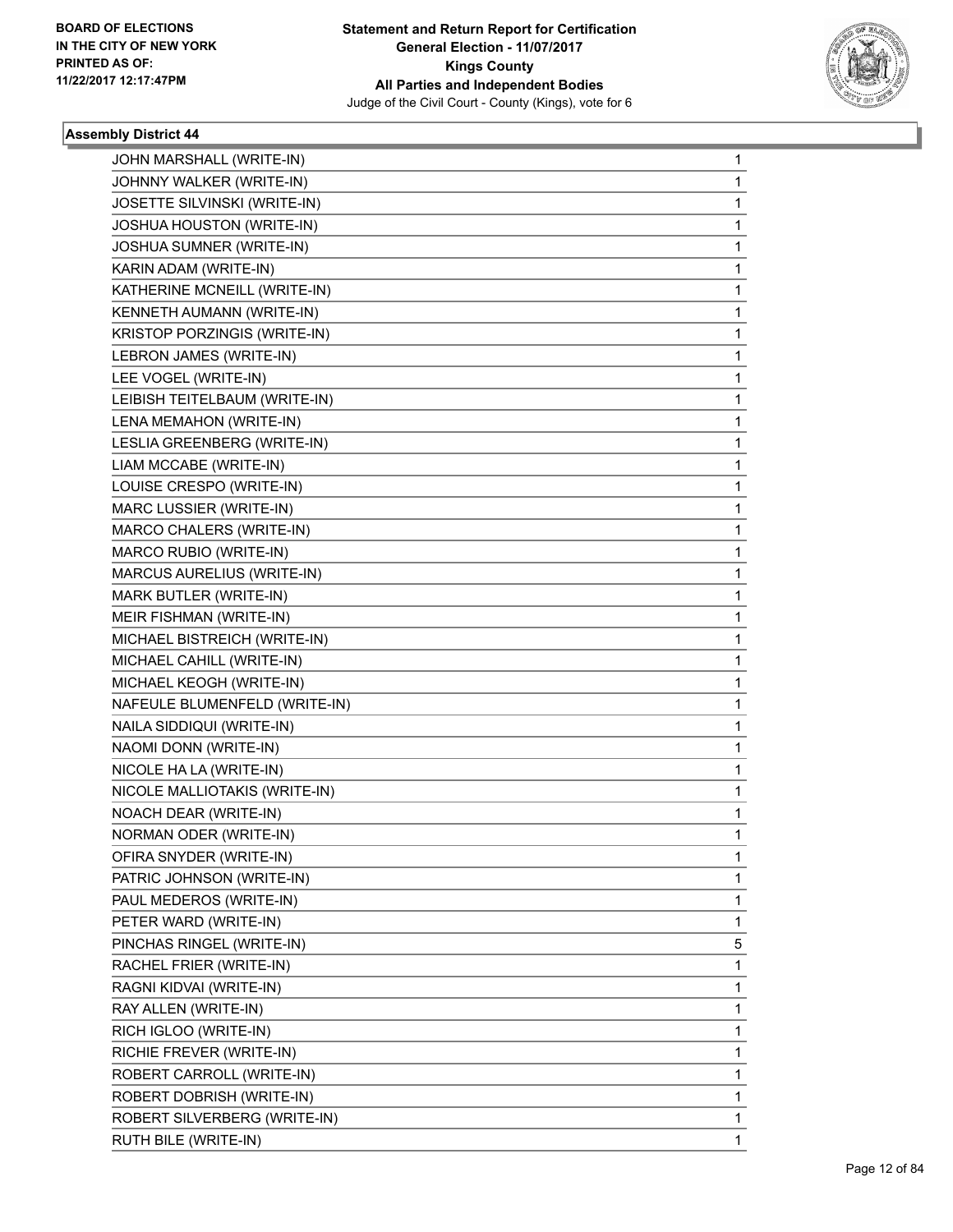**Statement and Return Report for Certification**
**General Election - 11/07/2017**
**Kings County**
**All Parties and Independent Bodies**
Judge of the Civil Court - County (Kings), vote for 6

BOARD OF ELECTIONS
IN THE CITY OF NEW YORK
PRINTED AS OF:
11/22/2017 12:17:47PM

### Assembly District 44

| | |
|---|---|
| JOHN MARSHALL (WRITE-IN) | 1 |
| JOHNNY WALKER (WRITE-IN) | 1 |
| JOSETTE SILVINSKI (WRITE-IN) | 1 |
| JOSHUA HOUSTON (WRITE-IN) | 1 |
| JOSHUA SUMNER (WRITE-IN) | 1 |
| KARIN ADAM (WRITE-IN) | 1 |
| KATHERINE MCNEILL (WRITE-IN) | 1 |
| KENNETH AUMANN (WRITE-IN) | 1 |
| KRISTOP PORZINGIS (WRITE-IN) | 1 |
| LEBRON JAMES (WRITE-IN) | 1 |
| LEE VOGEL (WRITE-IN) | 1 |
| LEIBISH TEITELBAUM (WRITE-IN) | 1 |
| LENA MEMAHON (WRITE-IN) | 1 |
| LESLIA GREENBERG (WRITE-IN) | 1 |
| LIAM MCCABE (WRITE-IN) | 1 |
| LOUISE CRESPO (WRITE-IN) | 1 |
| MARC LUSSIER (WRITE-IN) | 1 |
| MARCO CHALERS (WRITE-IN) | 1 |
| MARCO RUBIO (WRITE-IN) | 1 |
| MARCUS AURELIUS (WRITE-IN) | 1 |
| MARK BUTLER (WRITE-IN) | 1 |
| MEIR FISHMAN (WRITE-IN) | 1 |
| MICHAEL BISTREICH (WRITE-IN) | 1 |
| MICHAEL CAHILL (WRITE-IN) | 1 |
| MICHAEL KEOGH (WRITE-IN) | 1 |
| NAFEULE BLUMENFELD (WRITE-IN) | 1 |
| NAILA SIDDIQUI (WRITE-IN) | 1 |
| NAOMI DONN (WRITE-IN) | 1 |
| NICOLE HA LA (WRITE-IN) | 1 |
| NICOLE MALLIOTAKIS (WRITE-IN) | 1 |
| NOACH DEAR (WRITE-IN) | 1 |
| NORMAN ODER (WRITE-IN) | 1 |
| OFIRA SNYDER (WRITE-IN) | 1 |
| PATRIC JOHNSON (WRITE-IN) | 1 |
| PAUL MEDEROS (WRITE-IN) | 1 |
| PETER WARD (WRITE-IN) | 1 |
| PINCHAS RINGEL (WRITE-IN) | 5 |
| RACHEL FRIER (WRITE-IN) | 1 |
| RAGNI KIDVAI (WRITE-IN) | 1 |
| RAY ALLEN (WRITE-IN) | 1 |
| RICH IGLOO (WRITE-IN) | 1 |
| RICHIE FREVER (WRITE-IN) | 1 |
| ROBERT CARROLL (WRITE-IN) | 1 |
| ROBERT DOBRISH (WRITE-IN) | 1 |
| ROBERT SILVERBERG (WRITE-IN) | 1 |
| RUTH BILE (WRITE-IN) | 1 |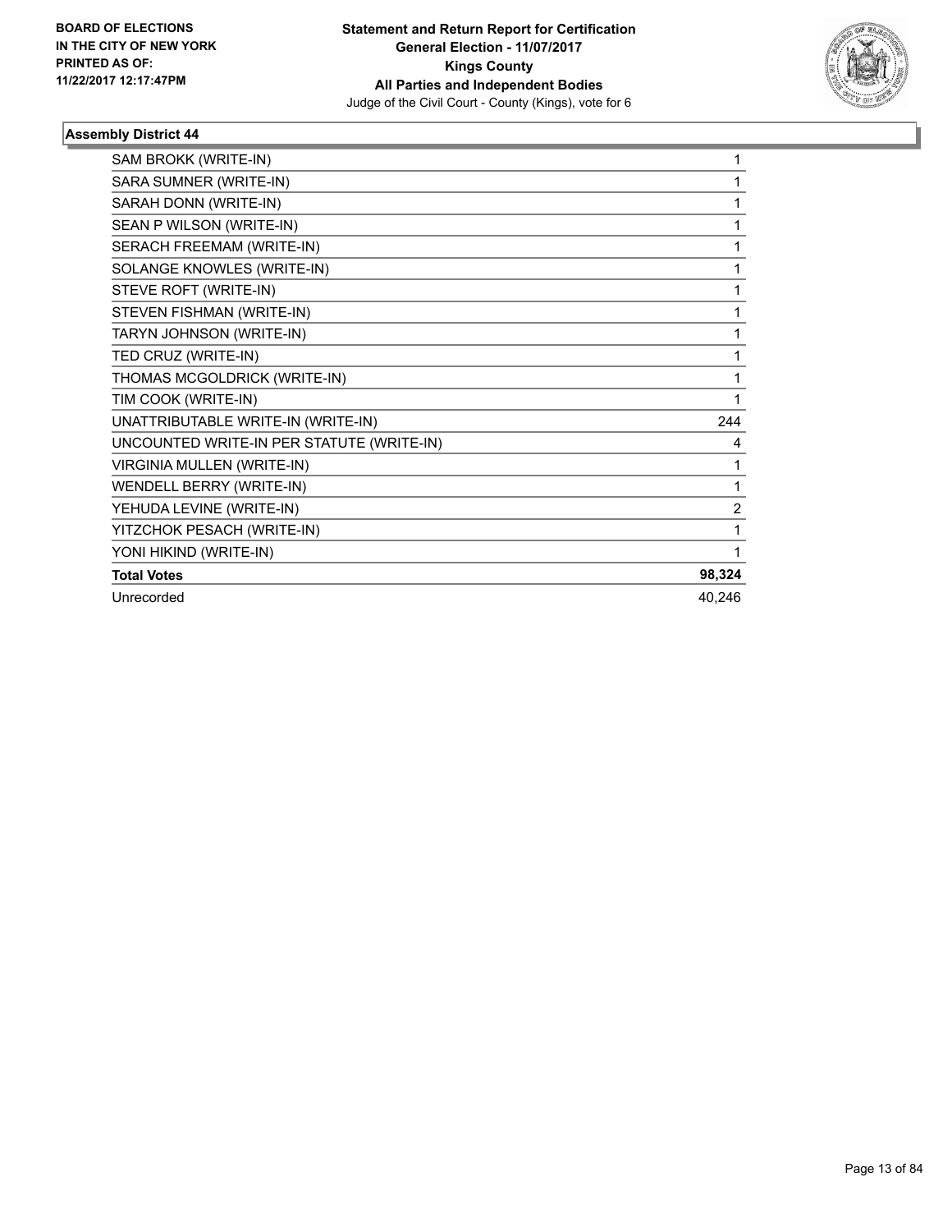**Statement and Return Report for Certification**
**General Election - 11/07/2017**
**Kings County**
**All Parties and Independent Bodies**
Judge of the Civil Court - County (Kings), vote for 6

BOARD OF ELECTIONS
IN THE CITY OF NEW YORK
PRINTED AS OF:
11/22/2017 12:17:47PM

### Assembly District 44

| | |
|---|---|
| SAM BROKK (WRITE-IN) | 1 |
| SARA SUMNER (WRITE-IN) | 1 |
| SARAH DONN (WRITE-IN) | 1 |
| SEAN P WILSON (WRITE-IN) | 1 |
| SERACH FREEMAM (WRITE-IN) | 1 |
| SOLANGE KNOWLES (WRITE-IN) | 1 |
| STEVE ROFT (WRITE-IN) | 1 |
| STEVEN FISHMAN (WRITE-IN) | 1 |
| TARYN JOHNSON (WRITE-IN) | 1 |
| TED CRUZ (WRITE-IN) | 1 |
| THOMAS MCGOLDRICK (WRITE-IN) | 1 |
| TIM COOK (WRITE-IN) | 1 |
| UNATTRIBUTABLE WRITE-IN (WRITE-IN) | 244 |
| UNCOUNTED WRITE-IN PER STATUTE (WRITE-IN) | 4 |
| VIRGINIA MULLEN (WRITE-IN) | 1 |
| WENDELL BERRY (WRITE-IN) | 1 |
| YEHUDA LEVINE (WRITE-IN) | 2 |
| YITZCHOK PESACH (WRITE-IN) | 1 |
| YONI HIKIND (WRITE-IN) | 1 |
| **Total Votes** | **98,324** |
| Unrecorded | 40,246 |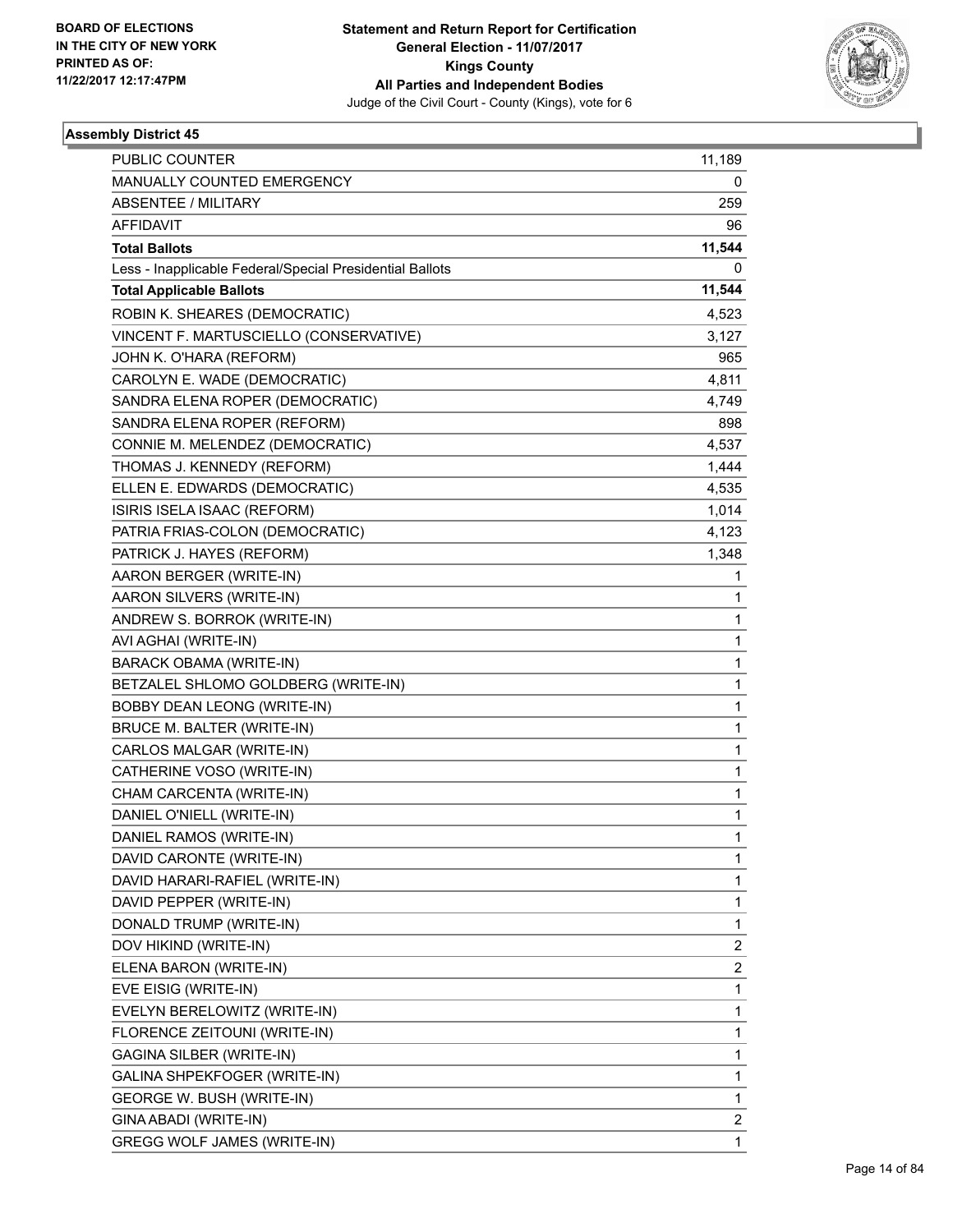BOARD OF ELECTIONS
IN THE CITY OF NEW YORK
PRINTED AS OF:
11/22/2017 12:17:47PM

**Statement and Return Report for Certification**
**General Election - 11/07/2017**
**Kings County**
**All Parties and Independent Bodies**
Judge of the Civil Court - County (Kings), vote for 6

### Assembly District 45

| | |
|---|---|
| PUBLIC COUNTER | 11,189 |
| MANUALLY COUNTED EMERGENCY | 0 |
| ABSENTEE / MILITARY | 259 |
| AFFIDAVIT | 96 |
| **Total Ballots** | **11,544** |
| Less - Inapplicable Federal/Special Presidential Ballots | 0 |
| **Total Applicable Ballots** | **11,544** |
| ROBIN K. SHEARES (DEMOCRATIC) | 4,523 |
| VINCENT F. MARTUSCIELLO (CONSERVATIVE) | 3,127 |
| JOHN K. O'HARA (REFORM) | 965 |
| CAROLYN E. WADE (DEMOCRATIC) | 4,811 |
| SANDRA ELENA ROPER (DEMOCRATIC) | 4,749 |
| SANDRA ELENA ROPER (REFORM) | 898 |
| CONNIE M. MELENDEZ (DEMOCRATIC) | 4,537 |
| THOMAS J. KENNEDY (REFORM) | 1,444 |
| ELLEN E. EDWARDS (DEMOCRATIC) | 4,535 |
| ISIRIS ISELA ISAAC (REFORM) | 1,014 |
| PATRIA FRIAS-COLON (DEMOCRATIC) | 4,123 |
| PATRICK J. HAYES (REFORM) | 1,348 |
| AARON BERGER (WRITE-IN) | 1 |
| AARON SILVERS (WRITE-IN) | 1 |
| ANDREW S. BORROK (WRITE-IN) | 1 |
| AVI AGHAI (WRITE-IN) | 1 |
| BARACK OBAMA (WRITE-IN) | 1 |
| BETZALEL SHLOMO GOLDBERG (WRITE-IN) | 1 |
| BOBBY DEAN LEONG (WRITE-IN) | 1 |
| BRUCE M. BALTER (WRITE-IN) | 1 |
| CARLOS MALGAR (WRITE-IN) | 1 |
| CATHERINE VOSO (WRITE-IN) | 1 |
| CHAM CARCENTA (WRITE-IN) | 1 |
| DANIEL O'NIELL (WRITE-IN) | 1 |
| DANIEL RAMOS (WRITE-IN) | 1 |
| DAVID CARONTE (WRITE-IN) | 1 |
| DAVID HARARI-RAFIEL (WRITE-IN) | 1 |
| DAVID PEPPER (WRITE-IN) | 1 |
| DONALD TRUMP (WRITE-IN) | 1 |
| DOV HIKIND (WRITE-IN) | 2 |
| ELENA BARON (WRITE-IN) | 2 |
| EVE EISIG (WRITE-IN) | 1 |
| EVELYN BERELOWITZ (WRITE-IN) | 1 |
| FLORENCE ZEITOUNI (WRITE-IN) | 1 |
| GAGINA SILBER (WRITE-IN) | 1 |
| GALINA SHPEKFOGER (WRITE-IN) | 1 |
| GEORGE W. BUSH (WRITE-IN) | 1 |
| GINA ABADI (WRITE-IN) | 2 |
| GREGG WOLF JAMES (WRITE-IN) | 1 |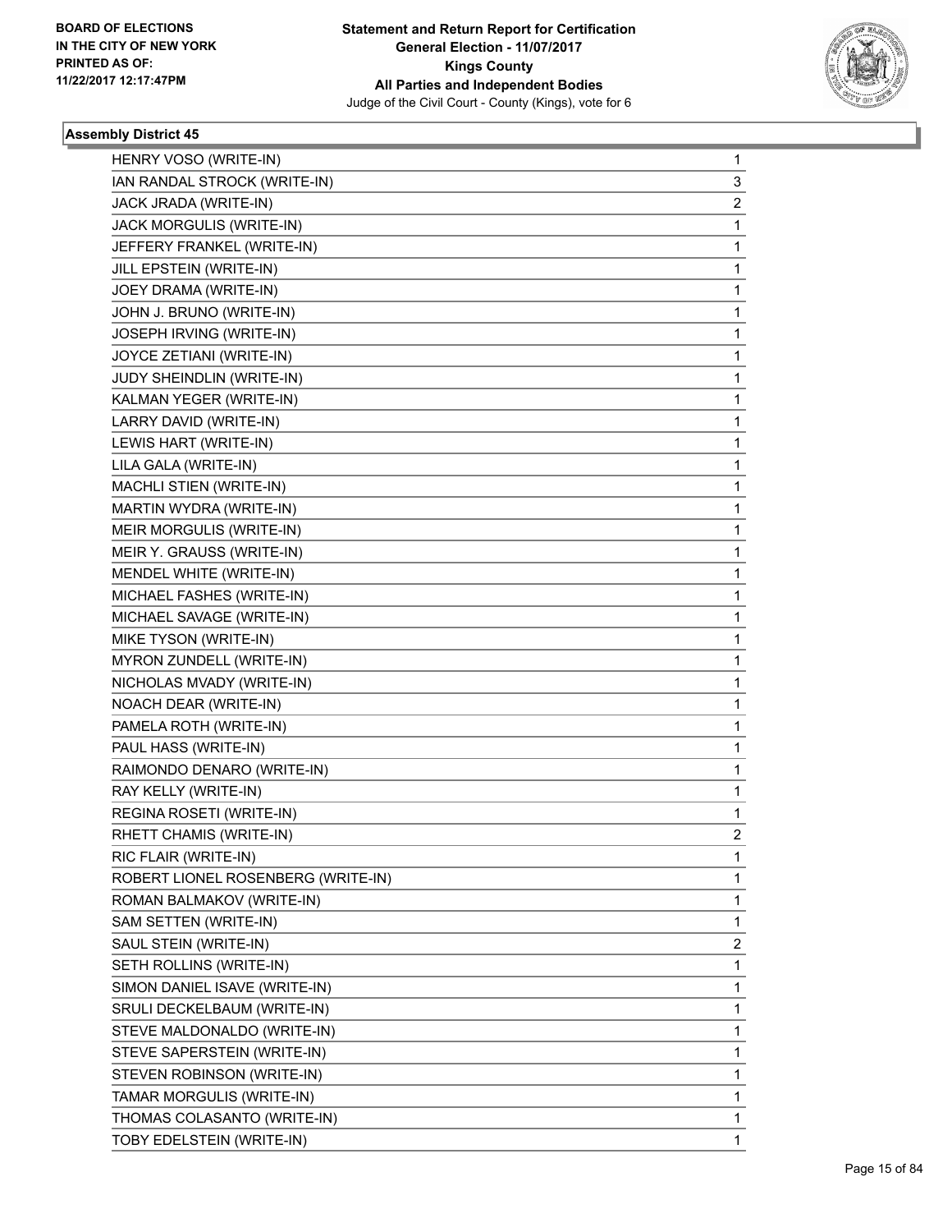BOARD OF ELECTIONS
IN THE CITY OF NEW YORK
PRINTED AS OF:
11/22/2017 12:17:47PM

**Statement and Return Report for Certification**
**General Election - 11/07/2017**
**Kings County**
**All Parties and Independent Bodies**
Judge of the Civil Court - County (Kings), vote for 6

### Assembly District 45

| | |
|---|---|
| HENRY VOSO (WRITE-IN) | 1 |
| IAN RANDAL STROCK (WRITE-IN) | 3 |
| JACK JRADA (WRITE-IN) | 2 |
| JACK MORGULIS (WRITE-IN) | 1 |
| JEFFERY FRANKEL (WRITE-IN) | 1 |
| JILL EPSTEIN (WRITE-IN) | 1 |
| JOEY DRAMA (WRITE-IN) | 1 |
| JOHN J. BRUNO (WRITE-IN) | 1 |
| JOSEPH IRVING (WRITE-IN) | 1 |
| JOYCE ZETIANI (WRITE-IN) | 1 |
| JUDY SHEINDLIN (WRITE-IN) | 1 |
| KALMAN YEGER (WRITE-IN) | 1 |
| LARRY DAVID (WRITE-IN) | 1 |
| LEWIS HART (WRITE-IN) | 1 |
| LILA GALA (WRITE-IN) | 1 |
| MACHLI STIEN (WRITE-IN) | 1 |
| MARTIN WYDRA (WRITE-IN) | 1 |
| MEIR MORGULIS (WRITE-IN) | 1 |
| MEIR Y. GRAUSS (WRITE-IN) | 1 |
| MENDEL WHITE (WRITE-IN) | 1 |
| MICHAEL FASHES (WRITE-IN) | 1 |
| MICHAEL SAVAGE (WRITE-IN) | 1 |
| MIKE TYSON (WRITE-IN) | 1 |
| MYRON ZUNDELL (WRITE-IN) | 1 |
| NICHOLAS MVADY (WRITE-IN) | 1 |
| NOACH DEAR (WRITE-IN) | 1 |
| PAMELA ROTH (WRITE-IN) | 1 |
| PAUL HASS (WRITE-IN) | 1 |
| RAIMONDO DENARO (WRITE-IN) | 1 |
| RAY KELLY (WRITE-IN) | 1 |
| REGINA ROSETI (WRITE-IN) | 1 |
| RHETT CHAMIS (WRITE-IN) | 2 |
| RIC FLAIR (WRITE-IN) | 1 |
| ROBERT LIONEL ROSENBERG (WRITE-IN) | 1 |
| ROMAN BALMAKOV (WRITE-IN) | 1 |
| SAM SETTEN (WRITE-IN) | 1 |
| SAUL STEIN (WRITE-IN) | 2 |
| SETH ROLLINS (WRITE-IN) | 1 |
| SIMON DANIEL ISAVE (WRITE-IN) | 1 |
| SRULI DECKELBAUM (WRITE-IN) | 1 |
| STEVE MALDONALDO (WRITE-IN) | 1 |
| STEVE SAPERSTEIN (WRITE-IN) | 1 |
| STEVEN ROBINSON (WRITE-IN) | 1 |
| TAMAR MORGULIS (WRITE-IN) | 1 |
| THOMAS COLASANTO (WRITE-IN) | 1 |
| TOBY EDELSTEIN (WRITE-IN) | 1 |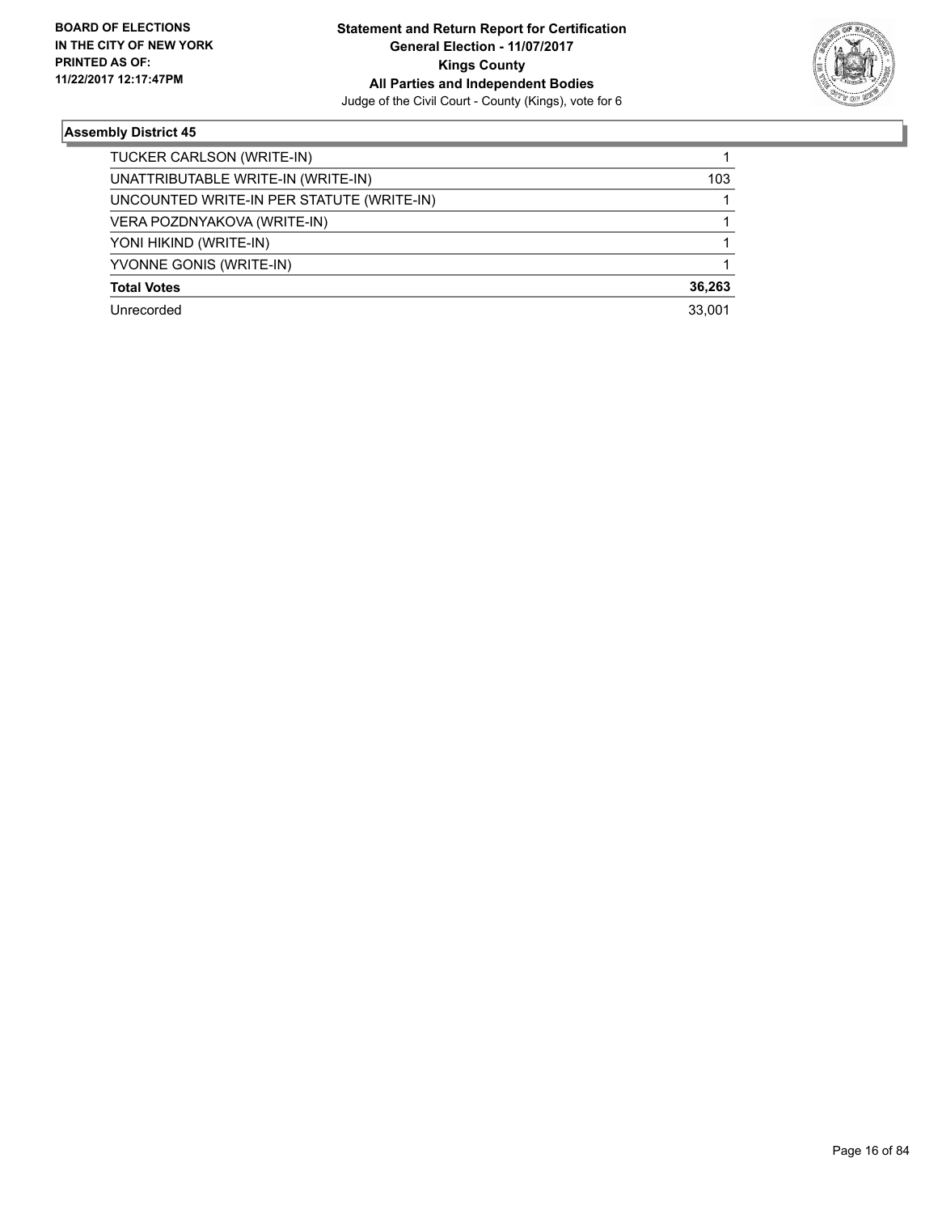**BOARD OF ELECTIONS IN THE CITY OF NEW YORK PRINTED AS OF: 11/22/2017 12:17:47PM**

**Statement and Return Report for Certification**
**General Election - 11/07/2017**
**Kings County**
**All Parties and Independent Bodies**
Judge of the Civil Court - County (Kings), vote for 6

### Assembly District 45

| | |
|---|---|
| TUCKER CARLSON (WRITE-IN) | 1 |
| UNATTRIBUTABLE WRITE-IN (WRITE-IN) | 103 |
| UNCOUNTED WRITE-IN PER STATUTE (WRITE-IN) | 1 |
| VERA POZDNYAKOVA (WRITE-IN) | 1 |
| YONI HIKIND (WRITE-IN) | 1 |
| YVONNE GONIS (WRITE-IN) | 1 |
| **Total Votes** | **36,263** |
| Unrecorded | 33,001 |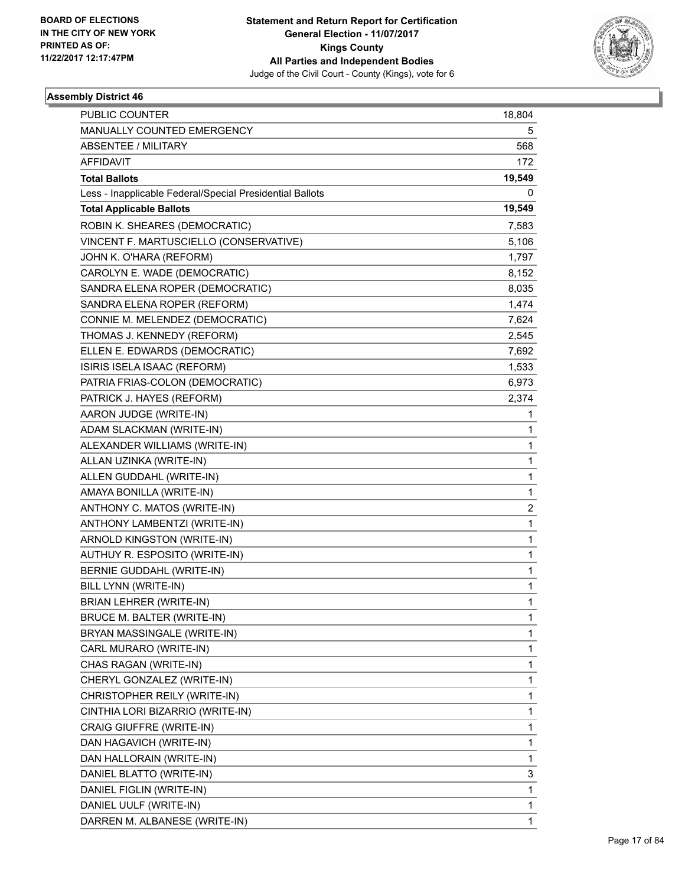BOARD OF ELECTIONS
IN THE CITY OF NEW YORK
PRINTED AS OF:
11/22/2017 12:17:47PM

**Statement and Return Report for Certification**
**General Election - 11/07/2017**
**Kings County**
**All Parties and Independent Bodies**
Judge of the Civil Court - County (Kings), vote for 6

### Assembly District 46

| | |
|---|---|
| PUBLIC COUNTER | 18,804 |
| MANUALLY COUNTED EMERGENCY | 5 |
| ABSENTEE / MILITARY | 568 |
| AFFIDAVIT | 172 |
| **Total Ballots** | **19,549** |
| Less - Inapplicable Federal/Special Presidential Ballots | 0 |
| **Total Applicable Ballots** | **19,549** |
| ROBIN K. SHEARES (DEMOCRATIC) | 7,583 |
| VINCENT F. MARTUSCIELLO (CONSERVATIVE) | 5,106 |
| JOHN K. O'HARA (REFORM) | 1,797 |
| CAROLYN E. WADE (DEMOCRATIC) | 8,152 |
| SANDRA ELENA ROPER (DEMOCRATIC) | 8,035 |
| SANDRA ELENA ROPER (REFORM) | 1,474 |
| CONNIE M. MELENDEZ (DEMOCRATIC) | 7,624 |
| THOMAS J. KENNEDY (REFORM) | 2,545 |
| ELLEN E. EDWARDS (DEMOCRATIC) | 7,692 |
| ISIRIS ISELA ISAAC (REFORM) | 1,533 |
| PATRIA FRIAS-COLON (DEMOCRATIC) | 6,973 |
| PATRICK J. HAYES (REFORM) | 2,374 |
| AARON JUDGE (WRITE-IN) | 1 |
| ADAM SLACKMAN (WRITE-IN) | 1 |
| ALEXANDER WILLIAMS (WRITE-IN) | 1 |
| ALLAN UZINKA (WRITE-IN) | 1 |
| ALLEN GUDDAHL (WRITE-IN) | 1 |
| AMAYA BONILLA (WRITE-IN) | 1 |
| ANTHONY C. MATOS (WRITE-IN) | 2 |
| ANTHONY LAMBENTZI (WRITE-IN) | 1 |
| ARNOLD KINGSTON (WRITE-IN) | 1 |
| AUTHUY R. ESPOSITO (WRITE-IN) | 1 |
| BERNIE GUDDAHL (WRITE-IN) | 1 |
| BILL LYNN (WRITE-IN) | 1 |
| BRIAN LEHRER (WRITE-IN) | 1 |
| BRUCE M. BALTER (WRITE-IN) | 1 |
| BRYAN MASSINGALE (WRITE-IN) | 1 |
| CARL MURARO (WRITE-IN) | 1 |
| CHAS RAGAN (WRITE-IN) | 1 |
| CHERYL GONZALEZ (WRITE-IN) | 1 |
| CHRISTOPHER REILY (WRITE-IN) | 1 |
| CINTHIA LORI BIZARRIO (WRITE-IN) | 1 |
| CRAIG GIUFFRE (WRITE-IN) | 1 |
| DAN HAGAVICH (WRITE-IN) | 1 |
| DAN HALLORAIN (WRITE-IN) | 1 |
| DANIEL BLATTO (WRITE-IN) | 3 |
| DANIEL FIGLIN (WRITE-IN) | 1 |
| DANIEL UULF (WRITE-IN) | 1 |
| DARREN M. ALBANESE (WRITE-IN) | 1 |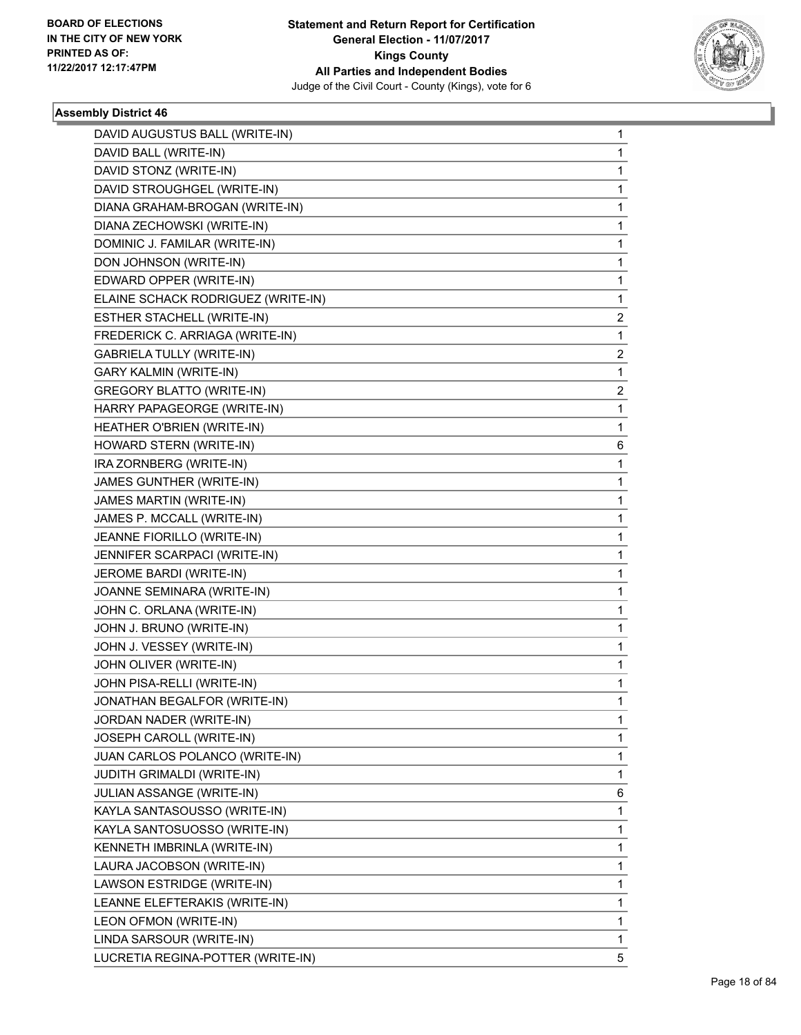BOARD OF ELECTIONS
IN THE CITY OF NEW YORK
PRINTED AS OF:
11/22/2017 12:17:47PM

**Statement and Return Report for Certification**
**General Election - 11/07/2017**
**Kings County**
**All Parties and Independent Bodies**
Judge of the Civil Court - County (Kings), vote for 6

### Assembly District 46

| | |
|---|---|
| DAVID AUGUSTUS BALL (WRITE-IN) | 1 |
| DAVID BALL (WRITE-IN) | 1 |
| DAVID STONZ (WRITE-IN) | 1 |
| DAVID STROUGHGEL (WRITE-IN) | 1 |
| DIANA GRAHAM-BROGAN (WRITE-IN) | 1 |
| DIANA ZECHOWSKI (WRITE-IN) | 1 |
| DOMINIC J. FAMILAR (WRITE-IN) | 1 |
| DON JOHNSON (WRITE-IN) | 1 |
| EDWARD OPPER (WRITE-IN) | 1 |
| ELAINE SCHACK RODRIGUEZ (WRITE-IN) | 1 |
| ESTHER STACHELL (WRITE-IN) | 2 |
| FREDERICK C. ARRIAGA (WRITE-IN) | 1 |
| GABRIELA TULLY (WRITE-IN) | 2 |
| GARY KALMIN (WRITE-IN) | 1 |
| GREGORY BLATTO (WRITE-IN) | 2 |
| HARRY PAPAGEORGE (WRITE-IN) | 1 |
| HEATHER O'BRIEN (WRITE-IN) | 1 |
| HOWARD STERN (WRITE-IN) | 6 |
| IRA ZORNBERG (WRITE-IN) | 1 |
| JAMES GUNTHER (WRITE-IN) | 1 |
| JAMES MARTIN (WRITE-IN) | 1 |
| JAMES P. MCCALL (WRITE-IN) | 1 |
| JEANNE FIORILLO (WRITE-IN) | 1 |
| JENNIFER SCARPACI (WRITE-IN) | 1 |
| JEROME BARDI (WRITE-IN) | 1 |
| JOANNE SEMINARA (WRITE-IN) | 1 |
| JOHN C. ORLANA (WRITE-IN) | 1 |
| JOHN J. BRUNO (WRITE-IN) | 1 |
| JOHN J. VESSEY (WRITE-IN) | 1 |
| JOHN OLIVER (WRITE-IN) | 1 |
| JOHN PISA-RELLI (WRITE-IN) | 1 |
| JONATHAN BEGALFOR (WRITE-IN) | 1 |
| JORDAN NADER (WRITE-IN) | 1 |
| JOSEPH CAROLL (WRITE-IN) | 1 |
| JUAN CARLOS POLANCO (WRITE-IN) | 1 |
| JUDITH GRIMALDI (WRITE-IN) | 1 |
| JULIAN ASSANGE (WRITE-IN) | 6 |
| KAYLA SANTASOUSSO (WRITE-IN) | 1 |
| KAYLA SANTOSUOSSO (WRITE-IN) | 1 |
| KENNETH IMBRINLA (WRITE-IN) | 1 |
| LAURA JACOBSON (WRITE-IN) | 1 |
| LAWSON ESTRIDGE (WRITE-IN) | 1 |
| LEANNE ELEFTERAKIS (WRITE-IN) | 1 |
| LEON OFMON (WRITE-IN) | 1 |
| LINDA SARSOUR (WRITE-IN) | 1 |
| LUCRETIA REGINA-POTTER (WRITE-IN) | 5 |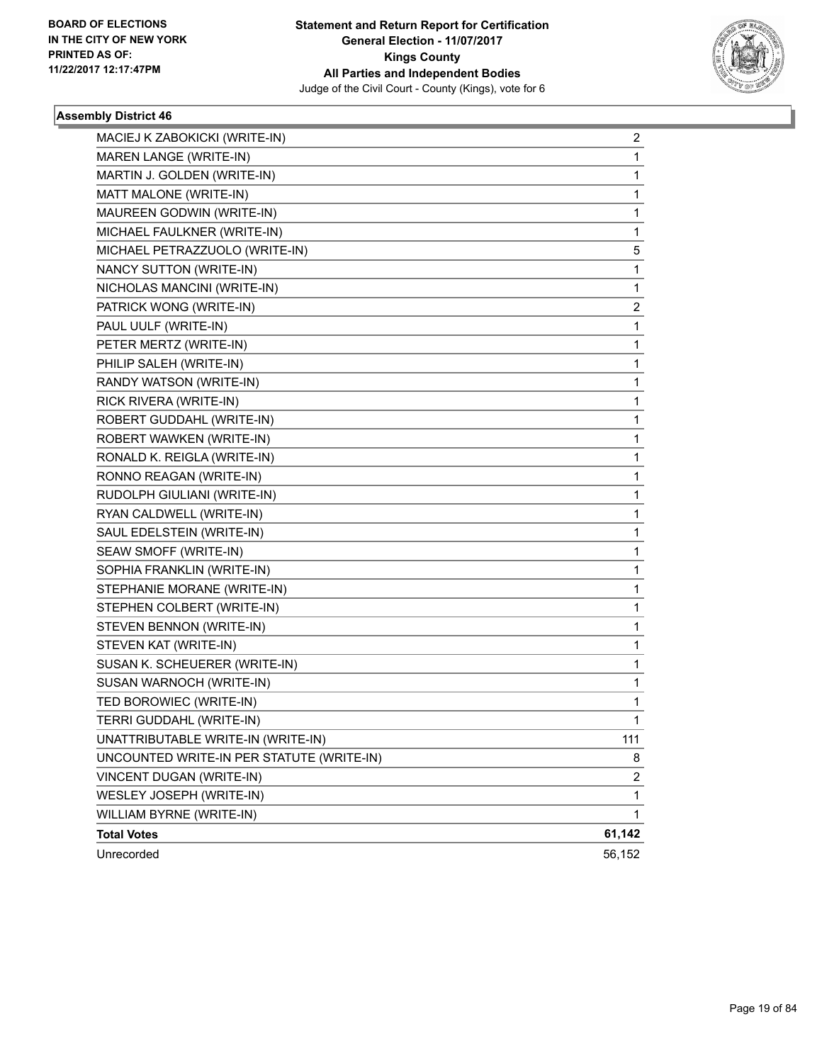BOARD OF ELECTIONS
IN THE CITY OF NEW YORK
PRINTED AS OF:
11/22/2017 12:17:47PM

**Statement and Return Report for Certification**
**General Election - 11/07/2017**
**Kings County**
**All Parties and Independent Bodies**
Judge of the Civil Court - County (Kings), vote for 6

### Assembly District 46

| | |
|---|---|
| MACIEJ K ZABOKICKI (WRITE-IN) | 2 |
| MAREN LANGE (WRITE-IN) | 1 |
| MARTIN J. GOLDEN (WRITE-IN) | 1 |
| MATT MALONE (WRITE-IN) | 1 |
| MAUREEN GODWIN (WRITE-IN) | 1 |
| MICHAEL FAULKNER (WRITE-IN) | 1 |
| MICHAEL PETRAZZUOLO (WRITE-IN) | 5 |
| NANCY SUTTON (WRITE-IN) | 1 |
| NICHOLAS MANCINI (WRITE-IN) | 1 |
| PATRICK WONG (WRITE-IN) | 2 |
| PAUL UULF (WRITE-IN) | 1 |
| PETER MERTZ (WRITE-IN) | 1 |
| PHILIP SALEH (WRITE-IN) | 1 |
| RANDY WATSON (WRITE-IN) | 1 |
| RICK RIVERA (WRITE-IN) | 1 |
| ROBERT GUDDAHL (WRITE-IN) | 1 |
| ROBERT WAWKEN (WRITE-IN) | 1 |
| RONALD K. REIGLA (WRITE-IN) | 1 |
| RONNO REAGAN (WRITE-IN) | 1 |
| RUDOLPH GIULIANI (WRITE-IN) | 1 |
| RYAN CALDWELL (WRITE-IN) | 1 |
| SAUL EDELSTEIN (WRITE-IN) | 1 |
| SEAW SMOFF (WRITE-IN) | 1 |
| SOPHIA FRANKLIN (WRITE-IN) | 1 |
| STEPHANIE MORANE (WRITE-IN) | 1 |
| STEPHEN COLBERT (WRITE-IN) | 1 |
| STEVEN BENNON (WRITE-IN) | 1 |
| STEVEN KAT (WRITE-IN) | 1 |
| SUSAN K. SCHEUERER (WRITE-IN) | 1 |
| SUSAN WARNOCH (WRITE-IN) | 1 |
| TED BOROWIEC (WRITE-IN) | 1 |
| TERRI GUDDAHL (WRITE-IN) | 1 |
| UNATTRIBUTABLE WRITE-IN (WRITE-IN) | 111 |
| UNCOUNTED WRITE-IN PER STATUTE (WRITE-IN) | 8 |
| VINCENT DUGAN (WRITE-IN) | 2 |
| WESLEY JOSEPH (WRITE-IN) | 1 |
| WILLIAM BYRNE (WRITE-IN) | 1 |
| **Total Votes** | **61,142** |
| Unrecorded | 56,152 |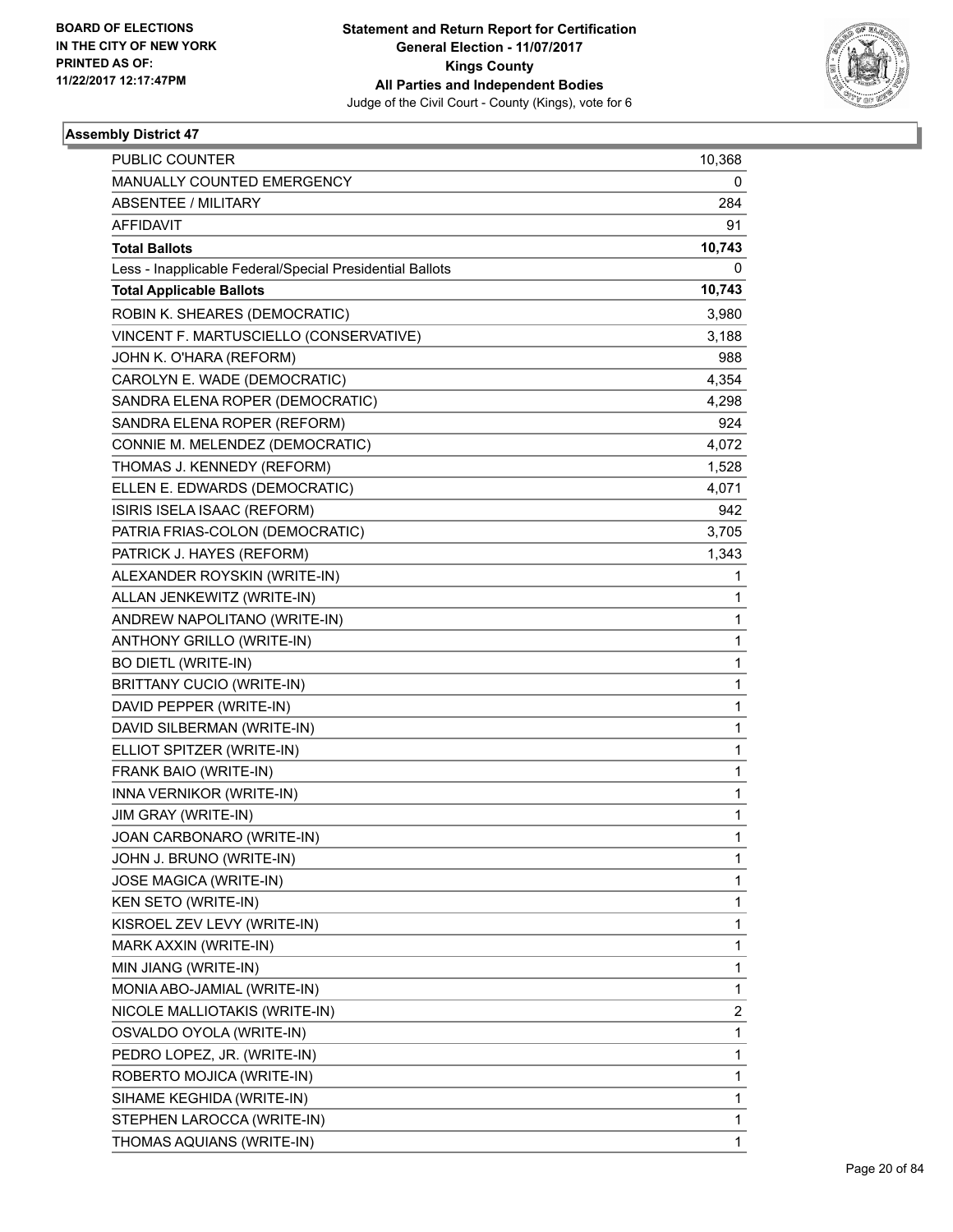BOARD OF ELECTIONS
IN THE CITY OF NEW YORK
PRINTED AS OF:
11/22/2017 12:17:47PM

**Statement and Return Report for Certification**
**General Election - 11/07/2017**
**Kings County**
**All Parties and Independent Bodies**
Judge of the Civil Court - County (Kings), vote for 6

### Assembly District 47

| | |
|---|---|
| PUBLIC COUNTER | 10,368 |
| MANUALLY COUNTED EMERGENCY | 0 |
| ABSENTEE / MILITARY | 284 |
| AFFIDAVIT | 91 |
| **Total Ballots** | **10,743** |
| Less - Inapplicable Federal/Special Presidential Ballots | 0 |
| **Total Applicable Ballots** | **10,743** |
| ROBIN K. SHEARES (DEMOCRATIC) | 3,980 |
| VINCENT F. MARTUSCIELLO (CONSERVATIVE) | 3,188 |
| JOHN K. O'HARA (REFORM) | 988 |
| CAROLYN E. WADE (DEMOCRATIC) | 4,354 |
| SANDRA ELENA ROPER (DEMOCRATIC) | 4,298 |
| SANDRA ELENA ROPER (REFORM) | 924 |
| CONNIE M. MELENDEZ (DEMOCRATIC) | 4,072 |
| THOMAS J. KENNEDY (REFORM) | 1,528 |
| ELLEN E. EDWARDS (DEMOCRATIC) | 4,071 |
| ISIRIS ISELA ISAAC (REFORM) | 942 |
| PATRIA FRIAS-COLON (DEMOCRATIC) | 3,705 |
| PATRICK J. HAYES (REFORM) | 1,343 |
| ALEXANDER ROYSKIN (WRITE-IN) | 1 |
| ALLAN JENKEWITZ (WRITE-IN) | 1 |
| ANDREW NAPOLITANO (WRITE-IN) | 1 |
| ANTHONY GRILLO (WRITE-IN) | 1 |
| BO DIETL (WRITE-IN) | 1 |
| BRITTANY CUCIO (WRITE-IN) | 1 |
| DAVID PEPPER (WRITE-IN) | 1 |
| DAVID SILBERMAN (WRITE-IN) | 1 |
| ELLIOT SPITZER (WRITE-IN) | 1 |
| FRANK BAIO (WRITE-IN) | 1 |
| INNA VERNIKOR (WRITE-IN) | 1 |
| JIM GRAY (WRITE-IN) | 1 |
| JOAN CARBONARO (WRITE-IN) | 1 |
| JOHN J. BRUNO (WRITE-IN) | 1 |
| JOSE MAGICA (WRITE-IN) | 1 |
| KEN SETO (WRITE-IN) | 1 |
| KISROEL ZEV LEVY (WRITE-IN) | 1 |
| MARK AXXIN (WRITE-IN) | 1 |
| MIN JIANG (WRITE-IN) | 1 |
| MONIA ABO-JAMIAL (WRITE-IN) | 1 |
| NICOLE MALLIOTAKIS (WRITE-IN) | 2 |
| OSVALDO OYOLA (WRITE-IN) | 1 |
| PEDRO LOPEZ, JR. (WRITE-IN) | 1 |
| ROBERTO MOJICA (WRITE-IN) | 1 |
| SIHAME KEGHIDA (WRITE-IN) | 1 |
| STEPHEN LAROCCA (WRITE-IN) | 1 |
| THOMAS AQUIANS (WRITE-IN) | 1 |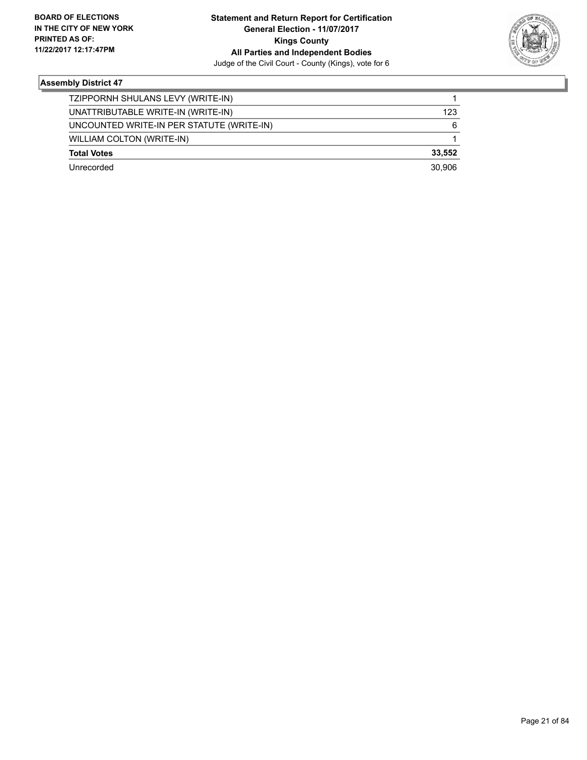**Assembly District 47**

| | |
|---|---|
| TZIPPORNH SHULANS LEVY (WRITE-IN) | 1 |
| UNATTRIBUTABLE WRITE-IN (WRITE-IN) | 123 |
| UNCOUNTED WRITE-IN PER STATUTE (WRITE-IN) | 6 |
| WILLIAM COLTON (WRITE-IN) | 1 |
| **Total Votes** | **33,552** |
| Unrecorded | 30,906 |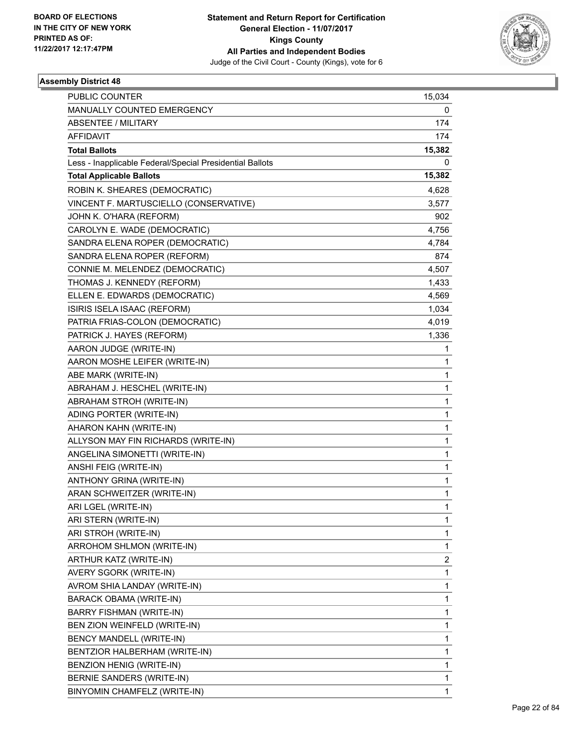BOARD OF ELECTIONS
IN THE CITY OF NEW YORK
PRINTED AS OF:
11/22/2017 12:17:47PM

**Statement and Return Report for Certification**
**General Election - 11/07/2017**
**Kings County**
**All Parties and Independent Bodies**
Judge of the Civil Court - County (Kings), vote for 6

**Assembly District 48**

| | |
|---|---|
| PUBLIC COUNTER | 15,034 |
| MANUALLY COUNTED EMERGENCY | 0 |
| ABSENTEE / MILITARY | 174 |
| AFFIDAVIT | 174 |
| **Total Ballots** | **15,382** |
| Less - Inapplicable Federal/Special Presidential Ballots | 0 |
| **Total Applicable Ballots** | **15,382** |
| ROBIN K. SHEARES (DEMOCRATIC) | 4,628 |
| VINCENT F. MARTUSCIELLO (CONSERVATIVE) | 3,577 |
| JOHN K. O'HARA (REFORM) | 902 |
| CAROLYN E. WADE (DEMOCRATIC) | 4,756 |
| SANDRA ELENA ROPER (DEMOCRATIC) | 4,784 |
| SANDRA ELENA ROPER (REFORM) | 874 |
| CONNIE M. MELENDEZ (DEMOCRATIC) | 4,507 |
| THOMAS J. KENNEDY (REFORM) | 1,433 |
| ELLEN E. EDWARDS (DEMOCRATIC) | 4,569 |
| ISIRIS ISELA ISAAC (REFORM) | 1,034 |
| PATRIA FRIAS-COLON (DEMOCRATIC) | 4,019 |
| PATRICK J. HAYES (REFORM) | 1,336 |
| AARON JUDGE (WRITE-IN) | 1 |
| AARON MOSHE LEIFER (WRITE-IN) | 1 |
| ABE MARK (WRITE-IN) | 1 |
| ABRAHAM J. HESCHEL (WRITE-IN) | 1 |
| ABRAHAM STROH (WRITE-IN) | 1 |
| ADING PORTER (WRITE-IN) | 1 |
| AHARON KAHN (WRITE-IN) | 1 |
| ALLYSON MAY FIN RICHARDS (WRITE-IN) | 1 |
| ANGELINA SIMONETTI (WRITE-IN) | 1 |
| ANSHI FEIG (WRITE-IN) | 1 |
| ANTHONY GRINA (WRITE-IN) | 1 |
| ARAN SCHWEITZER (WRITE-IN) | 1 |
| ARI LGEL (WRITE-IN) | 1 |
| ARI STERN (WRITE-IN) | 1 |
| ARI STROH (WRITE-IN) | 1 |
| ARROHOM SHLMON (WRITE-IN) | 1 |
| ARTHUR KATZ (WRITE-IN) | 2 |
| AVERY SGORK (WRITE-IN) | 1 |
| AVROM SHIA LANDAY (WRITE-IN) | 1 |
| BARACK OBAMA (WRITE-IN) | 1 |
| BARRY FISHMAN (WRITE-IN) | 1 |
| BEN ZION WEINFELD (WRITE-IN) | 1 |
| BENCY MANDELL (WRITE-IN) | 1 |
| BENTZIOR HALBERHAM (WRITE-IN) | 1 |
| BENZION HENIG (WRITE-IN) | 1 |
| BERNIE SANDERS (WRITE-IN) | 1 |
| BINYOMIN CHAMFELZ (WRITE-IN) | 1 |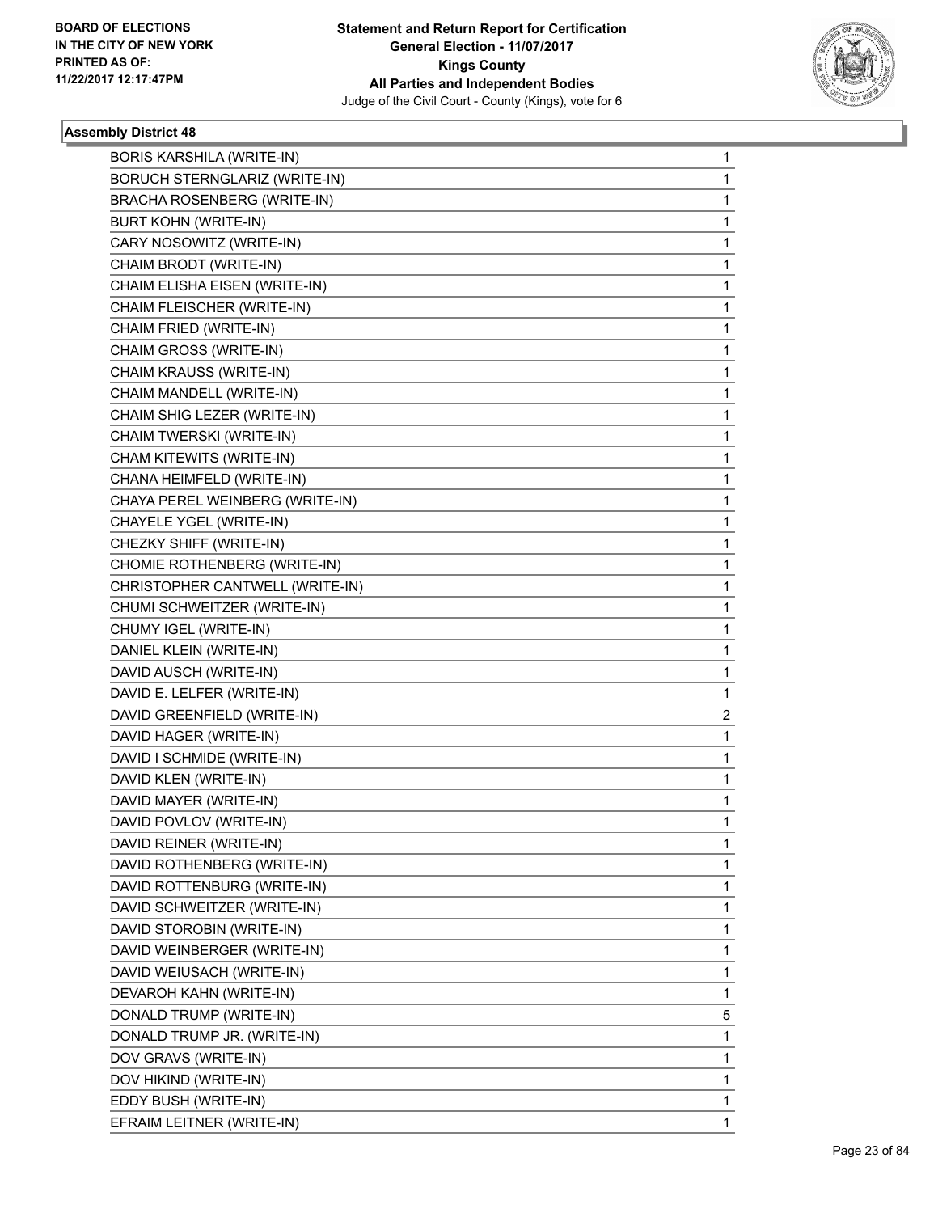BOARD OF ELECTIONS
IN THE CITY OF NEW YORK
PRINTED AS OF:
11/22/2017 12:17:47PM

**Statement and Return Report for Certification**
**General Election - 11/07/2017**
**Kings County**
**All Parties and Independent Bodies**
Judge of the Civil Court - County (Kings), vote for 6

### Assembly District 48

| | |
|---|---|
| BORIS KARSHILA (WRITE-IN) | 1 |
| BORUCH STERNGLARIZ (WRITE-IN) | 1 |
| BRACHA ROSENBERG (WRITE-IN) | 1 |
| BURT KOHN (WRITE-IN) | 1 |
| CARY NOSOWITZ (WRITE-IN) | 1 |
| CHAIM BRODT (WRITE-IN) | 1 |
| CHAIM ELISHA EISEN (WRITE-IN) | 1 |
| CHAIM FLEISCHER (WRITE-IN) | 1 |
| CHAIM FRIED (WRITE-IN) | 1 |
| CHAIM GROSS (WRITE-IN) | 1 |
| CHAIM KRAUSS (WRITE-IN) | 1 |
| CHAIM MANDELL (WRITE-IN) | 1 |
| CHAIM SHIG LEZER (WRITE-IN) | 1 |
| CHAIM TWERSKI (WRITE-IN) | 1 |
| CHAM KITEWITS (WRITE-IN) | 1 |
| CHANA HEIMFELD (WRITE-IN) | 1 |
| CHAYA PEREL WEINBERG (WRITE-IN) | 1 |
| CHAYELE YGEL (WRITE-IN) | 1 |
| CHEZKY SHIFF (WRITE-IN) | 1 |
| CHOMIE ROTHENBERG (WRITE-IN) | 1 |
| CHRISTOPHER CANTWELL (WRITE-IN) | 1 |
| CHUMI SCHWEITZER (WRITE-IN) | 1 |
| CHUMY IGEL (WRITE-IN) | 1 |
| DANIEL KLEIN (WRITE-IN) | 1 |
| DAVID AUSCH (WRITE-IN) | 1 |
| DAVID E. LELFER (WRITE-IN) | 1 |
| DAVID GREENFIELD (WRITE-IN) | 2 |
| DAVID HAGER (WRITE-IN) | 1 |
| DAVID I SCHMIDE (WRITE-IN) | 1 |
| DAVID KLEN (WRITE-IN) | 1 |
| DAVID MAYER (WRITE-IN) | 1 |
| DAVID POVLOV (WRITE-IN) | 1 |
| DAVID REINER (WRITE-IN) | 1 |
| DAVID ROTHENBERG (WRITE-IN) | 1 |
| DAVID ROTTENBURG (WRITE-IN) | 1 |
| DAVID SCHWEITZER (WRITE-IN) | 1 |
| DAVID STOROBIN (WRITE-IN) | 1 |
| DAVID WEINBERGER (WRITE-IN) | 1 |
| DAVID WEIUSACH (WRITE-IN) | 1 |
| DEVAROH KAHN (WRITE-IN) | 1 |
| DONALD TRUMP (WRITE-IN) | 5 |
| DONALD TRUMP JR. (WRITE-IN) | 1 |
| DOV GRAVS (WRITE-IN) | 1 |
| DOV HIKIND (WRITE-IN) | 1 |
| EDDY BUSH (WRITE-IN) | 1 |
| EFRAIM LEITNER (WRITE-IN) | 1 |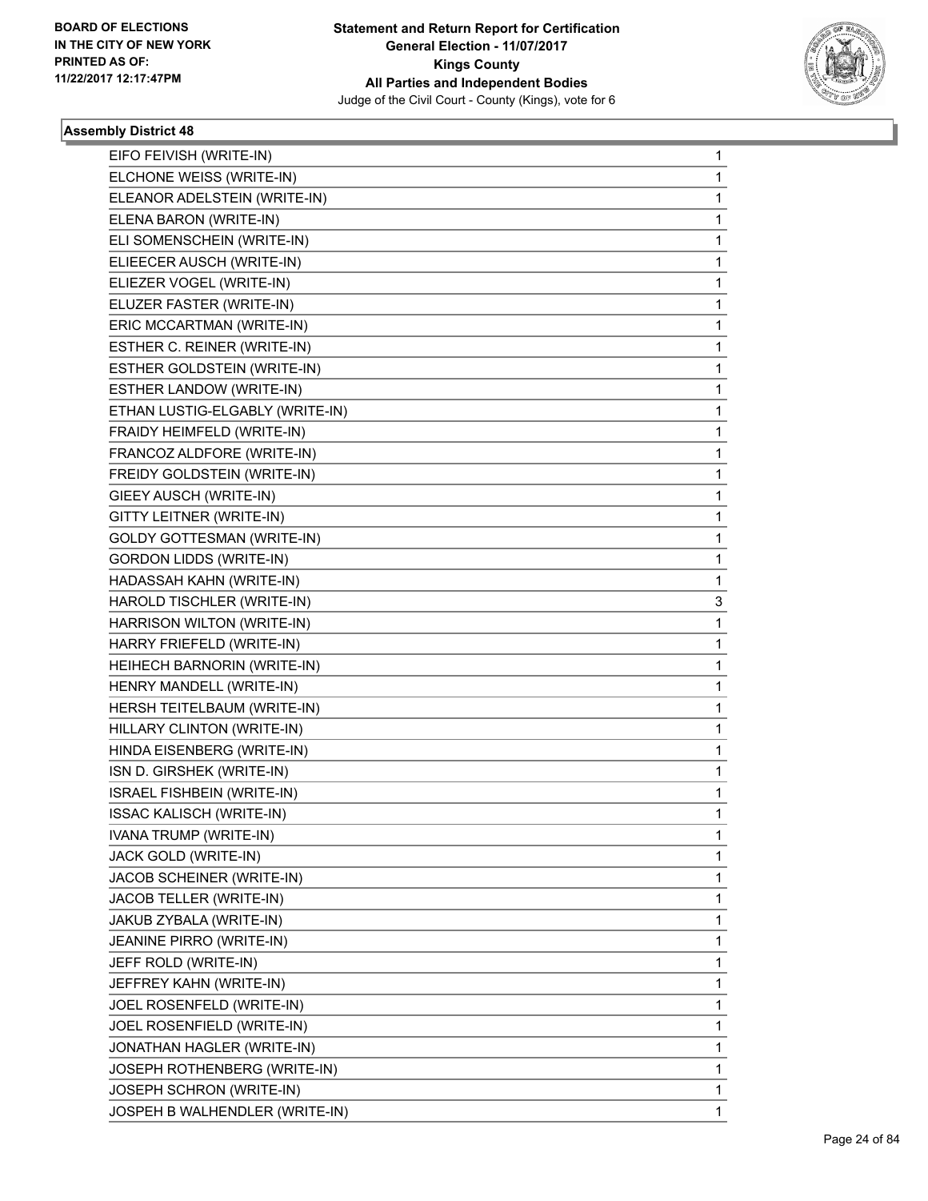BOARD OF ELECTIONS
IN THE CITY OF NEW YORK
PRINTED AS OF:
11/22/2017 12:17:47PM

**Statement and Return Report for Certification**
**General Election - 11/07/2017**
**Kings County**
**All Parties and Independent Bodies**
Judge of the Civil Court - County (Kings), vote for 6

### Assembly District 48

| | |
|---|---|
| EIFO FEIVISH (WRITE-IN) | 1 |
| ELCHONE WEISS (WRITE-IN) | 1 |
| ELEANOR ADELSTEIN (WRITE-IN) | 1 |
| ELENA BARON (WRITE-IN) | 1 |
| ELI SOMENSCHEIN (WRITE-IN) | 1 |
| ELIEECER AUSCH (WRITE-IN) | 1 |
| ELIEZER VOGEL (WRITE-IN) | 1 |
| ELUZER FASTER (WRITE-IN) | 1 |
| ERIC MCCARTMAN (WRITE-IN) | 1 |
| ESTHER C. REINER (WRITE-IN) | 1 |
| ESTHER GOLDSTEIN (WRITE-IN) | 1 |
| ESTHER LANDOW (WRITE-IN) | 1 |
| ETHAN LUSTIG-ELGABLY (WRITE-IN) | 1 |
| FRAIDY HEIMFELD (WRITE-IN) | 1 |
| FRANCOZ ALDFORE (WRITE-IN) | 1 |
| FREIDY GOLDSTEIN (WRITE-IN) | 1 |
| GIEEY AUSCH (WRITE-IN) | 1 |
| GITTY LEITNER (WRITE-IN) | 1 |
| GOLDY GOTTESMAN (WRITE-IN) | 1 |
| GORDON LIDDS (WRITE-IN) | 1 |
| HADASSAH KAHN (WRITE-IN) | 1 |
| HAROLD TISCHLER (WRITE-IN) | 3 |
| HARRISON WILTON (WRITE-IN) | 1 |
| HARRY FRIEFELD (WRITE-IN) | 1 |
| HEIHECH BARNORIN (WRITE-IN) | 1 |
| HENRY MANDELL (WRITE-IN) | 1 |
| HERSH TEITELBAUM (WRITE-IN) | 1 |
| HILLARY CLINTON (WRITE-IN) | 1 |
| HINDA EISENBERG (WRITE-IN) | 1 |
| ISN D. GIRSHEK (WRITE-IN) | 1 |
| ISRAEL FISHBEIN (WRITE-IN) | 1 |
| ISSAC KALISCH (WRITE-IN) | 1 |
| IVANA TRUMP (WRITE-IN) | 1 |
| JACK GOLD (WRITE-IN) | 1 |
| JACOB SCHEINER (WRITE-IN) | 1 |
| JACOB TELLER (WRITE-IN) | 1 |
| JAKUB ZYBALA (WRITE-IN) | 1 |
| JEANINE PIRRO (WRITE-IN) | 1 |
| JEFF ROLD (WRITE-IN) | 1 |
| JEFFREY KAHN (WRITE-IN) | 1 |
| JOEL ROSENFELD (WRITE-IN) | 1 |
| JOEL ROSENFIELD (WRITE-IN) | 1 |
| JONATHAN HAGLER (WRITE-IN) | 1 |
| JOSEPH ROTHENBERG (WRITE-IN) | 1 |
| JOSEPH SCHRON (WRITE-IN) | 1 |
| JOSPEH B WALHENDLER (WRITE-IN) | 1 |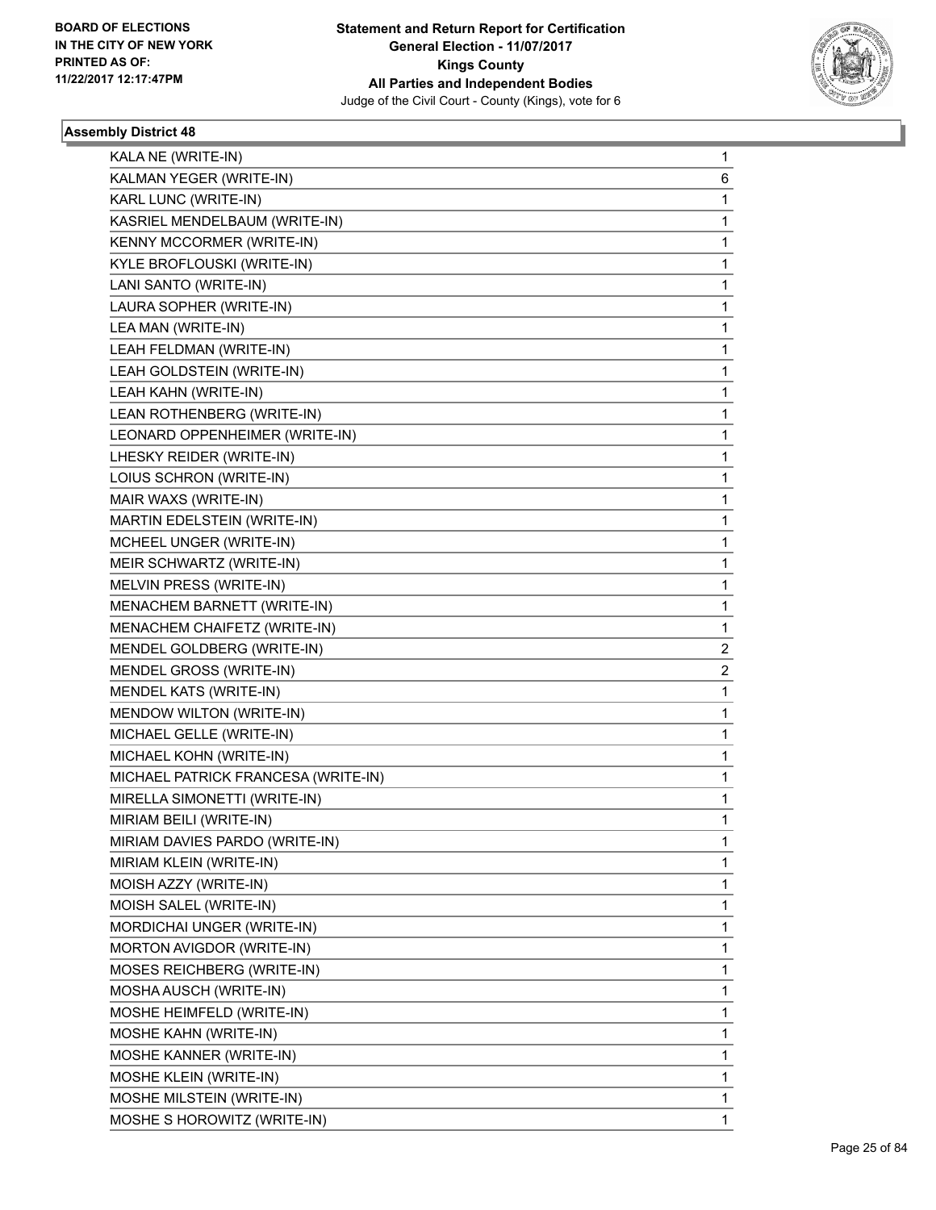**BOARD OF ELECTIONS IN THE CITY OF NEW YORK PRINTED AS OF: 11/22/2017 12:17:47PM**

**Statement and Return Report for Certification General Election - 11/07/2017 Kings County All Parties and Independent Bodies**

Judge of the Civil Court - County (Kings), vote for 6

### Assembly District 48

| | |
|---|---|
| KALA NE (WRITE-IN) | 1 |
| KALMAN YEGER (WRITE-IN) | 6 |
| KARL LUNC (WRITE-IN) | 1 |
| KASRIEL MENDELBAUM (WRITE-IN) | 1 |
| KENNY MCCORMER (WRITE-IN) | 1 |
| KYLE BROFLOUSKI (WRITE-IN) | 1 |
| LANI SANTO (WRITE-IN) | 1 |
| LAURA SOPHER (WRITE-IN) | 1 |
| LEA MAN (WRITE-IN) | 1 |
| LEAH FELDMAN (WRITE-IN) | 1 |
| LEAH GOLDSTEIN (WRITE-IN) | 1 |
| LEAH KAHN (WRITE-IN) | 1 |
| LEAN ROTHENBERG (WRITE-IN) | 1 |
| LEONARD OPPENHEIMER (WRITE-IN) | 1 |
| LHESKY REIDER (WRITE-IN) | 1 |
| LOIUS SCHRON (WRITE-IN) | 1 |
| MAIR WAXS (WRITE-IN) | 1 |
| MARTIN EDELSTEIN (WRITE-IN) | 1 |
| MCHEEL UNGER (WRITE-IN) | 1 |
| MEIR SCHWARTZ (WRITE-IN) | 1 |
| MELVIN PRESS (WRITE-IN) | 1 |
| MENACHEM BARNETT (WRITE-IN) | 1 |
| MENACHEM CHAIFETZ (WRITE-IN) | 1 |
| MENDEL GOLDBERG (WRITE-IN) | 2 |
| MENDEL GROSS (WRITE-IN) | 2 |
| MENDEL KATS (WRITE-IN) | 1 |
| MENDOW WILTON (WRITE-IN) | 1 |
| MICHAEL GELLE (WRITE-IN) | 1 |
| MICHAEL KOHN (WRITE-IN) | 1 |
| MICHAEL PATRICK FRANCESA (WRITE-IN) | 1 |
| MIRELLA SIMONETTI (WRITE-IN) | 1 |
| MIRIAM BEILI (WRITE-IN) | 1 |
| MIRIAM DAVIES PARDO (WRITE-IN) | 1 |
| MIRIAM KLEIN (WRITE-IN) | 1 |
| MOISH AZZY (WRITE-IN) | 1 |
| MOISH SALEL (WRITE-IN) | 1 |
| MORDICHAI UNGER (WRITE-IN) | 1 |
| MORTON AVIGDOR (WRITE-IN) | 1 |
| MOSES REICHBERG (WRITE-IN) | 1 |
| MOSHA AUSCH (WRITE-IN) | 1 |
| MOSHE HEIMFELD (WRITE-IN) | 1 |
| MOSHE KAHN (WRITE-IN) | 1 |
| MOSHE KANNER (WRITE-IN) | 1 |
| MOSHE KLEIN (WRITE-IN) | 1 |
| MOSHE MILSTEIN (WRITE-IN) | 1 |
| MOSHE S HOROWITZ (WRITE-IN) | 1 |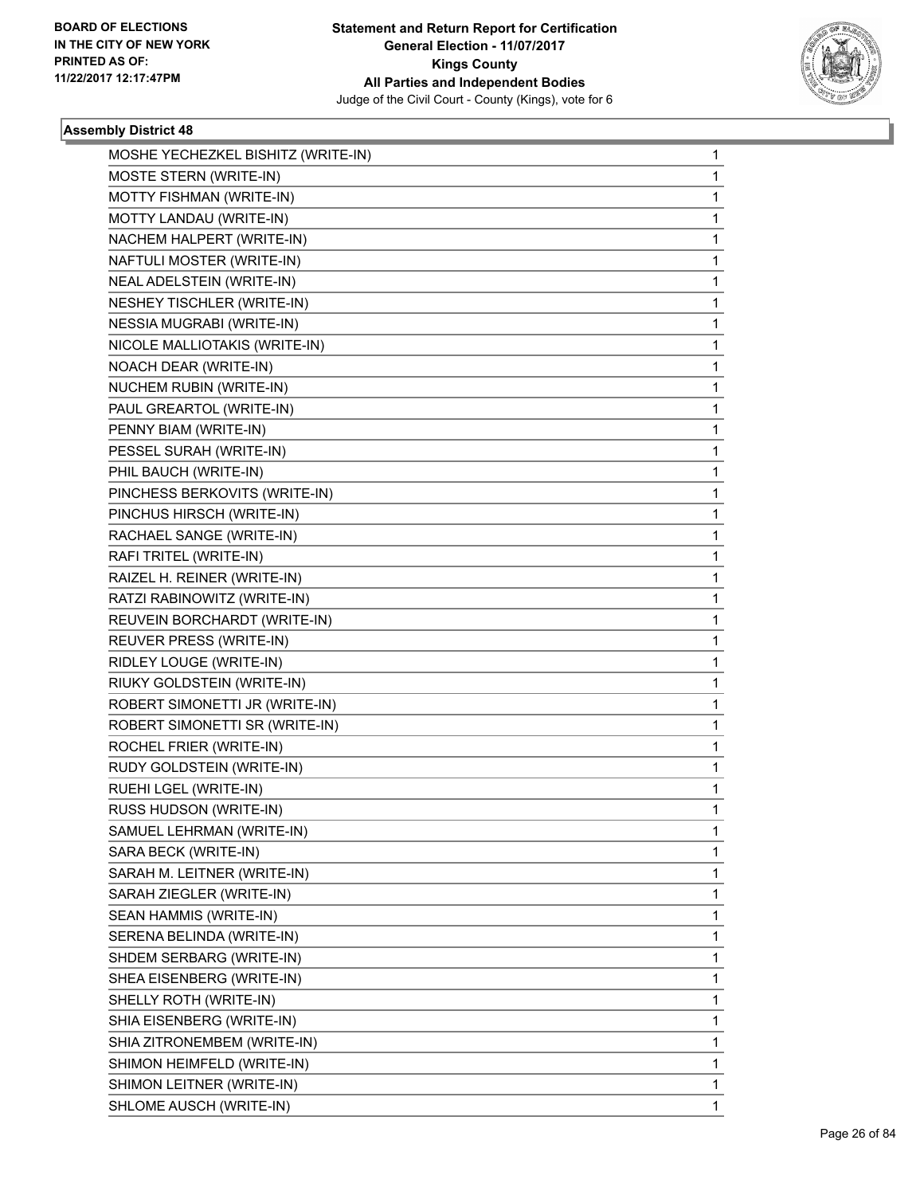**Statement and Return Report for Certification**
**General Election - 11/07/2017**
**Kings County**
**All Parties and Independent Bodies**
Judge of the Civil Court - County (Kings), vote for 6

BOARD OF ELECTIONS IN THE CITY OF NEW YORK PRINTED AS OF: 11/22/2017 12:17:47PM

### Assembly District 48

| | |
|---|---|
| MOSHE YECHEZKEL BISHITZ (WRITE-IN) | 1 |
| MOSTE STERN (WRITE-IN) | 1 |
| MOTTY FISHMAN (WRITE-IN) | 1 |
| MOTTY LANDAU (WRITE-IN) | 1 |
| NACHEM HALPERT (WRITE-IN) | 1 |
| NAFTULI MOSTER (WRITE-IN) | 1 |
| NEAL ADELSTEIN (WRITE-IN) | 1 |
| NESHEY TISCHLER (WRITE-IN) | 1 |
| NESSIA MUGRABI (WRITE-IN) | 1 |
| NICOLE MALLIOTAKIS (WRITE-IN) | 1 |
| NOACH DEAR (WRITE-IN) | 1 |
| NUCHEM RUBIN (WRITE-IN) | 1 |
| PAUL GREARTOL (WRITE-IN) | 1 |
| PENNY BIAM (WRITE-IN) | 1 |
| PESSEL SURAH (WRITE-IN) | 1 |
| PHIL BAUCH (WRITE-IN) | 1 |
| PINCHESS BERKOVITS (WRITE-IN) | 1 |
| PINCHUS HIRSCH (WRITE-IN) | 1 |
| RACHAEL SANGE (WRITE-IN) | 1 |
| RAFI TRITEL (WRITE-IN) | 1 |
| RAIZEL H. REINER (WRITE-IN) | 1 |
| RATZI RABINOWITZ (WRITE-IN) | 1 |
| REUVEIN BORCHARDT (WRITE-IN) | 1 |
| REUVER PRESS (WRITE-IN) | 1 |
| RIDLEY LOUGE (WRITE-IN) | 1 |
| RIUKY GOLDSTEIN (WRITE-IN) | 1 |
| ROBERT SIMONETTI JR (WRITE-IN) | 1 |
| ROBERT SIMONETTI SR (WRITE-IN) | 1 |
| ROCHEL FRIER (WRITE-IN) | 1 |
| RUDY GOLDSTEIN (WRITE-IN) | 1 |
| RUEHI LGEL (WRITE-IN) | 1 |
| RUSS HUDSON (WRITE-IN) | 1 |
| SAMUEL LEHRMAN (WRITE-IN) | 1 |
| SARA BECK (WRITE-IN) | 1 |
| SARAH M. LEITNER (WRITE-IN) | 1 |
| SARAH ZIEGLER (WRITE-IN) | 1 |
| SEAN HAMMIS (WRITE-IN) | 1 |
| SERENA BELINDA (WRITE-IN) | 1 |
| SHDEM SERBARG (WRITE-IN) | 1 |
| SHEA EISENBERG (WRITE-IN) | 1 |
| SHELLY ROTH (WRITE-IN) | 1 |
| SHIA EISENBERG (WRITE-IN) | 1 |
| SHIA ZITRONEMBEM (WRITE-IN) | 1 |
| SHIMON HEIMFELD (WRITE-IN) | 1 |
| SHIMON LEITNER (WRITE-IN) | 1 |
| SHLOME AUSCH (WRITE-IN) | 1 |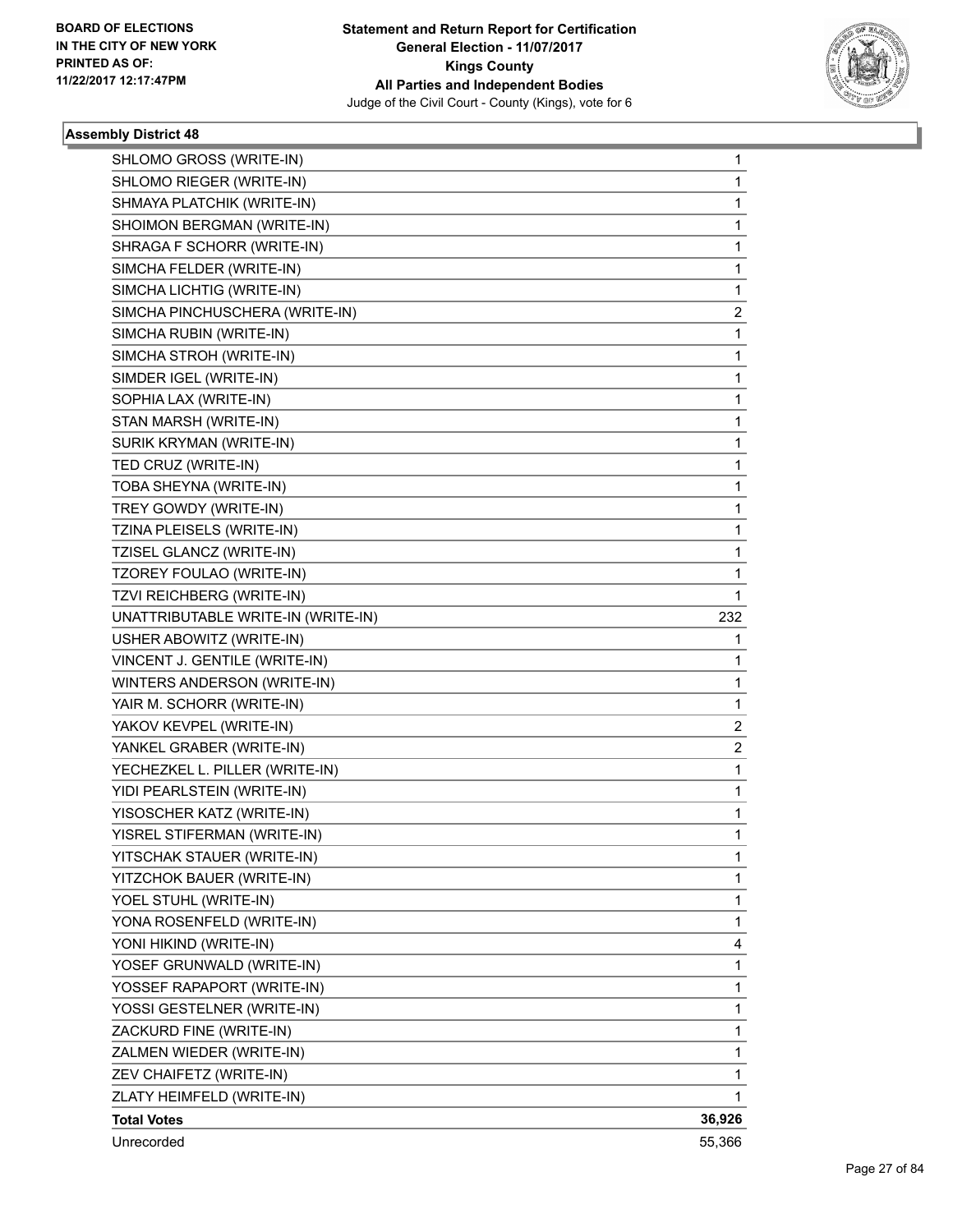**BOARD OF ELECTIONS IN THE CITY OF NEW YORK PRINTED AS OF: 11/22/2017 12:17:47PM**

**Statement and Return Report for Certification General Election - 11/07/2017 Kings County All Parties and Independent Bodies**
Judge of the Civil Court - County (Kings), vote for 6

### Assembly District 48

| | |
|---|---|
| SHLOMO GROSS (WRITE-IN) | 1 |
| SHLOMO RIEGER (WRITE-IN) | 1 |
| SHMAYA PLATCHIK (WRITE-IN) | 1 |
| SHOIMON BERGMAN (WRITE-IN) | 1 |
| SHRAGA F SCHORR (WRITE-IN) | 1 |
| SIMCHA FELDER (WRITE-IN) | 1 |
| SIMCHA LICHTIG (WRITE-IN) | 1 |
| SIMCHA PINCHUSCHERA (WRITE-IN) | 2 |
| SIMCHA RUBIN (WRITE-IN) | 1 |
| SIMCHA STROH (WRITE-IN) | 1 |
| SIMDER IGEL (WRITE-IN) | 1 |
| SOPHIA LAX (WRITE-IN) | 1 |
| STAN MARSH (WRITE-IN) | 1 |
| SURIK KRYMAN (WRITE-IN) | 1 |
| TED CRUZ (WRITE-IN) | 1 |
| TOBA SHEYNA (WRITE-IN) | 1 |
| TREY GOWDY (WRITE-IN) | 1 |
| TZINA PLEISELS (WRITE-IN) | 1 |
| TZISEL GLANCZ (WRITE-IN) | 1 |
| TZOREY FOULAO (WRITE-IN) | 1 |
| TZVI REICHBERG (WRITE-IN) | 1 |
| UNATTRIBUTABLE WRITE-IN (WRITE-IN) | 232 |
| USHER ABOWITZ (WRITE-IN) | 1 |
| VINCENT J. GENTILE (WRITE-IN) | 1 |
| WINTERS ANDERSON (WRITE-IN) | 1 |
| YAIR M. SCHORR (WRITE-IN) | 1 |
| YAKOV KEVPEL (WRITE-IN) | 2 |
| YANKEL GRABER (WRITE-IN) | 2 |
| YECHEZKEL L. PILLER (WRITE-IN) | 1 |
| YIDI PEARLSTEIN (WRITE-IN) | 1 |
| YISOSCHER KATZ (WRITE-IN) | 1 |
| YISREL STIFERMAN (WRITE-IN) | 1 |
| YITSCHAK STAUER (WRITE-IN) | 1 |
| YITZCHOK BAUER (WRITE-IN) | 1 |
| YOEL STUHL (WRITE-IN) | 1 |
| YONA ROSENFELD (WRITE-IN) | 1 |
| YONI HIKIND (WRITE-IN) | 4 |
| YOSEF GRUNWALD (WRITE-IN) | 1 |
| YOSSEF RAPAPORT (WRITE-IN) | 1 |
| YOSSI GESTELNER (WRITE-IN) | 1 |
| ZACKURD FINE (WRITE-IN) | 1 |
| ZALMEN WIEDER (WRITE-IN) | 1 |
| ZEV CHAIFETZ (WRITE-IN) | 1 |
| ZLATY HEIMFELD (WRITE-IN) | 1 |
| **Total Votes** | **36,926** |
| Unrecorded | 55,366 |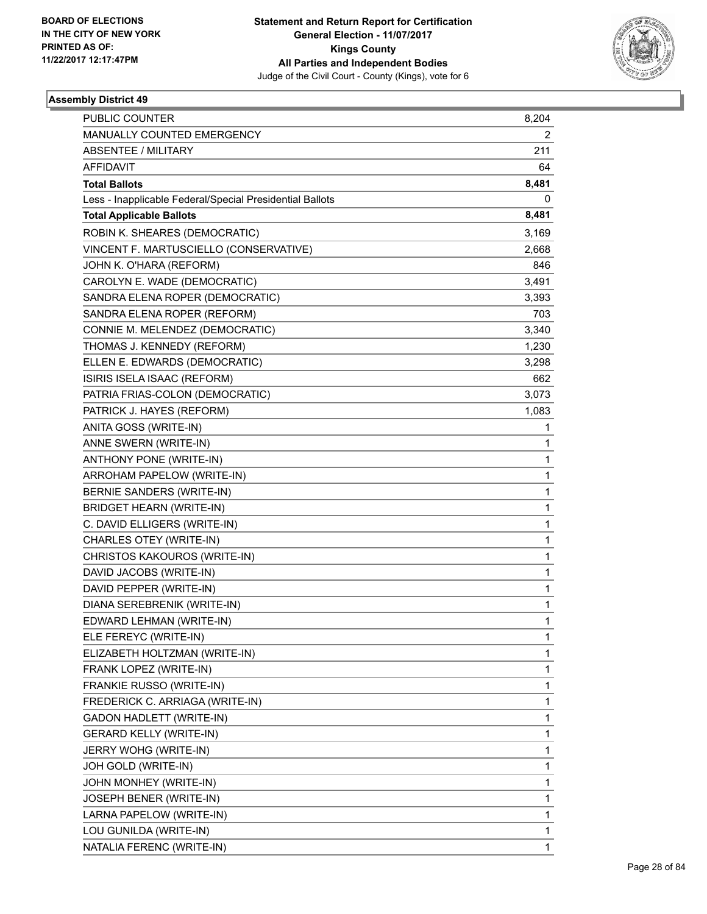BOARD OF ELECTIONS
IN THE CITY OF NEW YORK
PRINTED AS OF:
11/22/2017 12:17:47PM

**Statement and Return Report for Certification**
**General Election - 11/07/2017**
**Kings County**
**All Parties and Independent Bodies**
Judge of the Civil Court - County (Kings), vote for 6

### Assembly District 49

| | |
|---|---|
| PUBLIC COUNTER | 8,204 |
| MANUALLY COUNTED EMERGENCY | 2 |
| ABSENTEE / MILITARY | 211 |
| AFFIDAVIT | 64 |
| **Total Ballots** | **8,481** |
| Less - Inapplicable Federal/Special Presidential Ballots | 0 |
| **Total Applicable Ballots** | **8,481** |
| ROBIN K. SHEARES (DEMOCRATIC) | 3,169 |
| VINCENT F. MARTUSCIELLO (CONSERVATIVE) | 2,668 |
| JOHN K. O'HARA (REFORM) | 846 |
| CAROLYN E. WADE (DEMOCRATIC) | 3,491 |
| SANDRA ELENA ROPER (DEMOCRATIC) | 3,393 |
| SANDRA ELENA ROPER (REFORM) | 703 |
| CONNIE M. MELENDEZ (DEMOCRATIC) | 3,340 |
| THOMAS J. KENNEDY (REFORM) | 1,230 |
| ELLEN E. EDWARDS (DEMOCRATIC) | 3,298 |
| ISIRIS ISELA ISAAC (REFORM) | 662 |
| PATRIA FRIAS-COLON (DEMOCRATIC) | 3,073 |
| PATRICK J. HAYES (REFORM) | 1,083 |
| ANITA GOSS (WRITE-IN) | 1 |
| ANNE SWERN (WRITE-IN) | 1 |
| ANTHONY PONE (WRITE-IN) | 1 |
| ARROHAM PAPELOW (WRITE-IN) | 1 |
| BERNIE SANDERS (WRITE-IN) | 1 |
| BRIDGET HEARN (WRITE-IN) | 1 |
| C. DAVID ELLIGERS (WRITE-IN) | 1 |
| CHARLES OTEY (WRITE-IN) | 1 |
| CHRISTOS KAKOUROS (WRITE-IN) | 1 |
| DAVID JACOBS (WRITE-IN) | 1 |
| DAVID PEPPER (WRITE-IN) | 1 |
| DIANA SEREBRENIK (WRITE-IN) | 1 |
| EDWARD LEHMAN (WRITE-IN) | 1 |
| ELE FEREYC (WRITE-IN) | 1 |
| ELIZABETH HOLTZMAN (WRITE-IN) | 1 |
| FRANK LOPEZ (WRITE-IN) | 1 |
| FRANKIE RUSSO (WRITE-IN) | 1 |
| FREDERICK C. ARRIAGA (WRITE-IN) | 1 |
| GADON HADLETT (WRITE-IN) | 1 |
| GERARD KELLY (WRITE-IN) | 1 |
| JERRY WOHG (WRITE-IN) | 1 |
| JOH GOLD (WRITE-IN) | 1 |
| JOHN MONHEY (WRITE-IN) | 1 |
| JOSEPH BENER (WRITE-IN) | 1 |
| LARNA PAPELOW (WRITE-IN) | 1 |
| LOU GUNILDA (WRITE-IN) | 1 |
| NATALIA FERENC (WRITE-IN) | 1 |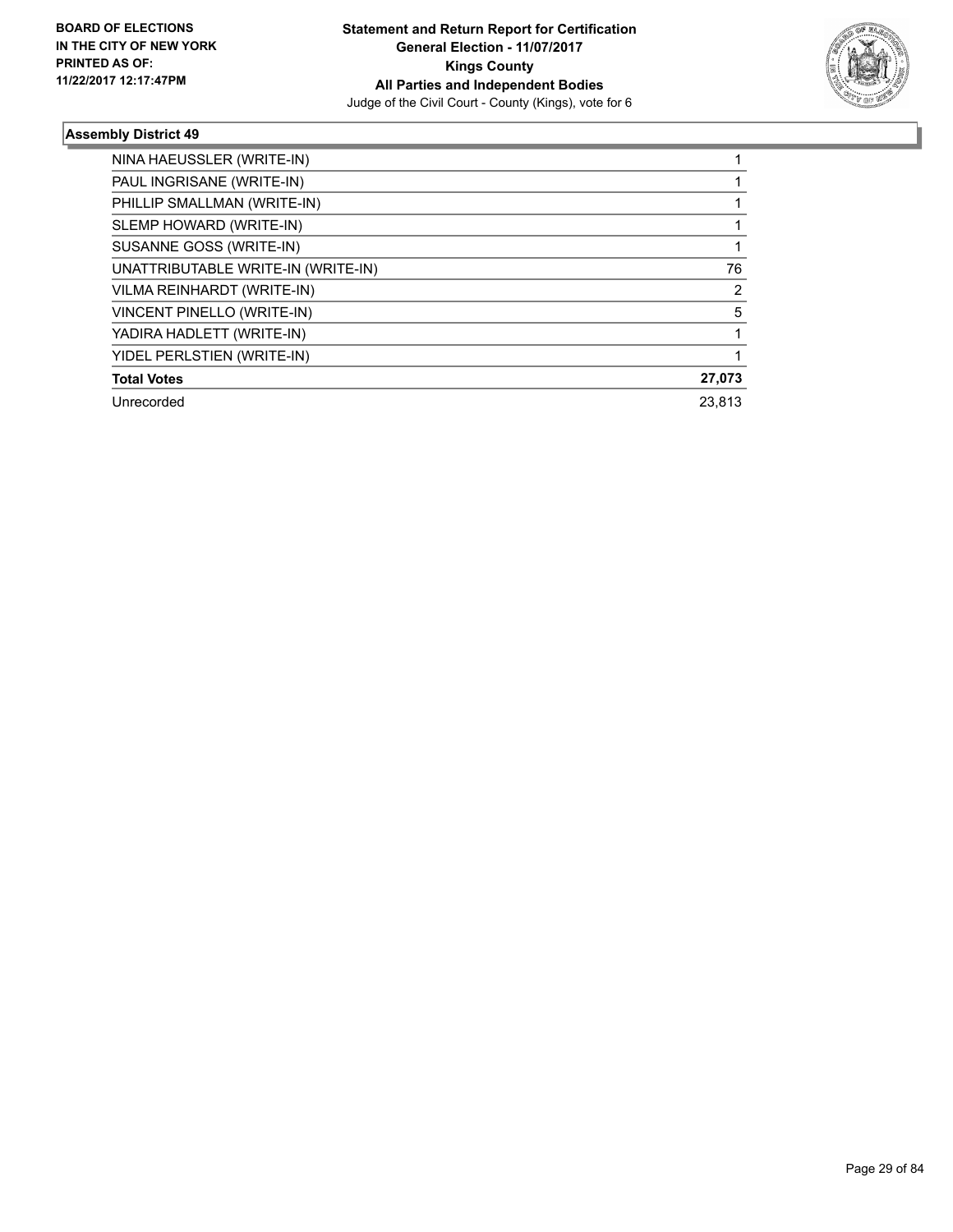**Statement and Return Report for Certification**
**General Election - 11/07/2017**
**Kings County**
**All Parties and Independent Bodies**
Judge of the Civil Court - County (Kings), vote for 6

BOARD OF ELECTIONS
IN THE CITY OF NEW YORK
PRINTED AS OF:
11/22/2017 12:17:47PM

## Assembly District 49

| | |
|---|---|
| NINA HAEUSSLER (WRITE-IN) | 1 |
| PAUL INGRISANE (WRITE-IN) | 1 |
| PHILLIP SMALLMAN (WRITE-IN) | 1 |
| SLEMP HOWARD (WRITE-IN) | 1 |
| SUSANNE GOSS (WRITE-IN) | 1 |
| UNATTRIBUTABLE WRITE-IN (WRITE-IN) | 76 |
| VILMA REINHARDT (WRITE-IN) | 2 |
| VINCENT PINELLO (WRITE-IN) | 5 |
| YADIRA HADLETT (WRITE-IN) | 1 |
| YIDEL PERLSTIEN (WRITE-IN) | 1 |
| **Total Votes** | **27,073** |
| Unrecorded | 23,813 |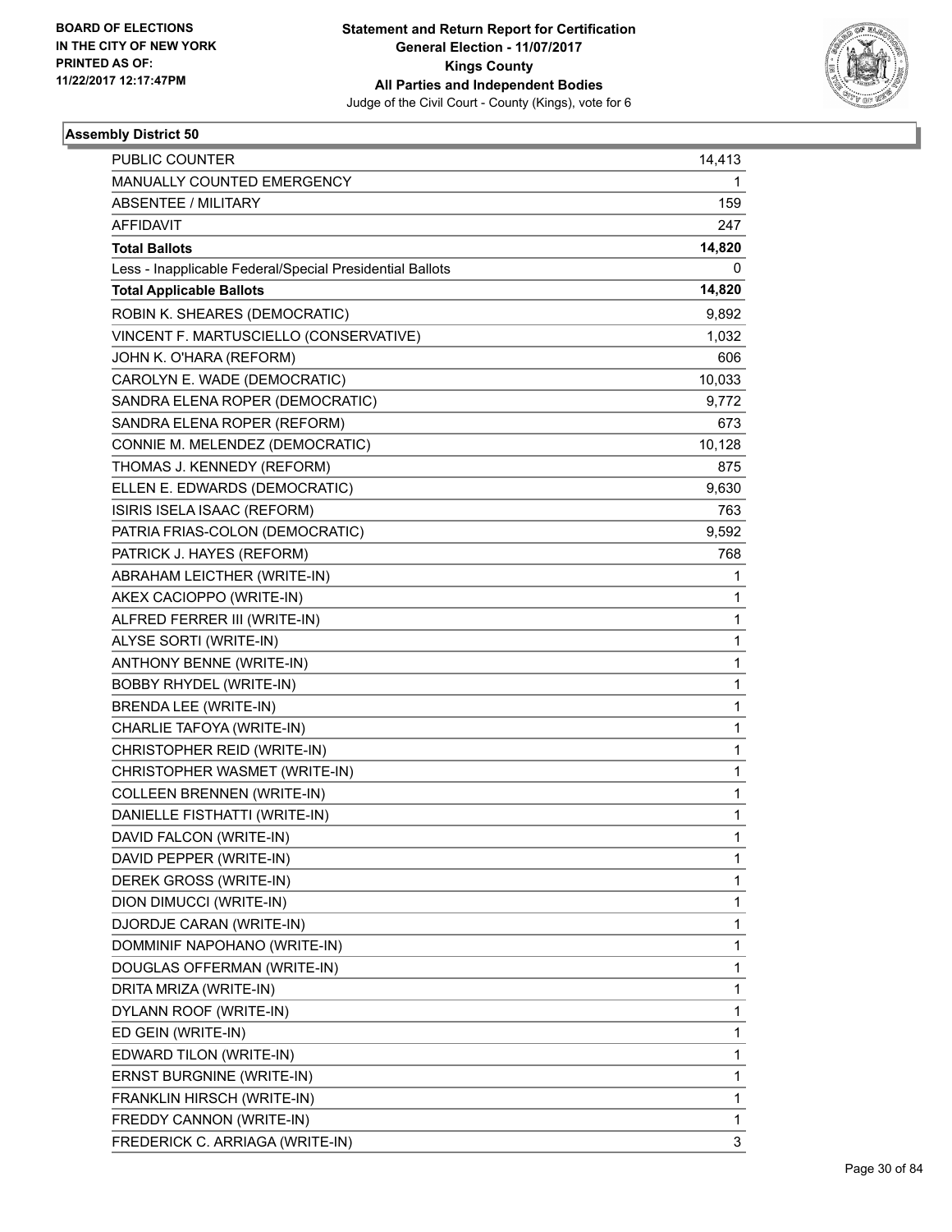BOARD OF ELECTIONS
IN THE CITY OF NEW YORK
PRINTED AS OF:
11/22/2017 12:17:47PM

**Statement and Return Report for Certification**
**General Election - 11/07/2017**
**Kings County**
**All Parties and Independent Bodies**
Judge of the Civil Court - County (Kings), vote for 6

## Assembly District 50

| | |
|---|---|
| PUBLIC COUNTER | 14,413 |
| MANUALLY COUNTED EMERGENCY | 1 |
| ABSENTEE / MILITARY | 159 |
| AFFIDAVIT | 247 |
| **Total Ballots** | **14,820** |
| Less - Inapplicable Federal/Special Presidential Ballots | 0 |
| **Total Applicable Ballots** | **14,820** |
| ROBIN K. SHEARES (DEMOCRATIC) | 9,892 |
| VINCENT F. MARTUSCIELLO (CONSERVATIVE) | 1,032 |
| JOHN K. O'HARA (REFORM) | 606 |
| CAROLYN E. WADE (DEMOCRATIC) | 10,033 |
| SANDRA ELENA ROPER (DEMOCRATIC) | 9,772 |
| SANDRA ELENA ROPER (REFORM) | 673 |
| CONNIE M. MELENDEZ (DEMOCRATIC) | 10,128 |
| THOMAS J. KENNEDY (REFORM) | 875 |
| ELLEN E. EDWARDS (DEMOCRATIC) | 9,630 |
| ISIRIS ISELA ISAAC (REFORM) | 763 |
| PATRIA FRIAS-COLON (DEMOCRATIC) | 9,592 |
| PATRICK J. HAYES (REFORM) | 768 |
| ABRAHAM LEICTHER (WRITE-IN) | 1 |
| AKEX CACIOPPO (WRITE-IN) | 1 |
| ALFRED FERRER III (WRITE-IN) | 1 |
| ALYSE SORTI (WRITE-IN) | 1 |
| ANTHONY BENNE (WRITE-IN) | 1 |
| BOBBY RHYDEL (WRITE-IN) | 1 |
| BRENDA LEE (WRITE-IN) | 1 |
| CHARLIE TAFOYA (WRITE-IN) | 1 |
| CHRISTOPHER REID (WRITE-IN) | 1 |
| CHRISTOPHER WASMET (WRITE-IN) | 1 |
| COLLEEN BRENNEN (WRITE-IN) | 1 |
| DANIELLE FISTHATTI (WRITE-IN) | 1 |
| DAVID FALCON (WRITE-IN) | 1 |
| DAVID PEPPER (WRITE-IN) | 1 |
| DEREK GROSS (WRITE-IN) | 1 |
| DION DIMUCCI (WRITE-IN) | 1 |
| DJORDJE CARAN (WRITE-IN) | 1 |
| DOMMINIF NAPOHANO (WRITE-IN) | 1 |
| DOUGLAS OFFERMAN (WRITE-IN) | 1 |
| DRITA MRIZA (WRITE-IN) | 1 |
| DYLANN ROOF (WRITE-IN) | 1 |
| ED GEIN (WRITE-IN) | 1 |
| EDWARD TILON (WRITE-IN) | 1 |
| ERNST BURGNINE (WRITE-IN) | 1 |
| FRANKLIN HIRSCH (WRITE-IN) | 1 |
| FREDDY CANNON (WRITE-IN) | 1 |
| FREDERICK C. ARRIAGA (WRITE-IN) | 3 |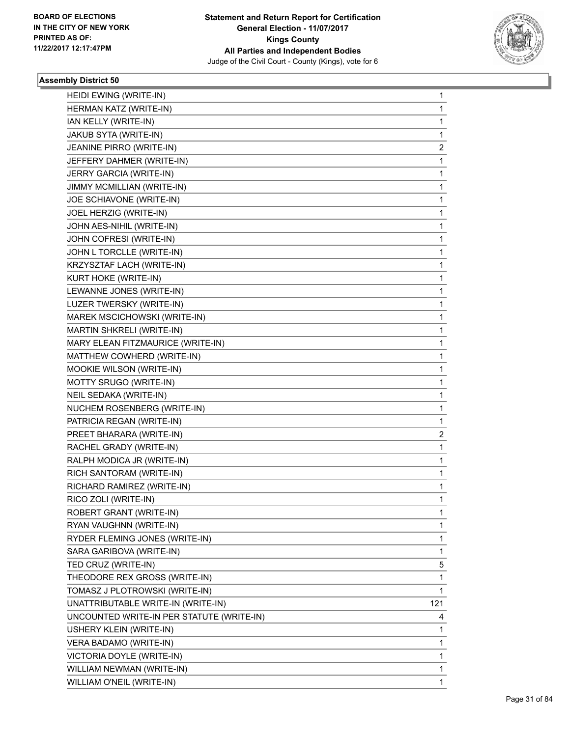BOARD OF ELECTIONS
IN THE CITY OF NEW YORK
PRINTED AS OF:
11/22/2017 12:17:47PM

**Statement and Return Report for Certification**
**General Election - 11/07/2017**
**Kings County**
**All Parties and Independent Bodies**
Judge of the Civil Court - County (Kings), vote for 6

### Assembly District 50

| | |
|---|---|
| HEIDI EWING (WRITE-IN) | 1 |
| HERMAN KATZ (WRITE-IN) | 1 |
| IAN KELLY (WRITE-IN) | 1 |
| JAKUB SYTA (WRITE-IN) | 1 |
| JEANINE PIRRO (WRITE-IN) | 2 |
| JEFFERY DAHMER (WRITE-IN) | 1 |
| JERRY GARCIA (WRITE-IN) | 1 |
| JIMMY MCMILLIAN (WRITE-IN) | 1 |
| JOE SCHIAVONE (WRITE-IN) | 1 |
| JOEL HERZIG (WRITE-IN) | 1 |
| JOHN AES-NIHIL (WRITE-IN) | 1 |
| JOHN COFRESI (WRITE-IN) | 1 |
| JOHN L TORCLLE (WRITE-IN) | 1 |
| KRZYSZTAF LACH (WRITE-IN) | 1 |
| KURT HOKE (WRITE-IN) | 1 |
| LEWANNE JONES (WRITE-IN) | 1 |
| LUZER TWERSKY (WRITE-IN) | 1 |
| MAREK MSCICHOWSKI (WRITE-IN) | 1 |
| MARTIN SHKRELI (WRITE-IN) | 1 |
| MARY ELEAN FITZMAURICE (WRITE-IN) | 1 |
| MATTHEW COWHERD (WRITE-IN) | 1 |
| MOOKIE WILSON (WRITE-IN) | 1 |
| MOTTY SRUGO (WRITE-IN) | 1 |
| NEIL SEDAKA (WRITE-IN) | 1 |
| NUCHEM ROSENBERG (WRITE-IN) | 1 |
| PATRICIA REGAN (WRITE-IN) | 1 |
| PREET BHARARA (WRITE-IN) | 2 |
| RACHEL GRADY (WRITE-IN) | 1 |
| RALPH MODICA JR (WRITE-IN) | 1 |
| RICH SANTORAM (WRITE-IN) | 1 |
| RICHARD RAMIREZ (WRITE-IN) | 1 |
| RICO ZOLI (WRITE-IN) | 1 |
| ROBERT GRANT (WRITE-IN) | 1 |
| RYAN VAUGHNN (WRITE-IN) | 1 |
| RYDER FLEMING JONES (WRITE-IN) | 1 |
| SARA GARIBOVA (WRITE-IN) | 1 |
| TED CRUZ (WRITE-IN) | 5 |
| THEODORE REX GROSS (WRITE-IN) | 1 |
| TOMASZ J PLOTROWSKI (WRITE-IN) | 1 |
| UNATTRIBUTABLE WRITE-IN (WRITE-IN) | 121 |
| UNCOUNTED WRITE-IN PER STATUTE (WRITE-IN) | 4 |
| USHERY KLEIN (WRITE-IN) | 1 |
| VERA BADAMO (WRITE-IN) | 1 |
| VICTORIA DOYLE (WRITE-IN) | 1 |
| WILLIAM NEWMAN (WRITE-IN) | 1 |
| WILLIAM O'NEIL (WRITE-IN) | 1 |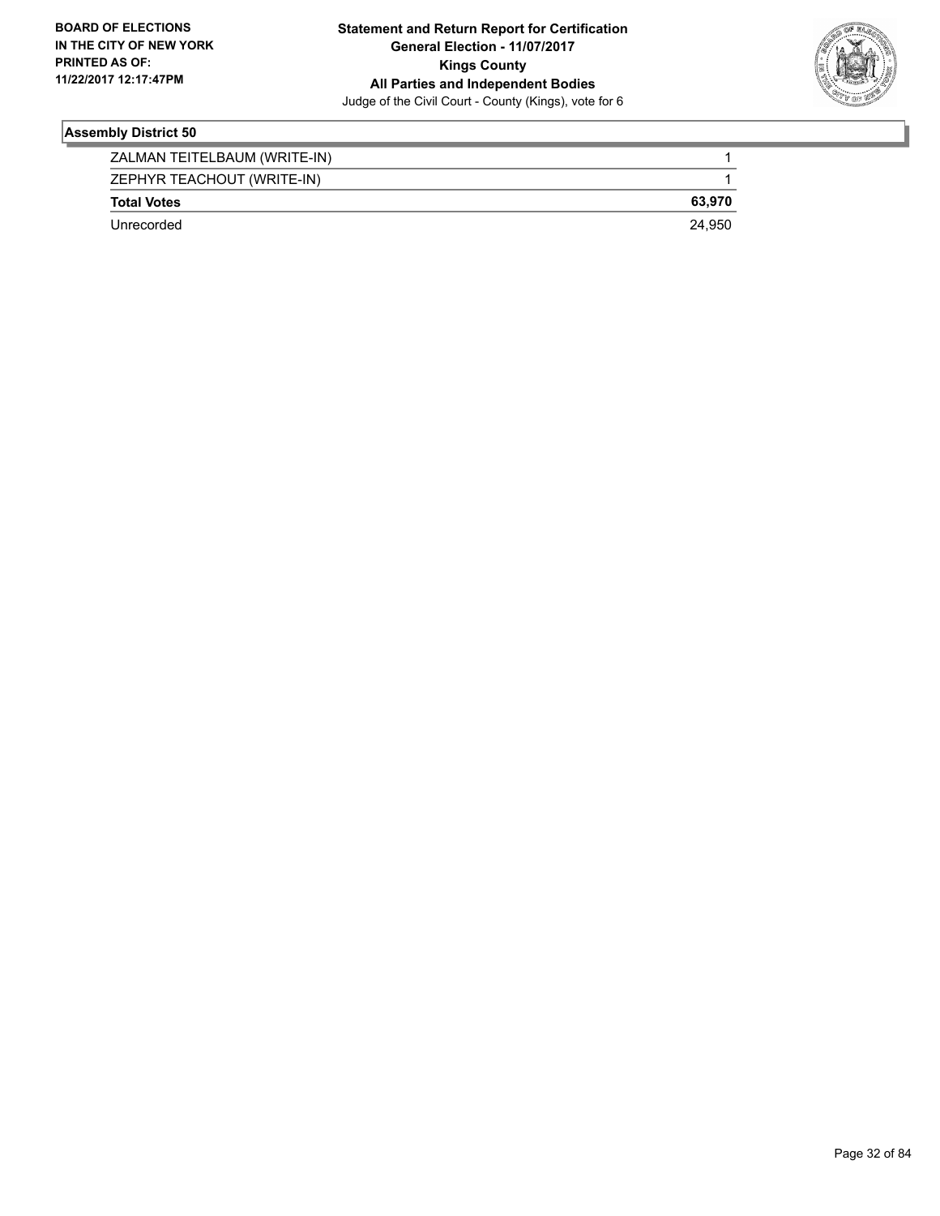## Assembly District 50

| | |
|---|---|
| ZALMAN TEITELBAUM (WRITE-IN) | 1 |
| ZEPHYR TEACHOUT (WRITE-IN) | 1 |
| **Total Votes** | **63,970** |
| Unrecorded | 24,950 |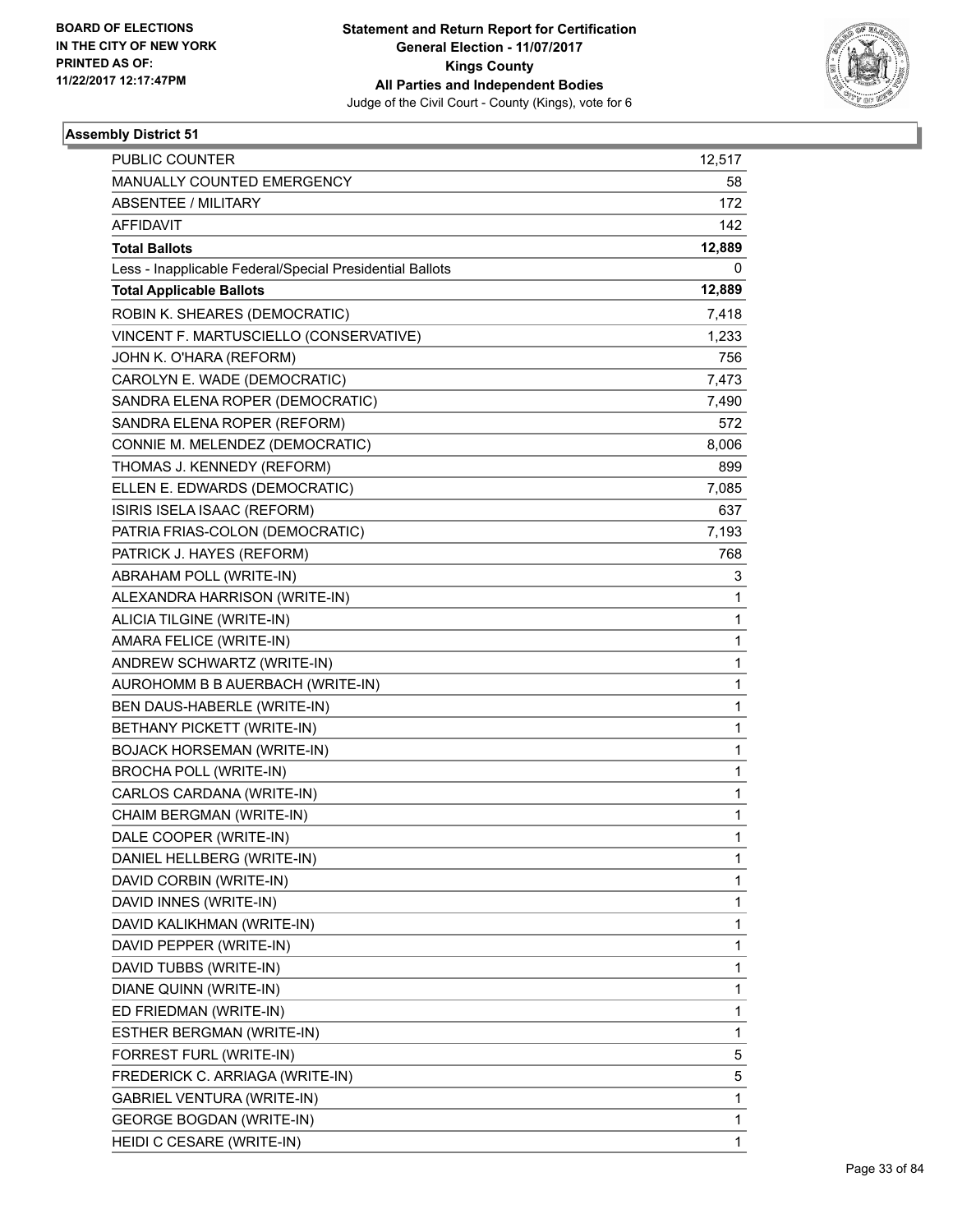BOARD OF ELECTIONS
IN THE CITY OF NEW YORK
PRINTED AS OF:
11/22/2017 12:17:47PM

**Statement and Return Report for Certification**
**General Election - 11/07/2017**
**Kings County**
**All Parties and Independent Bodies**
Judge of the Civil Court - County (Kings), vote for 6

### Assembly District 51

| | |
|---|---|
| PUBLIC COUNTER | 12,517 |
| MANUALLY COUNTED EMERGENCY | 58 |
| ABSENTEE / MILITARY | 172 |
| AFFIDAVIT | 142 |
| **Total Ballots** | **12,889** |
| Less - Inapplicable Federal/Special Presidential Ballots | 0 |
| **Total Applicable Ballots** | **12,889** |
| ROBIN K. SHEARES (DEMOCRATIC) | 7,418 |
| VINCENT F. MARTUSCIELLO (CONSERVATIVE) | 1,233 |
| JOHN K. O'HARA (REFORM) | 756 |
| CAROLYN E. WADE (DEMOCRATIC) | 7,473 |
| SANDRA ELENA ROPER (DEMOCRATIC) | 7,490 |
| SANDRA ELENA ROPER (REFORM) | 572 |
| CONNIE M. MELENDEZ (DEMOCRATIC) | 8,006 |
| THOMAS J. KENNEDY (REFORM) | 899 |
| ELLEN E. EDWARDS (DEMOCRATIC) | 7,085 |
| ISIRIS ISELA ISAAC (REFORM) | 637 |
| PATRIA FRIAS-COLON (DEMOCRATIC) | 7,193 |
| PATRICK J. HAYES (REFORM) | 768 |
| ABRAHAM POLL (WRITE-IN) | 3 |
| ALEXANDRA HARRISON (WRITE-IN) | 1 |
| ALICIA TILGINE (WRITE-IN) | 1 |
| AMARA FELICE (WRITE-IN) | 1 |
| ANDREW SCHWARTZ (WRITE-IN) | 1 |
| AUROHOMM B B AUERBACH (WRITE-IN) | 1 |
| BEN DAUS-HABERLE (WRITE-IN) | 1 |
| BETHANY PICKETT (WRITE-IN) | 1 |
| BOJACK HORSEMAN (WRITE-IN) | 1 |
| BROCHA POLL (WRITE-IN) | 1 |
| CARLOS CARDANA (WRITE-IN) | 1 |
| CHAIM BERGMAN (WRITE-IN) | 1 |
| DALE COOPER (WRITE-IN) | 1 |
| DANIEL HELLBERG (WRITE-IN) | 1 |
| DAVID CORBIN (WRITE-IN) | 1 |
| DAVID INNES (WRITE-IN) | 1 |
| DAVID KALIKHMAN (WRITE-IN) | 1 |
| DAVID PEPPER (WRITE-IN) | 1 |
| DAVID TUBBS (WRITE-IN) | 1 |
| DIANE QUINN (WRITE-IN) | 1 |
| ED FRIEDMAN (WRITE-IN) | 1 |
| ESTHER BERGMAN (WRITE-IN) | 1 |
| FORREST FURL (WRITE-IN) | 5 |
| FREDERICK C. ARRIAGA (WRITE-IN) | 5 |
| GABRIEL VENTURA (WRITE-IN) | 1 |
| GEORGE BOGDAN (WRITE-IN) | 1 |
| HEIDI C CESARE (WRITE-IN) | 1 |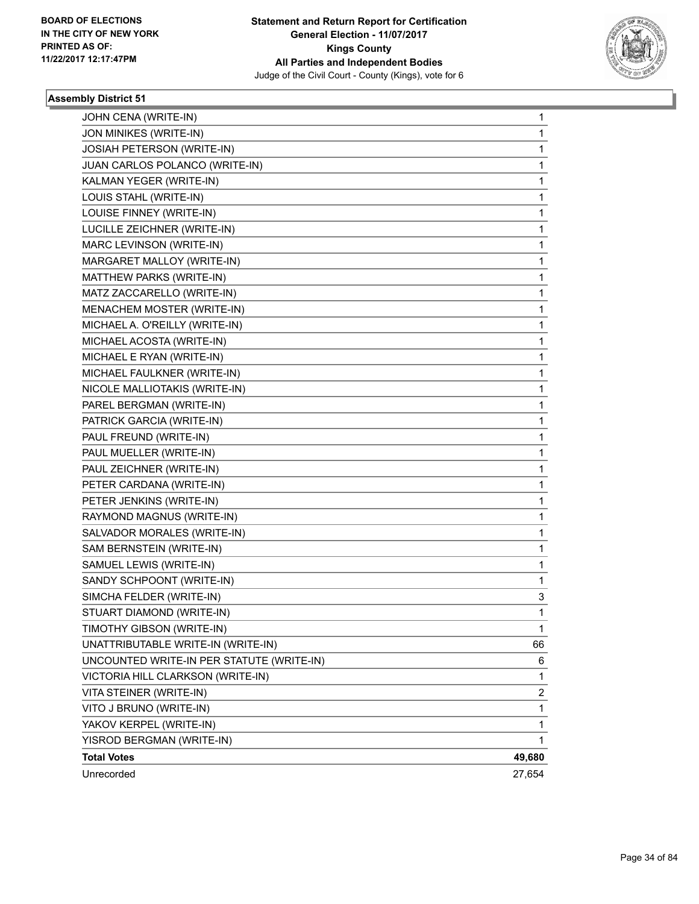**Statement and Return Report for Certification**
**General Election - 11/07/2017**
**Kings County**
**All Parties and Independent Bodies**
Judge of the Civil Court - County (Kings), vote for 6

BOARD OF ELECTIONS
IN THE CITY OF NEW YORK
PRINTED AS OF:
11/22/2017 12:17:47PM

### Assembly District 51

| | |
|---|---|
| JOHN CENA (WRITE-IN) | 1 |
| JON MINIKES (WRITE-IN) | 1 |
| JOSIAH PETERSON (WRITE-IN) | 1 |
| JUAN CARLOS POLANCO (WRITE-IN) | 1 |
| KALMAN YEGER (WRITE-IN) | 1 |
| LOUIS STAHL (WRITE-IN) | 1 |
| LOUISE FINNEY (WRITE-IN) | 1 |
| LUCILLE ZEICHNER (WRITE-IN) | 1 |
| MARC LEVINSON (WRITE-IN) | 1 |
| MARGARET MALLOY (WRITE-IN) | 1 |
| MATTHEW PARKS (WRITE-IN) | 1 |
| MATZ ZACCARELLO (WRITE-IN) | 1 |
| MENACHEM MOSTER (WRITE-IN) | 1 |
| MICHAEL A. O'REILLY (WRITE-IN) | 1 |
| MICHAEL ACOSTA (WRITE-IN) | 1 |
| MICHAEL E RYAN (WRITE-IN) | 1 |
| MICHAEL FAULKNER (WRITE-IN) | 1 |
| NICOLE MALLIOTAKIS (WRITE-IN) | 1 |
| PAREL BERGMAN (WRITE-IN) | 1 |
| PATRICK GARCIA (WRITE-IN) | 1 |
| PAUL FREUND (WRITE-IN) | 1 |
| PAUL MUELLER (WRITE-IN) | 1 |
| PAUL ZEICHNER (WRITE-IN) | 1 |
| PETER CARDANA (WRITE-IN) | 1 |
| PETER JENKINS (WRITE-IN) | 1 |
| RAYMOND MAGNUS (WRITE-IN) | 1 |
| SALVADOR MORALES (WRITE-IN) | 1 |
| SAM BERNSTEIN (WRITE-IN) | 1 |
| SAMUEL LEWIS (WRITE-IN) | 1 |
| SANDY SCHPOONT (WRITE-IN) | 1 |
| SIMCHA FELDER (WRITE-IN) | 3 |
| STUART DIAMOND (WRITE-IN) | 1 |
| TIMOTHY GIBSON (WRITE-IN) | 1 |
| UNATTRIBUTABLE WRITE-IN (WRITE-IN) | 66 |
| UNCOUNTED WRITE-IN PER STATUTE (WRITE-IN) | 6 |
| VICTORIA HILL CLARKSON (WRITE-IN) | 1 |
| VITA STEINER (WRITE-IN) | 2 |
| VITO J BRUNO (WRITE-IN) | 1 |
| YAKOV KERPEL (WRITE-IN) | 1 |
| YISROD BERGMAN (WRITE-IN) | 1 |
| **Total Votes** | **49,680** |
| Unrecorded | 27,654 |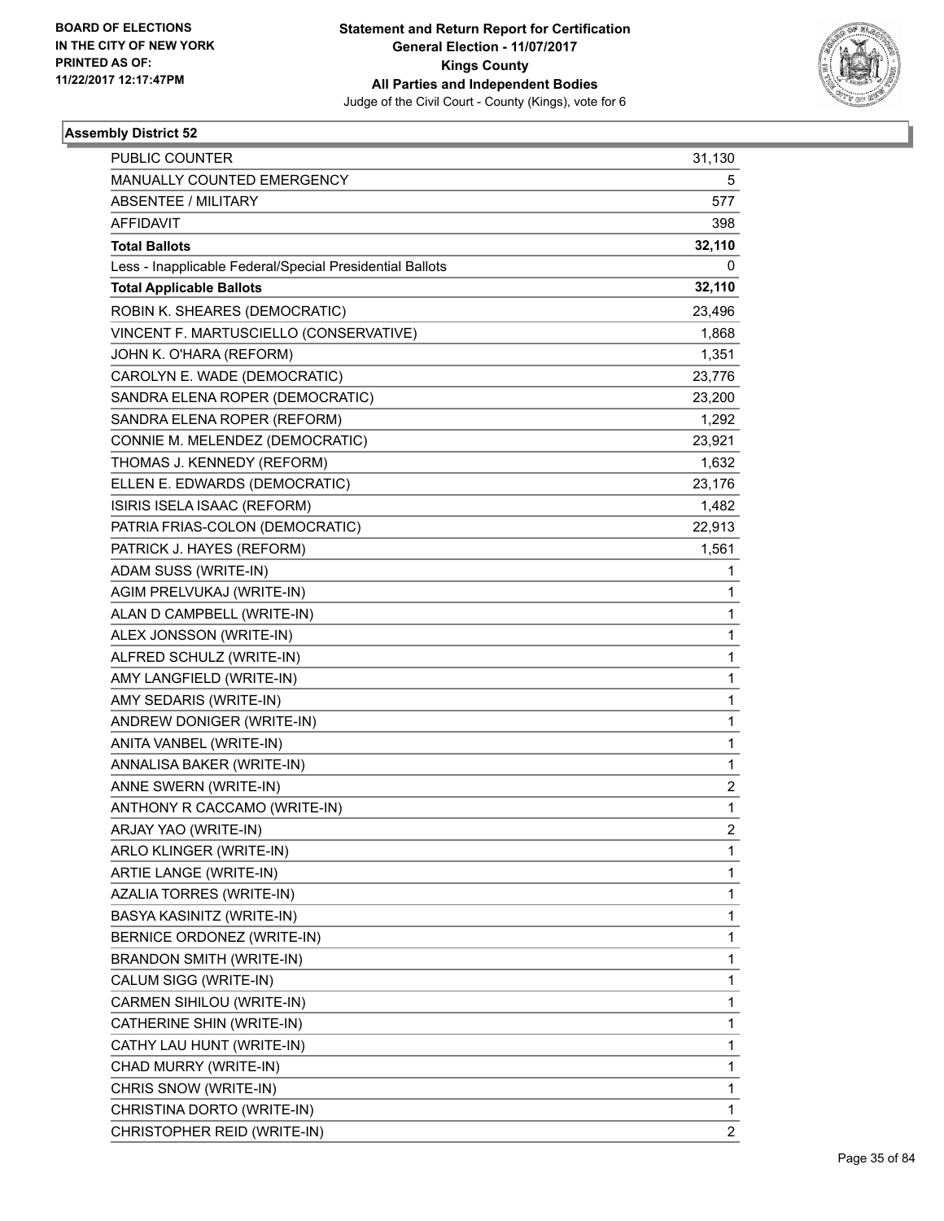BOARD OF ELECTIONS
IN THE CITY OF NEW YORK
PRINTED AS OF:
11/22/2017 12:17:47PM

**Statement and Return Report for Certification**
**General Election - 11/07/2017**
**Kings County**
**All Parties and Independent Bodies**
Judge of the Civil Court - County (Kings), vote for 6

### Assembly District 52

| | |
|---|---|
| PUBLIC COUNTER | 31,130 |
| MANUALLY COUNTED EMERGENCY | 5 |
| ABSENTEE / MILITARY | 577 |
| AFFIDAVIT | 398 |
| **Total Ballots** | **32,110** |
| Less - Inapplicable Federal/Special Presidential Ballots | 0 |
| **Total Applicable Ballots** | **32,110** |
| ROBIN K. SHEARES (DEMOCRATIC) | 23,496 |
| VINCENT F. MARTUSCIELLO (CONSERVATIVE) | 1,868 |
| JOHN K. O'HARA (REFORM) | 1,351 |
| CAROLYN E. WADE (DEMOCRATIC) | 23,776 |
| SANDRA ELENA ROPER (DEMOCRATIC) | 23,200 |
| SANDRA ELENA ROPER (REFORM) | 1,292 |
| CONNIE M. MELENDEZ (DEMOCRATIC) | 23,921 |
| THOMAS J. KENNEDY (REFORM) | 1,632 |
| ELLEN E. EDWARDS (DEMOCRATIC) | 23,176 |
| ISIRIS ISELA ISAAC (REFORM) | 1,482 |
| PATRIA FRIAS-COLON (DEMOCRATIC) | 22,913 |
| PATRICK J. HAYES (REFORM) | 1,561 |
| ADAM SUSS (WRITE-IN) | 1 |
| AGIM PRELVUKAJ (WRITE-IN) | 1 |
| ALAN D CAMPBELL (WRITE-IN) | 1 |
| ALEX JONSSON (WRITE-IN) | 1 |
| ALFRED SCHULZ (WRITE-IN) | 1 |
| AMY LANGFIELD (WRITE-IN) | 1 |
| AMY SEDARIS (WRITE-IN) | 1 |
| ANDREW DONIGER (WRITE-IN) | 1 |
| ANITA VANBEL (WRITE-IN) | 1 |
| ANNALISA BAKER (WRITE-IN) | 1 |
| ANNE SWERN (WRITE-IN) | 2 |
| ANTHONY R CACCAMO (WRITE-IN) | 1 |
| ARJAY YAO (WRITE-IN) | 2 |
| ARLO KLINGER (WRITE-IN) | 1 |
| ARTIE LANGE (WRITE-IN) | 1 |
| AZALIA TORRES (WRITE-IN) | 1 |
| BASYA KASINITZ (WRITE-IN) | 1 |
| BERNICE ORDONEZ (WRITE-IN) | 1 |
| BRANDON SMITH (WRITE-IN) | 1 |
| CALUM SIGG (WRITE-IN) | 1 |
| CARMEN SIHILOU (WRITE-IN) | 1 |
| CATHERINE SHIN (WRITE-IN) | 1 |
| CATHY LAU HUNT (WRITE-IN) | 1 |
| CHAD MURRY (WRITE-IN) | 1 |
| CHRIS SNOW (WRITE-IN) | 1 |
| CHRISTINA DORTO (WRITE-IN) | 1 |
| CHRISTOPHER REID (WRITE-IN) | 2 |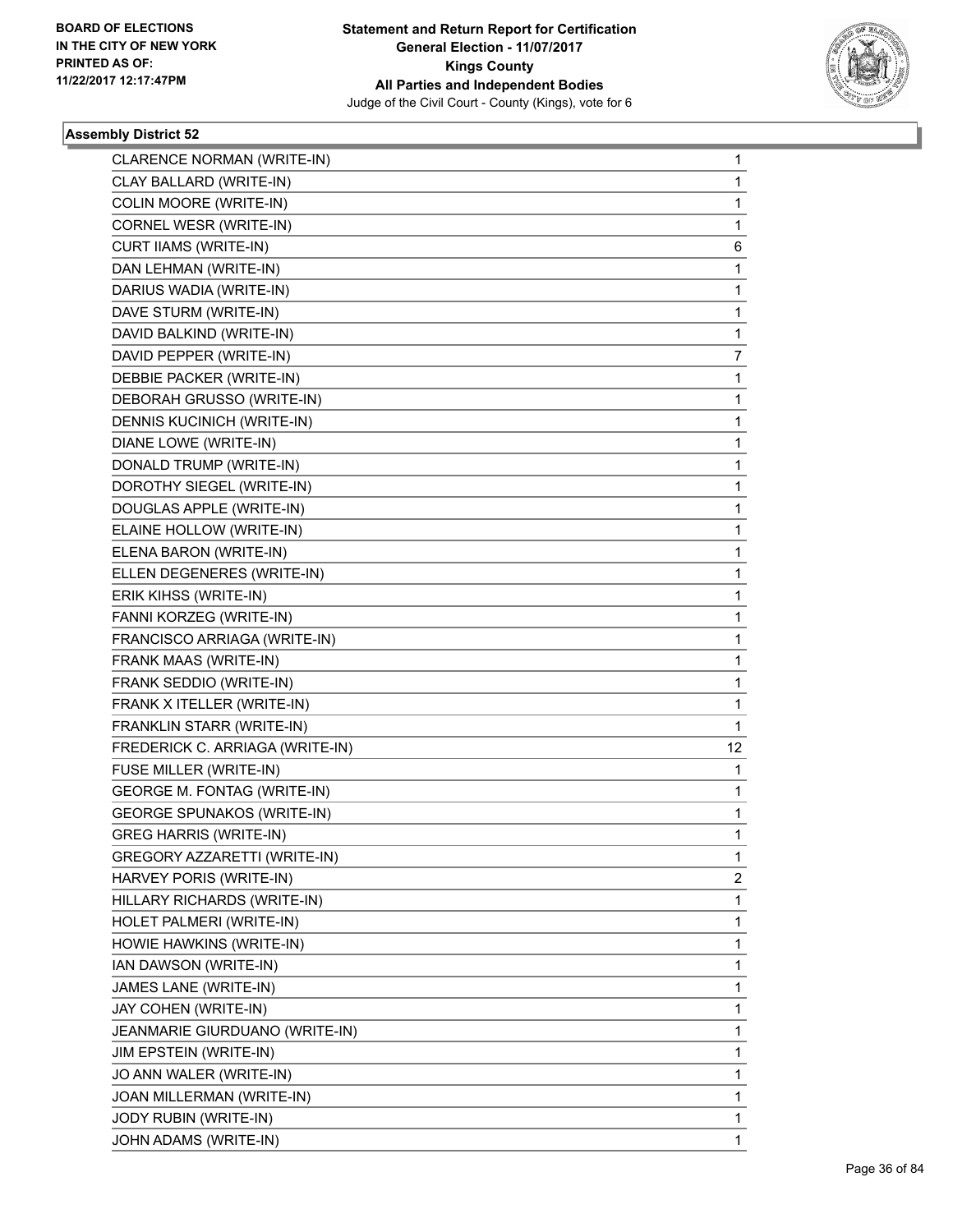**BOARD OF ELECTIONS IN THE CITY OF NEW YORK PRINTED AS OF: 11/22/2017 12:17:47PM**

**Statement and Return Report for Certification General Election - 11/07/2017 Kings County All Parties and Independent Bodies**
Judge of the Civil Court - County (Kings), vote for 6

### Assembly District 52

| Candidate | Votes |
| --- | --- |
| CLARENCE NORMAN (WRITE-IN) | 1 |
| CLAY BALLARD (WRITE-IN) | 1 |
| COLIN MOORE (WRITE-IN) | 1 |
| CORNEL WESR (WRITE-IN) | 1 |
| CURT IIAMS (WRITE-IN) | 6 |
| DAN LEHMAN (WRITE-IN) | 1 |
| DARIUS WADIA (WRITE-IN) | 1 |
| DAVE STURM (WRITE-IN) | 1 |
| DAVID BALKIND (WRITE-IN) | 1 |
| DAVID PEPPER (WRITE-IN) | 7 |
| DEBBIE PACKER (WRITE-IN) | 1 |
| DEBORAH GRUSSO (WRITE-IN) | 1 |
| DENNIS KUCINICH (WRITE-IN) | 1 |
| DIANE LOWE (WRITE-IN) | 1 |
| DONALD TRUMP (WRITE-IN) | 1 |
| DOROTHY SIEGEL (WRITE-IN) | 1 |
| DOUGLAS APPLE (WRITE-IN) | 1 |
| ELAINE HOLLOW (WRITE-IN) | 1 |
| ELENA BARON (WRITE-IN) | 1 |
| ELLEN DEGENERES (WRITE-IN) | 1 |
| ERIK KIHSS (WRITE-IN) | 1 |
| FANNI KORZEG (WRITE-IN) | 1 |
| FRANCISCO ARRIAGA (WRITE-IN) | 1 |
| FRANK MAAS (WRITE-IN) | 1 |
| FRANK SEDDIO (WRITE-IN) | 1 |
| FRANK X ITELLER (WRITE-IN) | 1 |
| FRANKLIN STARR (WRITE-IN) | 1 |
| FREDERICK C. ARRIAGA (WRITE-IN) | 12 |
| FUSE MILLER (WRITE-IN) | 1 |
| GEORGE M. FONTAG (WRITE-IN) | 1 |
| GEORGE SPUNAKOS (WRITE-IN) | 1 |
| GREG HARRIS (WRITE-IN) | 1 |
| GREGORY AZZARETTI (WRITE-IN) | 1 |
| HARVEY PORIS (WRITE-IN) | 2 |
| HILLARY RICHARDS (WRITE-IN) | 1 |
| HOLET PALMERI (WRITE-IN) | 1 |
| HOWIE HAWKINS (WRITE-IN) | 1 |
| IAN DAWSON (WRITE-IN) | 1 |
| JAMES LANE (WRITE-IN) | 1 |
| JAY COHEN (WRITE-IN) | 1 |
| JEANMARIE GIURDUANO (WRITE-IN) | 1 |
| JIM EPSTEIN (WRITE-IN) | 1 |
| JO ANN WALER (WRITE-IN) | 1 |
| JOAN MILLERMAN (WRITE-IN) | 1 |
| JODY RUBIN (WRITE-IN) | 1 |
| JOHN ADAMS (WRITE-IN) | 1 |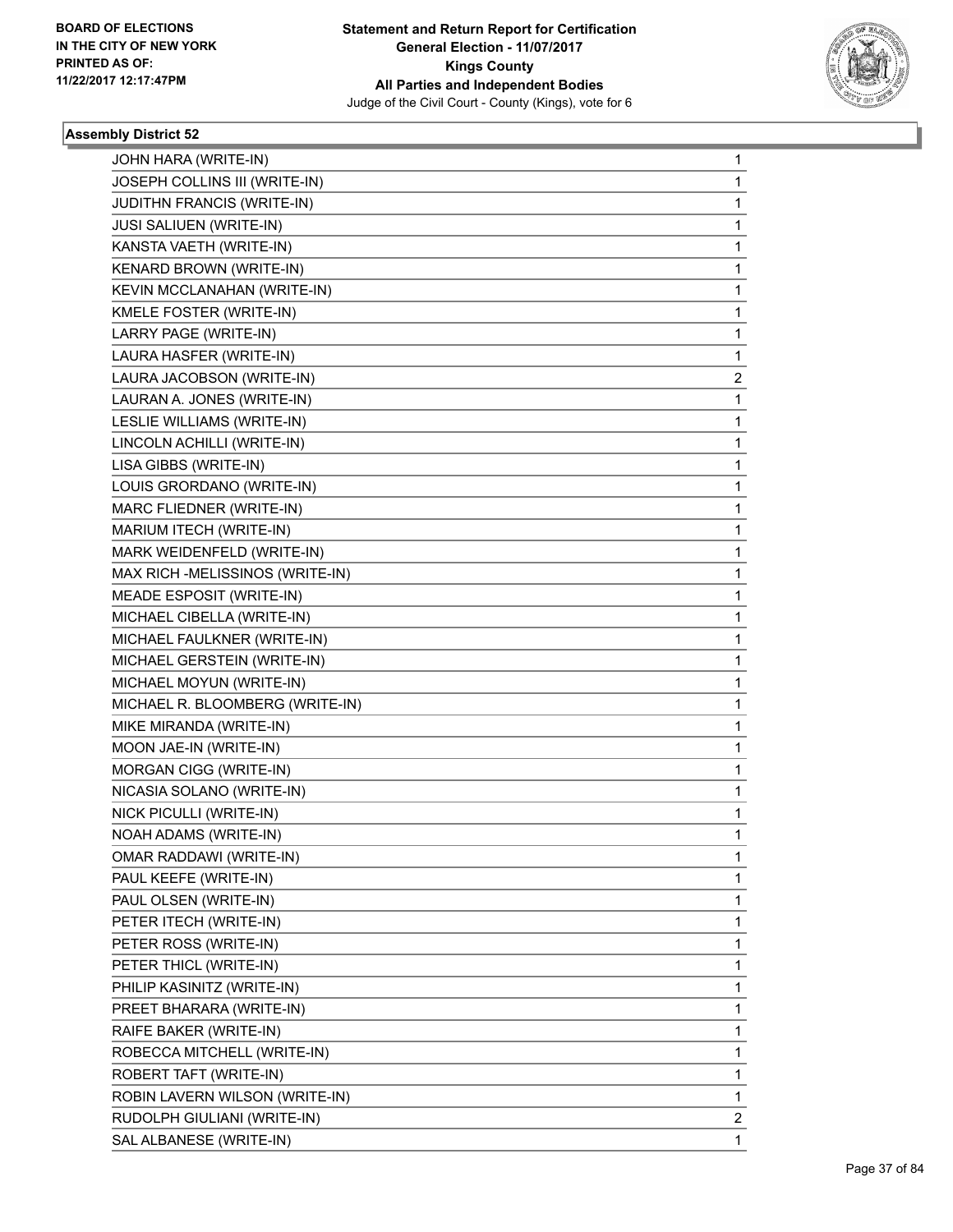BOARD OF ELECTIONS
IN THE CITY OF NEW YORK
PRINTED AS OF:
11/22/2017 12:17:47PM

**Statement and Return Report for Certification**
**General Election - 11/07/2017**
**Kings County**
**All Parties and Independent Bodies**
Judge of the Civil Court - County (Kings), vote for 6

### Assembly District 52

| Candidate | Votes |
|---|---|
| JOHN HARA (WRITE-IN) | 1 |
| JOSEPH COLLINS III (WRITE-IN) | 1 |
| JUDITHN FRANCIS (WRITE-IN) | 1 |
| JUSI SALIUEN (WRITE-IN) | 1 |
| KANSTA VAETH (WRITE-IN) | 1 |
| KENARD BROWN (WRITE-IN) | 1 |
| KEVIN MCCLANAHAN (WRITE-IN) | 1 |
| KMELE FOSTER (WRITE-IN) | 1 |
| LARRY PAGE (WRITE-IN) | 1 |
| LAURA HASFER (WRITE-IN) | 1 |
| LAURA JACOBSON (WRITE-IN) | 2 |
| LAURAN A. JONES (WRITE-IN) | 1 |
| LESLIE WILLIAMS (WRITE-IN) | 1 |
| LINCOLN ACHILLI (WRITE-IN) | 1 |
| LISA GIBBS (WRITE-IN) | 1 |
| LOUIS GRORDANO (WRITE-IN) | 1 |
| MARC FLIEDNER (WRITE-IN) | 1 |
| MARIUM ITECH (WRITE-IN) | 1 |
| MARK WEIDENFELD (WRITE-IN) | 1 |
| MAX RICH -MELISSINOS (WRITE-IN) | 1 |
| MEADE ESPOSIT (WRITE-IN) | 1 |
| MICHAEL CIBELLA (WRITE-IN) | 1 |
| MICHAEL FAULKNER (WRITE-IN) | 1 |
| MICHAEL GERSTEIN (WRITE-IN) | 1 |
| MICHAEL MOYUN (WRITE-IN) | 1 |
| MICHAEL R. BLOOMBERG (WRITE-IN) | 1 |
| MIKE MIRANDA (WRITE-IN) | 1 |
| MOON JAE-IN (WRITE-IN) | 1 |
| MORGAN CIGG (WRITE-IN) | 1 |
| NICASIA SOLANO (WRITE-IN) | 1 |
| NICK PICULLI (WRITE-IN) | 1 |
| NOAH ADAMS (WRITE-IN) | 1 |
| OMAR RADDAWI (WRITE-IN) | 1 |
| PAUL KEEFE (WRITE-IN) | 1 |
| PAUL OLSEN (WRITE-IN) | 1 |
| PETER ITECH (WRITE-IN) | 1 |
| PETER ROSS (WRITE-IN) | 1 |
| PETER THICL (WRITE-IN) | 1 |
| PHILIP KASINITZ (WRITE-IN) | 1 |
| PREET BHARARA (WRITE-IN) | 1 |
| RAIFE BAKER (WRITE-IN) | 1 |
| ROBECCA MITCHELL (WRITE-IN) | 1 |
| ROBERT TAFT (WRITE-IN) | 1 |
| ROBIN LAVERN WILSON (WRITE-IN) | 1 |
| RUDOLPH GIULIANI (WRITE-IN) | 2 |
| SAL ALBANESE (WRITE-IN) | 1 |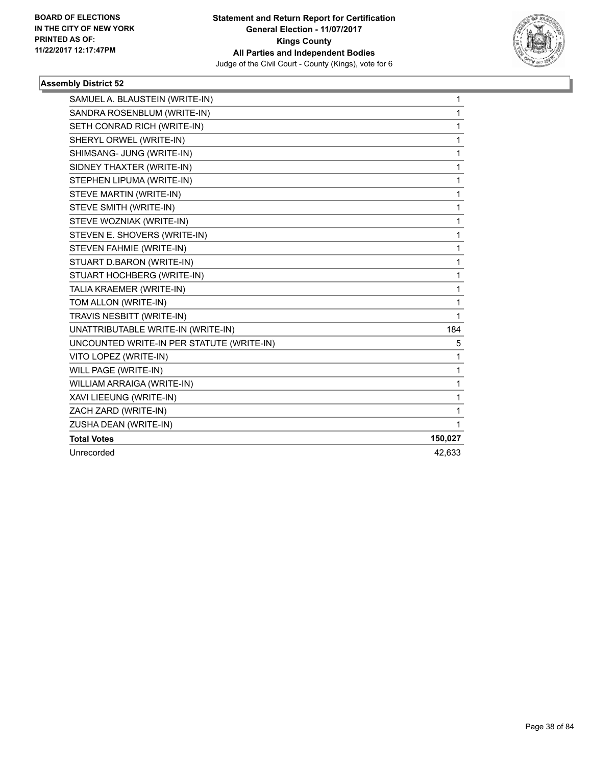**Statement and Return Report for Certification**
**General Election - 11/07/2017**
**Kings County**
**All Parties and Independent Bodies**
Judge of the Civil Court - County (Kings), vote for 6

BOARD OF ELECTIONS
IN THE CITY OF NEW YORK
PRINTED AS OF:
11/22/2017 12:17:47PM

### Assembly District 52

| | |
|---|---|
| SAMUEL A. BLAUSTEIN (WRITE-IN) | 1 |
| SANDRA ROSENBLUM (WRITE-IN) | 1 |
| SETH CONRAD RICH (WRITE-IN) | 1 |
| SHERYL ORWEL (WRITE-IN) | 1 |
| SHIMSANG- JUNG (WRITE-IN) | 1 |
| SIDNEY THAXTER (WRITE-IN) | 1 |
| STEPHEN LIPUMA (WRITE-IN) | 1 |
| STEVE MARTIN (WRITE-IN) | 1 |
| STEVE SMITH (WRITE-IN) | 1 |
| STEVE WOZNIAK (WRITE-IN) | 1 |
| STEVEN E. SHOVERS (WRITE-IN) | 1 |
| STEVEN FAHMIE (WRITE-IN) | 1 |
| STUART D.BARON (WRITE-IN) | 1 |
| STUART HOCHBERG (WRITE-IN) | 1 |
| TALIA KRAEMER (WRITE-IN) | 1 |
| TOM ALLON (WRITE-IN) | 1 |
| TRAVIS NESBITT (WRITE-IN) | 1 |
| UNATTRIBUTABLE WRITE-IN (WRITE-IN) | 184 |
| UNCOUNTED WRITE-IN PER STATUTE (WRITE-IN) | 5 |
| VITO LOPEZ (WRITE-IN) | 1 |
| WILL PAGE (WRITE-IN) | 1 |
| WILLIAM ARRAIGA (WRITE-IN) | 1 |
| XAVI LIEEUNG (WRITE-IN) | 1 |
| ZACH ZARD (WRITE-IN) | 1 |
| ZUSHA DEAN (WRITE-IN) | 1 |
| **Total Votes** | **150,027** |
| Unrecorded | 42,633 |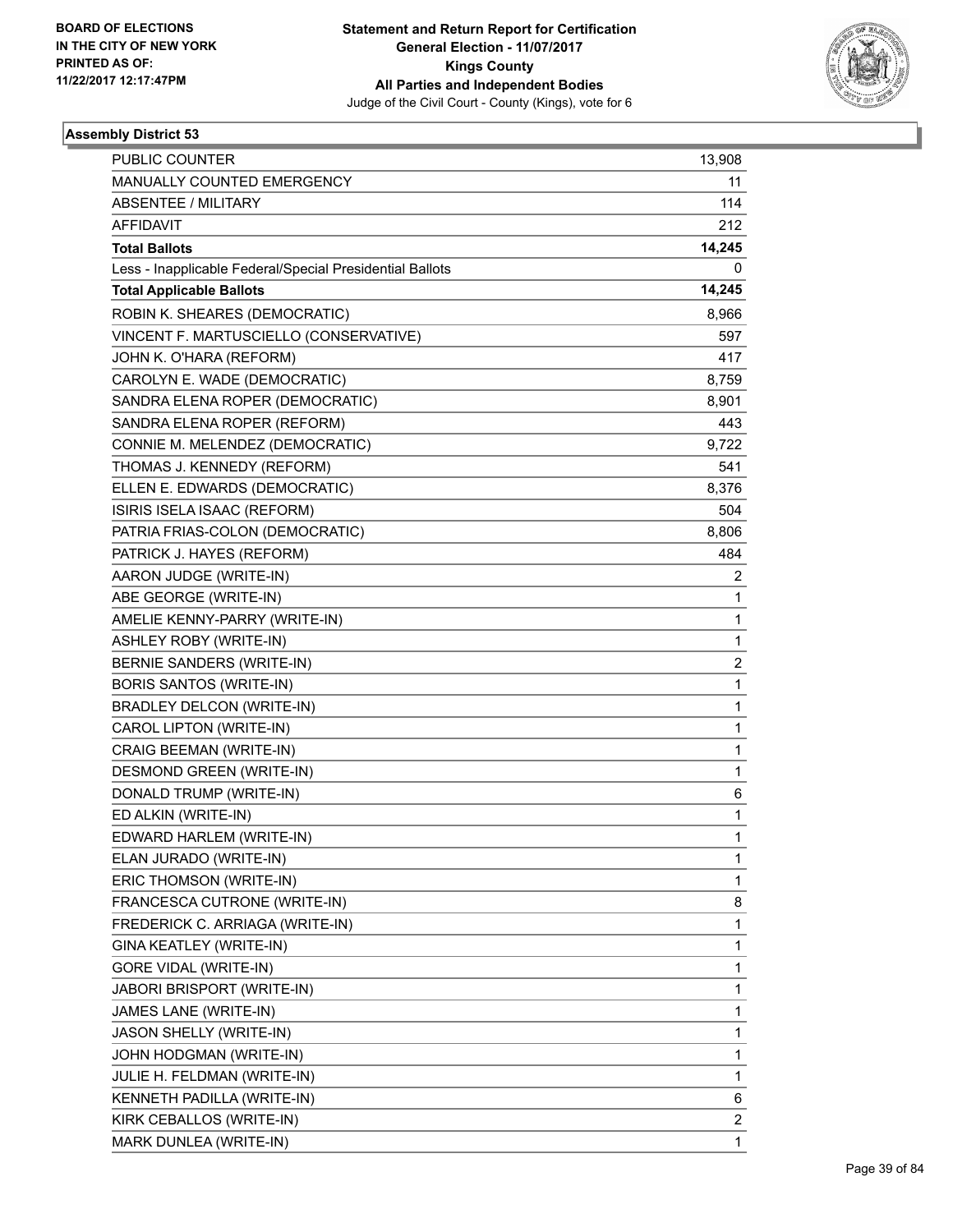**Statement and Return Report for Certification**
**General Election - 11/07/2017**
**Kings County**
**All Parties and Independent Bodies**
Judge of the Civil Court - County (Kings), vote for 6

BOARD OF ELECTIONS
IN THE CITY OF NEW YORK
PRINTED AS OF:
11/22/2017 12:17:47PM

### Assembly District 53

| | |
|---|---|
| PUBLIC COUNTER | 13,908 |
| MANUALLY COUNTED EMERGENCY | 11 |
| ABSENTEE / MILITARY | 114 |
| AFFIDAVIT | 212 |
| **Total Ballots** | **14,245** |
| Less - Inapplicable Federal/Special Presidential Ballots | 0 |
| **Total Applicable Ballots** | **14,245** |
| ROBIN K. SHEARES (DEMOCRATIC) | 8,966 |
| VINCENT F. MARTUSCIELLO (CONSERVATIVE) | 597 |
| JOHN K. O'HARA (REFORM) | 417 |
| CAROLYN E. WADE (DEMOCRATIC) | 8,759 |
| SANDRA ELENA ROPER (DEMOCRATIC) | 8,901 |
| SANDRA ELENA ROPER (REFORM) | 443 |
| CONNIE M. MELENDEZ (DEMOCRATIC) | 9,722 |
| THOMAS J. KENNEDY (REFORM) | 541 |
| ELLEN E. EDWARDS (DEMOCRATIC) | 8,376 |
| ISIRIS ISELA ISAAC (REFORM) | 504 |
| PATRIA FRIAS-COLON (DEMOCRATIC) | 8,806 |
| PATRICK J. HAYES (REFORM) | 484 |
| AARON JUDGE (WRITE-IN) | 2 |
| ABE GEORGE (WRITE-IN) | 1 |
| AMELIE KENNY-PARRY (WRITE-IN) | 1 |
| ASHLEY ROBY (WRITE-IN) | 1 |
| BERNIE SANDERS (WRITE-IN) | 2 |
| BORIS SANTOS (WRITE-IN) | 1 |
| BRADLEY DELCON (WRITE-IN) | 1 |
| CAROL LIPTON (WRITE-IN) | 1 |
| CRAIG BEEMAN (WRITE-IN) | 1 |
| DESMOND GREEN (WRITE-IN) | 1 |
| DONALD TRUMP (WRITE-IN) | 6 |
| ED ALKIN (WRITE-IN) | 1 |
| EDWARD HARLEM (WRITE-IN) | 1 |
| ELAN JURADO (WRITE-IN) | 1 |
| ERIC THOMSON (WRITE-IN) | 1 |
| FRANCESCA CUTRONE (WRITE-IN) | 8 |
| FREDERICK C. ARRIAGA (WRITE-IN) | 1 |
| GINA KEATLEY (WRITE-IN) | 1 |
| GORE VIDAL (WRITE-IN) | 1 |
| JABORI BRISPORT (WRITE-IN) | 1 |
| JAMES LANE (WRITE-IN) | 1 |
| JASON SHELLY (WRITE-IN) | 1 |
| JOHN HODGMAN (WRITE-IN) | 1 |
| JULIE H. FELDMAN (WRITE-IN) | 1 |
| KENNETH PADILLA (WRITE-IN) | 6 |
| KIRK CEBALLOS (WRITE-IN) | 2 |
| MARK DUNLEA (WRITE-IN) | 1 |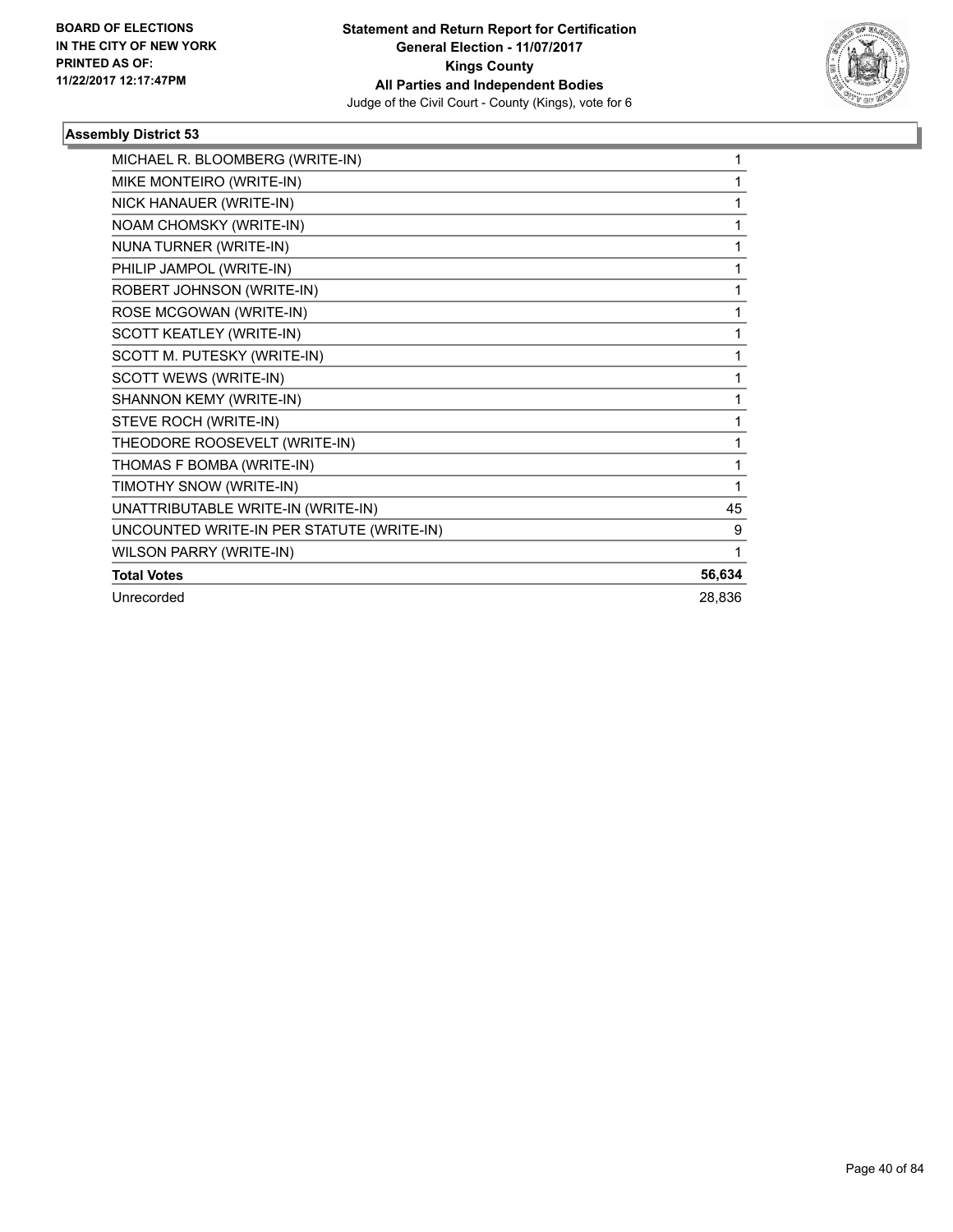**Statement and Return Report for Certification**
**General Election - 11/07/2017**
**Kings County**
**All Parties and Independent Bodies**
Judge of the Civil Court - County (Kings), vote for 6

BOARD OF ELECTIONS
IN THE CITY OF NEW YORK
PRINTED AS OF:
11/22/2017 12:17:47PM

### Assembly District 53

| | |
|---|---|
| MICHAEL R. BLOOMBERG (WRITE-IN) | 1 |
| MIKE MONTEIRO (WRITE-IN) | 1 |
| NICK HANAUER (WRITE-IN) | 1 |
| NOAM CHOMSKY (WRITE-IN) | 1 |
| NUNA TURNER (WRITE-IN) | 1 |
| PHILIP JAMPOL (WRITE-IN) | 1 |
| ROBERT JOHNSON (WRITE-IN) | 1 |
| ROSE MCGOWAN (WRITE-IN) | 1 |
| SCOTT KEATLEY (WRITE-IN) | 1 |
| SCOTT M. PUTESKY (WRITE-IN) | 1 |
| SCOTT WEWS (WRITE-IN) | 1 |
| SHANNON KEMY (WRITE-IN) | 1 |
| STEVE ROCH (WRITE-IN) | 1 |
| THEODORE ROOSEVELT (WRITE-IN) | 1 |
| THOMAS F BOMBA (WRITE-IN) | 1 |
| TIMOTHY SNOW (WRITE-IN) | 1 |
| UNATTRIBUTABLE WRITE-IN (WRITE-IN) | 45 |
| UNCOUNTED WRITE-IN PER STATUTE (WRITE-IN) | 9 |
| WILSON PARRY (WRITE-IN) | 1 |
| **Total Votes** | **56,634** |
| Unrecorded | 28,836 |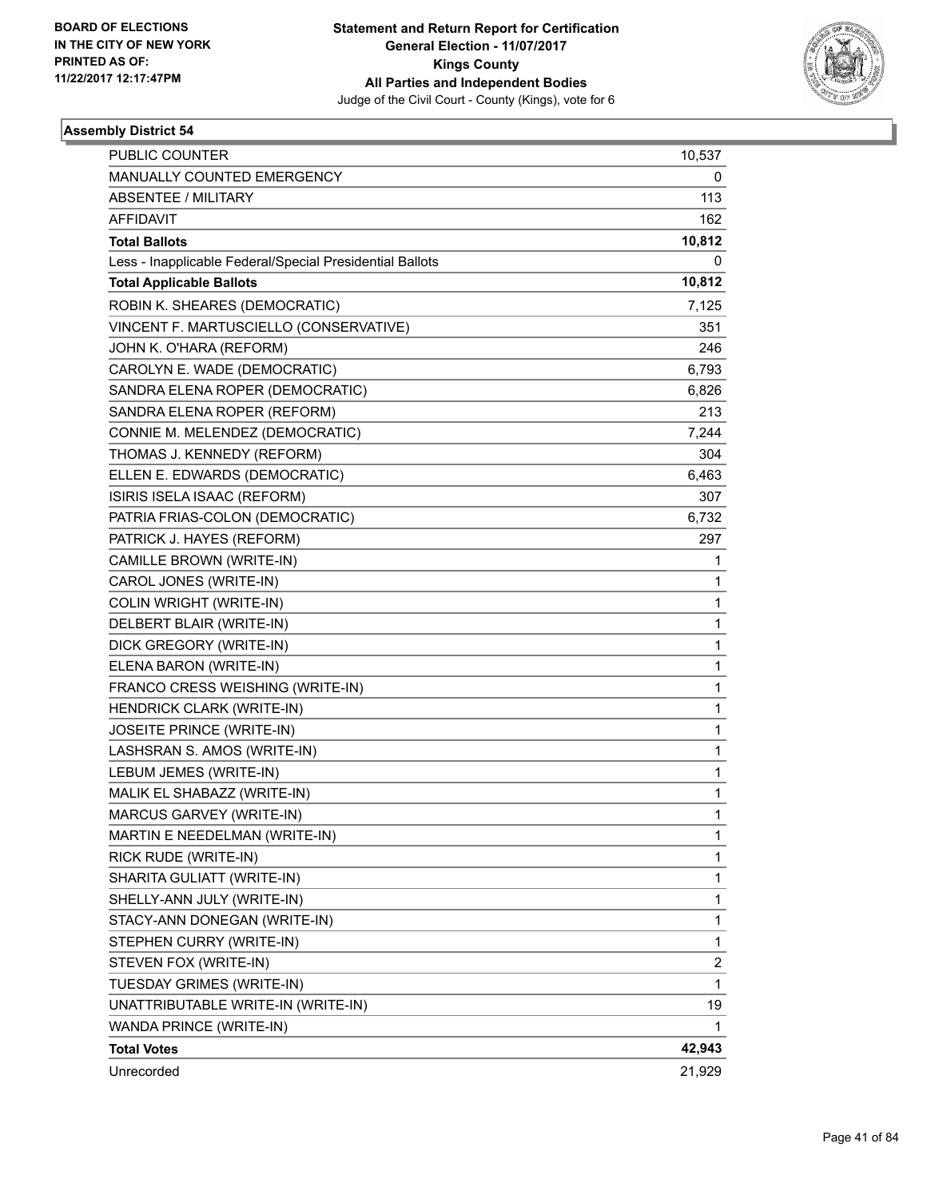BOARD OF ELECTIONS
IN THE CITY OF NEW YORK
PRINTED AS OF:
11/22/2017 12:17:47PM

**Statement and Return Report for Certification**
**General Election - 11/07/2017**
**Kings County**
**All Parties and Independent Bodies**
Judge of the Civil Court - County (Kings), vote for 6

### Assembly District 54

| | |
|---|---|
| PUBLIC COUNTER | 10,537 |
| MANUALLY COUNTED EMERGENCY | 0 |
| ABSENTEE / MILITARY | 113 |
| AFFIDAVIT | 162 |
| **Total Ballots** | **10,812** |
| Less - Inapplicable Federal/Special Presidential Ballots | 0 |
| **Total Applicable Ballots** | **10,812** |
| ROBIN K. SHEARES (DEMOCRATIC) | 7,125 |
| VINCENT F. MARTUSCIELLO (CONSERVATIVE) | 351 |
| JOHN K. O'HARA (REFORM) | 246 |
| CAROLYN E. WADE (DEMOCRATIC) | 6,793 |
| SANDRA ELENA ROPER (DEMOCRATIC) | 6,826 |
| SANDRA ELENA ROPER (REFORM) | 213 |
| CONNIE M. MELENDEZ (DEMOCRATIC) | 7,244 |
| THOMAS J. KENNEDY (REFORM) | 304 |
| ELLEN E. EDWARDS (DEMOCRATIC) | 6,463 |
| ISIRIS ISELA ISAAC (REFORM) | 307 |
| PATRIA FRIAS-COLON (DEMOCRATIC) | 6,732 |
| PATRICK J. HAYES (REFORM) | 297 |
| CAMILLE BROWN (WRITE-IN) | 1 |
| CAROL JONES (WRITE-IN) | 1 |
| COLIN WRIGHT (WRITE-IN) | 1 |
| DELBERT BLAIR (WRITE-IN) | 1 |
| DICK GREGORY (WRITE-IN) | 1 |
| ELENA BARON (WRITE-IN) | 1 |
| FRANCO CRESS WEISHING (WRITE-IN) | 1 |
| HENDRICK CLARK (WRITE-IN) | 1 |
| JOSEITE PRINCE (WRITE-IN) | 1 |
| LASHSRAN S. AMOS (WRITE-IN) | 1 |
| LEBUM JEMES (WRITE-IN) | 1 |
| MALIK EL SHABAZZ (WRITE-IN) | 1 |
| MARCUS GARVEY (WRITE-IN) | 1 |
| MARTIN E NEEDELMAN (WRITE-IN) | 1 |
| RICK RUDE (WRITE-IN) | 1 |
| SHARITA GULIATT (WRITE-IN) | 1 |
| SHELLY-ANN JULY (WRITE-IN) | 1 |
| STACY-ANN DONEGAN (WRITE-IN) | 1 |
| STEPHEN CURRY (WRITE-IN) | 1 |
| STEVEN FOX (WRITE-IN) | 2 |
| TUESDAY GRIMES (WRITE-IN) | 1 |
| UNATTRIBUTABLE WRITE-IN (WRITE-IN) | 19 |
| WANDA PRINCE (WRITE-IN) | 1 |
| **Total Votes** | **42,943** |
| Unrecorded | 21,929 |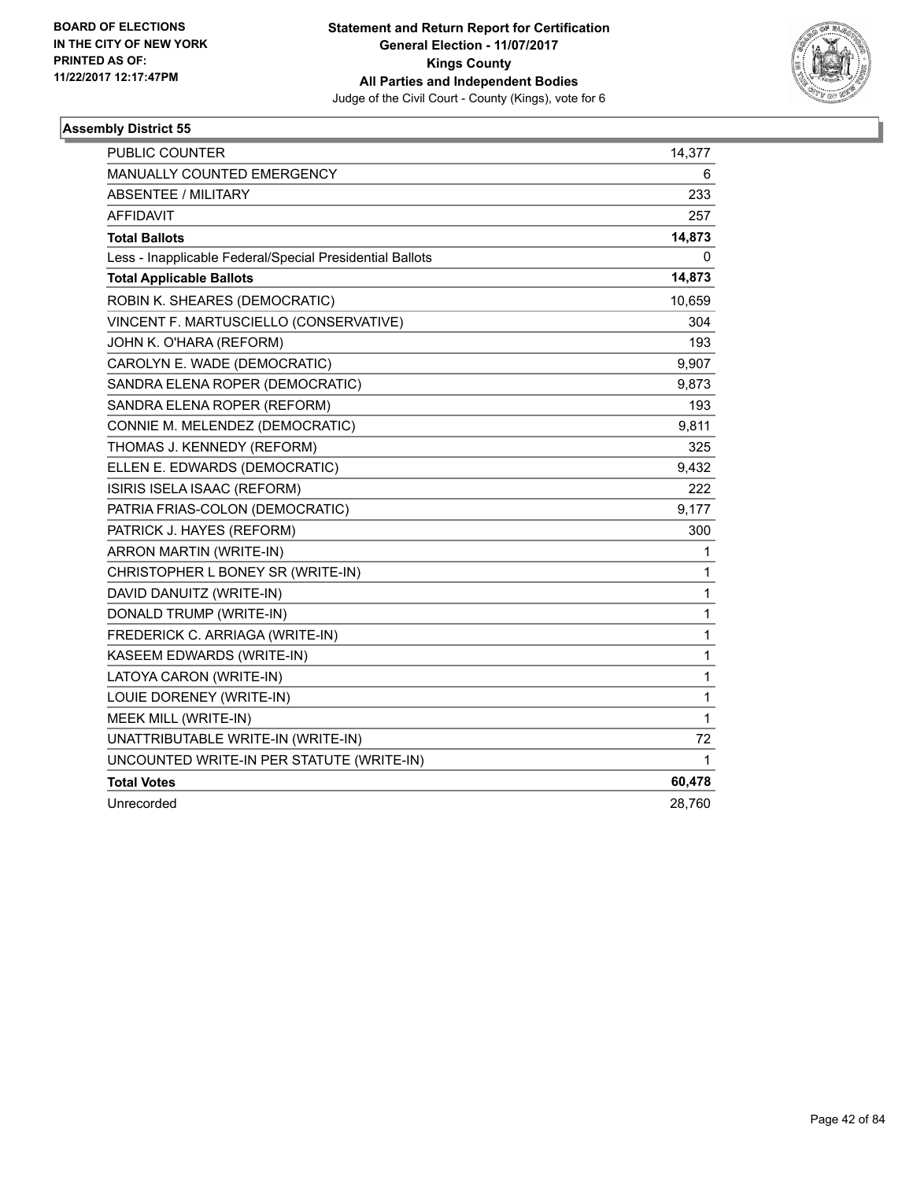BOARD OF ELECTIONS
IN THE CITY OF NEW YORK
PRINTED AS OF:
11/22/2017 12:17:47PM

**Statement and Return Report for Certification**
**General Election - 11/07/2017**
**Kings County**
**All Parties and Independent Bodies**
Judge of the Civil Court - County (Kings), vote for 6

### Assembly District 55

| | |
|---|---|
| PUBLIC COUNTER | 14,377 |
| MANUALLY COUNTED EMERGENCY | 6 |
| ABSENTEE / MILITARY | 233 |
| AFFIDAVIT | 257 |
| **Total Ballots** | **14,873** |
| Less - Inapplicable Federal/Special Presidential Ballots | 0 |
| **Total Applicable Ballots** | **14,873** |
| ROBIN K. SHEARES (DEMOCRATIC) | 10,659 |
| VINCENT F. MARTUSCIELLO (CONSERVATIVE) | 304 |
| JOHN K. O'HARA (REFORM) | 193 |
| CAROLYN E. WADE (DEMOCRATIC) | 9,907 |
| SANDRA ELENA ROPER (DEMOCRATIC) | 9,873 |
| SANDRA ELENA ROPER (REFORM) | 193 |
| CONNIE M. MELENDEZ (DEMOCRATIC) | 9,811 |
| THOMAS J. KENNEDY (REFORM) | 325 |
| ELLEN E. EDWARDS (DEMOCRATIC) | 9,432 |
| ISIRIS ISELA ISAAC (REFORM) | 222 |
| PATRIA FRIAS-COLON (DEMOCRATIC) | 9,177 |
| PATRICK J. HAYES (REFORM) | 300 |
| ARRON MARTIN (WRITE-IN) | 1 |
| CHRISTOPHER L BONEY SR (WRITE-IN) | 1 |
| DAVID DANUITZ (WRITE-IN) | 1 |
| DONALD TRUMP (WRITE-IN) | 1 |
| FREDERICK C. ARRIAGA (WRITE-IN) | 1 |
| KASEEM EDWARDS (WRITE-IN) | 1 |
| LATOYA CARON (WRITE-IN) | 1 |
| LOUIE DORENEY (WRITE-IN) | 1 |
| MEEK MILL (WRITE-IN) | 1 |
| UNATTRIBUTABLE WRITE-IN (WRITE-IN) | 72 |
| UNCOUNTED WRITE-IN PER STATUTE (WRITE-IN) | 1 |
| **Total Votes** | **60,478** |
| Unrecorded | 28,760 |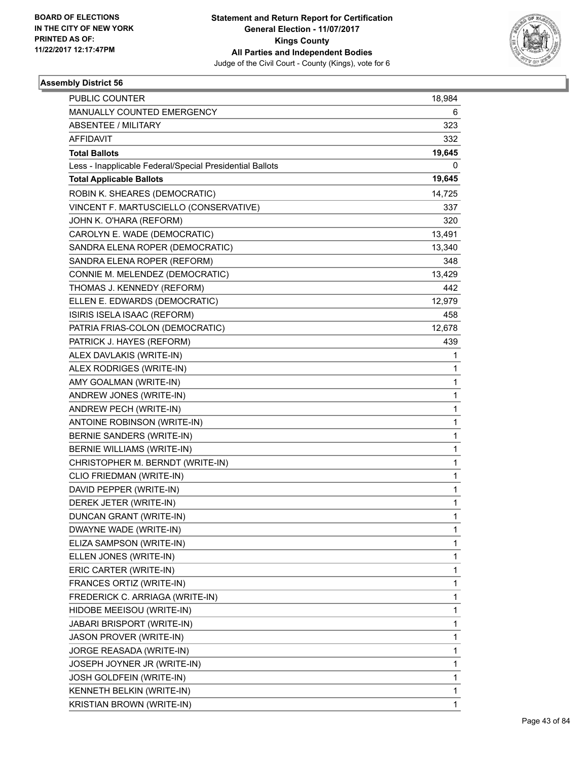BOARD OF ELECTIONS
IN THE CITY OF NEW YORK
PRINTED AS OF:
11/22/2017 12:17:47PM

**Statement and Return Report for Certification**
**General Election - 11/07/2017**
**Kings County**
**All Parties and Independent Bodies**
Judge of the Civil Court - County (Kings), vote for 6

### Assembly District 56

| | |
|---|---|
| PUBLIC COUNTER | 18,984 |
| MANUALLY COUNTED EMERGENCY | 6 |
| ABSENTEE / MILITARY | 323 |
| AFFIDAVIT | 332 |
| **Total Ballots** | **19,645** |
| Less - Inapplicable Federal/Special Presidential Ballots | 0 |
| **Total Applicable Ballots** | **19,645** |
| ROBIN K. SHEARES (DEMOCRATIC) | 14,725 |
| VINCENT F. MARTUSCIELLO (CONSERVATIVE) | 337 |
| JOHN K. O'HARA (REFORM) | 320 |
| CAROLYN E. WADE (DEMOCRATIC) | 13,491 |
| SANDRA ELENA ROPER (DEMOCRATIC) | 13,340 |
| SANDRA ELENA ROPER (REFORM) | 348 |
| CONNIE M. MELENDEZ (DEMOCRATIC) | 13,429 |
| THOMAS J. KENNEDY (REFORM) | 442 |
| ELLEN E. EDWARDS (DEMOCRATIC) | 12,979 |
| ISIRIS ISELA ISAAC (REFORM) | 458 |
| PATRIA FRIAS-COLON (DEMOCRATIC) | 12,678 |
| PATRICK J. HAYES (REFORM) | 439 |
| ALEX DAVLAKIS (WRITE-IN) | 1 |
| ALEX RODRIGES (WRITE-IN) | 1 |
| AMY GOALMAN (WRITE-IN) | 1 |
| ANDREW JONES (WRITE-IN) | 1 |
| ANDREW PECH (WRITE-IN) | 1 |
| ANTOINE ROBINSON (WRITE-IN) | 1 |
| BERNIE SANDERS (WRITE-IN) | 1 |
| BERNIE WILLIAMS (WRITE-IN) | 1 |
| CHRISTOPHER M. BERNDT (WRITE-IN) | 1 |
| CLIO FRIEDMAN (WRITE-IN) | 1 |
| DAVID PEPPER (WRITE-IN) | 1 |
| DEREK JETER (WRITE-IN) | 1 |
| DUNCAN GRANT (WRITE-IN) | 1 |
| DWAYNE WADE (WRITE-IN) | 1 |
| ELIZA SAMPSON (WRITE-IN) | 1 |
| ELLEN JONES (WRITE-IN) | 1 |
| ERIC CARTER (WRITE-IN) | 1 |
| FRANCES ORTIZ (WRITE-IN) | 1 |
| FREDERICK C. ARRIAGA (WRITE-IN) | 1 |
| HIDOBE MEEISOU (WRITE-IN) | 1 |
| JABARI BRISPORT (WRITE-IN) | 1 |
| JASON PROVER (WRITE-IN) | 1 |
| JORGE REASADA (WRITE-IN) | 1 |
| JOSEPH JOYNER JR (WRITE-IN) | 1 |
| JOSH GOLDFEIN (WRITE-IN) | 1 |
| KENNETH BELKIN (WRITE-IN) | 1 |
| KRISTIAN BROWN (WRITE-IN) | 1 |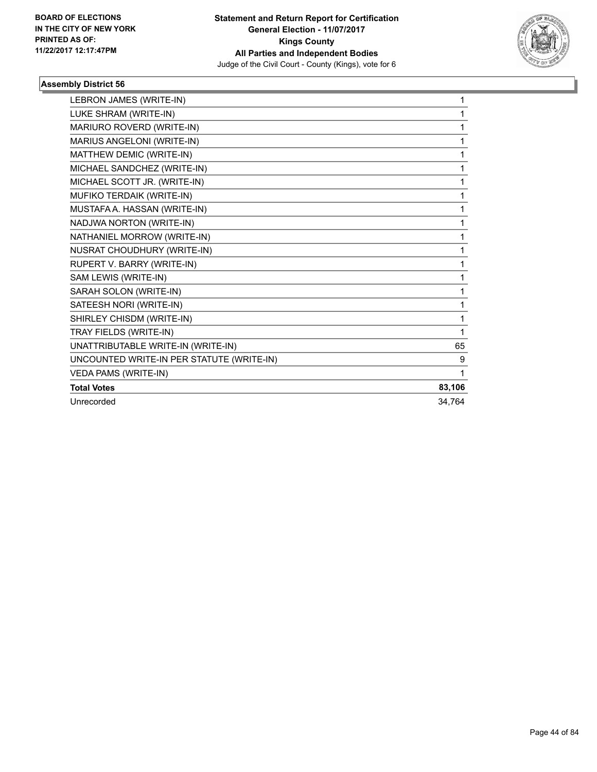BOARD OF ELECTIONS
IN THE CITY OF NEW YORK
PRINTED AS OF:
11/22/2017 12:17:47PM

**Statement and Return Report for Certification**
**General Election - 11/07/2017**
**Kings County**
**All Parties and Independent Bodies**
Judge of the Civil Court - County (Kings), vote for 6

### Assembly District 56

| | |
|---|---|
| LEBRON JAMES (WRITE-IN) | 1 |
| LUKE SHRAM (WRITE-IN) | 1 |
| MARIURO ROVERD (WRITE-IN) | 1 |
| MARIUS ANGELONI (WRITE-IN) | 1 |
| MATTHEW DEMIC (WRITE-IN) | 1 |
| MICHAEL SANDCHEZ (WRITE-IN) | 1 |
| MICHAEL SCOTT JR. (WRITE-IN) | 1 |
| MUFIKO TERDAIK (WRITE-IN) | 1 |
| MUSTAFA A. HASSAN (WRITE-IN) | 1 |
| NADJWA NORTON (WRITE-IN) | 1 |
| NATHANIEL MORROW (WRITE-IN) | 1 |
| NUSRAT CHOUDHURY (WRITE-IN) | 1 |
| RUPERT V. BARRY (WRITE-IN) | 1 |
| SAM LEWIS (WRITE-IN) | 1 |
| SARAH SOLON (WRITE-IN) | 1 |
| SATEESH NORI (WRITE-IN) | 1 |
| SHIRLEY CHISDM (WRITE-IN) | 1 |
| TRAY FIELDS (WRITE-IN) | 1 |
| UNATTRIBUTABLE WRITE-IN (WRITE-IN) | 65 |
| UNCOUNTED WRITE-IN PER STATUTE (WRITE-IN) | 9 |
| VEDA PAMS (WRITE-IN) | 1 |
| **Total Votes** | **83,106** |
| Unrecorded | 34,764 |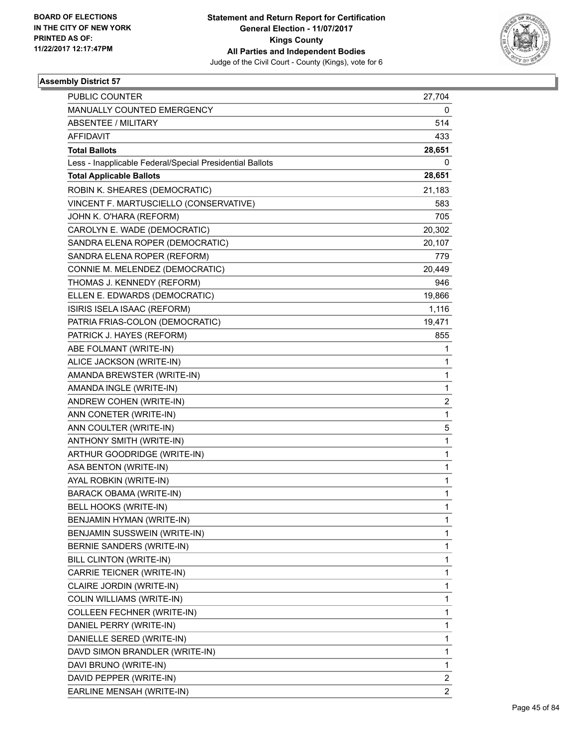BOARD OF ELECTIONS
IN THE CITY OF NEW YORK
PRINTED AS OF:
11/22/2017 12:17:47PM

**Statement and Return Report for Certification**
**General Election - 11/07/2017**
**Kings County**
**All Parties and Independent Bodies**
Judge of the Civil Court - County (Kings), vote for 6

**Assembly District 57**

| | |
|---|---|
| PUBLIC COUNTER | 27,704 |
| MANUALLY COUNTED EMERGENCY | 0 |
| ABSENTEE / MILITARY | 514 |
| AFFIDAVIT | 433 |
| **Total Ballots** | **28,651** |
| Less - Inapplicable Federal/Special Presidential Ballots | 0 |
| **Total Applicable Ballots** | **28,651** |
| ROBIN K. SHEARES (DEMOCRATIC) | 21,183 |
| VINCENT F. MARTUSCIELLO (CONSERVATIVE) | 583 |
| JOHN K. O'HARA (REFORM) | 705 |
| CAROLYN E. WADE (DEMOCRATIC) | 20,302 |
| SANDRA ELENA ROPER (DEMOCRATIC) | 20,107 |
| SANDRA ELENA ROPER (REFORM) | 779 |
| CONNIE M. MELENDEZ (DEMOCRATIC) | 20,449 |
| THOMAS J. KENNEDY (REFORM) | 946 |
| ELLEN E. EDWARDS (DEMOCRATIC) | 19,866 |
| ISIRIS ISELA ISAAC (REFORM) | 1,116 |
| PATRIA FRIAS-COLON (DEMOCRATIC) | 19,471 |
| PATRICK J. HAYES (REFORM) | 855 |
| ABE FOLMANT (WRITE-IN) | 1 |
| ALICE JACKSON (WRITE-IN) | 1 |
| AMANDA BREWSTER (WRITE-IN) | 1 |
| AMANDA INGLE (WRITE-IN) | 1 |
| ANDREW COHEN (WRITE-IN) | 2 |
| ANN CONETER (WRITE-IN) | 1 |
| ANN COULTER (WRITE-IN) | 5 |
| ANTHONY SMITH (WRITE-IN) | 1 |
| ARTHUR GOODRIDGE (WRITE-IN) | 1 |
| ASA BENTON (WRITE-IN) | 1 |
| AYAL ROBKIN (WRITE-IN) | 1 |
| BARACK OBAMA (WRITE-IN) | 1 |
| BELL HOOKS (WRITE-IN) | 1 |
| BENJAMIN HYMAN (WRITE-IN) | 1 |
| BENJAMIN SUSSWEIN (WRITE-IN) | 1 |
| BERNIE SANDERS (WRITE-IN) | 1 |
| BILL CLINTON (WRITE-IN) | 1 |
| CARRIE TEICNER (WRITE-IN) | 1 |
| CLAIRE JORDIN (WRITE-IN) | 1 |
| COLIN WILLIAMS (WRITE-IN) | 1 |
| COLLEEN FECHNER (WRITE-IN) | 1 |
| DANIEL PERRY (WRITE-IN) | 1 |
| DANIELLE SERED (WRITE-IN) | 1 |
| DAVD SIMON BRANDLER (WRITE-IN) | 1 |
| DAVI BRUNO (WRITE-IN) | 1 |
| DAVID PEPPER (WRITE-IN) | 2 |
| EARLINE MENSAH (WRITE-IN) | 2 |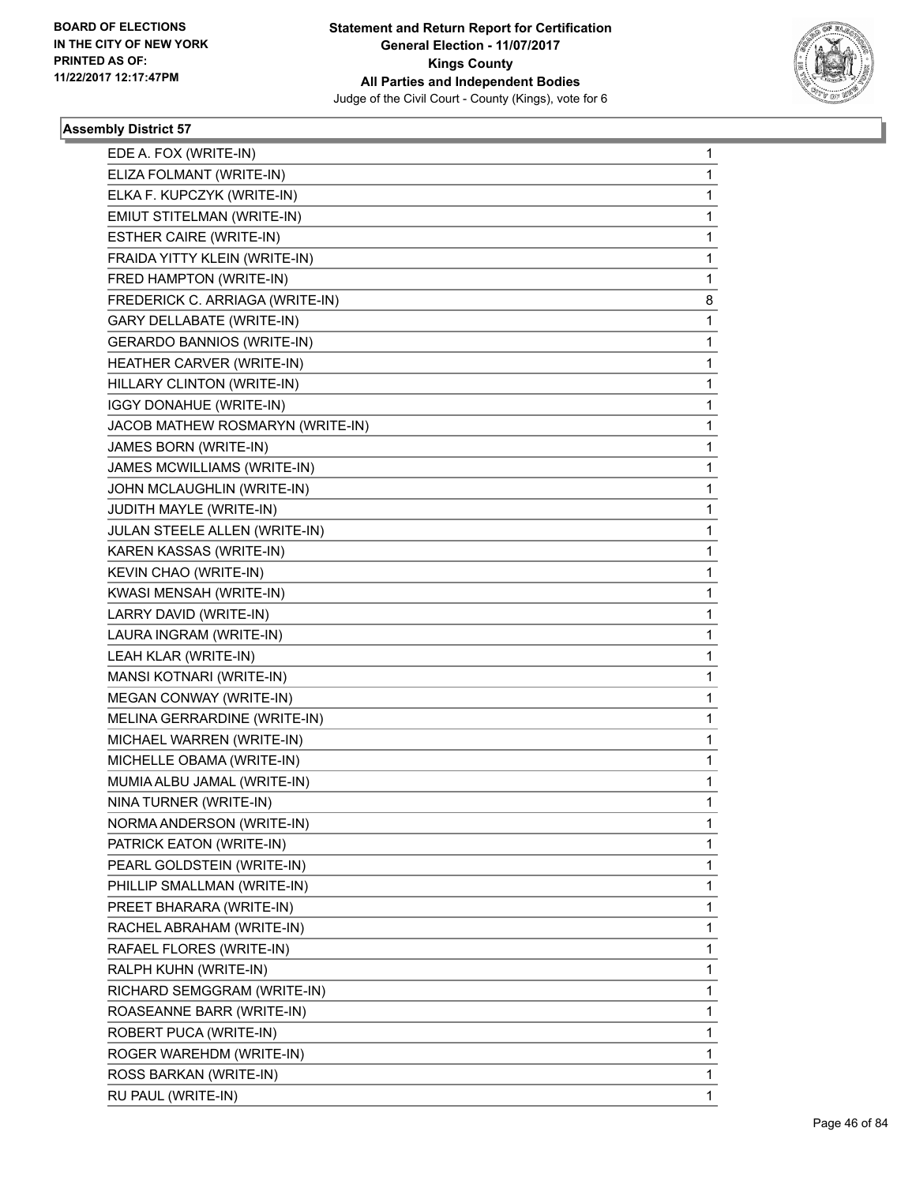**Statement and Return Report for Certification**
**General Election - 11/07/2017**
**Kings County**
**All Parties and Independent Bodies**
Judge of the Civil Court - County (Kings), vote for 6

BOARD OF ELECTIONS
IN THE CITY OF NEW YORK
PRINTED AS OF:
11/22/2017 12:17:47PM

### Assembly District 57

| | |
|---|---|
| EDE A. FOX (WRITE-IN) | 1 |
| ELIZA FOLMANT (WRITE-IN) | 1 |
| ELKA F. KUPCZYK (WRITE-IN) | 1 |
| EMIUT STITELMAN (WRITE-IN) | 1 |
| ESTHER CAIRE (WRITE-IN) | 1 |
| FRAIDA YITTY KLEIN (WRITE-IN) | 1 |
| FRED HAMPTON (WRITE-IN) | 1 |
| FREDERICK C. ARRIAGA (WRITE-IN) | 8 |
| GARY DELLABATE (WRITE-IN) | 1 |
| GERARDO BANNIOS (WRITE-IN) | 1 |
| HEATHER CARVER (WRITE-IN) | 1 |
| HILLARY CLINTON (WRITE-IN) | 1 |
| IGGY DONAHUE (WRITE-IN) | 1 |
| JACOB MATHEW ROSMARYN (WRITE-IN) | 1 |
| JAMES BORN (WRITE-IN) | 1 |
| JAMES MCWILLIAMS (WRITE-IN) | 1 |
| JOHN MCLAUGHLIN (WRITE-IN) | 1 |
| JUDITH MAYLE (WRITE-IN) | 1 |
| JULAN STEELE ALLEN (WRITE-IN) | 1 |
| KAREN KASSAS (WRITE-IN) | 1 |
| KEVIN CHAO (WRITE-IN) | 1 |
| KWASI MENSAH (WRITE-IN) | 1 |
| LARRY DAVID (WRITE-IN) | 1 |
| LAURA INGRAM (WRITE-IN) | 1 |
| LEAH KLAR (WRITE-IN) | 1 |
| MANSI KOTNARI (WRITE-IN) | 1 |
| MEGAN CONWAY (WRITE-IN) | 1 |
| MELINA GERRARDINE (WRITE-IN) | 1 |
| MICHAEL WARREN (WRITE-IN) | 1 |
| MICHELLE OBAMA (WRITE-IN) | 1 |
| MUMIA ALBU JAMAL (WRITE-IN) | 1 |
| NINA TURNER (WRITE-IN) | 1 |
| NORMA ANDERSON (WRITE-IN) | 1 |
| PATRICK EATON (WRITE-IN) | 1 |
| PEARL GOLDSTEIN (WRITE-IN) | 1 |
| PHILLIP SMALLMAN (WRITE-IN) | 1 |
| PREET BHARARA (WRITE-IN) | 1 |
| RACHEL ABRAHAM (WRITE-IN) | 1 |
| RAFAEL FLORES (WRITE-IN) | 1 |
| RALPH KUHN (WRITE-IN) | 1 |
| RICHARD SEMGGRAM (WRITE-IN) | 1 |
| ROASEANNE BARR (WRITE-IN) | 1 |
| ROBERT PUCA (WRITE-IN) | 1 |
| ROGER WAREHDM (WRITE-IN) | 1 |
| ROSS BARKAN (WRITE-IN) | 1 |
| RU PAUL (WRITE-IN) | 1 |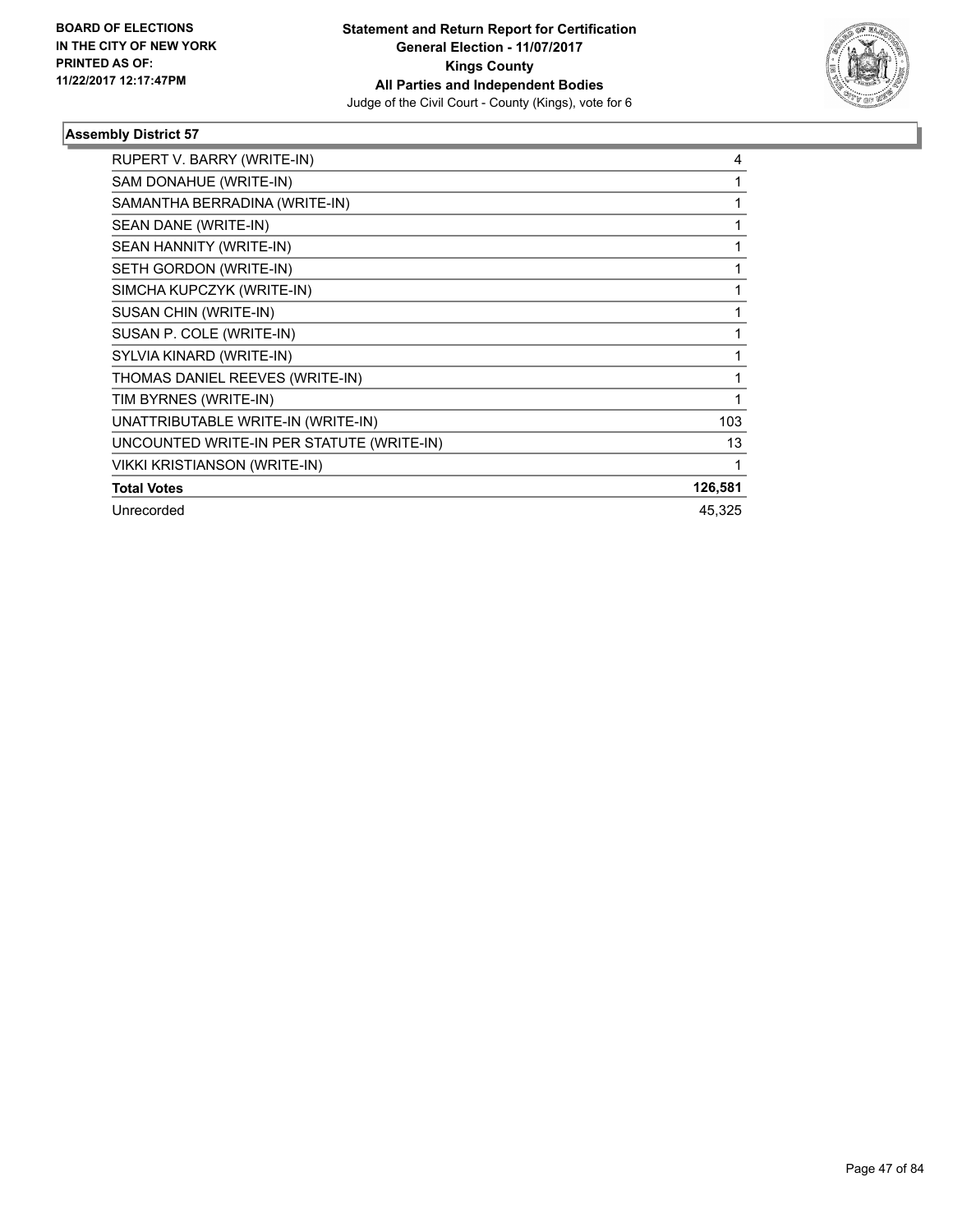BOARD OF ELECTIONS
IN THE CITY OF NEW YORK
PRINTED AS OF:
11/22/2017 12:17:47PM

**Statement and Return Report for Certification**
**General Election - 11/07/2017**
**Kings County**
**All Parties and Independent Bodies**
Judge of the Civil Court - County (Kings), vote for 6

### Assembly District 57

| Candidate | Votes |
|---|---|
| RUPERT V. BARRY (WRITE-IN) | 4 |
| SAM DONAHUE (WRITE-IN) | 1 |
| SAMANTHA BERRADINA (WRITE-IN) | 1 |
| SEAN DANE (WRITE-IN) | 1 |
| SEAN HANNITY (WRITE-IN) | 1 |
| SETH GORDON (WRITE-IN) | 1 |
| SIMCHA KUPCZYK (WRITE-IN) | 1 |
| SUSAN CHIN (WRITE-IN) | 1 |
| SUSAN P. COLE (WRITE-IN) | 1 |
| SYLVIA KINARD (WRITE-IN) | 1 |
| THOMAS DANIEL REEVES (WRITE-IN) | 1 |
| TIM BYRNES (WRITE-IN) | 1 |
| UNATTRIBUTABLE WRITE-IN (WRITE-IN) | 103 |
| UNCOUNTED WRITE-IN PER STATUTE (WRITE-IN) | 13 |
| VIKKI KRISTIANSON (WRITE-IN) | 1 |
| **Total Votes** | **126,581** |
| Unrecorded | 45,325 |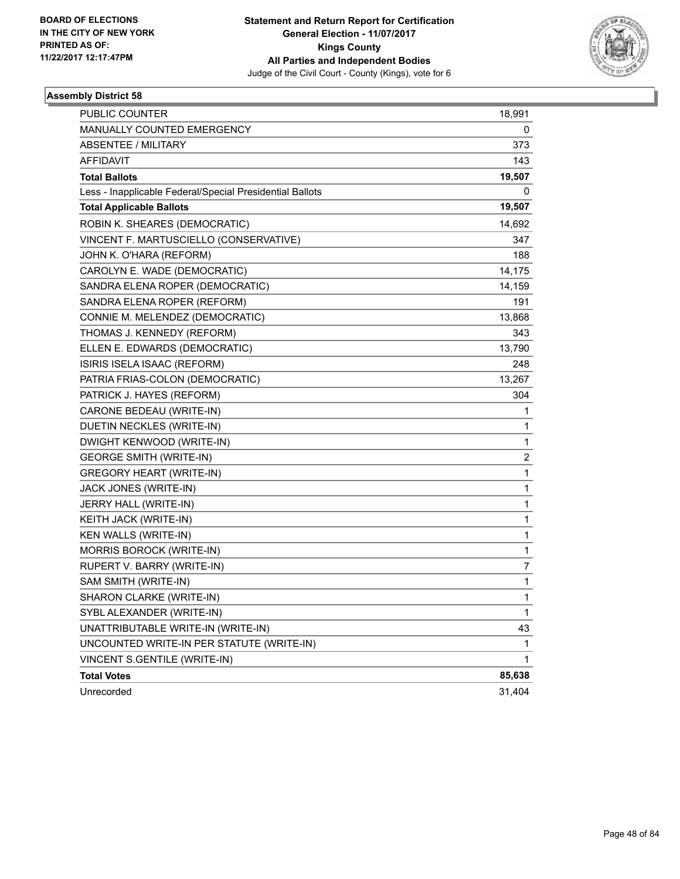BOARD OF ELECTIONS
IN THE CITY OF NEW YORK
PRINTED AS OF:
11/22/2017 12:17:47PM

**Statement and Return Report for Certification**
**General Election - 11/07/2017**
**Kings County**
**All Parties and Independent Bodies**
Judge of the Civil Court - County (Kings), vote for 6

### Assembly District 58

| | |
|---|---|
| PUBLIC COUNTER | 18,991 |
| MANUALLY COUNTED EMERGENCY | 0 |
| ABSENTEE / MILITARY | 373 |
| AFFIDAVIT | 143 |
| **Total Ballots** | **19,507** |
| Less - Inapplicable Federal/Special Presidential Ballots | 0 |
| **Total Applicable Ballots** | **19,507** |
| ROBIN K. SHEARES (DEMOCRATIC) | 14,692 |
| VINCENT F. MARTUSCIELLO (CONSERVATIVE) | 347 |
| JOHN K. O'HARA (REFORM) | 188 |
| CAROLYN E. WADE (DEMOCRATIC) | 14,175 |
| SANDRA ELENA ROPER (DEMOCRATIC) | 14,159 |
| SANDRA ELENA ROPER (REFORM) | 191 |
| CONNIE M. MELENDEZ (DEMOCRATIC) | 13,868 |
| THOMAS J. KENNEDY (REFORM) | 343 |
| ELLEN E. EDWARDS (DEMOCRATIC) | 13,790 |
| ISIRIS ISELA ISAAC (REFORM) | 248 |
| PATRIA FRIAS-COLON (DEMOCRATIC) | 13,267 |
| PATRICK J. HAYES (REFORM) | 304 |
| CARONE BEDEAU (WRITE-IN) | 1 |
| DUETIN NECKLES (WRITE-IN) | 1 |
| DWIGHT KENWOOD (WRITE-IN) | 1 |
| GEORGE SMITH (WRITE-IN) | 2 |
| GREGORY HEART (WRITE-IN) | 1 |
| JACK JONES (WRITE-IN) | 1 |
| JERRY HALL (WRITE-IN) | 1 |
| KEITH JACK (WRITE-IN) | 1 |
| KEN WALLS (WRITE-IN) | 1 |
| MORRIS BOROCK (WRITE-IN) | 1 |
| RUPERT V. BARRY (WRITE-IN) | 7 |
| SAM SMITH (WRITE-IN) | 1 |
| SHARON CLARKE (WRITE-IN) | 1 |
| SYBL ALEXANDER (WRITE-IN) | 1 |
| UNATTRIBUTABLE WRITE-IN (WRITE-IN) | 43 |
| UNCOUNTED WRITE-IN PER STATUTE (WRITE-IN) | 1 |
| VINCENT S.GENTILE (WRITE-IN) | 1 |
| **Total Votes** | **85,638** |
| Unrecorded | 31,404 |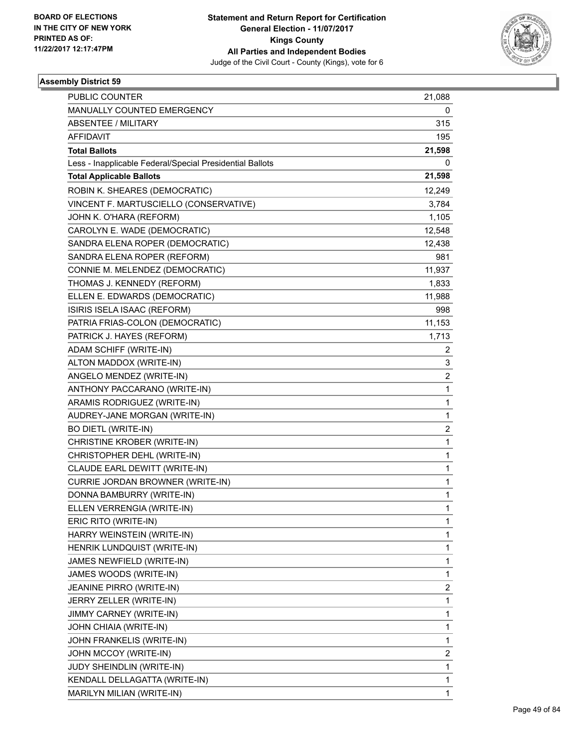BOARD OF ELECTIONS
IN THE CITY OF NEW YORK
PRINTED AS OF:
11/22/2017 12:17:47PM

**Statement and Return Report for Certification**
**General Election - 11/07/2017**
**Kings County**
**All Parties and Independent Bodies**
Judge of the Civil Court - County (Kings), vote for 6

### Assembly District 59

| | |
|---|---|
| PUBLIC COUNTER | 21,088 |
| MANUALLY COUNTED EMERGENCY | 0 |
| ABSENTEE / MILITARY | 315 |
| AFFIDAVIT | 195 |
| **Total Ballots** | **21,598** |
| Less - Inapplicable Federal/Special Presidential Ballots | 0 |
| **Total Applicable Ballots** | **21,598** |
| ROBIN K. SHEARES (DEMOCRATIC) | 12,249 |
| VINCENT F. MARTUSCIELLO (CONSERVATIVE) | 3,784 |
| JOHN K. O'HARA (REFORM) | 1,105 |
| CAROLYN E. WADE (DEMOCRATIC) | 12,548 |
| SANDRA ELENA ROPER (DEMOCRATIC) | 12,438 |
| SANDRA ELENA ROPER (REFORM) | 981 |
| CONNIE M. MELENDEZ (DEMOCRATIC) | 11,937 |
| THOMAS J. KENNEDY (REFORM) | 1,833 |
| ELLEN E. EDWARDS (DEMOCRATIC) | 11,988 |
| ISIRIS ISELA ISAAC (REFORM) | 998 |
| PATRIA FRIAS-COLON (DEMOCRATIC) | 11,153 |
| PATRICK J. HAYES (REFORM) | 1,713 |
| ADAM SCHIFF (WRITE-IN) | 2 |
| ALTON MADDOX (WRITE-IN) | 3 |
| ANGELO MENDEZ (WRITE-IN) | 2 |
| ANTHONY PACCARANO (WRITE-IN) | 1 |
| ARAMIS RODRIGUEZ (WRITE-IN) | 1 |
| AUDREY-JANE MORGAN (WRITE-IN) | 1 |
| BO DIETL (WRITE-IN) | 2 |
| CHRISTINE KROBER (WRITE-IN) | 1 |
| CHRISTOPHER DEHL (WRITE-IN) | 1 |
| CLAUDE EARL DEWITT (WRITE-IN) | 1 |
| CURRIE JORDAN BROWNER (WRITE-IN) | 1 |
| DONNA BAMBURRY (WRITE-IN) | 1 |
| ELLEN VERRENGIA (WRITE-IN) | 1 |
| ERIC RITO (WRITE-IN) | 1 |
| HARRY WEINSTEIN (WRITE-IN) | 1 |
| HENRIK LUNDQUIST (WRITE-IN) | 1 |
| JAMES NEWFIELD (WRITE-IN) | 1 |
| JAMES WOODS (WRITE-IN) | 1 |
| JEANINE PIRRO (WRITE-IN) | 2 |
| JERRY ZELLER (WRITE-IN) | 1 |
| JIMMY CARNEY (WRITE-IN) | 1 |
| JOHN CHIAIA (WRITE-IN) | 1 |
| JOHN FRANKELIS (WRITE-IN) | 1 |
| JOHN MCCOY (WRITE-IN) | 2 |
| JUDY SHEINDLIN (WRITE-IN) | 1 |
| KENDALL DELLAGATTA (WRITE-IN) | 1 |
| MARILYN MILIAN (WRITE-IN) | 1 |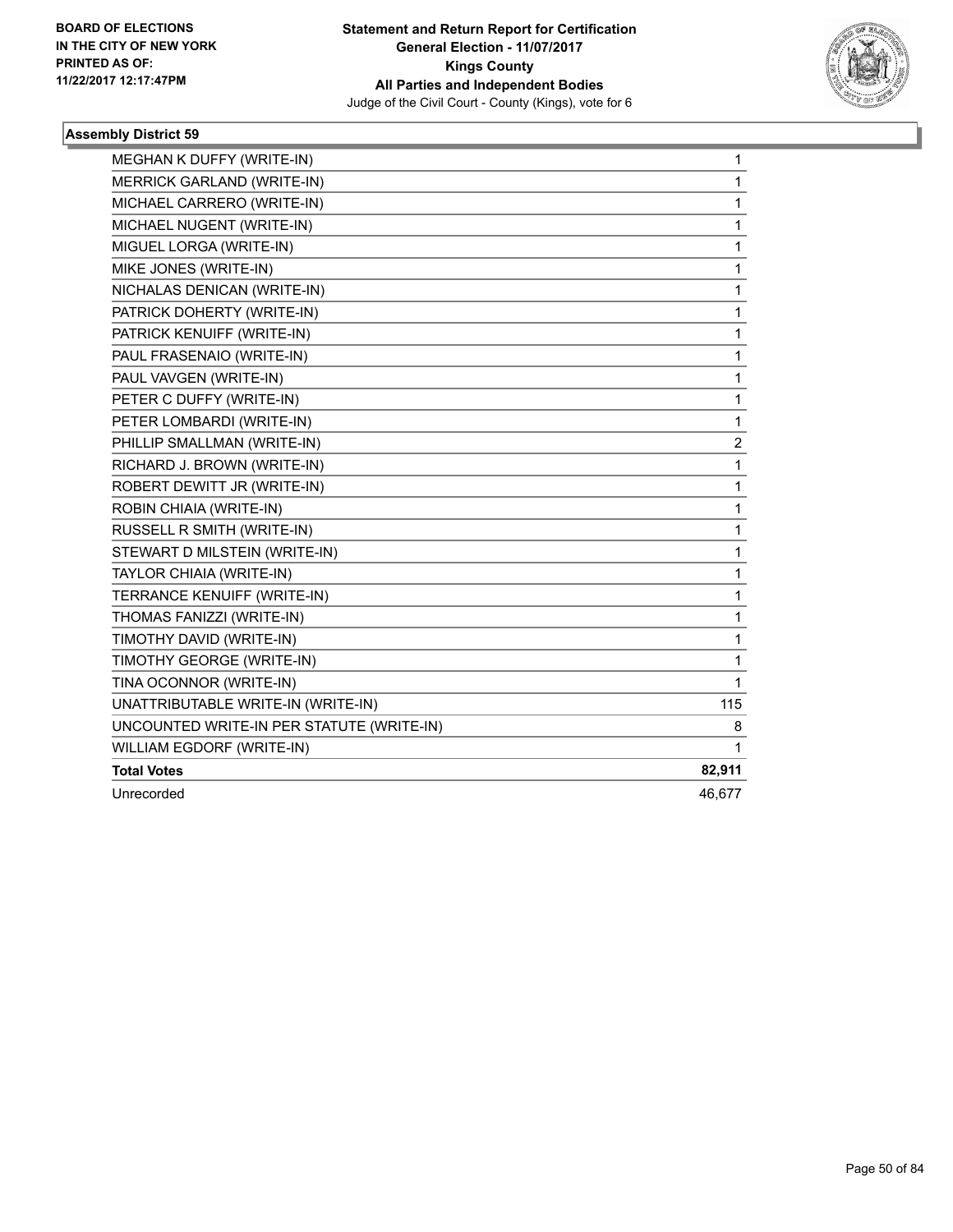**BOARD OF ELECTIONS IN THE CITY OF NEW YORK PRINTED AS OF: 11/22/2017 12:17:47PM**

**Statement and Return Report for Certification General Election - 11/07/2017 Kings County All Parties and Independent Bodies**
Judge of the Civil Court - County (Kings), vote for 6

### Assembly District 59

| | |
|---|---|
| MEGHAN K DUFFY (WRITE-IN) | 1 |
| MERRICK GARLAND (WRITE-IN) | 1 |
| MICHAEL CARRERO (WRITE-IN) | 1 |
| MICHAEL NUGENT (WRITE-IN) | 1 |
| MIGUEL LORGA (WRITE-IN) | 1 |
| MIKE JONES (WRITE-IN) | 1 |
| NICHALAS DENICAN (WRITE-IN) | 1 |
| PATRICK DOHERTY (WRITE-IN) | 1 |
| PATRICK KENUIFF (WRITE-IN) | 1 |
| PAUL FRASENAIO (WRITE-IN) | 1 |
| PAUL VAVGEN (WRITE-IN) | 1 |
| PETER C DUFFY (WRITE-IN) | 1 |
| PETER LOMBARDI (WRITE-IN) | 1 |
| PHILLIP SMALLMAN (WRITE-IN) | 2 |
| RICHARD J. BROWN (WRITE-IN) | 1 |
| ROBERT DEWITT JR (WRITE-IN) | 1 |
| ROBIN CHIAIA (WRITE-IN) | 1 |
| RUSSELL R SMITH (WRITE-IN) | 1 |
| STEWART D MILSTEIN (WRITE-IN) | 1 |
| TAYLOR CHIAIA (WRITE-IN) | 1 |
| TERRANCE KENUIFF (WRITE-IN) | 1 |
| THOMAS FANIZZI (WRITE-IN) | 1 |
| TIMOTHY DAVID (WRITE-IN) | 1 |
| TIMOTHY GEORGE (WRITE-IN) | 1 |
| TINA OCONNOR (WRITE-IN) | 1 |
| UNATTRIBUTABLE WRITE-IN (WRITE-IN) | 115 |
| UNCOUNTED WRITE-IN PER STATUTE (WRITE-IN) | 8 |
| WILLIAM EGDORF (WRITE-IN) | 1 |
| **Total Votes** | **82,911** |
| Unrecorded | 46,677 |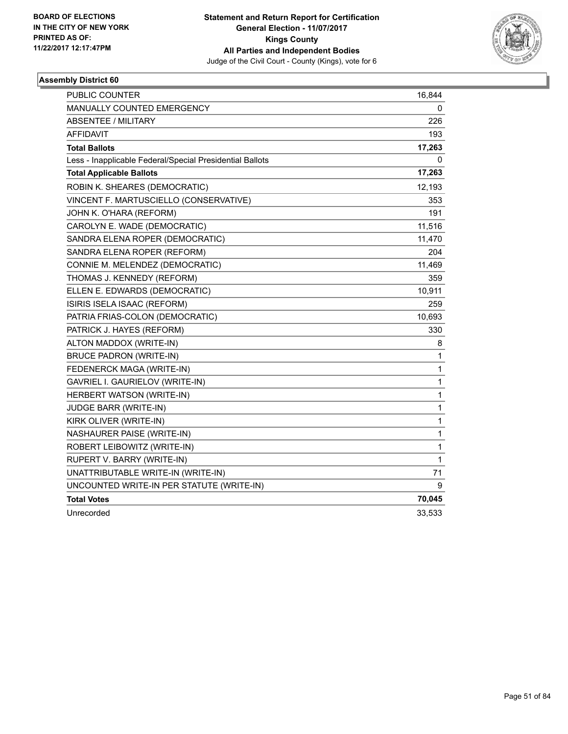BOARD OF ELECTIONS
IN THE CITY OF NEW YORK
PRINTED AS OF:
11/22/2017 12:17:47PM

**Statement and Return Report for Certification**
**General Election - 11/07/2017**
**Kings County**
**All Parties and Independent Bodies**
Judge of the Civil Court - County (Kings), vote for 6

### Assembly District 60

| | |
|---|---|
| PUBLIC COUNTER | 16,844 |
| MANUALLY COUNTED EMERGENCY | 0 |
| ABSENTEE / MILITARY | 226 |
| AFFIDAVIT | 193 |
| **Total Ballots** | **17,263** |
| Less - Inapplicable Federal/Special Presidential Ballots | 0 |
| **Total Applicable Ballots** | **17,263** |
| ROBIN K. SHEARES (DEMOCRATIC) | 12,193 |
| VINCENT F. MARTUSCIELLO (CONSERVATIVE) | 353 |
| JOHN K. O'HARA (REFORM) | 191 |
| CAROLYN E. WADE (DEMOCRATIC) | 11,516 |
| SANDRA ELENA ROPER (DEMOCRATIC) | 11,470 |
| SANDRA ELENA ROPER (REFORM) | 204 |
| CONNIE M. MELENDEZ (DEMOCRATIC) | 11,469 |
| THOMAS J. KENNEDY (REFORM) | 359 |
| ELLEN E. EDWARDS (DEMOCRATIC) | 10,911 |
| ISIRIS ISELA ISAAC (REFORM) | 259 |
| PATRIA FRIAS-COLON (DEMOCRATIC) | 10,693 |
| PATRICK J. HAYES (REFORM) | 330 |
| ALTON MADDOX (WRITE-IN) | 8 |
| BRUCE PADRON (WRITE-IN) | 1 |
| FEDENERCK MAGA (WRITE-IN) | 1 |
| GAVRIEL I. GAURIELOV (WRITE-IN) | 1 |
| HERBERT WATSON (WRITE-IN) | 1 |
| JUDGE BARR (WRITE-IN) | 1 |
| KIRK OLIVER (WRITE-IN) | 1 |
| NASHAURER PAISE (WRITE-IN) | 1 |
| ROBERT LEIBOWITZ (WRITE-IN) | 1 |
| RUPERT V. BARRY (WRITE-IN) | 1 |
| UNATTRIBUTABLE WRITE-IN (WRITE-IN) | 71 |
| UNCOUNTED WRITE-IN PER STATUTE (WRITE-IN) | 9 |
| **Total Votes** | **70,045** |
| Unrecorded | 33,533 |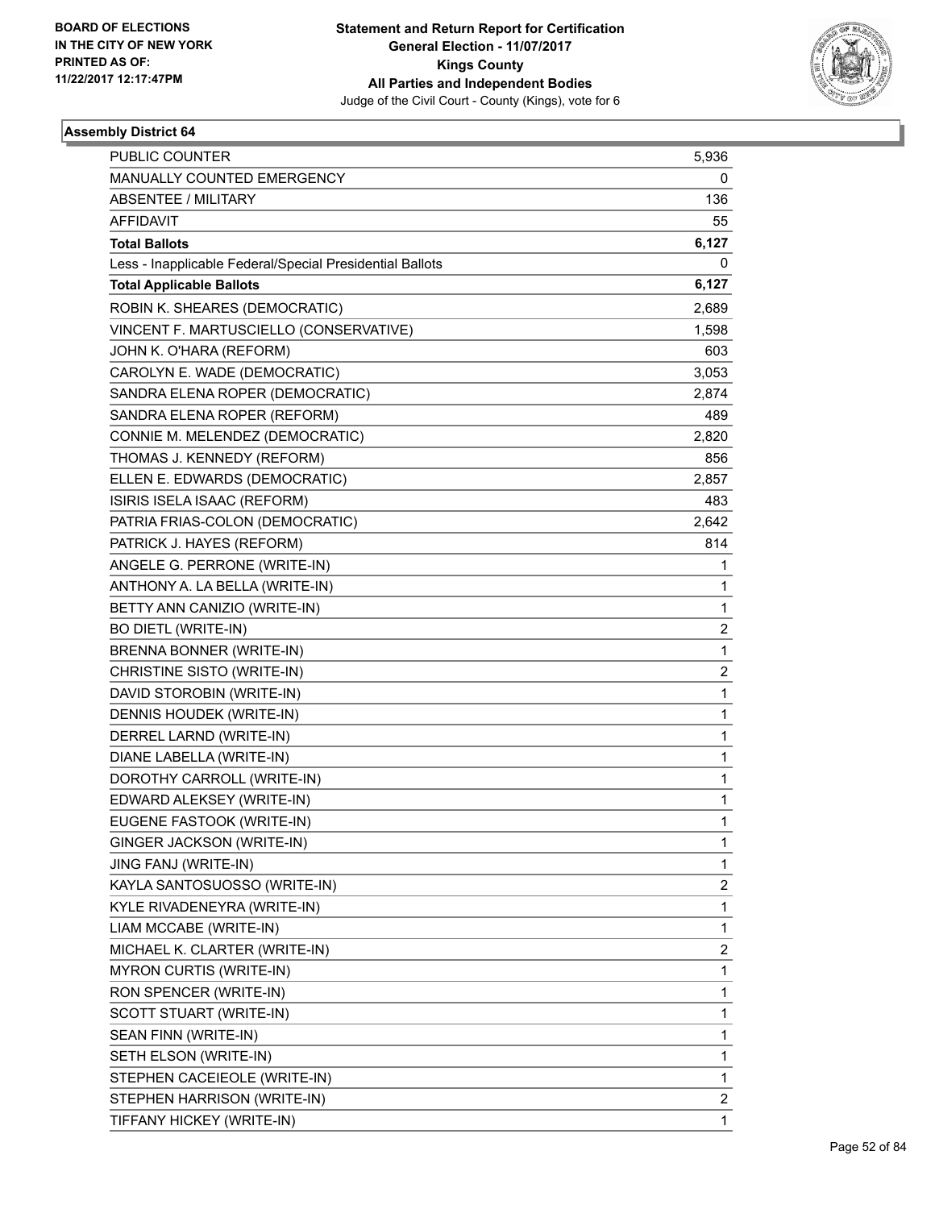BOARD OF ELECTIONS
IN THE CITY OF NEW YORK
PRINTED AS OF:
11/22/2017 12:17:47PM

**Statement and Return Report for Certification**
**General Election - 11/07/2017**
**Kings County**
**All Parties and Independent Bodies**
Judge of the Civil Court - County (Kings), vote for 6

**Assembly District 64**

| | |
|---|---|
| PUBLIC COUNTER | 5,936 |
| MANUALLY COUNTED EMERGENCY | 0 |
| ABSENTEE / MILITARY | 136 |
| AFFIDAVIT | 55 |
| **Total Ballots** | **6,127** |
| Less - Inapplicable Federal/Special Presidential Ballots | 0 |
| **Total Applicable Ballots** | **6,127** |
| ROBIN K. SHEARES (DEMOCRATIC) | 2,689 |
| VINCENT F. MARTUSCIELLO (CONSERVATIVE) | 1,598 |
| JOHN K. O'HARA (REFORM) | 603 |
| CAROLYN E. WADE (DEMOCRATIC) | 3,053 |
| SANDRA ELENA ROPER (DEMOCRATIC) | 2,874 |
| SANDRA ELENA ROPER (REFORM) | 489 |
| CONNIE M. MELENDEZ (DEMOCRATIC) | 2,820 |
| THOMAS J. KENNEDY (REFORM) | 856 |
| ELLEN E. EDWARDS (DEMOCRATIC) | 2,857 |
| ISIRIS ISELA ISAAC (REFORM) | 483 |
| PATRIA FRIAS-COLON (DEMOCRATIC) | 2,642 |
| PATRICK J. HAYES (REFORM) | 814 |
| ANGELE G. PERRONE (WRITE-IN) | 1 |
| ANTHONY A. LA BELLA (WRITE-IN) | 1 |
| BETTY ANN CANIZIO (WRITE-IN) | 1 |
| BO DIETL (WRITE-IN) | 2 |
| BRENNA BONNER (WRITE-IN) | 1 |
| CHRISTINE SISTO (WRITE-IN) | 2 |
| DAVID STOROBIN (WRITE-IN) | 1 |
| DENNIS HOUDEK (WRITE-IN) | 1 |
| DERREL LARND (WRITE-IN) | 1 |
| DIANE LABELLA (WRITE-IN) | 1 |
| DOROTHY CARROLL (WRITE-IN) | 1 |
| EDWARD ALEKSEY (WRITE-IN) | 1 |
| EUGENE FASTOOK (WRITE-IN) | 1 |
| GINGER JACKSON (WRITE-IN) | 1 |
| JING FANJ (WRITE-IN) | 1 |
| KAYLA SANTOSUOSSO (WRITE-IN) | 2 |
| KYLE RIVADENEYRA (WRITE-IN) | 1 |
| LIAM MCCABE (WRITE-IN) | 1 |
| MICHAEL K. CLARTER (WRITE-IN) | 2 |
| MYRON CURTIS (WRITE-IN) | 1 |
| RON SPENCER (WRITE-IN) | 1 |
| SCOTT STUART (WRITE-IN) | 1 |
| SEAN FINN (WRITE-IN) | 1 |
| SETH ELSON (WRITE-IN) | 1 |
| STEPHEN CACEIEOLE (WRITE-IN) | 1 |
| STEPHEN HARRISON (WRITE-IN) | 2 |
| TIFFANY HICKEY (WRITE-IN) | 1 |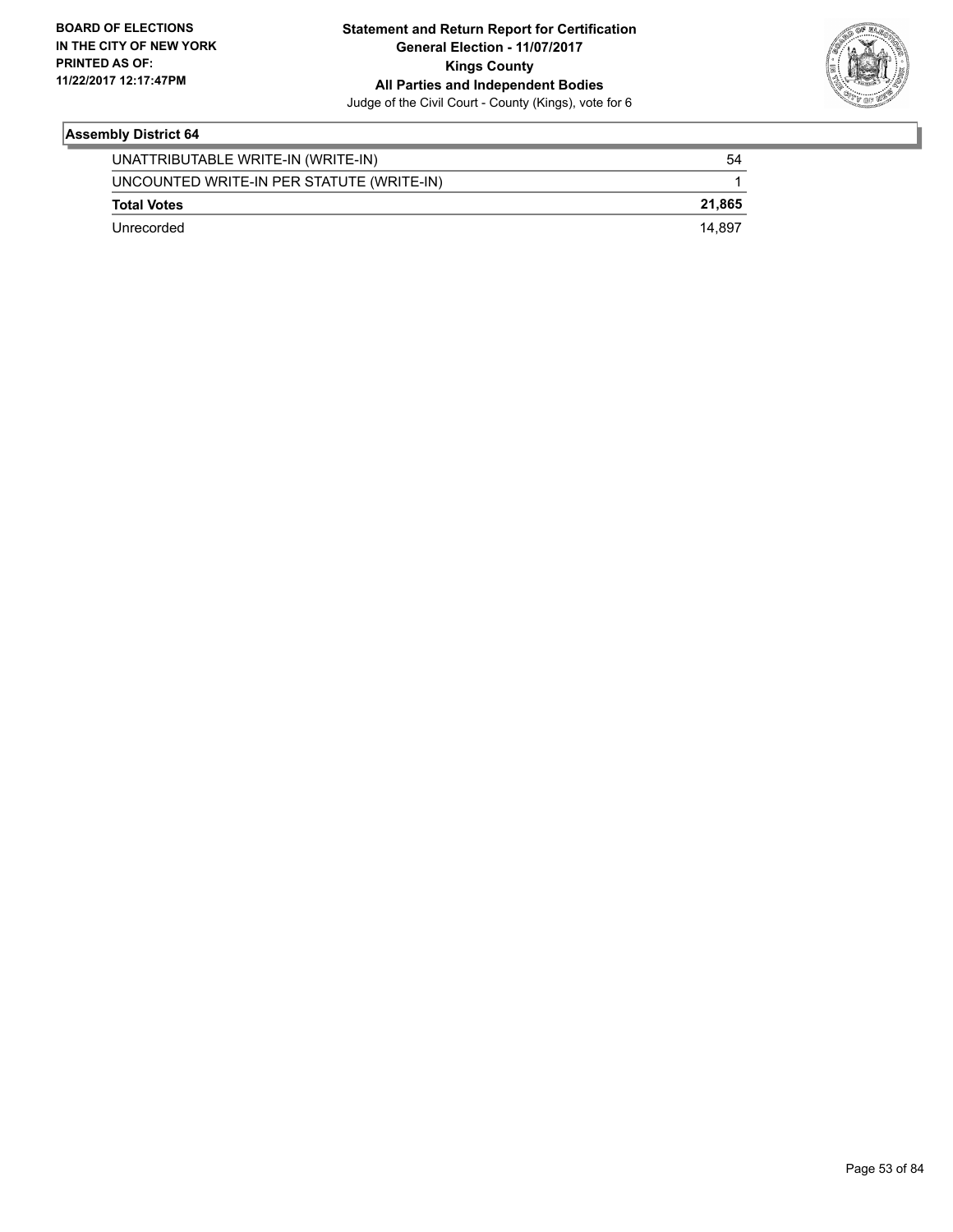## Assembly District 64

| | |
|---|---|
| UNATTRIBUTABLE WRITE-IN (WRITE-IN) | 54 |
| UNCOUNTED WRITE-IN PER STATUTE (WRITE-IN) | 1 |
| **Total Votes** | **21,865** |
| Unrecorded | 14,897 |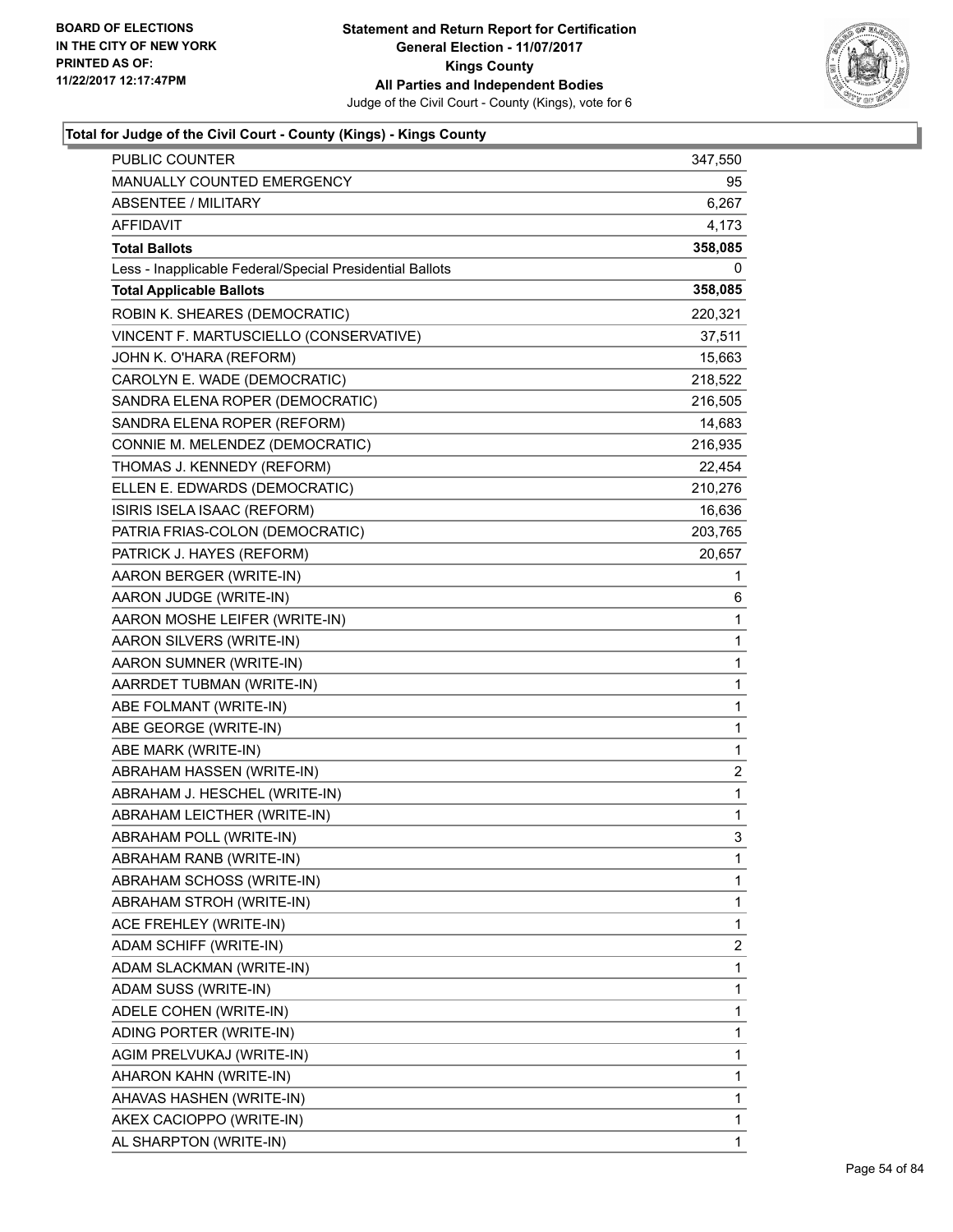**BOARD OF ELECTIONS IN THE CITY OF NEW YORK PRINTED AS OF: 11/22/2017 12:17:47PM**

**Statement and Return Report for Certification General Election - 11/07/2017 Kings County All Parties and Independent Bodies**

Judge of the Civil Court - County (Kings), vote for 6

### Total for Judge of the Civil Court - County (Kings) - Kings County

| | |
|---|---|
| PUBLIC COUNTER | 347,550 |
| MANUALLY COUNTED EMERGENCY | 95 |
| ABSENTEE / MILITARY | 6,267 |
| AFFIDAVIT | 4,173 |
| **Total Ballots** | **358,085** |
| Less - Inapplicable Federal/Special Presidential Ballots | 0 |
| **Total Applicable Ballots** | **358,085** |
| ROBIN K. SHEARES (DEMOCRATIC) | 220,321 |
| VINCENT F. MARTUSCIELLO (CONSERVATIVE) | 37,511 |
| JOHN K. O'HARA (REFORM) | 15,663 |
| CAROLYN E. WADE (DEMOCRATIC) | 218,522 |
| SANDRA ELENA ROPER (DEMOCRATIC) | 216,505 |
| SANDRA ELENA ROPER (REFORM) | 14,683 |
| CONNIE M. MELENDEZ (DEMOCRATIC) | 216,935 |
| THOMAS J. KENNEDY (REFORM) | 22,454 |
| ELLEN E. EDWARDS (DEMOCRATIC) | 210,276 |
| ISIRIS ISELA ISAAC (REFORM) | 16,636 |
| PATRIA FRIAS-COLON (DEMOCRATIC) | 203,765 |
| PATRICK J. HAYES (REFORM) | 20,657 |
| AARON BERGER (WRITE-IN) | 1 |
| AARON JUDGE (WRITE-IN) | 6 |
| AARON MOSHE LEIFER (WRITE-IN) | 1 |
| AARON SILVERS (WRITE-IN) | 1 |
| AARON SUMNER (WRITE-IN) | 1 |
| AARRDET TUBMAN (WRITE-IN) | 1 |
| ABE FOLMANT (WRITE-IN) | 1 |
| ABE GEORGE (WRITE-IN) | 1 |
| ABE MARK (WRITE-IN) | 1 |
| ABRAHAM HASSEN (WRITE-IN) | 2 |
| ABRAHAM J. HESCHEL (WRITE-IN) | 1 |
| ABRAHAM LEICTHER (WRITE-IN) | 1 |
| ABRAHAM POLL (WRITE-IN) | 3 |
| ABRAHAM RANB (WRITE-IN) | 1 |
| ABRAHAM SCHOSS (WRITE-IN) | 1 |
| ABRAHAM STROH (WRITE-IN) | 1 |
| ACE FREHLEY (WRITE-IN) | 1 |
| ADAM SCHIFF (WRITE-IN) | 2 |
| ADAM SLACKMAN (WRITE-IN) | 1 |
| ADAM SUSS (WRITE-IN) | 1 |
| ADELE COHEN (WRITE-IN) | 1 |
| ADING PORTER (WRITE-IN) | 1 |
| AGIM PRELVUKAJ (WRITE-IN) | 1 |
| AHARON KAHN (WRITE-IN) | 1 |
| AHAVAS HASHEN (WRITE-IN) | 1 |
| AKEX CACIOPPO (WRITE-IN) | 1 |
| AL SHARPTON (WRITE-IN) | 1 |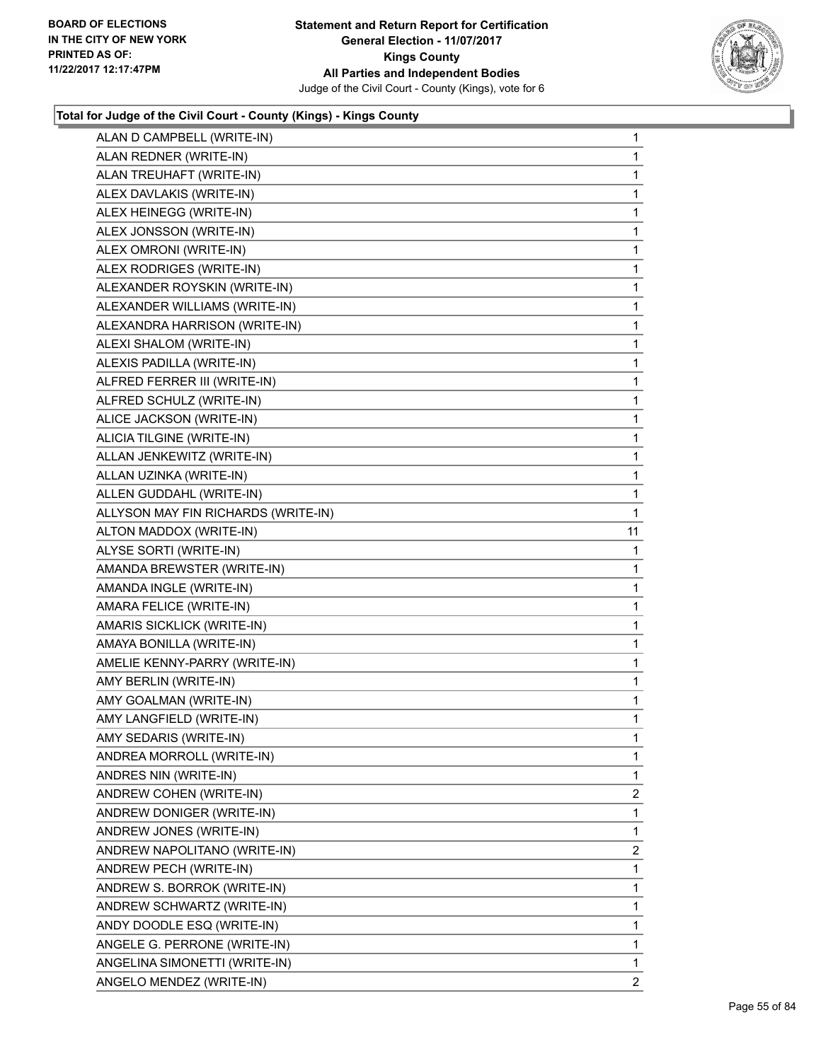**Statement and Return Report for Certification**
**General Election - 11/07/2017**
**Kings County**
**All Parties and Independent Bodies**
Judge of the Civil Court - County (Kings), vote for 6

BOARD OF ELECTIONS
IN THE CITY OF NEW YORK
PRINTED AS OF:
11/22/2017 12:17:47PM

### Total for Judge of the Civil Court - County (Kings) - Kings County

| | |
|---|---|
| ALAN D CAMPBELL (WRITE-IN) | 1 |
| ALAN REDNER (WRITE-IN) | 1 |
| ALAN TREUHAFT (WRITE-IN) | 1 |
| ALEX DAVLAKIS (WRITE-IN) | 1 |
| ALEX HEINEGG (WRITE-IN) | 1 |
| ALEX JONSSON (WRITE-IN) | 1 |
| ALEX OMRONI (WRITE-IN) | 1 |
| ALEX RODRIGES (WRITE-IN) | 1 |
| ALEXANDER ROYSKIN (WRITE-IN) | 1 |
| ALEXANDER WILLIAMS (WRITE-IN) | 1 |
| ALEXANDRA HARRISON (WRITE-IN) | 1 |
| ALEXI SHALOM (WRITE-IN) | 1 |
| ALEXIS PADILLA (WRITE-IN) | 1 |
| ALFRED FERRER III (WRITE-IN) | 1 |
| ALFRED SCHULZ (WRITE-IN) | 1 |
| ALICE JACKSON (WRITE-IN) | 1 |
| ALICIA TILGINE (WRITE-IN) | 1 |
| ALLAN JENKEWITZ (WRITE-IN) | 1 |
| ALLAN UZINKA (WRITE-IN) | 1 |
| ALLEN GUDDAHL (WRITE-IN) | 1 |
| ALLYSON MAY FIN RICHARDS (WRITE-IN) | 1 |
| ALTON MADDOX (WRITE-IN) | 11 |
| ALYSE SORTI (WRITE-IN) | 1 |
| AMANDA BREWSTER (WRITE-IN) | 1 |
| AMANDA INGLE (WRITE-IN) | 1 |
| AMARA FELICE (WRITE-IN) | 1 |
| AMARIS SICKLICK (WRITE-IN) | 1 |
| AMAYA BONILLA (WRITE-IN) | 1 |
| AMELIE KENNY-PARRY (WRITE-IN) | 1 |
| AMY BERLIN (WRITE-IN) | 1 |
| AMY GOALMAN (WRITE-IN) | 1 |
| AMY LANGFIELD (WRITE-IN) | 1 |
| AMY SEDARIS (WRITE-IN) | 1 |
| ANDREA MORROLL (WRITE-IN) | 1 |
| ANDRES NIN (WRITE-IN) | 1 |
| ANDREW COHEN (WRITE-IN) | 2 |
| ANDREW DONIGER (WRITE-IN) | 1 |
| ANDREW JONES (WRITE-IN) | 1 |
| ANDREW NAPOLITANO (WRITE-IN) | 2 |
| ANDREW PECH (WRITE-IN) | 1 |
| ANDREW S. BORROK (WRITE-IN) | 1 |
| ANDREW SCHWARTZ (WRITE-IN) | 1 |
| ANDY DOODLE ESQ (WRITE-IN) | 1 |
| ANGELE G. PERRONE (WRITE-IN) | 1 |
| ANGELINA SIMONETTI (WRITE-IN) | 1 |
| ANGELO MENDEZ (WRITE-IN) | 2 |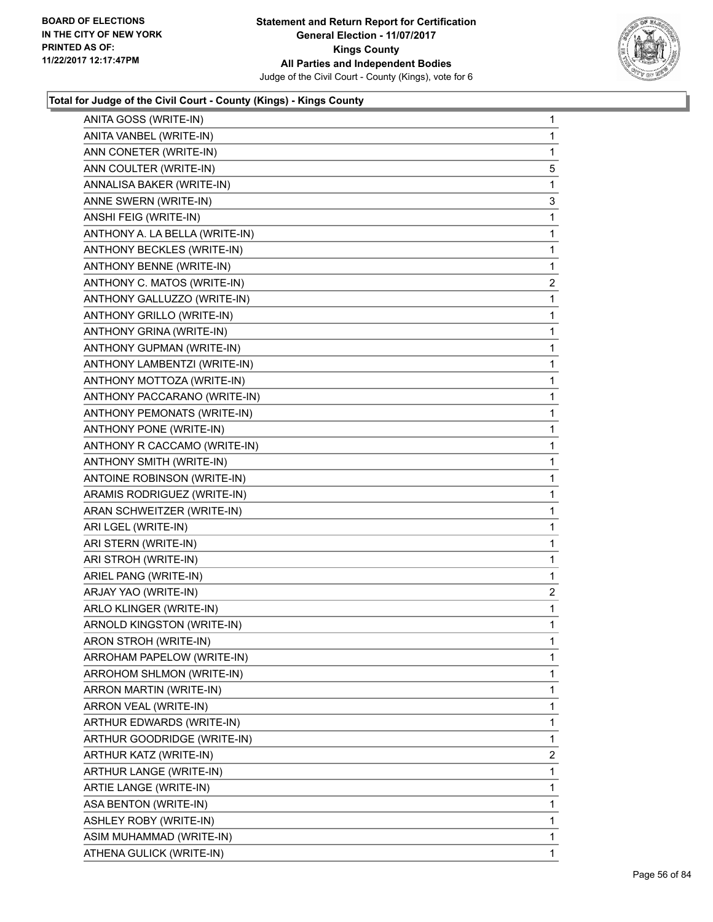**Board of Elections in the City of New York**
**Printed as of: 11/22/2017 12:17:47PM**

**Statement and Return Report for Certification**
**General Election - 11/07/2017**
**Kings County**
**All Parties and Independent Bodies**
Judge of the Civil Court - County (Kings), vote for 6

### Total for Judge of the Civil Court - County (Kings) - Kings County

| Candidate | Votes |
|---|---|
| ANITA GOSS (WRITE-IN) | 1 |
| ANITA VANBEL (WRITE-IN) | 1 |
| ANN CONETER (WRITE-IN) | 1 |
| ANN COULTER (WRITE-IN) | 5 |
| ANNALISA BAKER (WRITE-IN) | 1 |
| ANNE SWERN (WRITE-IN) | 3 |
| ANSHI FEIG (WRITE-IN) | 1 |
| ANTHONY A. LA BELLA (WRITE-IN) | 1 |
| ANTHONY BECKLES (WRITE-IN) | 1 |
| ANTHONY BENNE (WRITE-IN) | 1 |
| ANTHONY C. MATOS (WRITE-IN) | 2 |
| ANTHONY GALLUZZO (WRITE-IN) | 1 |
| ANTHONY GRILLO (WRITE-IN) | 1 |
| ANTHONY GRINA (WRITE-IN) | 1 |
| ANTHONY GUPMAN (WRITE-IN) | 1 |
| ANTHONY LAMBENTZI (WRITE-IN) | 1 |
| ANTHONY MOTTOZA (WRITE-IN) | 1 |
| ANTHONY PACCARANO (WRITE-IN) | 1 |
| ANTHONY PEMONATS (WRITE-IN) | 1 |
| ANTHONY PONE (WRITE-IN) | 1 |
| ANTHONY R CACCAMO (WRITE-IN) | 1 |
| ANTHONY SMITH (WRITE-IN) | 1 |
| ANTOINE ROBINSON (WRITE-IN) | 1 |
| ARAMIS RODRIGUEZ (WRITE-IN) | 1 |
| ARAN SCHWEITZER (WRITE-IN) | 1 |
| ARI LGEL (WRITE-IN) | 1 |
| ARI STERN (WRITE-IN) | 1 |
| ARI STROH (WRITE-IN) | 1 |
| ARIEL PANG (WRITE-IN) | 1 |
| ARJAY YAO (WRITE-IN) | 2 |
| ARLO KLINGER (WRITE-IN) | 1 |
| ARNOLD KINGSTON (WRITE-IN) | 1 |
| ARON STROH (WRITE-IN) | 1 |
| ARROHAM PAPELOW (WRITE-IN) | 1 |
| ARROHOM SHLMON (WRITE-IN) | 1 |
| ARRON MARTIN (WRITE-IN) | 1 |
| ARRON VEAL (WRITE-IN) | 1 |
| ARTHUR EDWARDS (WRITE-IN) | 1 |
| ARTHUR GOODRIDGE (WRITE-IN) | 1 |
| ARTHUR KATZ (WRITE-IN) | 2 |
| ARTHUR LANGE (WRITE-IN) | 1 |
| ARTIE LANGE (WRITE-IN) | 1 |
| ASA BENTON (WRITE-IN) | 1 |
| ASHLEY ROBY (WRITE-IN) | 1 |
| ASIM MUHAMMAD (WRITE-IN) | 1 |
| ATHENA GULICK (WRITE-IN) | 1 |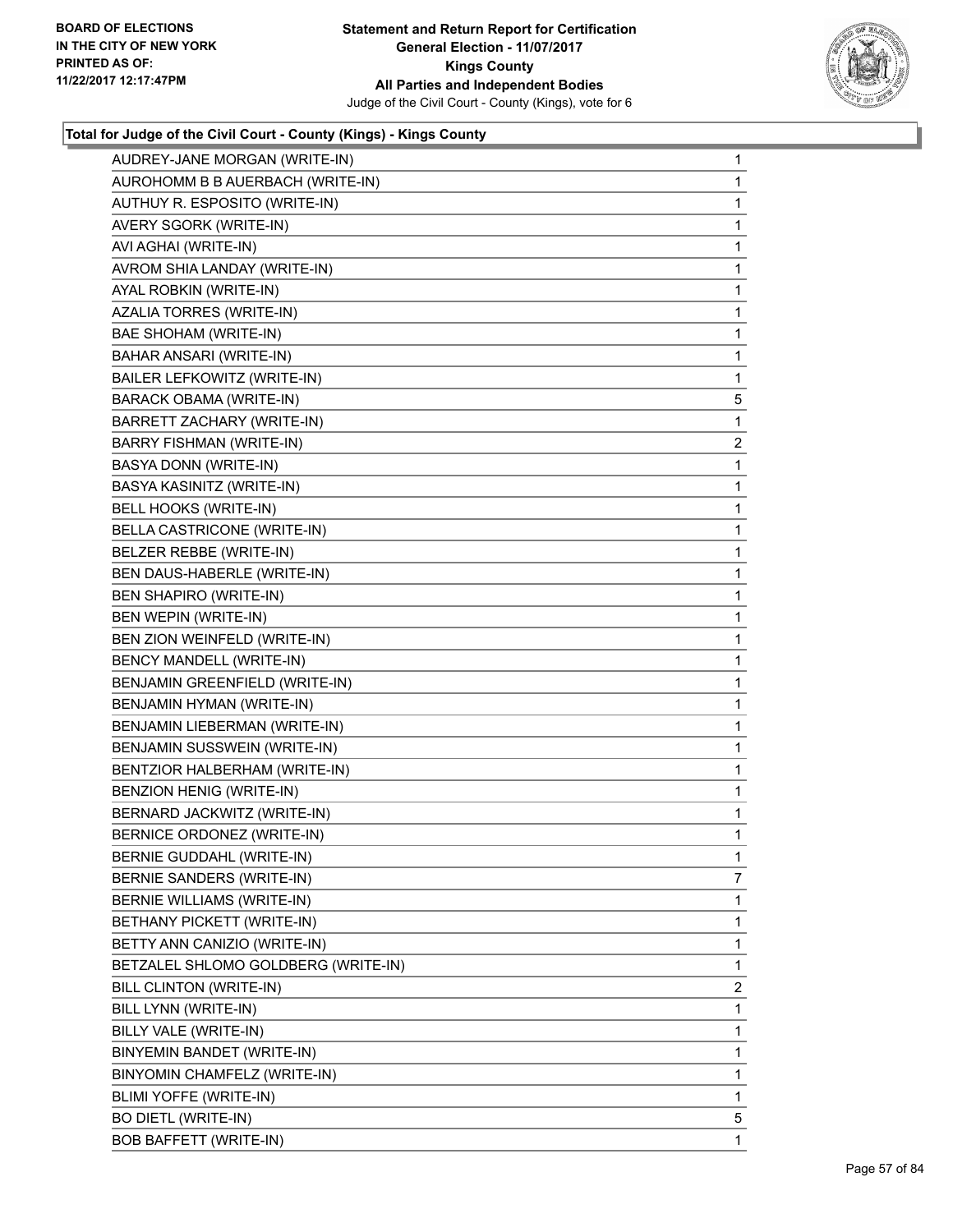BOARD OF ELECTIONS
IN THE CITY OF NEW YORK
PRINTED AS OF:
11/22/2017 12:17:47PM

**Statement and Return Report for Certification**
**General Election - 11/07/2017**
**Kings County**
**All Parties and Independent Bodies**
Judge of the Civil Court - County (Kings), vote for 6

**Total for Judge of the Civil Court - County (Kings) - Kings County**

| Candidate | Votes |
|---|---|
| AUDREY-JANE MORGAN (WRITE-IN) | 1 |
| AUROHOMM B B AUERBACH (WRITE-IN) | 1 |
| AUTHUY R. ESPOSITO (WRITE-IN) | 1 |
| AVERY SGORK (WRITE-IN) | 1 |
| AVI AGHAI (WRITE-IN) | 1 |
| AVROM SHIA LANDAY (WRITE-IN) | 1 |
| AYAL ROBKIN (WRITE-IN) | 1 |
| AZALIA TORRES (WRITE-IN) | 1 |
| BAE SHOHAM (WRITE-IN) | 1 |
| BAHAR ANSARI (WRITE-IN) | 1 |
| BAILER LEFKOWITZ (WRITE-IN) | 1 |
| BARACK OBAMA (WRITE-IN) | 5 |
| BARRETT ZACHARY (WRITE-IN) | 1 |
| BARRY FISHMAN (WRITE-IN) | 2 |
| BASYA DONN (WRITE-IN) | 1 |
| BASYA KASINITZ (WRITE-IN) | 1 |
| BELL HOOKS (WRITE-IN) | 1 |
| BELLA CASTRICONE (WRITE-IN) | 1 |
| BELZER REBBE (WRITE-IN) | 1 |
| BEN DAUS-HABERLE (WRITE-IN) | 1 |
| BEN SHAPIRO (WRITE-IN) | 1 |
| BEN WEPIN (WRITE-IN) | 1 |
| BEN ZION WEINFELD (WRITE-IN) | 1 |
| BENCY MANDELL (WRITE-IN) | 1 |
| BENJAMIN GREENFIELD (WRITE-IN) | 1 |
| BENJAMIN HYMAN (WRITE-IN) | 1 |
| BENJAMIN LIEBERMAN (WRITE-IN) | 1 |
| BENJAMIN SUSSWEIN (WRITE-IN) | 1 |
| BENTZIOR HALBERHAM (WRITE-IN) | 1 |
| BENZION HENIG (WRITE-IN) | 1 |
| BERNARD JACKWITZ (WRITE-IN) | 1 |
| BERNICE ORDONEZ (WRITE-IN) | 1 |
| BERNIE GUDDAHL (WRITE-IN) | 1 |
| BERNIE SANDERS (WRITE-IN) | 7 |
| BERNIE WILLIAMS (WRITE-IN) | 1 |
| BETHANY PICKETT (WRITE-IN) | 1 |
| BETTY ANN CANIZIO (WRITE-IN) | 1 |
| BETZALEL SHLOMO GOLDBERG (WRITE-IN) | 1 |
| BILL CLINTON (WRITE-IN) | 2 |
| BILL LYNN (WRITE-IN) | 1 |
| BILLY VALE (WRITE-IN) | 1 |
| BINYEMIN BANDET (WRITE-IN) | 1 |
| BINYOMIN CHAMFELZ (WRITE-IN) | 1 |
| BLIMI YOFFE (WRITE-IN) | 1 |
| BO DIETL (WRITE-IN) | 5 |
| BOB BAFFETT (WRITE-IN) | 1 |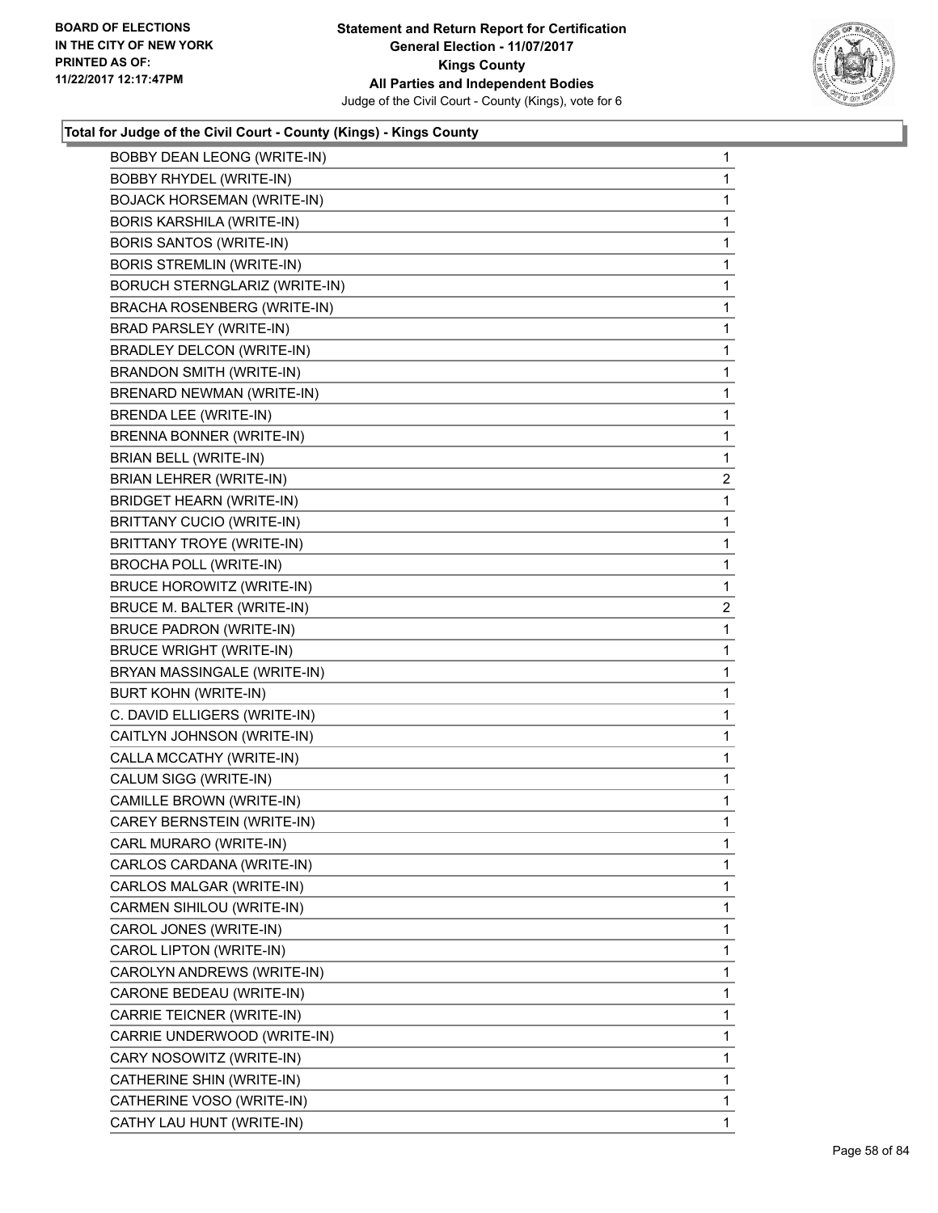**Statement and Return Report for Certification**
**General Election - 11/07/2017**
**Kings County**
**All Parties and Independent Bodies**
Judge of the Civil Court - County (Kings), vote for 6

BOARD OF ELECTIONS
IN THE CITY OF NEW YORK
PRINTED AS OF:
11/22/2017 12:17:47PM

### Total for Judge of the Civil Court - County (Kings) - Kings County

| Candidate | Votes |
|---|---|
| BOBBY DEAN LEONG (WRITE-IN) | 1 |
| BOBBY RHYDEL (WRITE-IN) | 1 |
| BOJACK HORSEMAN (WRITE-IN) | 1 |
| BORIS KARSHILA (WRITE-IN) | 1 |
| BORIS SANTOS (WRITE-IN) | 1 |
| BORIS STREMLIN (WRITE-IN) | 1 |
| BORUCH STERNGLARIZ (WRITE-IN) | 1 |
| BRACHA ROSENBERG (WRITE-IN) | 1 |
| BRAD PARSLEY (WRITE-IN) | 1 |
| BRADLEY DELCON (WRITE-IN) | 1 |
| BRANDON SMITH (WRITE-IN) | 1 |
| BRENARD NEWMAN (WRITE-IN) | 1 |
| BRENDA LEE (WRITE-IN) | 1 |
| BRENNA BONNER (WRITE-IN) | 1 |
| BRIAN BELL (WRITE-IN) | 1 |
| BRIAN LEHRER (WRITE-IN) | 2 |
| BRIDGET HEARN (WRITE-IN) | 1 |
| BRITTANY CUCIO (WRITE-IN) | 1 |
| BRITTANY TROYE (WRITE-IN) | 1 |
| BROCHA POLL (WRITE-IN) | 1 |
| BRUCE HOROWITZ (WRITE-IN) | 1 |
| BRUCE M. BALTER (WRITE-IN) | 2 |
| BRUCE PADRON (WRITE-IN) | 1 |
| BRUCE WRIGHT (WRITE-IN) | 1 |
| BRYAN MASSINGALE (WRITE-IN) | 1 |
| BURT KOHN (WRITE-IN) | 1 |
| C. DAVID ELLIGERS (WRITE-IN) | 1 |
| CAITLYN JOHNSON (WRITE-IN) | 1 |
| CALLA MCCATHY (WRITE-IN) | 1 |
| CALUM SIGG (WRITE-IN) | 1 |
| CAMILLE BROWN (WRITE-IN) | 1 |
| CAREY BERNSTEIN (WRITE-IN) | 1 |
| CARL MURARO (WRITE-IN) | 1 |
| CARLOS CARDANA (WRITE-IN) | 1 |
| CARLOS MALGAR (WRITE-IN) | 1 |
| CARMEN SIHILOU (WRITE-IN) | 1 |
| CAROL JONES (WRITE-IN) | 1 |
| CAROL LIPTON (WRITE-IN) | 1 |
| CAROLYN ANDREWS (WRITE-IN) | 1 |
| CARONE BEDEAU (WRITE-IN) | 1 |
| CARRIE TEICNER (WRITE-IN) | 1 |
| CARRIE UNDERWOOD (WRITE-IN) | 1 |
| CARY NOSOWITZ (WRITE-IN) | 1 |
| CATHERINE SHIN (WRITE-IN) | 1 |
| CATHERINE VOSO (WRITE-IN) | 1 |
| CATHY LAU HUNT (WRITE-IN) | 1 |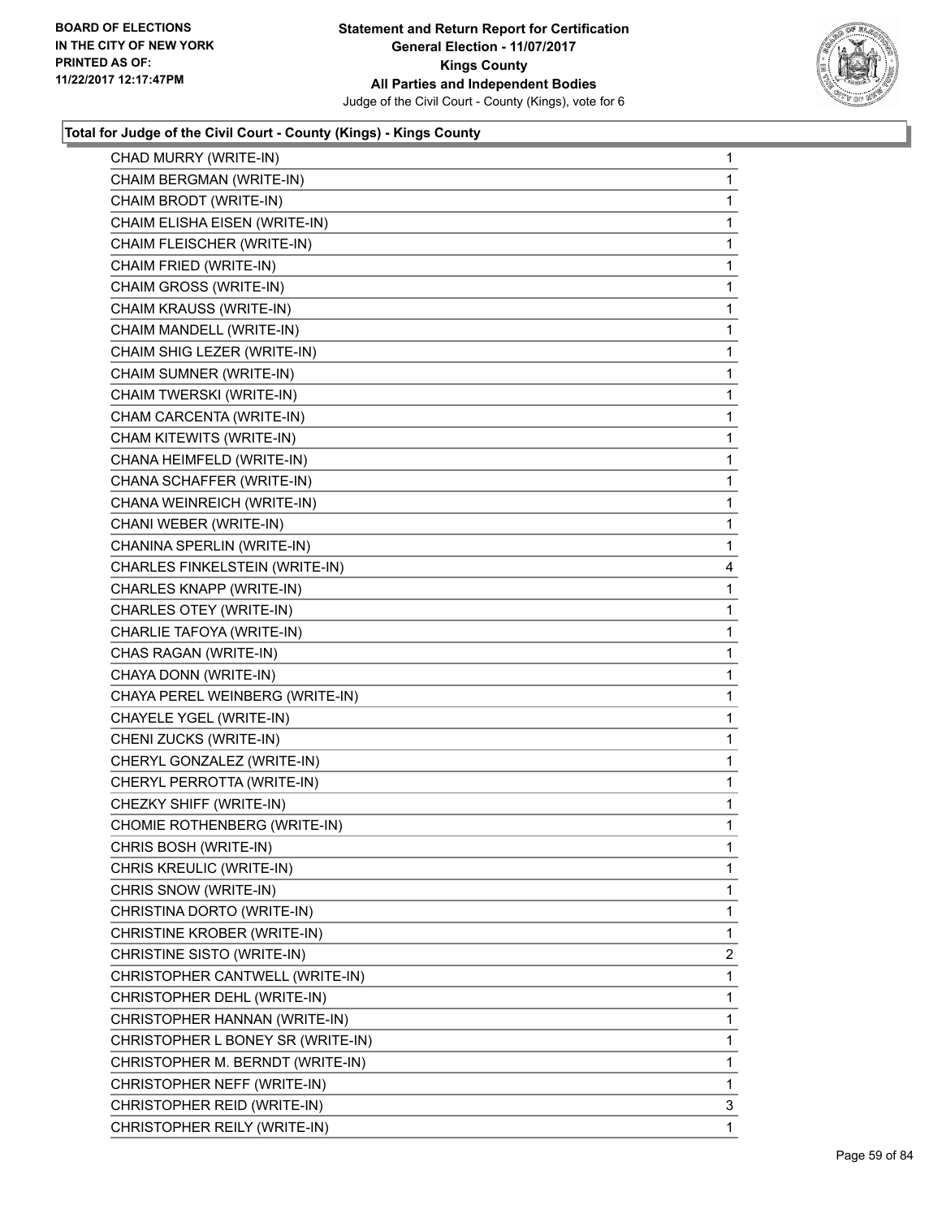**Statement and Return Report for Certification**
**General Election - 11/07/2017**
**Kings County**
**All Parties and Independent Bodies**
Judge of the Civil Court - County (Kings), vote for 6

BOARD OF ELECTIONS
IN THE CITY OF NEW YORK
PRINTED AS OF:
11/22/2017 12:17:47PM

### Total for Judge of the Civil Court - County (Kings) - Kings County

| Candidate | Votes |
|---|---|
| CHAD MURRY (WRITE-IN) | 1 |
| CHAIM BERGMAN (WRITE-IN) | 1 |
| CHAIM BRODT (WRITE-IN) | 1 |
| CHAIM ELISHA EISEN (WRITE-IN) | 1 |
| CHAIM FLEISCHER (WRITE-IN) | 1 |
| CHAIM FRIED (WRITE-IN) | 1 |
| CHAIM GROSS (WRITE-IN) | 1 |
| CHAIM KRAUSS (WRITE-IN) | 1 |
| CHAIM MANDELL (WRITE-IN) | 1 |
| CHAIM SHIG LEZER (WRITE-IN) | 1 |
| CHAIM SUMNER (WRITE-IN) | 1 |
| CHAIM TWERSKI (WRITE-IN) | 1 |
| CHAM CARCENTA (WRITE-IN) | 1 |
| CHAM KITEWITS (WRITE-IN) | 1 |
| CHANA HEIMFELD (WRITE-IN) | 1 |
| CHANA SCHAFFER (WRITE-IN) | 1 |
| CHANA WEINREICH (WRITE-IN) | 1 |
| CHANI WEBER (WRITE-IN) | 1 |
| CHANINA SPERLIN (WRITE-IN) | 1 |
| CHARLES FINKELSTEIN (WRITE-IN) | 4 |
| CHARLES KNAPP (WRITE-IN) | 1 |
| CHARLES OTEY (WRITE-IN) | 1 |
| CHARLIE TAFOYA (WRITE-IN) | 1 |
| CHAS RAGAN (WRITE-IN) | 1 |
| CHAYA DONN (WRITE-IN) | 1 |
| CHAYA PEREL WEINBERG (WRITE-IN) | 1 |
| CHAYELE YGEL (WRITE-IN) | 1 |
| CHENI ZUCKS (WRITE-IN) | 1 |
| CHERYL GONZALEZ (WRITE-IN) | 1 |
| CHERYL PERROTTA (WRITE-IN) | 1 |
| CHEZKY SHIFF (WRITE-IN) | 1 |
| CHOMIE ROTHENBERG (WRITE-IN) | 1 |
| CHRIS BOSH (WRITE-IN) | 1 |
| CHRIS KREULIC (WRITE-IN) | 1 |
| CHRIS SNOW (WRITE-IN) | 1 |
| CHRISTINA DORTO (WRITE-IN) | 1 |
| CHRISTINE KROBER (WRITE-IN) | 1 |
| CHRISTINE SISTO (WRITE-IN) | 2 |
| CHRISTOPHER CANTWELL (WRITE-IN) | 1 |
| CHRISTOPHER DEHL (WRITE-IN) | 1 |
| CHRISTOPHER HANNAN (WRITE-IN) | 1 |
| CHRISTOPHER L BONEY SR (WRITE-IN) | 1 |
| CHRISTOPHER M. BERNDT (WRITE-IN) | 1 |
| CHRISTOPHER NEFF (WRITE-IN) | 1 |
| CHRISTOPHER REID (WRITE-IN) | 3 |
| CHRISTOPHER REILY (WRITE-IN) | 1 |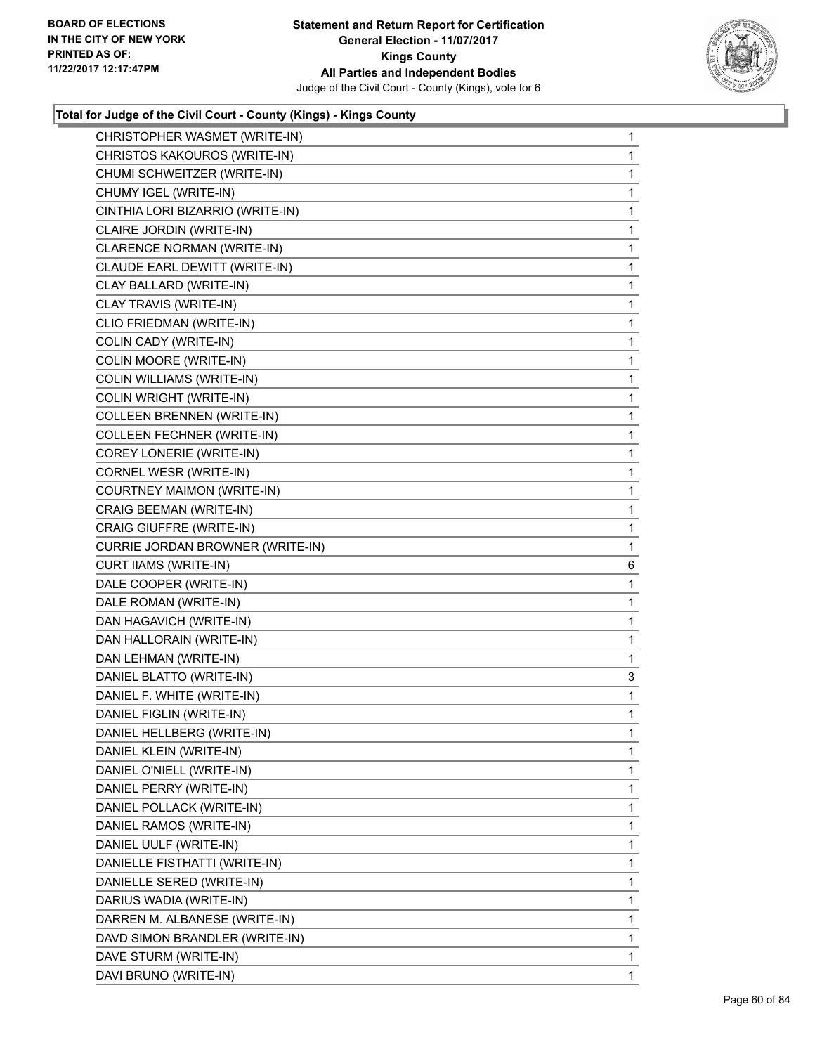BOARD OF ELECTIONS
IN THE CITY OF NEW YORK
PRINTED AS OF:
11/22/2017 12:17:47PM

**Statement and Return Report for Certification**
**General Election - 11/07/2017**
**Kings County**
**All Parties and Independent Bodies**
Judge of the Civil Court - County (Kings), vote for 6

### Total for Judge of the Civil Court - County (Kings) - Kings County

| Candidate | Votes |
|---|---|
| CHRISTOPHER WASMET (WRITE-IN) | 1 |
| CHRISTOS KAKOUROS (WRITE-IN) | 1 |
| CHUMI SCHWEITZER (WRITE-IN) | 1 |
| CHUMY IGEL (WRITE-IN) | 1 |
| CINTHIA LORI BIZARRIO (WRITE-IN) | 1 |
| CLAIRE JORDIN (WRITE-IN) | 1 |
| CLARENCE NORMAN (WRITE-IN) | 1 |
| CLAUDE EARL DEWITT (WRITE-IN) | 1 |
| CLAY BALLARD (WRITE-IN) | 1 |
| CLAY TRAVIS (WRITE-IN) | 1 |
| CLIO FRIEDMAN (WRITE-IN) | 1 |
| COLIN CADY (WRITE-IN) | 1 |
| COLIN MOORE (WRITE-IN) | 1 |
| COLIN WILLIAMS (WRITE-IN) | 1 |
| COLIN WRIGHT (WRITE-IN) | 1 |
| COLLEEN BRENNEN (WRITE-IN) | 1 |
| COLLEEN FECHNER (WRITE-IN) | 1 |
| COREY LONERIE (WRITE-IN) | 1 |
| CORNEL WESR (WRITE-IN) | 1 |
| COURTNEY MAIMON (WRITE-IN) | 1 |
| CRAIG BEEMAN (WRITE-IN) | 1 |
| CRAIG GIUFFRE (WRITE-IN) | 1 |
| CURRIE JORDAN BROWNER (WRITE-IN) | 1 |
| CURT IIAMS (WRITE-IN) | 6 |
| DALE COOPER (WRITE-IN) | 1 |
| DALE ROMAN (WRITE-IN) | 1 |
| DAN HAGAVICH (WRITE-IN) | 1 |
| DAN HALLORAIN (WRITE-IN) | 1 |
| DAN LEHMAN (WRITE-IN) | 1 |
| DANIEL BLATTO (WRITE-IN) | 3 |
| DANIEL F. WHITE (WRITE-IN) | 1 |
| DANIEL FIGLIN (WRITE-IN) | 1 |
| DANIEL HELLBERG (WRITE-IN) | 1 |
| DANIEL KLEIN (WRITE-IN) | 1 |
| DANIEL O'NIELL (WRITE-IN) | 1 |
| DANIEL PERRY (WRITE-IN) | 1 |
| DANIEL POLLACK (WRITE-IN) | 1 |
| DANIEL RAMOS (WRITE-IN) | 1 |
| DANIEL UULF (WRITE-IN) | 1 |
| DANIELLE FISTHATTI (WRITE-IN) | 1 |
| DANIELLE SERED (WRITE-IN) | 1 |
| DARIUS WADIA (WRITE-IN) | 1 |
| DARREN M. ALBANESE (WRITE-IN) | 1 |
| DAVD SIMON BRANDLER (WRITE-IN) | 1 |
| DAVE STURM (WRITE-IN) | 1 |
| DAVI BRUNO (WRITE-IN) | 1 |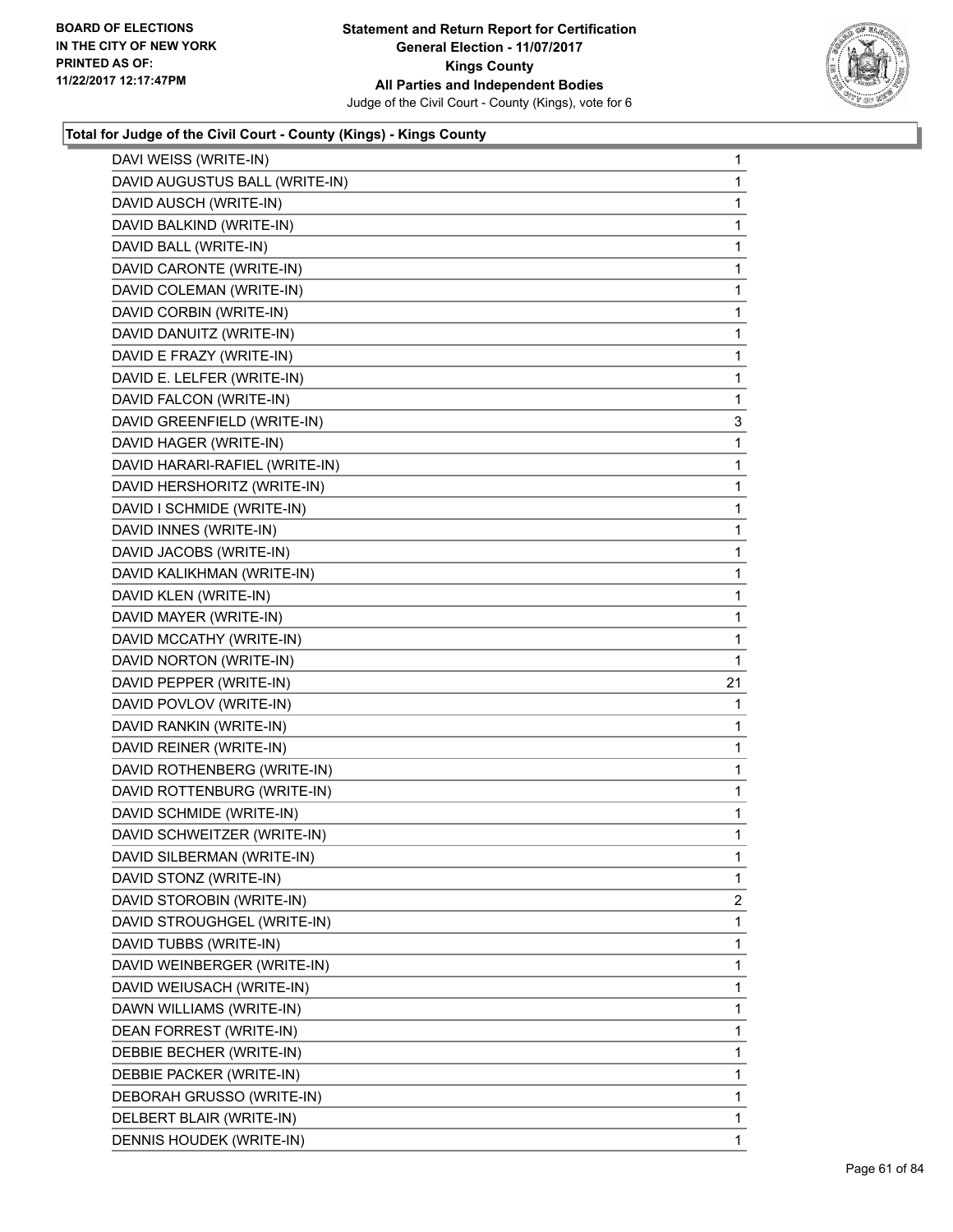**Statement and Return Report for Certification**
**General Election - 11/07/2017**
**Kings County**
**All Parties and Independent Bodies**
Judge of the Civil Court - County (Kings), vote for 6

BOARD OF ELECTIONS IN THE CITY OF NEW YORK PRINTED AS OF: 11/22/2017 12:17:47PM

### Total for Judge of the Civil Court - County (Kings) - Kings County

| Candidate | Votes |
|---|---|
| DAVI WEISS (WRITE-IN) | 1 |
| DAVID AUGUSTUS BALL (WRITE-IN) | 1 |
| DAVID AUSCH (WRITE-IN) | 1 |
| DAVID BALKIND (WRITE-IN) | 1 |
| DAVID BALL (WRITE-IN) | 1 |
| DAVID CARONTE (WRITE-IN) | 1 |
| DAVID COLEMAN (WRITE-IN) | 1 |
| DAVID CORBIN (WRITE-IN) | 1 |
| DAVID DANUITZ (WRITE-IN) | 1 |
| DAVID E FRAZY (WRITE-IN) | 1 |
| DAVID E. LELFER (WRITE-IN) | 1 |
| DAVID FALCON (WRITE-IN) | 1 |
| DAVID GREENFIELD (WRITE-IN) | 3 |
| DAVID HAGER (WRITE-IN) | 1 |
| DAVID HARARI-RAFIEL (WRITE-IN) | 1 |
| DAVID HERSHORITZ (WRITE-IN) | 1 |
| DAVID I SCHMIDE (WRITE-IN) | 1 |
| DAVID INNES (WRITE-IN) | 1 |
| DAVID JACOBS (WRITE-IN) | 1 |
| DAVID KALIKHMAN (WRITE-IN) | 1 |
| DAVID KLEN (WRITE-IN) | 1 |
| DAVID MAYER (WRITE-IN) | 1 |
| DAVID MCCATHY (WRITE-IN) | 1 |
| DAVID NORTON (WRITE-IN) | 1 |
| DAVID PEPPER (WRITE-IN) | 21 |
| DAVID POVLOV (WRITE-IN) | 1 |
| DAVID RANKIN (WRITE-IN) | 1 |
| DAVID REINER (WRITE-IN) | 1 |
| DAVID ROTHENBERG (WRITE-IN) | 1 |
| DAVID ROTTENBURG (WRITE-IN) | 1 |
| DAVID SCHMIDE (WRITE-IN) | 1 |
| DAVID SCHWEITZER (WRITE-IN) | 1 |
| DAVID SILBERMAN (WRITE-IN) | 1 |
| DAVID STONZ (WRITE-IN) | 1 |
| DAVID STOROBIN (WRITE-IN) | 2 |
| DAVID STROUGHGEL (WRITE-IN) | 1 |
| DAVID TUBBS (WRITE-IN) | 1 |
| DAVID WEINBERGER (WRITE-IN) | 1 |
| DAVID WEIUSACH (WRITE-IN) | 1 |
| DAWN WILLIAMS (WRITE-IN) | 1 |
| DEAN FORREST (WRITE-IN) | 1 |
| DEBBIE BECHER (WRITE-IN) | 1 |
| DEBBIE PACKER (WRITE-IN) | 1 |
| DEBORAH GRUSSO (WRITE-IN) | 1 |
| DELBERT BLAIR (WRITE-IN) | 1 |
| DENNIS HOUDEK (WRITE-IN) | 1 |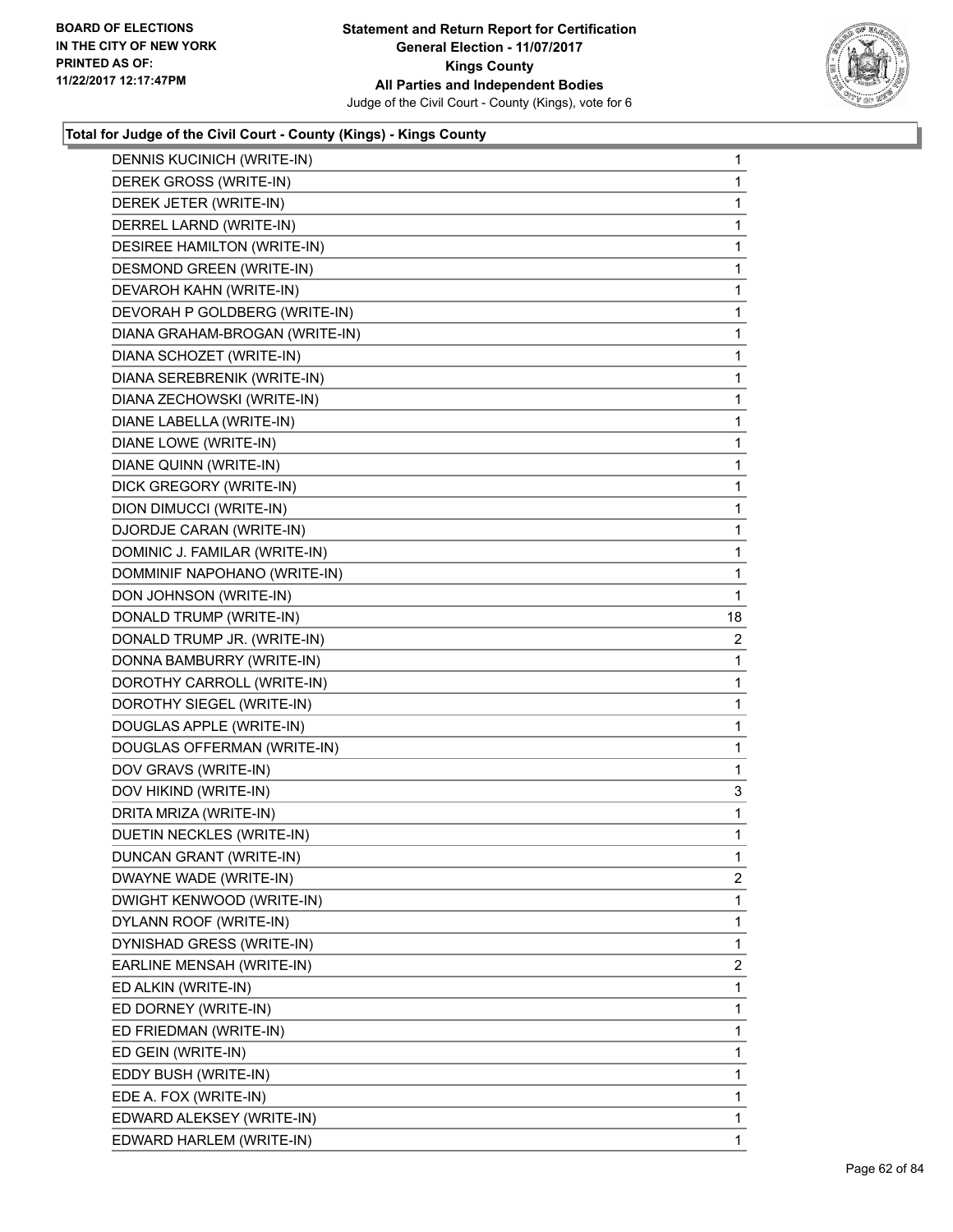**BOARD OF ELECTIONS IN THE CITY OF NEW YORK PRINTED AS OF: 11/22/2017 12:17:47PM**

**Statement and Return Report for Certification General Election - 11/07/2017 Kings County All Parties and Independent Bodies**

Judge of the Civil Court - County (Kings), vote for 6

### Total for Judge of the Civil Court - County (Kings) - Kings County

| Candidate | Votes |
|---|---|
| DENNIS KUCINICH (WRITE-IN) | 1 |
| DEREK GROSS (WRITE-IN) | 1 |
| DEREK JETER (WRITE-IN) | 1 |
| DERREL LARND (WRITE-IN) | 1 |
| DESIREE HAMILTON (WRITE-IN) | 1 |
| DESMOND GREEN (WRITE-IN) | 1 |
| DEVAROH KAHN (WRITE-IN) | 1 |
| DEVORAH P GOLDBERG (WRITE-IN) | 1 |
| DIANA GRAHAM-BROGAN (WRITE-IN) | 1 |
| DIANA SCHOZET (WRITE-IN) | 1 |
| DIANA SEREBRENIK (WRITE-IN) | 1 |
| DIANA ZECHOWSKI (WRITE-IN) | 1 |
| DIANE LABELLA (WRITE-IN) | 1 |
| DIANE LOWE (WRITE-IN) | 1 |
| DIANE QUINN (WRITE-IN) | 1 |
| DICK GREGORY (WRITE-IN) | 1 |
| DION DIMUCCI (WRITE-IN) | 1 |
| DJORDJE CARAN (WRITE-IN) | 1 |
| DOMINIC J. FAMILAR (WRITE-IN) | 1 |
| DOMMINIF NAPOHANO (WRITE-IN) | 1 |
| DON JOHNSON (WRITE-IN) | 1 |
| DONALD TRUMP (WRITE-IN) | 18 |
| DONALD TRUMP JR. (WRITE-IN) | 2 |
| DONNA BAMBURRY (WRITE-IN) | 1 |
| DOROTHY CARROLL (WRITE-IN) | 1 |
| DOROTHY SIEGEL (WRITE-IN) | 1 |
| DOUGLAS APPLE (WRITE-IN) | 1 |
| DOUGLAS OFFERMAN (WRITE-IN) | 1 |
| DOV GRAVS (WRITE-IN) | 1 |
| DOV HIKIND (WRITE-IN) | 3 |
| DRITA MRIZA (WRITE-IN) | 1 |
| DUETIN NECKLES (WRITE-IN) | 1 |
| DUNCAN GRANT (WRITE-IN) | 1 |
| DWAYNE WADE (WRITE-IN) | 2 |
| DWIGHT KENWOOD (WRITE-IN) | 1 |
| DYLANN ROOF (WRITE-IN) | 1 |
| DYNISHAD GRESS (WRITE-IN) | 1 |
| EARLINE MENSAH (WRITE-IN) | 2 |
| ED ALKIN (WRITE-IN) | 1 |
| ED DORNEY (WRITE-IN) | 1 |
| ED FRIEDMAN (WRITE-IN) | 1 |
| ED GEIN (WRITE-IN) | 1 |
| EDDY BUSH (WRITE-IN) | 1 |
| EDE A. FOX (WRITE-IN) | 1 |
| EDWARD ALEKSEY (WRITE-IN) | 1 |
| EDWARD HARLEM (WRITE-IN) | 1 |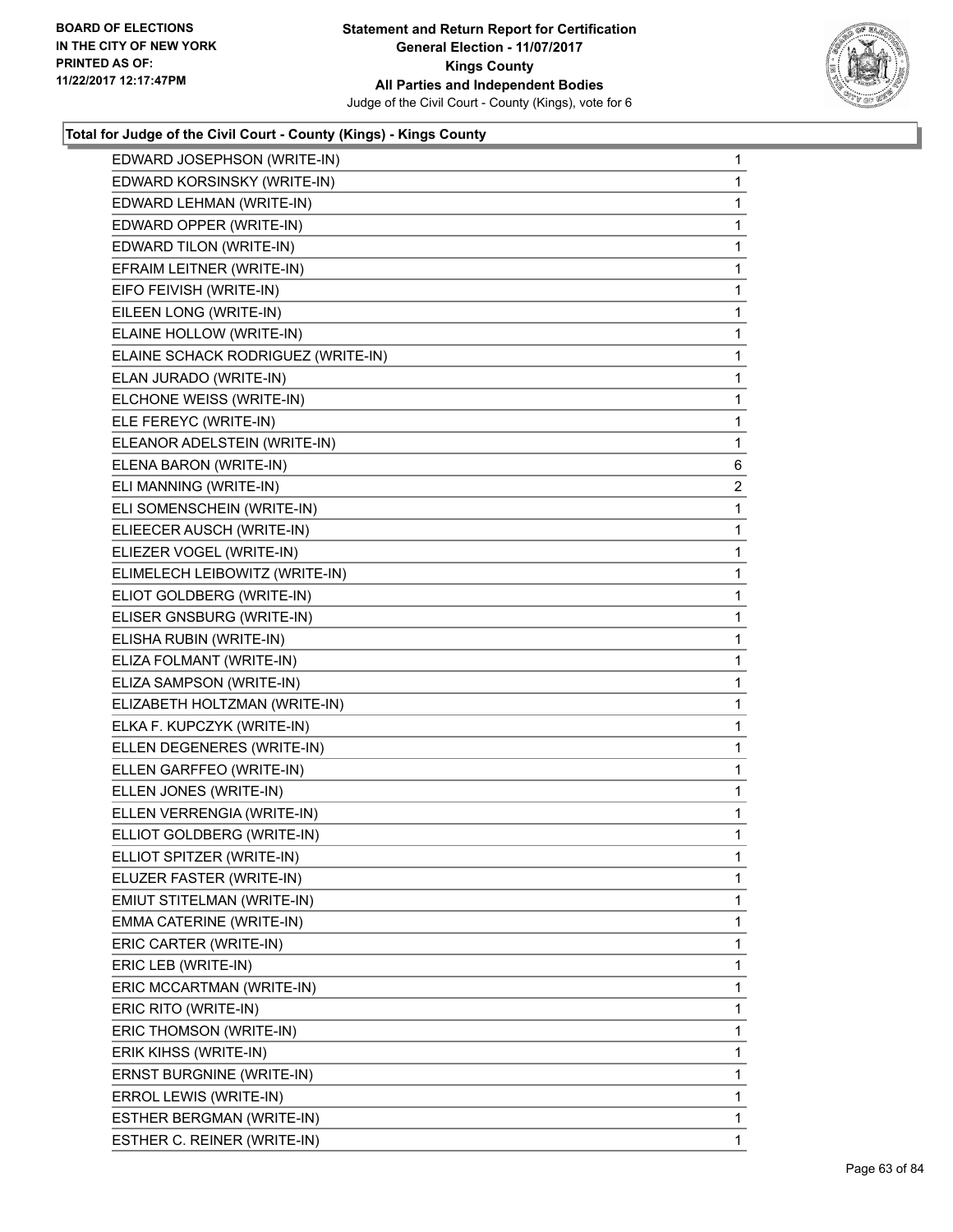**Total for Judge of the Civil Court - County (Kings) - Kings County**

| Candidate | Votes |
|---|---|
| EDWARD JOSEPHSON (WRITE-IN) | 1 |
| EDWARD KORSINSKY (WRITE-IN) | 1 |
| EDWARD LEHMAN (WRITE-IN) | 1 |
| EDWARD OPPER (WRITE-IN) | 1 |
| EDWARD TILON (WRITE-IN) | 1 |
| EFRAIM LEITNER (WRITE-IN) | 1 |
| EIFO FEIVISH (WRITE-IN) | 1 |
| EILEEN LONG (WRITE-IN) | 1 |
| ELAINE HOLLOW (WRITE-IN) | 1 |
| ELAINE SCHACK RODRIGUEZ (WRITE-IN) | 1 |
| ELAN JURADO (WRITE-IN) | 1 |
| ELCHONE WEISS (WRITE-IN) | 1 |
| ELE FEREYC (WRITE-IN) | 1 |
| ELEANOR ADELSTEIN (WRITE-IN) | 1 |
| ELENA BARON (WRITE-IN) | 6 |
| ELI MANNING (WRITE-IN) | 2 |
| ELI SOMENSCHEIN (WRITE-IN) | 1 |
| ELIEECER AUSCH (WRITE-IN) | 1 |
| ELIEZER VOGEL (WRITE-IN) | 1 |
| ELIMELECH LEIBOWITZ (WRITE-IN) | 1 |
| ELIOT GOLDBERG (WRITE-IN) | 1 |
| ELISER GNSBURG (WRITE-IN) | 1 |
| ELISHA RUBIN (WRITE-IN) | 1 |
| ELIZA FOLMANT (WRITE-IN) | 1 |
| ELIZA SAMPSON (WRITE-IN) | 1 |
| ELIZABETH HOLTZMAN (WRITE-IN) | 1 |
| ELKA F. KUPCZYK (WRITE-IN) | 1 |
| ELLEN DEGENERES (WRITE-IN) | 1 |
| ELLEN GARFFEO (WRITE-IN) | 1 |
| ELLEN JONES (WRITE-IN) | 1 |
| ELLEN VERRENGIA (WRITE-IN) | 1 |
| ELLIOT GOLDBERG (WRITE-IN) | 1 |
| ELLIOT SPITZER (WRITE-IN) | 1 |
| ELUZER FASTER (WRITE-IN) | 1 |
| EMIUT STITELMAN (WRITE-IN) | 1 |
| EMMA CATERINE (WRITE-IN) | 1 |
| ERIC CARTER (WRITE-IN) | 1 |
| ERIC LEB (WRITE-IN) | 1 |
| ERIC MCCARTMAN (WRITE-IN) | 1 |
| ERIC RITO (WRITE-IN) | 1 |
| ERIC THOMSON (WRITE-IN) | 1 |
| ERIK KIHSS (WRITE-IN) | 1 |
| ERNST BURGNINE (WRITE-IN) | 1 |
| ERROL LEWIS (WRITE-IN) | 1 |
| ESTHER BERGMAN (WRITE-IN) | 1 |
| ESTHER C. REINER (WRITE-IN) | 1 |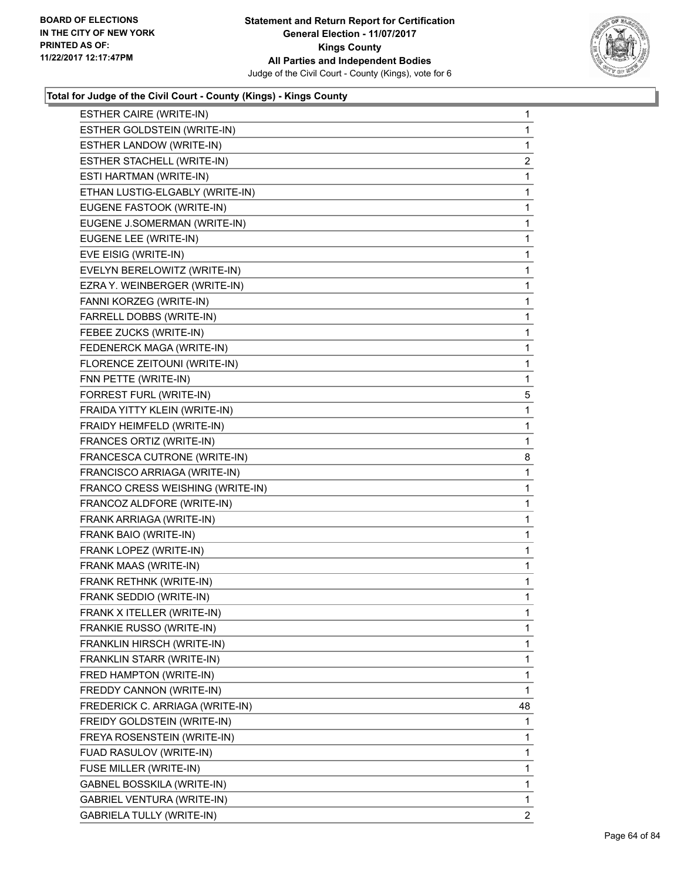**Statement and Return Report for Certification**
**General Election - 11/07/2017**
**Kings County**
**All Parties and Independent Bodies**
Judge of the Civil Court - County (Kings), vote for 6

BOARD OF ELECTIONS
IN THE CITY OF NEW YORK
PRINTED AS OF:
11/22/2017 12:17:47PM

### Total for Judge of the Civil Court - County (Kings) - Kings County

| Candidate | Votes |
|---|---|
| ESTHER CAIRE (WRITE-IN) | 1 |
| ESTHER GOLDSTEIN (WRITE-IN) | 1 |
| ESTHER LANDOW (WRITE-IN) | 1 |
| ESTHER STACHELL (WRITE-IN) | 2 |
| ESTI HARTMAN (WRITE-IN) | 1 |
| ETHAN LUSTIG-ELGABLY (WRITE-IN) | 1 |
| EUGENE FASTOOK (WRITE-IN) | 1 |
| EUGENE J.SOMERMAN (WRITE-IN) | 1 |
| EUGENE LEE (WRITE-IN) | 1 |
| EVE EISIG (WRITE-IN) | 1 |
| EVELYN BERELOWITZ (WRITE-IN) | 1 |
| EZRA Y. WEINBERGER (WRITE-IN) | 1 |
| FANNI KORZEG (WRITE-IN) | 1 |
| FARRELL DOBBS (WRITE-IN) | 1 |
| FEBEE ZUCKS (WRITE-IN) | 1 |
| FEDENERCK MAGA (WRITE-IN) | 1 |
| FLORENCE ZEITOUNI (WRITE-IN) | 1 |
| FNN PETTE (WRITE-IN) | 1 |
| FORREST FURL (WRITE-IN) | 5 |
| FRAIDA YITTY KLEIN (WRITE-IN) | 1 |
| FRAIDY HEIMFELD (WRITE-IN) | 1 |
| FRANCES ORTIZ (WRITE-IN) | 1 |
| FRANCESCA CUTRONE (WRITE-IN) | 8 |
| FRANCISCO ARRIAGA (WRITE-IN) | 1 |
| FRANCO CRESS WEISHING (WRITE-IN) | 1 |
| FRANCOZ ALDFORE (WRITE-IN) | 1 |
| FRANK ARRIAGA (WRITE-IN) | 1 |
| FRANK BAIO (WRITE-IN) | 1 |
| FRANK LOPEZ (WRITE-IN) | 1 |
| FRANK MAAS (WRITE-IN) | 1 |
| FRANK RETHNK (WRITE-IN) | 1 |
| FRANK SEDDIO (WRITE-IN) | 1 |
| FRANK X ITELLER (WRITE-IN) | 1 |
| FRANKIE RUSSO (WRITE-IN) | 1 |
| FRANKLIN HIRSCH (WRITE-IN) | 1 |
| FRANKLIN STARR (WRITE-IN) | 1 |
| FRED HAMPTON (WRITE-IN) | 1 |
| FREDDY CANNON (WRITE-IN) | 1 |
| FREDERICK C. ARRIAGA (WRITE-IN) | 48 |
| FREIDY GOLDSTEIN (WRITE-IN) | 1 |
| FREYA ROSENSTEIN (WRITE-IN) | 1 |
| FUAD RASULOV (WRITE-IN) | 1 |
| FUSE MILLER (WRITE-IN) | 1 |
| GABNEL BOSSKILA (WRITE-IN) | 1 |
| GABRIEL VENTURA (WRITE-IN) | 1 |
| GABRIELA TULLY (WRITE-IN) | 2 |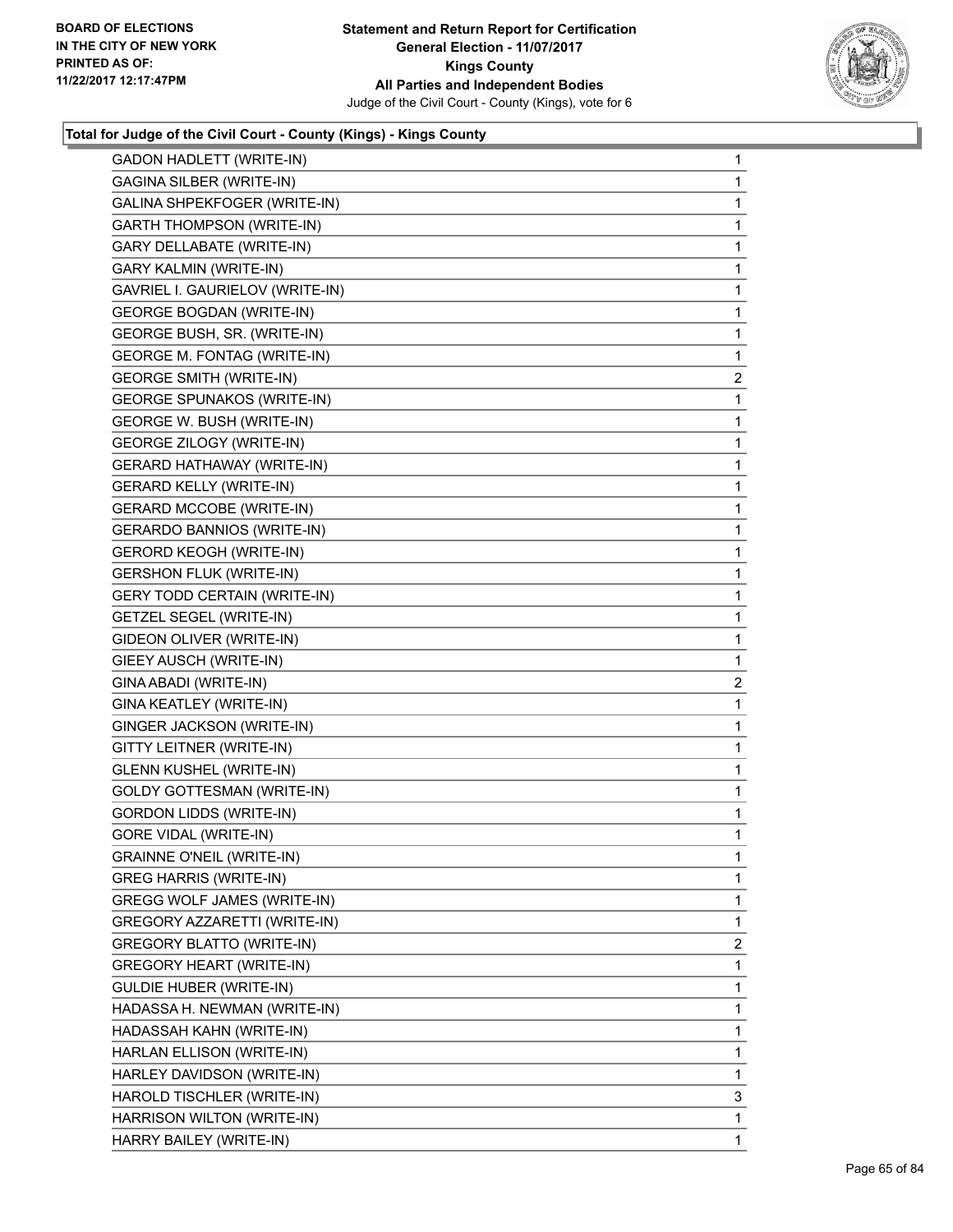**Statement and Return Report for Certification**
**General Election - 11/07/2017**
**Kings County**
**All Parties and Independent Bodies**
Judge of the Civil Court - County (Kings), vote for 6

BOARD OF ELECTIONS
IN THE CITY OF NEW YORK
PRINTED AS OF:
11/22/2017 12:17:47PM

### Total for Judge of the Civil Court - County (Kings) - Kings County

| | |
|---|---|
| GADON HADLETT (WRITE-IN) | 1 |
| GAGINA SILBER (WRITE-IN) | 1 |
| GALINA SHPEKFOGER (WRITE-IN) | 1 |
| GARTH THOMPSON (WRITE-IN) | 1 |
| GARY DELLABATE (WRITE-IN) | 1 |
| GARY KALMIN (WRITE-IN) | 1 |
| GAVRIEL I. GAURIELOV (WRITE-IN) | 1 |
| GEORGE BOGDAN (WRITE-IN) | 1 |
| GEORGE BUSH, SR. (WRITE-IN) | 1 |
| GEORGE M. FONTAG (WRITE-IN) | 1 |
| GEORGE SMITH (WRITE-IN) | 2 |
| GEORGE SPUNAKOS (WRITE-IN) | 1 |
| GEORGE W. BUSH (WRITE-IN) | 1 |
| GEORGE ZILOGY (WRITE-IN) | 1 |
| GERARD HATHAWAY (WRITE-IN) | 1 |
| GERARD KELLY (WRITE-IN) | 1 |
| GERARD MCCOBE (WRITE-IN) | 1 |
| GERARDO BANNIOS (WRITE-IN) | 1 |
| GERORD KEOGH (WRITE-IN) | 1 |
| GERSHON FLUK (WRITE-IN) | 1 |
| GERY TODD CERTAIN (WRITE-IN) | 1 |
| GETZEL SEGEL (WRITE-IN) | 1 |
| GIDEON OLIVER (WRITE-IN) | 1 |
| GIEEY AUSCH (WRITE-IN) | 1 |
| GINA ABADI (WRITE-IN) | 2 |
| GINA KEATLEY (WRITE-IN) | 1 |
| GINGER JACKSON (WRITE-IN) | 1 |
| GITTY LEITNER (WRITE-IN) | 1 |
| GLENN KUSHEL (WRITE-IN) | 1 |
| GOLDY GOTTESMAN (WRITE-IN) | 1 |
| GORDON LIDDS (WRITE-IN) | 1 |
| GORE VIDAL (WRITE-IN) | 1 |
| GRAINNE O'NEIL (WRITE-IN) | 1 |
| GREG HARRIS (WRITE-IN) | 1 |
| GREGG WOLF JAMES (WRITE-IN) | 1 |
| GREGORY AZZARETTI (WRITE-IN) | 1 |
| GREGORY BLATTO (WRITE-IN) | 2 |
| GREGORY HEART (WRITE-IN) | 1 |
| GULDIE HUBER (WRITE-IN) | 1 |
| HADASSA H. NEWMAN (WRITE-IN) | 1 |
| HADASSAH KAHN (WRITE-IN) | 1 |
| HARLAN ELLISON (WRITE-IN) | 1 |
| HARLEY DAVIDSON (WRITE-IN) | 1 |
| HAROLD TISCHLER (WRITE-IN) | 3 |
| HARRISON WILTON (WRITE-IN) | 1 |
| HARRY BAILEY (WRITE-IN) | 1 |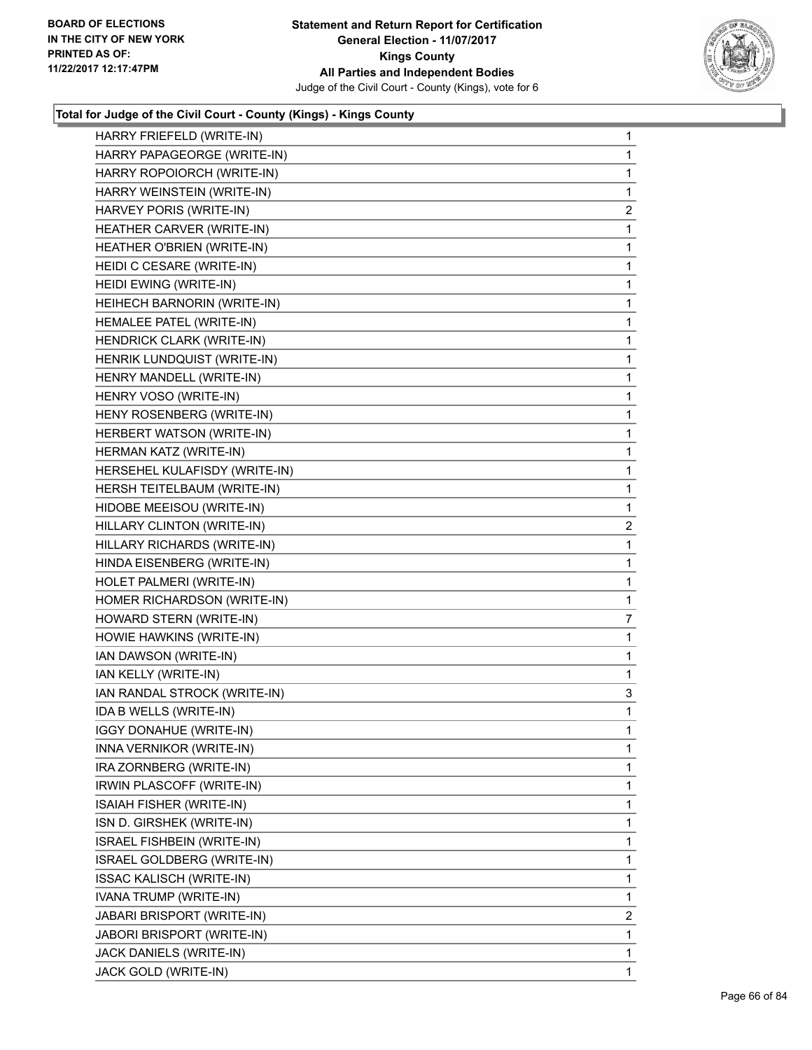**Total for Judge of the Civil Court - County (Kings) - Kings County**

| Candidate | Votes |
|---|---|
| HARRY FRIEFELD (WRITE-IN) | 1 |
| HARRY PAPAGEORGE (WRITE-IN) | 1 |
| HARRY ROPOIORCH (WRITE-IN) | 1 |
| HARRY WEINSTEIN (WRITE-IN) | 1 |
| HARVEY PORIS (WRITE-IN) | 2 |
| HEATHER CARVER (WRITE-IN) | 1 |
| HEATHER O'BRIEN (WRITE-IN) | 1 |
| HEIDI C CESARE (WRITE-IN) | 1 |
| HEIDI EWING (WRITE-IN) | 1 |
| HEIHECH BARNORIN (WRITE-IN) | 1 |
| HEMALEE PATEL (WRITE-IN) | 1 |
| HENDRICK CLARK (WRITE-IN) | 1 |
| HENRIK LUNDQUIST (WRITE-IN) | 1 |
| HENRY MANDELL (WRITE-IN) | 1 |
| HENRY VOSO (WRITE-IN) | 1 |
| HENY ROSENBERG (WRITE-IN) | 1 |
| HERBERT WATSON (WRITE-IN) | 1 |
| HERMAN KATZ (WRITE-IN) | 1 |
| HERSEHEL KULAFISDY (WRITE-IN) | 1 |
| HERSH TEITELBAUM (WRITE-IN) | 1 |
| HIDOBE MEEISOU (WRITE-IN) | 1 |
| HILLARY CLINTON (WRITE-IN) | 2 |
| HILLARY RICHARDS (WRITE-IN) | 1 |
| HINDA EISENBERG (WRITE-IN) | 1 |
| HOLET PALMERI (WRITE-IN) | 1 |
| HOMER RICHARDSON (WRITE-IN) | 1 |
| HOWARD STERN (WRITE-IN) | 7 |
| HOWIE HAWKINS (WRITE-IN) | 1 |
| IAN DAWSON (WRITE-IN) | 1 |
| IAN KELLY (WRITE-IN) | 1 |
| IAN RANDAL STROCK (WRITE-IN) | 3 |
| IDA B WELLS (WRITE-IN) | 1 |
| IGGY DONAHUE (WRITE-IN) | 1 |
| INNA VERNIKOR (WRITE-IN) | 1 |
| IRA ZORNBERG (WRITE-IN) | 1 |
| IRWIN PLASCOFF (WRITE-IN) | 1 |
| ISAIAH FISHER (WRITE-IN) | 1 |
| ISN D. GIRSHEK (WRITE-IN) | 1 |
| ISRAEL FISHBEIN (WRITE-IN) | 1 |
| ISRAEL GOLDBERG (WRITE-IN) | 1 |
| ISSAC KALISCH (WRITE-IN) | 1 |
| IVANA TRUMP (WRITE-IN) | 1 |
| JABARI BRISPORT (WRITE-IN) | 2 |
| JABORI BRISPORT (WRITE-IN) | 1 |
| JACK DANIELS (WRITE-IN) | 1 |
| JACK GOLD (WRITE-IN) | 1 |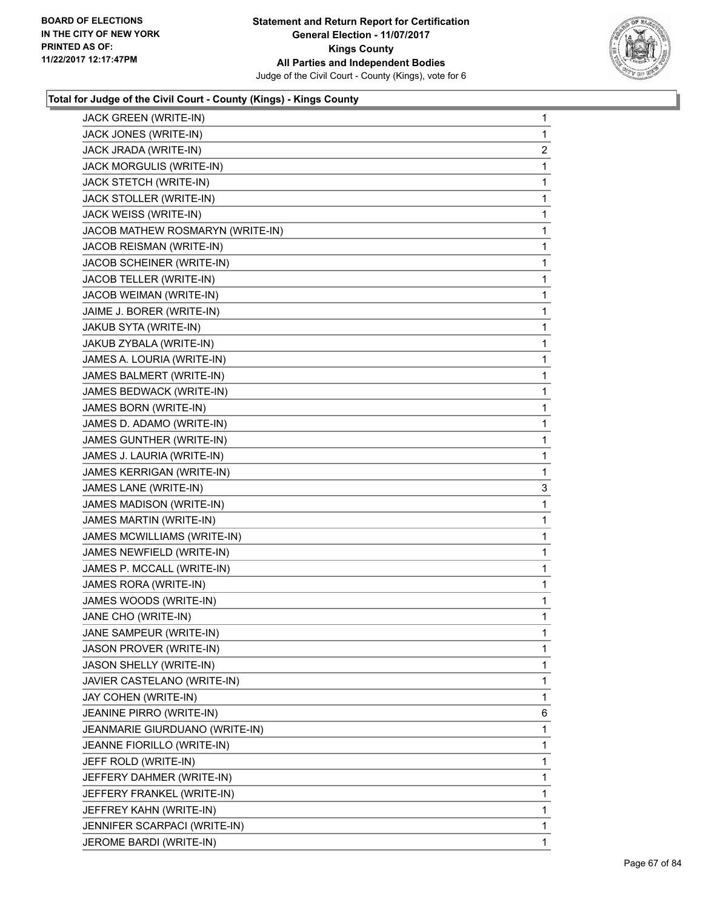**BOARD OF ELECTIONS IN THE CITY OF NEW YORK PRINTED AS OF: 11/22/2017 12:17:47PM**

**Statement and Return Report for Certification General Election - 11/07/2017 Kings County All Parties and Independent Bodies**
Judge of the Civil Court - County (Kings), vote for 6

### Total for Judge of the Civil Court - County (Kings) - Kings County

| | |
|---|---|
| JACK GREEN (WRITE-IN) | 1 |
| JACK JONES (WRITE-IN) | 1 |
| JACK JRADA (WRITE-IN) | 2 |
| JACK MORGULIS (WRITE-IN) | 1 |
| JACK STETCH (WRITE-IN) | 1 |
| JACK STOLLER (WRITE-IN) | 1 |
| JACK WEISS (WRITE-IN) | 1 |
| JACOB MATHEW ROSMARYN (WRITE-IN) | 1 |
| JACOB REISMAN (WRITE-IN) | 1 |
| JACOB SCHEINER (WRITE-IN) | 1 |
| JACOB TELLER (WRITE-IN) | 1 |
| JACOB WEIMAN (WRITE-IN) | 1 |
| JAIME J. BORER (WRITE-IN) | 1 |
| JAKUB SYTA (WRITE-IN) | 1 |
| JAKUB ZYBALA (WRITE-IN) | 1 |
| JAMES A. LOURIA (WRITE-IN) | 1 |
| JAMES BALMERT (WRITE-IN) | 1 |
| JAMES BEDWACK (WRITE-IN) | 1 |
| JAMES BORN (WRITE-IN) | 1 |
| JAMES D. ADAMO (WRITE-IN) | 1 |
| JAMES GUNTHER (WRITE-IN) | 1 |
| JAMES J. LAURIA (WRITE-IN) | 1 |
| JAMES KERRIGAN (WRITE-IN) | 1 |
| JAMES LANE (WRITE-IN) | 3 |
| JAMES MADISON (WRITE-IN) | 1 |
| JAMES MARTIN (WRITE-IN) | 1 |
| JAMES MCWILLIAMS (WRITE-IN) | 1 |
| JAMES NEWFIELD (WRITE-IN) | 1 |
| JAMES P. MCCALL (WRITE-IN) | 1 |
| JAMES RORA (WRITE-IN) | 1 |
| JAMES WOODS (WRITE-IN) | 1 |
| JANE CHO (WRITE-IN) | 1 |
| JANE SAMPEUR (WRITE-IN) | 1 |
| JASON PROVER (WRITE-IN) | 1 |
| JASON SHELLY (WRITE-IN) | 1 |
| JAVIER CASTELANO (WRITE-IN) | 1 |
| JAY COHEN (WRITE-IN) | 1 |
| JEANINE PIRRO (WRITE-IN) | 6 |
| JEANMARIE GIURDUANO (WRITE-IN) | 1 |
| JEANNE FIORILLO (WRITE-IN) | 1 |
| JEFF ROLD (WRITE-IN) | 1 |
| JEFFERY DAHMER (WRITE-IN) | 1 |
| JEFFERY FRANKEL (WRITE-IN) | 1 |
| JEFFREY KAHN (WRITE-IN) | 1 |
| JENNIFER SCARPACI (WRITE-IN) | 1 |
| JEROME BARDI (WRITE-IN) | 1 |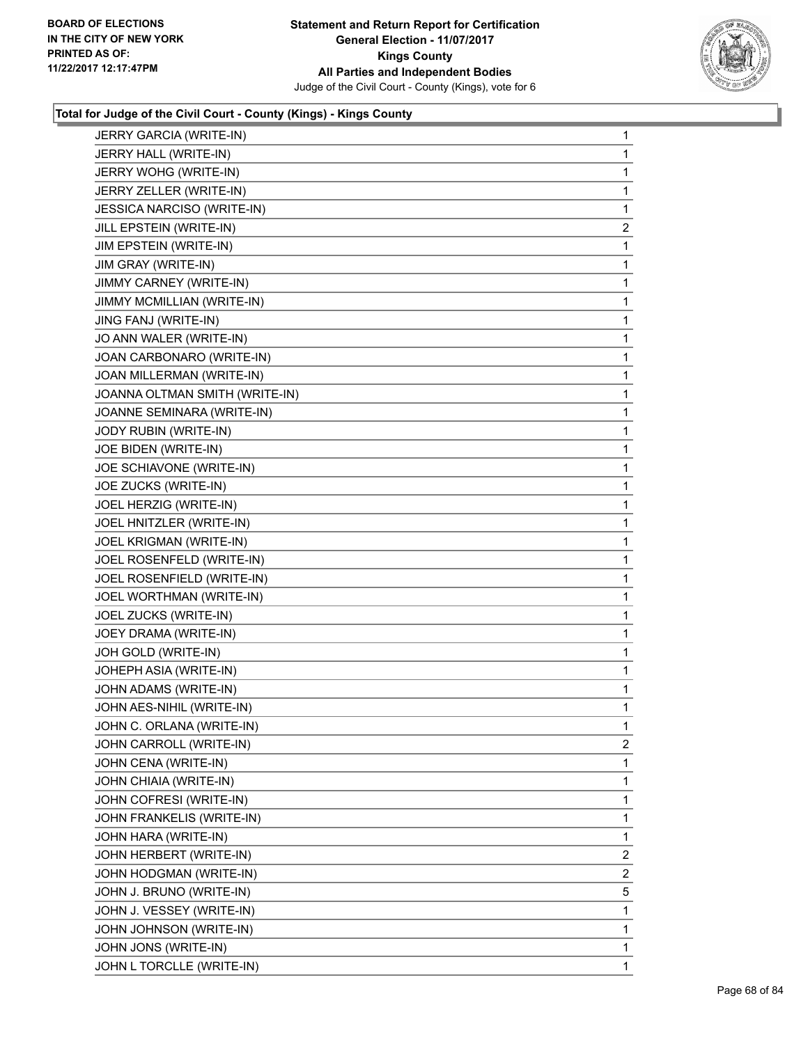### Total for Judge of the Civil Court - County (Kings) - Kings County

| | |
|---|---|
| JERRY GARCIA (WRITE-IN) | 1 |
| JERRY HALL (WRITE-IN) | 1 |
| JERRY WOHG (WRITE-IN) | 1 |
| JERRY ZELLER (WRITE-IN) | 1 |
| JESSICA NARCISO (WRITE-IN) | 1 |
| JILL EPSTEIN (WRITE-IN) | 2 |
| JIM EPSTEIN (WRITE-IN) | 1 |
| JIM GRAY (WRITE-IN) | 1 |
| JIMMY CARNEY (WRITE-IN) | 1 |
| JIMMY MCMILLIAN (WRITE-IN) | 1 |
| JING FANJ (WRITE-IN) | 1 |
| JO ANN WALER (WRITE-IN) | 1 |
| JOAN CARBONARO (WRITE-IN) | 1 |
| JOAN MILLERMAN (WRITE-IN) | 1 |
| JOANNA OLTMAN SMITH (WRITE-IN) | 1 |
| JOANNE SEMINARA (WRITE-IN) | 1 |
| JODY RUBIN (WRITE-IN) | 1 |
| JOE BIDEN (WRITE-IN) | 1 |
| JOE SCHIAVONE (WRITE-IN) | 1 |
| JOE ZUCKS (WRITE-IN) | 1 |
| JOEL HERZIG (WRITE-IN) | 1 |
| JOEL HNITZLER (WRITE-IN) | 1 |
| JOEL KRIGMAN (WRITE-IN) | 1 |
| JOEL ROSENFELD (WRITE-IN) | 1 |
| JOEL ROSENFIELD (WRITE-IN) | 1 |
| JOEL WORTHMAN (WRITE-IN) | 1 |
| JOEL ZUCKS (WRITE-IN) | 1 |
| JOEY DRAMA (WRITE-IN) | 1 |
| JOH GOLD (WRITE-IN) | 1 |
| JOHEPH ASIA (WRITE-IN) | 1 |
| JOHN ADAMS (WRITE-IN) | 1 |
| JOHN AES-NIHIL (WRITE-IN) | 1 |
| JOHN C. ORLANA (WRITE-IN) | 1 |
| JOHN CARROLL (WRITE-IN) | 2 |
| JOHN CENA (WRITE-IN) | 1 |
| JOHN CHIAIA (WRITE-IN) | 1 |
| JOHN COFRESI (WRITE-IN) | 1 |
| JOHN FRANKELIS (WRITE-IN) | 1 |
| JOHN HARA (WRITE-IN) | 1 |
| JOHN HERBERT (WRITE-IN) | 2 |
| JOHN HODGMAN (WRITE-IN) | 2 |
| JOHN J. BRUNO (WRITE-IN) | 5 |
| JOHN J. VESSEY (WRITE-IN) | 1 |
| JOHN JOHNSON (WRITE-IN) | 1 |
| JOHN JONS (WRITE-IN) | 1 |
| JOHN L TORCLLE (WRITE-IN) | 1 |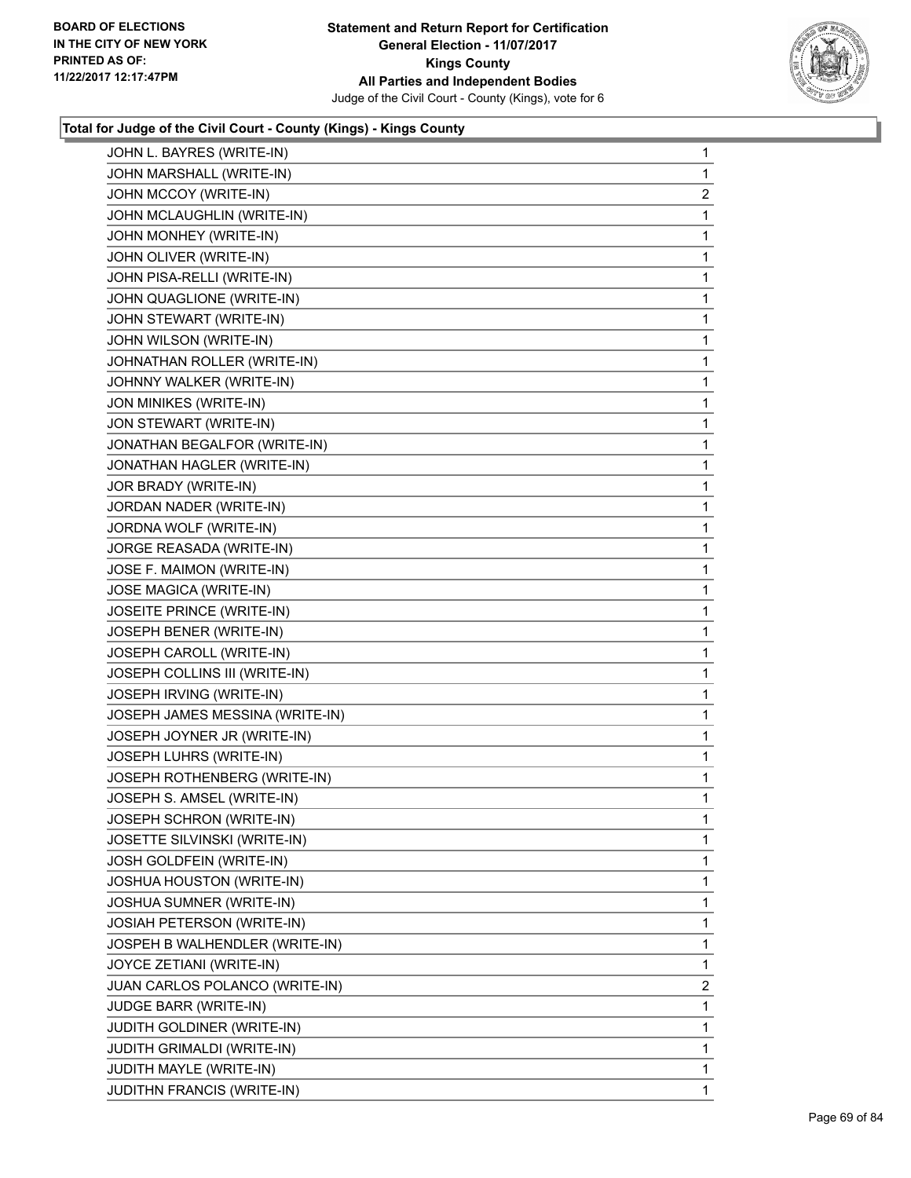**BOARD OF ELECTIONS IN THE CITY OF NEW YORK PRINTED AS OF: 11/22/2017 12:17:47PM**

**Statement and Return Report for Certification**
**General Election - 11/07/2017**
**Kings County**
**All Parties and Independent Bodies**
Judge of the Civil Court - County (Kings), vote for 6

### Total for Judge of the Civil Court - County (Kings) - Kings County

| | |
|---|---|
| JOHN L. BAYRES (WRITE-IN) | 1 |
| JOHN MARSHALL (WRITE-IN) | 1 |
| JOHN MCCOY (WRITE-IN) | 2 |
| JOHN MCLAUGHLIN (WRITE-IN) | 1 |
| JOHN MONHEY (WRITE-IN) | 1 |
| JOHN OLIVER (WRITE-IN) | 1 |
| JOHN PISA-RELLI (WRITE-IN) | 1 |
| JOHN QUAGLIONE (WRITE-IN) | 1 |
| JOHN STEWART (WRITE-IN) | 1 |
| JOHN WILSON (WRITE-IN) | 1 |
| JOHNATHAN ROLLER (WRITE-IN) | 1 |
| JOHNNY WALKER (WRITE-IN) | 1 |
| JON MINIKES (WRITE-IN) | 1 |
| JON STEWART (WRITE-IN) | 1 |
| JONATHAN BEGALFOR (WRITE-IN) | 1 |
| JONATHAN HAGLER (WRITE-IN) | 1 |
| JOR BRADY (WRITE-IN) | 1 |
| JORDAN NADER (WRITE-IN) | 1 |
| JORDNA WOLF (WRITE-IN) | 1 |
| JORGE REASADA (WRITE-IN) | 1 |
| JOSE F. MAIMON (WRITE-IN) | 1 |
| JOSE MAGICA (WRITE-IN) | 1 |
| JOSEITE PRINCE (WRITE-IN) | 1 |
| JOSEPH BENER (WRITE-IN) | 1 |
| JOSEPH CAROLL (WRITE-IN) | 1 |
| JOSEPH COLLINS III (WRITE-IN) | 1 |
| JOSEPH IRVING (WRITE-IN) | 1 |
| JOSEPH JAMES MESSINA (WRITE-IN) | 1 |
| JOSEPH JOYNER JR (WRITE-IN) | 1 |
| JOSEPH LUHRS (WRITE-IN) | 1 |
| JOSEPH ROTHENBERG (WRITE-IN) | 1 |
| JOSEPH S. AMSEL (WRITE-IN) | 1 |
| JOSEPH SCHRON (WRITE-IN) | 1 |
| JOSETTE SILVINSKI (WRITE-IN) | 1 |
| JOSH GOLDFEIN (WRITE-IN) | 1 |
| JOSHUA HOUSTON (WRITE-IN) | 1 |
| JOSHUA SUMNER (WRITE-IN) | 1 |
| JOSIAH PETERSON (WRITE-IN) | 1 |
| JOSPEH B WALHENDLER (WRITE-IN) | 1 |
| JOYCE ZETIANI (WRITE-IN) | 1 |
| JUAN CARLOS POLANCO (WRITE-IN) | 2 |
| JUDGE BARR (WRITE-IN) | 1 |
| JUDITH GOLDINER (WRITE-IN) | 1 |
| JUDITH GRIMALDI (WRITE-IN) | 1 |
| JUDITH MAYLE (WRITE-IN) | 1 |
| JUDITHN FRANCIS (WRITE-IN) | 1 |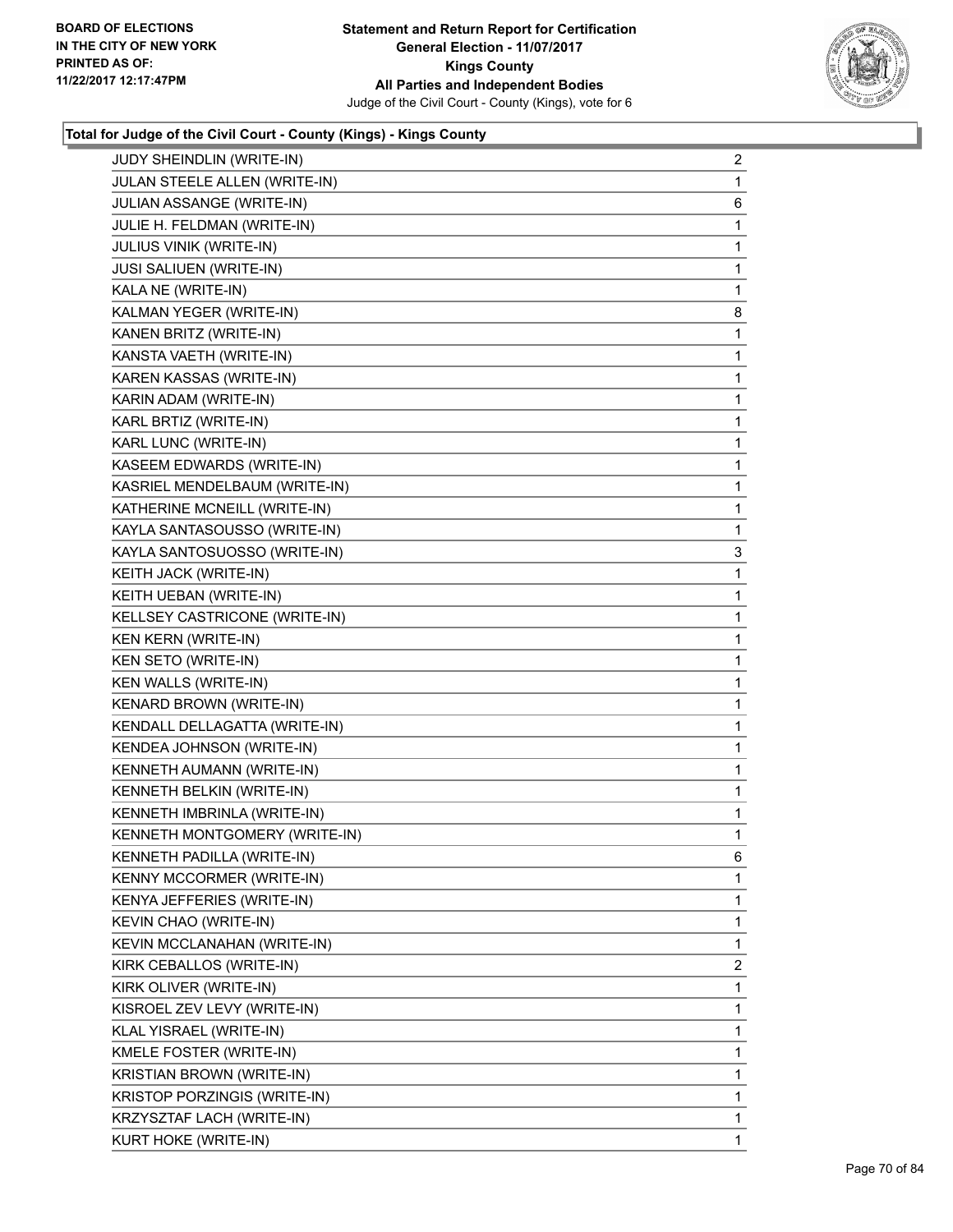BOARD OF ELECTIONS
IN THE CITY OF NEW YORK
PRINTED AS OF:
11/22/2017 12:17:47PM

**Statement and Return Report for Certification**
**General Election - 11/07/2017**
**Kings County**
**All Parties and Independent Bodies**
Judge of the Civil Court - County (Kings), vote for 6

### Total for Judge of the Civil Court - County (Kings) - Kings County

| | |
|---|---|
| JUDY SHEINDLIN (WRITE-IN) | 2 |
| JULAN STEELE ALLEN (WRITE-IN) | 1 |
| JULIAN ASSANGE (WRITE-IN) | 6 |
| JULIE H. FELDMAN (WRITE-IN) | 1 |
| JULIUS VINIK (WRITE-IN) | 1 |
| JUSI SALIUEN (WRITE-IN) | 1 |
| KALA NE (WRITE-IN) | 1 |
| KALMAN YEGER (WRITE-IN) | 8 |
| KANEN BRITZ (WRITE-IN) | 1 |
| KANSTA VAETH (WRITE-IN) | 1 |
| KAREN KASSAS (WRITE-IN) | 1 |
| KARIN ADAM (WRITE-IN) | 1 |
| KARL BRTIZ (WRITE-IN) | 1 |
| KARL LUNC (WRITE-IN) | 1 |
| KASEEM EDWARDS (WRITE-IN) | 1 |
| KASRIEL MENDELBAUM (WRITE-IN) | 1 |
| KATHERINE MCNEILL (WRITE-IN) | 1 |
| KAYLA SANTASOUSSO (WRITE-IN) | 1 |
| KAYLA SANTOSUOSSO (WRITE-IN) | 3 |
| KEITH JACK (WRITE-IN) | 1 |
| KEITH UEBAN (WRITE-IN) | 1 |
| KELLSEY CASTRICONE (WRITE-IN) | 1 |
| KEN KERN (WRITE-IN) | 1 |
| KEN SETO (WRITE-IN) | 1 |
| KEN WALLS (WRITE-IN) | 1 |
| KENARD BROWN (WRITE-IN) | 1 |
| KENDALL DELLAGATTA (WRITE-IN) | 1 |
| KENDEA JOHNSON (WRITE-IN) | 1 |
| KENNETH AUMANN (WRITE-IN) | 1 |
| KENNETH BELKIN (WRITE-IN) | 1 |
| KENNETH IMBRINLA (WRITE-IN) | 1 |
| KENNETH MONTGOMERY (WRITE-IN) | 1 |
| KENNETH PADILLA (WRITE-IN) | 6 |
| KENNY MCCORMER (WRITE-IN) | 1 |
| KENYA JEFFERIES (WRITE-IN) | 1 |
| KEVIN CHAO (WRITE-IN) | 1 |
| KEVIN MCCLANAHAN (WRITE-IN) | 1 |
| KIRK CEBALLOS (WRITE-IN) | 2 |
| KIRK OLIVER (WRITE-IN) | 1 |
| KISROEL ZEV LEVY (WRITE-IN) | 1 |
| KLAL YISRAEL (WRITE-IN) | 1 |
| KMELE FOSTER (WRITE-IN) | 1 |
| KRISTIAN BROWN (WRITE-IN) | 1 |
| KRISTOP PORZINGIS (WRITE-IN) | 1 |
| KRZYSZTAF LACH (WRITE-IN) | 1 |
| KURT HOKE (WRITE-IN) | 1 |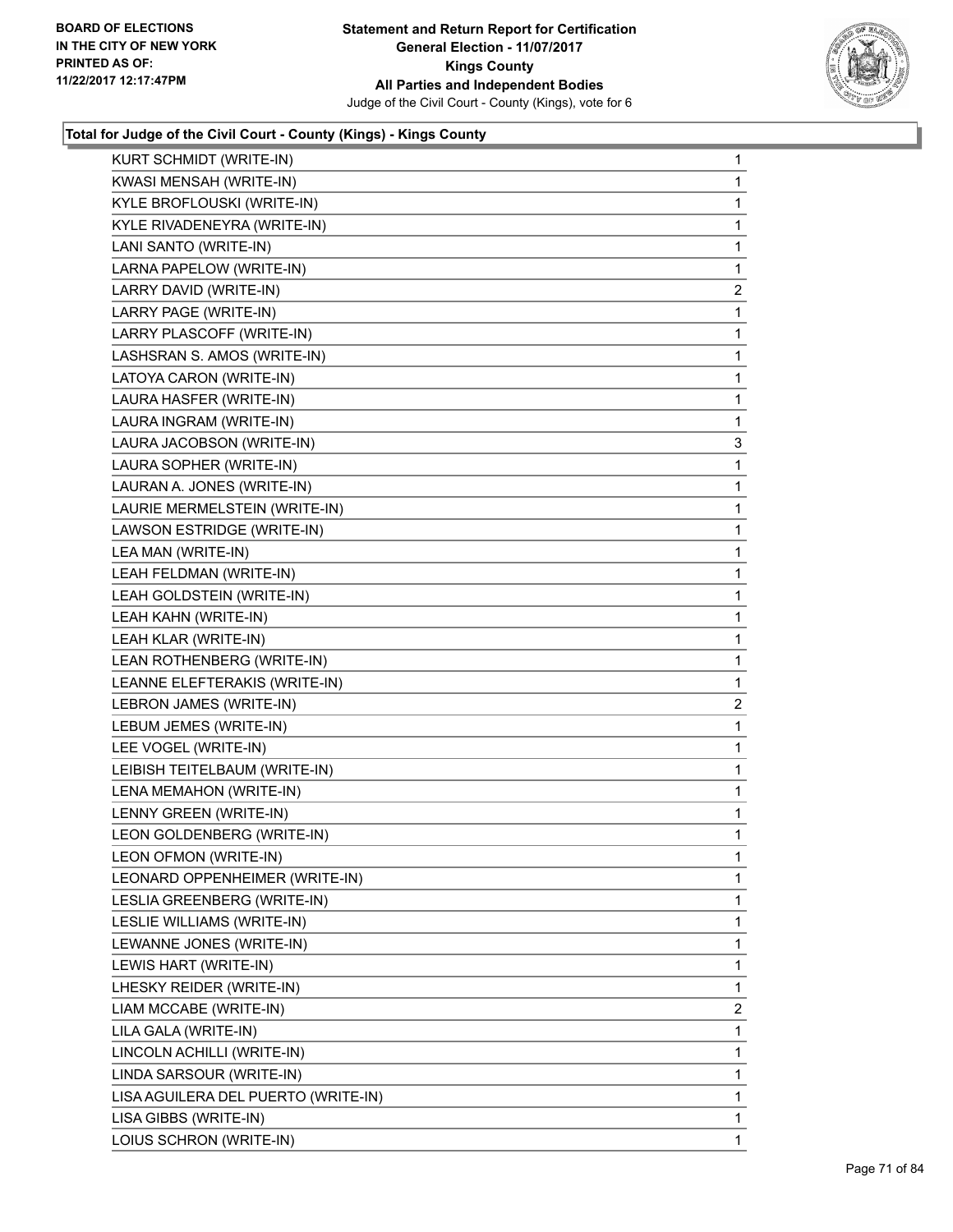**Statement and Return Report for Certification**
**General Election - 11/07/2017**
**Kings County**
**All Parties and Independent Bodies**
Judge of the Civil Court - County (Kings), vote for 6

BOARD OF ELECTIONS IN THE CITY OF NEW YORK PRINTED AS OF: 11/22/2017 12:17:47PM

### Total for Judge of the Civil Court - County (Kings) - Kings County

| Candidate | Votes |
|---|---|
| KURT SCHMIDT (WRITE-IN) | 1 |
| KWASI MENSAH (WRITE-IN) | 1 |
| KYLE BROFLOUSKI (WRITE-IN) | 1 |
| KYLE RIVADENEYRA (WRITE-IN) | 1 |
| LANI SANTO (WRITE-IN) | 1 |
| LARNA PAPELOW (WRITE-IN) | 1 |
| LARRY DAVID (WRITE-IN) | 2 |
| LARRY PAGE (WRITE-IN) | 1 |
| LARRY PLASCOFF (WRITE-IN) | 1 |
| LASHSRAN S. AMOS (WRITE-IN) | 1 |
| LATOYA CARON (WRITE-IN) | 1 |
| LAURA HASFER (WRITE-IN) | 1 |
| LAURA INGRAM (WRITE-IN) | 1 |
| LAURA JACOBSON (WRITE-IN) | 3 |
| LAURA SOPHER (WRITE-IN) | 1 |
| LAURAN A. JONES (WRITE-IN) | 1 |
| LAURIE MERMELSTEIN (WRITE-IN) | 1 |
| LAWSON ESTRIDGE (WRITE-IN) | 1 |
| LEA MAN (WRITE-IN) | 1 |
| LEAH FELDMAN (WRITE-IN) | 1 |
| LEAH GOLDSTEIN (WRITE-IN) | 1 |
| LEAH KAHN (WRITE-IN) | 1 |
| LEAH KLAR (WRITE-IN) | 1 |
| LEAN ROTHENBERG (WRITE-IN) | 1 |
| LEANNE ELEFTERAKIS (WRITE-IN) | 1 |
| LEBRON JAMES (WRITE-IN) | 2 |
| LEBUM JEMES (WRITE-IN) | 1 |
| LEE VOGEL (WRITE-IN) | 1 |
| LEIBISH TEITELBAUM (WRITE-IN) | 1 |
| LENA MEMAHON (WRITE-IN) | 1 |
| LENNY GREEN (WRITE-IN) | 1 |
| LEON GOLDENBERG (WRITE-IN) | 1 |
| LEON OFMON (WRITE-IN) | 1 |
| LEONARD OPPENHEIMER (WRITE-IN) | 1 |
| LESLIA GREENBERG (WRITE-IN) | 1 |
| LESLIE WILLIAMS (WRITE-IN) | 1 |
| LEWANNE JONES (WRITE-IN) | 1 |
| LEWIS HART (WRITE-IN) | 1 |
| LHESKY REIDER (WRITE-IN) | 1 |
| LIAM MCCABE (WRITE-IN) | 2 |
| LILA GALA (WRITE-IN) | 1 |
| LINCOLN ACHILLI (WRITE-IN) | 1 |
| LINDA SARSOUR (WRITE-IN) | 1 |
| LISA AGUILERA DEL PUERTO (WRITE-IN) | 1 |
| LISA GIBBS (WRITE-IN) | 1 |
| LOIUS SCHRON (WRITE-IN) | 1 |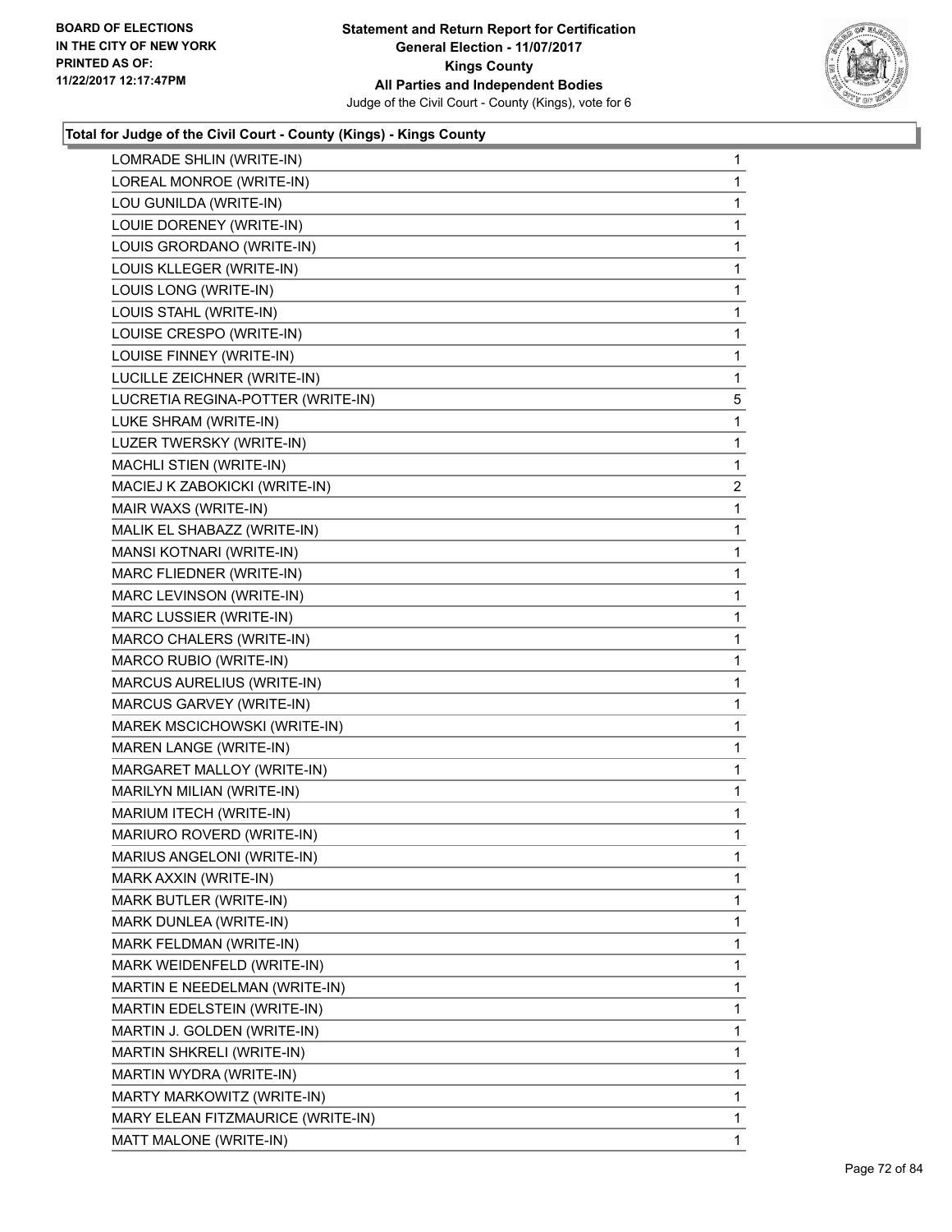**BOARD OF ELECTIONS IN THE CITY OF NEW YORK PRINTED AS OF: 11/22/2017 12:17:47PM**

**Statement and Return Report for Certification General Election - 11/07/2017 Kings County All Parties and Independent Bodies**
Judge of the Civil Court - County (Kings), vote for 6

### Total for Judge of the Civil Court - County (Kings) - Kings County

| | |
|---|---|
| LOMRADE SHLIN (WRITE-IN) | 1 |
| LOREAL MONROE (WRITE-IN) | 1 |
| LOU GUNILDA (WRITE-IN) | 1 |
| LOUIE DORENEY (WRITE-IN) | 1 |
| LOUIS GRORDANO (WRITE-IN) | 1 |
| LOUIS KLLEGER (WRITE-IN) | 1 |
| LOUIS LONG (WRITE-IN) | 1 |
| LOUIS STAHL (WRITE-IN) | 1 |
| LOUISE CRESPO (WRITE-IN) | 1 |
| LOUISE FINNEY (WRITE-IN) | 1 |
| LUCILLE ZEICHNER (WRITE-IN) | 1 |
| LUCRETIA REGINA-POTTER (WRITE-IN) | 5 |
| LUKE SHRAM (WRITE-IN) | 1 |
| LUZER TWERSKY (WRITE-IN) | 1 |
| MACHLI STIEN (WRITE-IN) | 1 |
| MACIEJ K ZABOKICKI (WRITE-IN) | 2 |
| MAIR WAXS (WRITE-IN) | 1 |
| MALIK EL SHABAZZ (WRITE-IN) | 1 |
| MANSI KOTNARI (WRITE-IN) | 1 |
| MARC FLIEDNER (WRITE-IN) | 1 |
| MARC LEVINSON (WRITE-IN) | 1 |
| MARC LUSSIER (WRITE-IN) | 1 |
| MARCO CHALERS (WRITE-IN) | 1 |
| MARCO RUBIO (WRITE-IN) | 1 |
| MARCUS AURELIUS (WRITE-IN) | 1 |
| MARCUS GARVEY (WRITE-IN) | 1 |
| MAREK MSCICHOWSKI (WRITE-IN) | 1 |
| MAREN LANGE (WRITE-IN) | 1 |
| MARGARET MALLOY (WRITE-IN) | 1 |
| MARILYN MILIAN (WRITE-IN) | 1 |
| MARIUM ITECH (WRITE-IN) | 1 |
| MARIURO ROVERD (WRITE-IN) | 1 |
| MARIUS ANGELONI (WRITE-IN) | 1 |
| MARK AXXIN (WRITE-IN) | 1 |
| MARK BUTLER (WRITE-IN) | 1 |
| MARK DUNLEA (WRITE-IN) | 1 |
| MARK FELDMAN (WRITE-IN) | 1 |
| MARK WEIDENFELD (WRITE-IN) | 1 |
| MARTIN E NEEDELMAN (WRITE-IN) | 1 |
| MARTIN EDELSTEIN (WRITE-IN) | 1 |
| MARTIN J. GOLDEN (WRITE-IN) | 1 |
| MARTIN SHKRELI (WRITE-IN) | 1 |
| MARTIN WYDRA (WRITE-IN) | 1 |
| MARTY MARKOWITZ (WRITE-IN) | 1 |
| MARY ELEAN FITZMAURICE (WRITE-IN) | 1 |
| MATT MALONE (WRITE-IN) | 1 |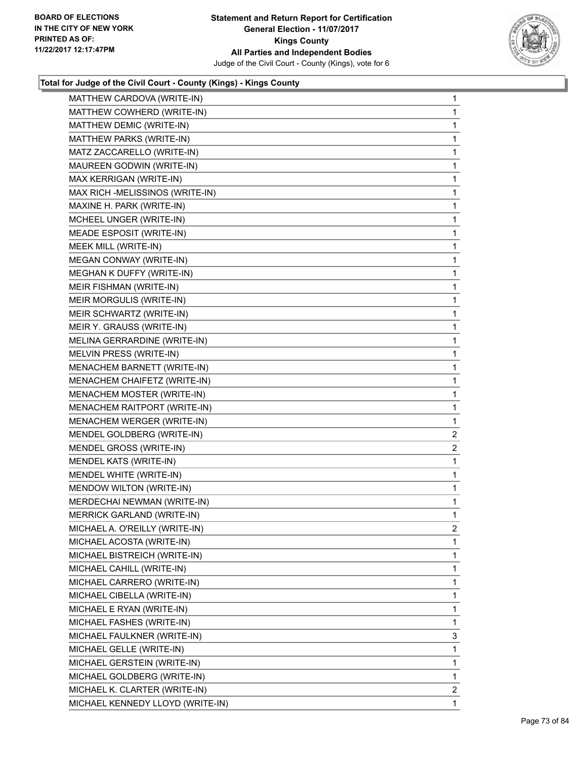**BOARD OF ELECTIONS IN THE CITY OF NEW YORK PRINTED AS OF: 11/22/2017 12:17:47PM**

**Statement and Return Report for Certification**
**General Election - 11/07/2017**
**Kings County**
**All Parties and Independent Bodies**
Judge of the Civil Court - County (Kings), vote for 6

### Total for Judge of the Civil Court - County (Kings) - Kings County

| | |
|---|---|
| MATTHEW CARDOVA (WRITE-IN) | 1 |
| MATTHEW COWHERD (WRITE-IN) | 1 |
| MATTHEW DEMIC (WRITE-IN) | 1 |
| MATTHEW PARKS (WRITE-IN) | 1 |
| MATZ ZACCARELLO (WRITE-IN) | 1 |
| MAUREEN GODWIN (WRITE-IN) | 1 |
| MAX KERRIGAN (WRITE-IN) | 1 |
| MAX RICH -MELISSINOS (WRITE-IN) | 1 |
| MAXINE H. PARK (WRITE-IN) | 1 |
| MCHEEL UNGER (WRITE-IN) | 1 |
| MEADE ESPOSIT (WRITE-IN) | 1 |
| MEEK MILL (WRITE-IN) | 1 |
| MEGAN CONWAY (WRITE-IN) | 1 |
| MEGHAN K DUFFY (WRITE-IN) | 1 |
| MEIR FISHMAN (WRITE-IN) | 1 |
| MEIR MORGULIS (WRITE-IN) | 1 |
| MEIR SCHWARTZ (WRITE-IN) | 1 |
| MEIR Y. GRAUSS (WRITE-IN) | 1 |
| MELINA GERRARDINE (WRITE-IN) | 1 |
| MELVIN PRESS (WRITE-IN) | 1 |
| MENACHEM BARNETT (WRITE-IN) | 1 |
| MENACHEM CHAIFETZ (WRITE-IN) | 1 |
| MENACHEM MOSTER (WRITE-IN) | 1 |
| MENACHEM RAITPORT (WRITE-IN) | 1 |
| MENACHEM WERGER (WRITE-IN) | 1 |
| MENDEL GOLDBERG (WRITE-IN) | 2 |
| MENDEL GROSS (WRITE-IN) | 2 |
| MENDEL KATS (WRITE-IN) | 1 |
| MENDEL WHITE (WRITE-IN) | 1 |
| MENDOW WILTON (WRITE-IN) | 1 |
| MERDECHAI NEWMAN (WRITE-IN) | 1 |
| MERRICK GARLAND (WRITE-IN) | 1 |
| MICHAEL A. O'REILLY (WRITE-IN) | 2 |
| MICHAEL ACOSTA (WRITE-IN) | 1 |
| MICHAEL BISTREICH (WRITE-IN) | 1 |
| MICHAEL CAHILL (WRITE-IN) | 1 |
| MICHAEL CARRERO (WRITE-IN) | 1 |
| MICHAEL CIBELLA (WRITE-IN) | 1 |
| MICHAEL E RYAN (WRITE-IN) | 1 |
| MICHAEL FASHES (WRITE-IN) | 1 |
| MICHAEL FAULKNER (WRITE-IN) | 3 |
| MICHAEL GELLE (WRITE-IN) | 1 |
| MICHAEL GERSTEIN (WRITE-IN) | 1 |
| MICHAEL GOLDBERG (WRITE-IN) | 1 |
| MICHAEL K. CLARTER (WRITE-IN) | 2 |
| MICHAEL KENNEDY LLOYD (WRITE-IN) | 1 |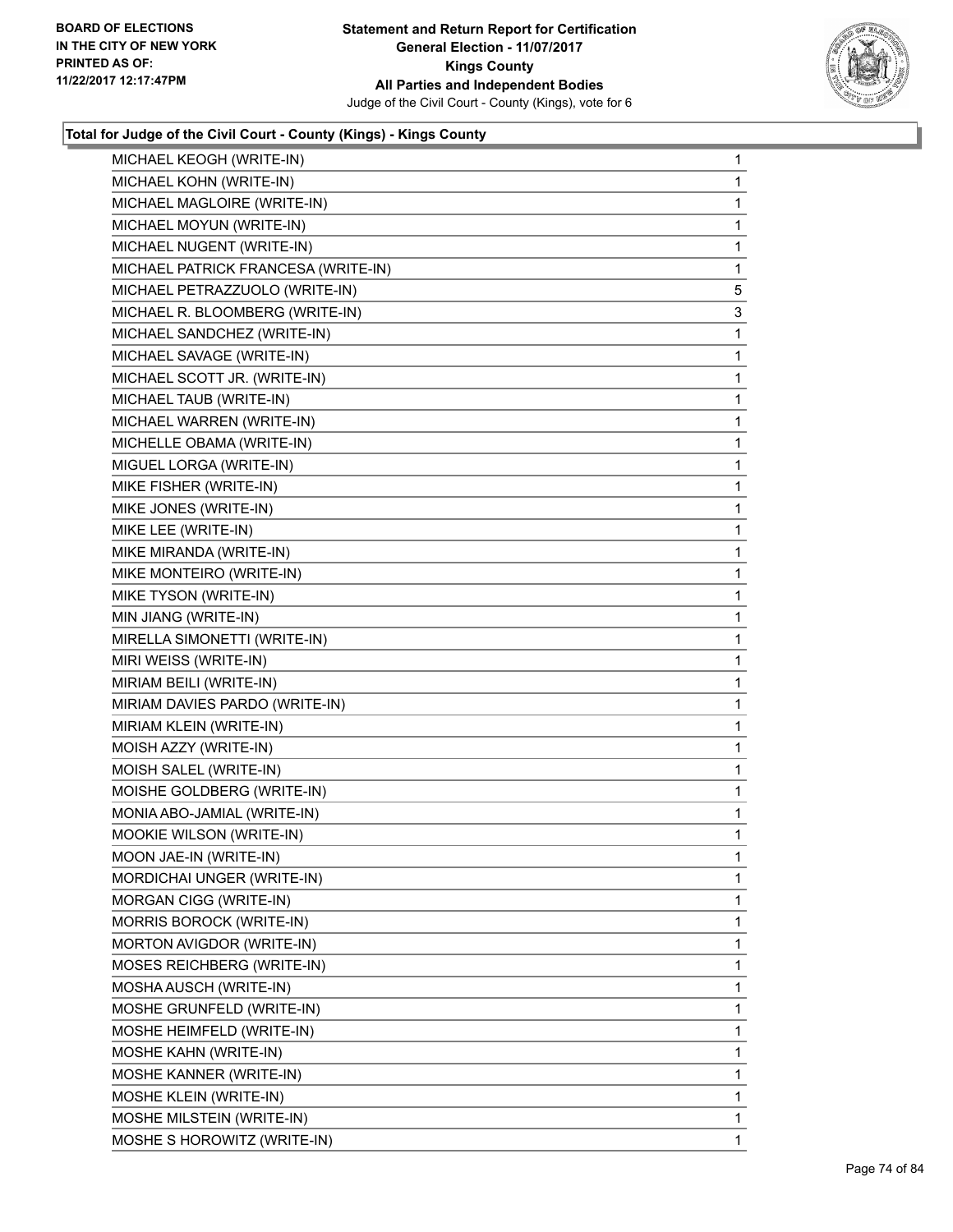**Total for Judge of the Civil Court - County (Kings) - Kings County**

| | |
|---|---|
| MICHAEL KEOGH (WRITE-IN) | 1 |
| MICHAEL KOHN (WRITE-IN) | 1 |
| MICHAEL MAGLOIRE (WRITE-IN) | 1 |
| MICHAEL MOYUN (WRITE-IN) | 1 |
| MICHAEL NUGENT (WRITE-IN) | 1 |
| MICHAEL PATRICK FRANCESA (WRITE-IN) | 1 |
| MICHAEL PETRAZZUOLO (WRITE-IN) | 5 |
| MICHAEL R. BLOOMBERG (WRITE-IN) | 3 |
| MICHAEL SANDCHEZ (WRITE-IN) | 1 |
| MICHAEL SAVAGE (WRITE-IN) | 1 |
| MICHAEL SCOTT JR. (WRITE-IN) | 1 |
| MICHAEL TAUB (WRITE-IN) | 1 |
| MICHAEL WARREN (WRITE-IN) | 1 |
| MICHELLE OBAMA (WRITE-IN) | 1 |
| MIGUEL LORGA (WRITE-IN) | 1 |
| MIKE FISHER (WRITE-IN) | 1 |
| MIKE JONES (WRITE-IN) | 1 |
| MIKE LEE (WRITE-IN) | 1 |
| MIKE MIRANDA (WRITE-IN) | 1 |
| MIKE MONTEIRO (WRITE-IN) | 1 |
| MIKE TYSON (WRITE-IN) | 1 |
| MIN JIANG (WRITE-IN) | 1 |
| MIRELLA SIMONETTI (WRITE-IN) | 1 |
| MIRI WEISS (WRITE-IN) | 1 |
| MIRIAM BEILI (WRITE-IN) | 1 |
| MIRIAM DAVIES PARDO (WRITE-IN) | 1 |
| MIRIAM KLEIN (WRITE-IN) | 1 |
| MOISH AZZY (WRITE-IN) | 1 |
| MOISH SALEL (WRITE-IN) | 1 |
| MOISHE GOLDBERG (WRITE-IN) | 1 |
| MONIA ABO-JAMIAL (WRITE-IN) | 1 |
| MOOKIE WILSON (WRITE-IN) | 1 |
| MOON JAE-IN (WRITE-IN) | 1 |
| MORDICHAI UNGER (WRITE-IN) | 1 |
| MORGAN CIGG (WRITE-IN) | 1 |
| MORRIS BOROCK (WRITE-IN) | 1 |
| MORTON AVIGDOR (WRITE-IN) | 1 |
| MOSES REICHBERG (WRITE-IN) | 1 |
| MOSHA AUSCH (WRITE-IN) | 1 |
| MOSHE GRUNFELD (WRITE-IN) | 1 |
| MOSHE HEIMFELD (WRITE-IN) | 1 |
| MOSHE KAHN (WRITE-IN) | 1 |
| MOSHE KANNER (WRITE-IN) | 1 |
| MOSHE KLEIN (WRITE-IN) | 1 |
| MOSHE MILSTEIN (WRITE-IN) | 1 |
| MOSHE S HOROWITZ (WRITE-IN) | 1 |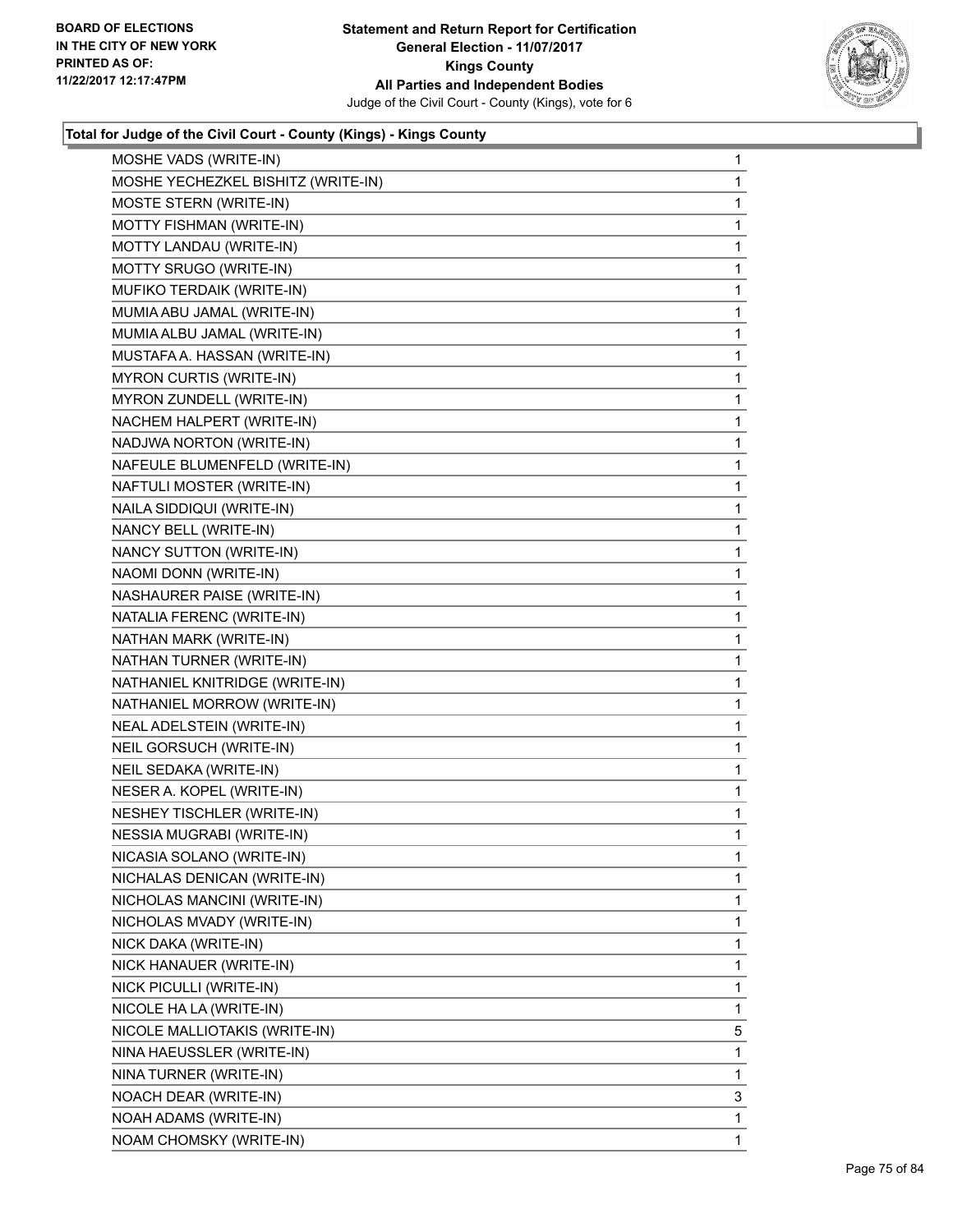**Total for Judge of the Civil Court - County (Kings) - Kings County**

| Candidate | Votes |
|---|---|
| MOSHE VADS (WRITE-IN) | 1 |
| MOSHE YECHEZKEL BISHITZ (WRITE-IN) | 1 |
| MOSTE STERN (WRITE-IN) | 1 |
| MOTTY FISHMAN (WRITE-IN) | 1 |
| MOTTY LANDAU (WRITE-IN) | 1 |
| MOTTY SRUGO (WRITE-IN) | 1 |
| MUFIKO TERDAIK (WRITE-IN) | 1 |
| MUMIA ABU JAMAL (WRITE-IN) | 1 |
| MUMIA ALBU JAMAL (WRITE-IN) | 1 |
| MUSTAFA A. HASSAN (WRITE-IN) | 1 |
| MYRON CURTIS (WRITE-IN) | 1 |
| MYRON ZUNDELL (WRITE-IN) | 1 |
| NACHEM HALPERT (WRITE-IN) | 1 |
| NADJWA NORTON (WRITE-IN) | 1 |
| NAFEULE BLUMENFELD (WRITE-IN) | 1 |
| NAFTULI MOSTER (WRITE-IN) | 1 |
| NAILA SIDDIQUI (WRITE-IN) | 1 |
| NANCY BELL (WRITE-IN) | 1 |
| NANCY SUTTON (WRITE-IN) | 1 |
| NAOMI DONN (WRITE-IN) | 1 |
| NASHAURER PAISE (WRITE-IN) | 1 |
| NATALIA FERENC (WRITE-IN) | 1 |
| NATHAN MARK (WRITE-IN) | 1 |
| NATHAN TURNER (WRITE-IN) | 1 |
| NATHANIEL KNITRIDGE (WRITE-IN) | 1 |
| NATHANIEL MORROW (WRITE-IN) | 1 |
| NEAL ADELSTEIN (WRITE-IN) | 1 |
| NEIL GORSUCH (WRITE-IN) | 1 |
| NEIL SEDAKA (WRITE-IN) | 1 |
| NESER A. KOPEL (WRITE-IN) | 1 |
| NESHEY TISCHLER (WRITE-IN) | 1 |
| NESSIA MUGRABI (WRITE-IN) | 1 |
| NICASIA SOLANO (WRITE-IN) | 1 |
| NICHALAS DENICAN (WRITE-IN) | 1 |
| NICHOLAS MANCINI (WRITE-IN) | 1 |
| NICHOLAS MVADY (WRITE-IN) | 1 |
| NICK DAKA (WRITE-IN) | 1 |
| NICK HANAUER (WRITE-IN) | 1 |
| NICK PICULLI (WRITE-IN) | 1 |
| NICOLE HA LA (WRITE-IN) | 1 |
| NICOLE MALLIOTAKIS (WRITE-IN) | 5 |
| NINA HAEUSSLER (WRITE-IN) | 1 |
| NINA TURNER (WRITE-IN) | 1 |
| NOACH DEAR (WRITE-IN) | 3 |
| NOAH ADAMS (WRITE-IN) | 1 |
| NOAM CHOMSKY (WRITE-IN) | 1 |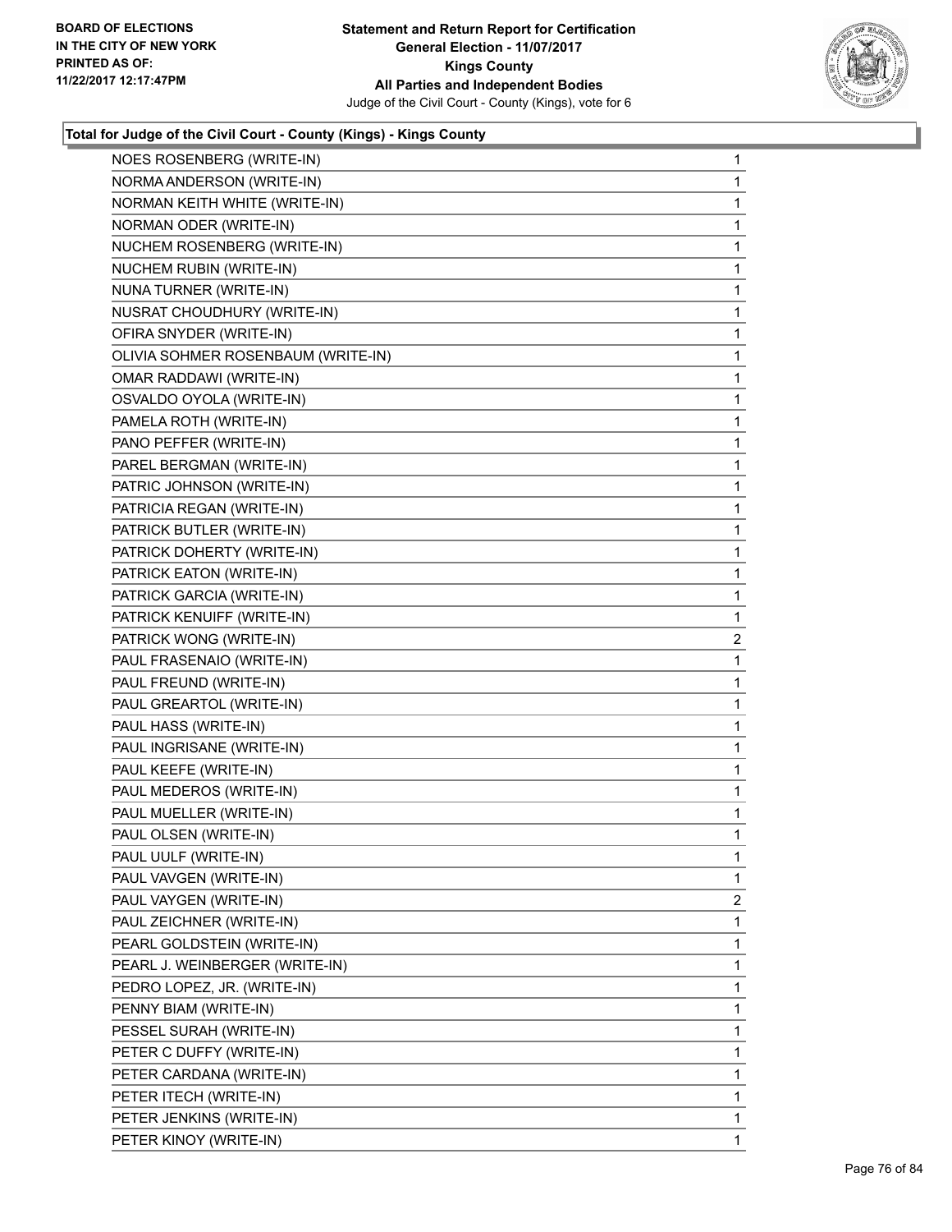BOARD OF ELECTIONS
IN THE CITY OF NEW YORK
PRINTED AS OF:
11/22/2017 12:17:47PM

**Statement and Return Report for Certification**
**General Election - 11/07/2017**
**Kings County**
**All Parties and Independent Bodies**
Judge of the Civil Court - County (Kings), vote for 6

### Total for Judge of the Civil Court - County (Kings) - Kings County

| Candidate | Votes |
|---|---|
| NOES ROSENBERG (WRITE-IN) | 1 |
| NORMA ANDERSON (WRITE-IN) | 1 |
| NORMAN KEITH WHITE (WRITE-IN) | 1 |
| NORMAN ODER (WRITE-IN) | 1 |
| NUCHEM ROSENBERG (WRITE-IN) | 1 |
| NUCHEM RUBIN (WRITE-IN) | 1 |
| NUNA TURNER (WRITE-IN) | 1 |
| NUSRAT CHOUDHURY (WRITE-IN) | 1 |
| OFIRA SNYDER (WRITE-IN) | 1 |
| OLIVIA SOHMER ROSENBAUM (WRITE-IN) | 1 |
| OMAR RADDAWI (WRITE-IN) | 1 |
| OSVALDO OYOLA (WRITE-IN) | 1 |
| PAMELA ROTH (WRITE-IN) | 1 |
| PANO PEFFER (WRITE-IN) | 1 |
| PAREL BERGMAN (WRITE-IN) | 1 |
| PATRIC JOHNSON (WRITE-IN) | 1 |
| PATRICIA REGAN (WRITE-IN) | 1 |
| PATRICK BUTLER (WRITE-IN) | 1 |
| PATRICK DOHERTY (WRITE-IN) | 1 |
| PATRICK EATON (WRITE-IN) | 1 |
| PATRICK GARCIA (WRITE-IN) | 1 |
| PATRICK KENUIFF (WRITE-IN) | 1 |
| PATRICK WONG (WRITE-IN) | 2 |
| PAUL FRASENAIO (WRITE-IN) | 1 |
| PAUL FREUND (WRITE-IN) | 1 |
| PAUL GREARTOL (WRITE-IN) | 1 |
| PAUL HASS (WRITE-IN) | 1 |
| PAUL INGRISANE (WRITE-IN) | 1 |
| PAUL KEEFE (WRITE-IN) | 1 |
| PAUL MEDEROS (WRITE-IN) | 1 |
| PAUL MUELLER (WRITE-IN) | 1 |
| PAUL OLSEN (WRITE-IN) | 1 |
| PAUL UULF (WRITE-IN) | 1 |
| PAUL VAVGEN (WRITE-IN) | 1 |
| PAUL VAYGEN (WRITE-IN) | 2 |
| PAUL ZEICHNER (WRITE-IN) | 1 |
| PEARL GOLDSTEIN (WRITE-IN) | 1 |
| PEARL J. WEINBERGER (WRITE-IN) | 1 |
| PEDRO LOPEZ, JR. (WRITE-IN) | 1 |
| PENNY BIAM (WRITE-IN) | 1 |
| PESSEL SURAH (WRITE-IN) | 1 |
| PETER C DUFFY (WRITE-IN) | 1 |
| PETER CARDANA (WRITE-IN) | 1 |
| PETER ITECH (WRITE-IN) | 1 |
| PETER JENKINS (WRITE-IN) | 1 |
| PETER KINOY (WRITE-IN) | 1 |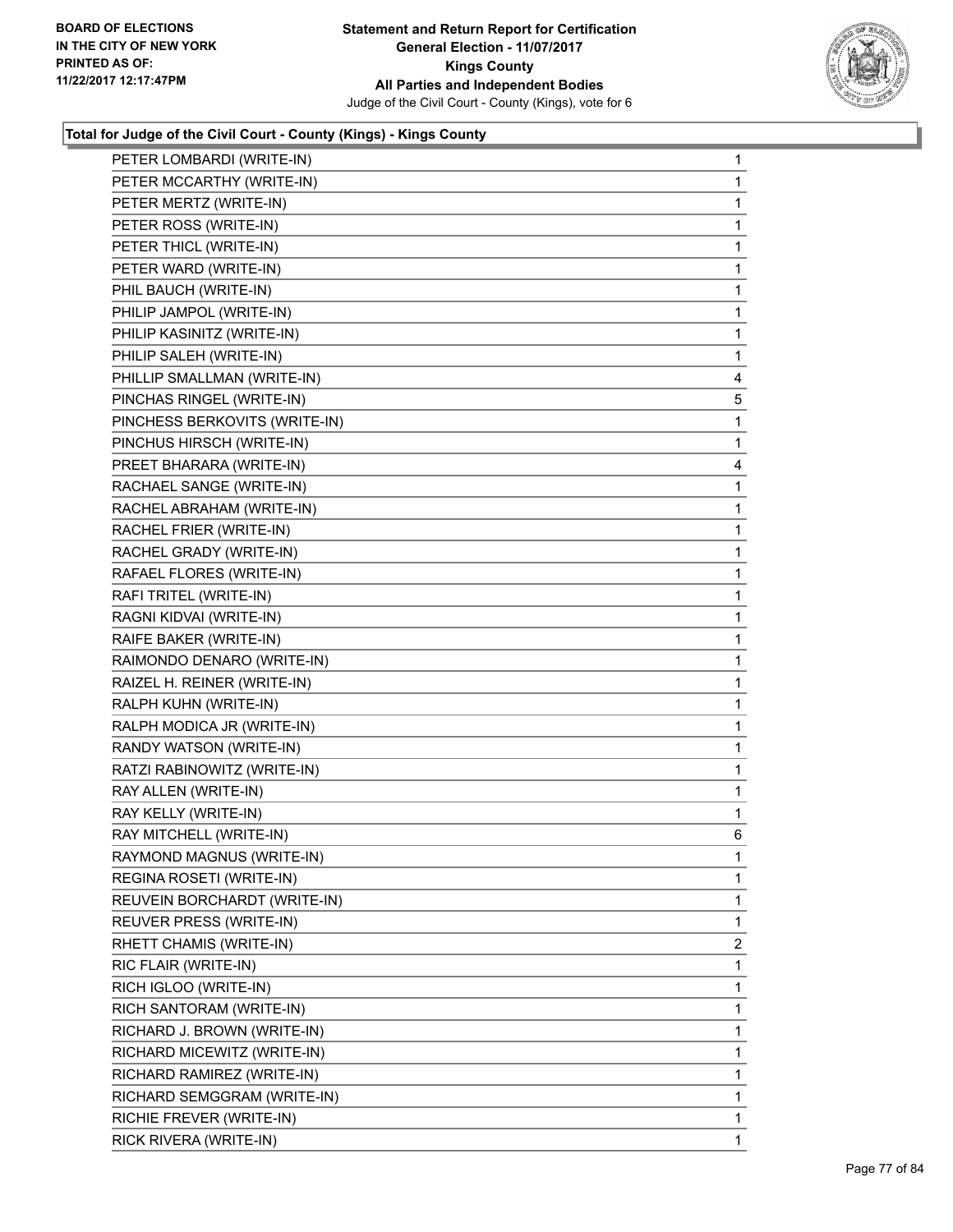**Total for Judge of the Civil Court - County (Kings) - Kings County**

| Candidate | Votes |
|---|---|
| PETER LOMBARDI (WRITE-IN) | 1 |
| PETER MCCARTHY (WRITE-IN) | 1 |
| PETER MERTZ (WRITE-IN) | 1 |
| PETER ROSS (WRITE-IN) | 1 |
| PETER THICL (WRITE-IN) | 1 |
| PETER WARD (WRITE-IN) | 1 |
| PHIL BAUCH (WRITE-IN) | 1 |
| PHILIP JAMPOL (WRITE-IN) | 1 |
| PHILIP KASINITZ (WRITE-IN) | 1 |
| PHILIP SALEH (WRITE-IN) | 1 |
| PHILLIP SMALLMAN (WRITE-IN) | 4 |
| PINCHAS RINGEL (WRITE-IN) | 5 |
| PINCHESS BERKOVITS (WRITE-IN) | 1 |
| PINCHUS HIRSCH (WRITE-IN) | 1 |
| PREET BHARARA (WRITE-IN) | 4 |
| RACHAEL SANGE (WRITE-IN) | 1 |
| RACHEL ABRAHAM (WRITE-IN) | 1 |
| RACHEL FRIER (WRITE-IN) | 1 |
| RACHEL GRADY (WRITE-IN) | 1 |
| RAFAEL FLORES (WRITE-IN) | 1 |
| RAFI TRITEL (WRITE-IN) | 1 |
| RAGNI KIDVAI (WRITE-IN) | 1 |
| RAIFE BAKER (WRITE-IN) | 1 |
| RAIMONDO DENARO (WRITE-IN) | 1 |
| RAIZEL H. REINER (WRITE-IN) | 1 |
| RALPH KUHN (WRITE-IN) | 1 |
| RALPH MODICA JR (WRITE-IN) | 1 |
| RANDY WATSON (WRITE-IN) | 1 |
| RATZI RABINOWITZ (WRITE-IN) | 1 |
| RAY ALLEN (WRITE-IN) | 1 |
| RAY KELLY (WRITE-IN) | 1 |
| RAY MITCHELL (WRITE-IN) | 6 |
| RAYMOND MAGNUS (WRITE-IN) | 1 |
| REGINA ROSETI (WRITE-IN) | 1 |
| REUVEIN BORCHARDT (WRITE-IN) | 1 |
| REUVER PRESS (WRITE-IN) | 1 |
| RHETT CHAMIS (WRITE-IN) | 2 |
| RIC FLAIR (WRITE-IN) | 1 |
| RICH IGLOO (WRITE-IN) | 1 |
| RICH SANTORAM (WRITE-IN) | 1 |
| RICHARD J. BROWN (WRITE-IN) | 1 |
| RICHARD MICEWITZ (WRITE-IN) | 1 |
| RICHARD RAMIREZ (WRITE-IN) | 1 |
| RICHARD SEMGGRAM (WRITE-IN) | 1 |
| RICHIE FREVER (WRITE-IN) | 1 |
| RICK RIVERA (WRITE-IN) | 1 |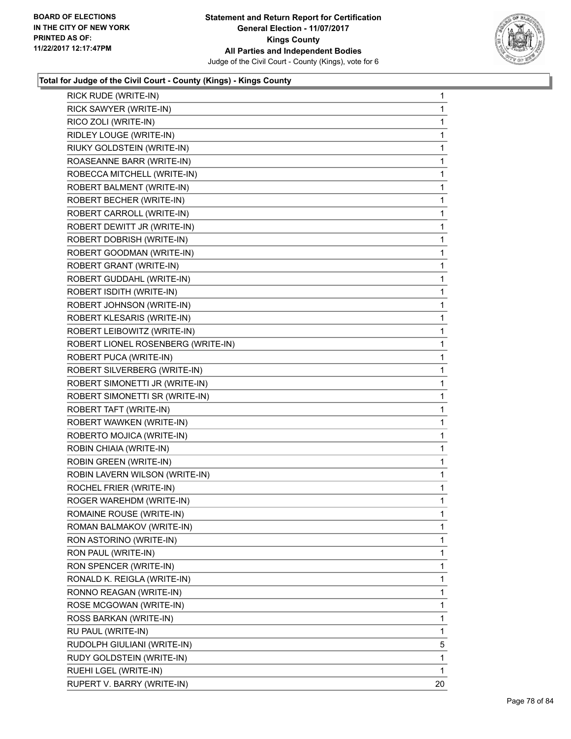BOARD OF ELECTIONS
IN THE CITY OF NEW YORK
PRINTED AS OF:
11/22/2017 12:17:47PM

**Statement and Return Report for Certification**
**General Election - 11/07/2017**
**Kings County**
**All Parties and Independent Bodies**
Judge of the Civil Court - County (Kings), vote for 6

### Total for Judge of the Civil Court - County (Kings) - Kings County

| Candidate | Votes |
|---|---|
| RICK RUDE (WRITE-IN) | 1 |
| RICK SAWYER (WRITE-IN) | 1 |
| RICO ZOLI (WRITE-IN) | 1 |
| RIDLEY LOUGE (WRITE-IN) | 1 |
| RIUKY GOLDSTEIN (WRITE-IN) | 1 |
| ROASEANNE BARR (WRITE-IN) | 1 |
| ROBECCA MITCHELL (WRITE-IN) | 1 |
| ROBERT BALMENT (WRITE-IN) | 1 |
| ROBERT BECHER (WRITE-IN) | 1 |
| ROBERT CARROLL (WRITE-IN) | 1 |
| ROBERT DEWITT JR (WRITE-IN) | 1 |
| ROBERT DOBRISH (WRITE-IN) | 1 |
| ROBERT GOODMAN (WRITE-IN) | 1 |
| ROBERT GRANT (WRITE-IN) | 1 |
| ROBERT GUDDAHL (WRITE-IN) | 1 |
| ROBERT ISDITH (WRITE-IN) | 1 |
| ROBERT JOHNSON (WRITE-IN) | 1 |
| ROBERT KLESARIS (WRITE-IN) | 1 |
| ROBERT LEIBOWITZ (WRITE-IN) | 1 |
| ROBERT LIONEL ROSENBERG (WRITE-IN) | 1 |
| ROBERT PUCA (WRITE-IN) | 1 |
| ROBERT SILVERBERG (WRITE-IN) | 1 |
| ROBERT SIMONETTI JR (WRITE-IN) | 1 |
| ROBERT SIMONETTI SR (WRITE-IN) | 1 |
| ROBERT TAFT (WRITE-IN) | 1 |
| ROBERT WAWKEN (WRITE-IN) | 1 |
| ROBERTO MOJICA (WRITE-IN) | 1 |
| ROBIN CHIAIA (WRITE-IN) | 1 |
| ROBIN GREEN (WRITE-IN) | 1 |
| ROBIN LAVERN WILSON (WRITE-IN) | 1 |
| ROCHEL FRIER (WRITE-IN) | 1 |
| ROGER WAREHDM (WRITE-IN) | 1 |
| ROMAINE ROUSE (WRITE-IN) | 1 |
| ROMAN BALMAKOV (WRITE-IN) | 1 |
| RON ASTORINO (WRITE-IN) | 1 |
| RON PAUL (WRITE-IN) | 1 |
| RON SPENCER (WRITE-IN) | 1 |
| RONALD K. REIGLA (WRITE-IN) | 1 |
| RONNO REAGAN (WRITE-IN) | 1 |
| ROSE MCGOWAN (WRITE-IN) | 1 |
| ROSS BARKAN (WRITE-IN) | 1 |
| RU PAUL (WRITE-IN) | 1 |
| RUDOLPH GIULIANI (WRITE-IN) | 5 |
| RUDY GOLDSTEIN (WRITE-IN) | 1 |
| RUEHI LGEL (WRITE-IN) | 1 |
| RUPERT V. BARRY (WRITE-IN) | 20 |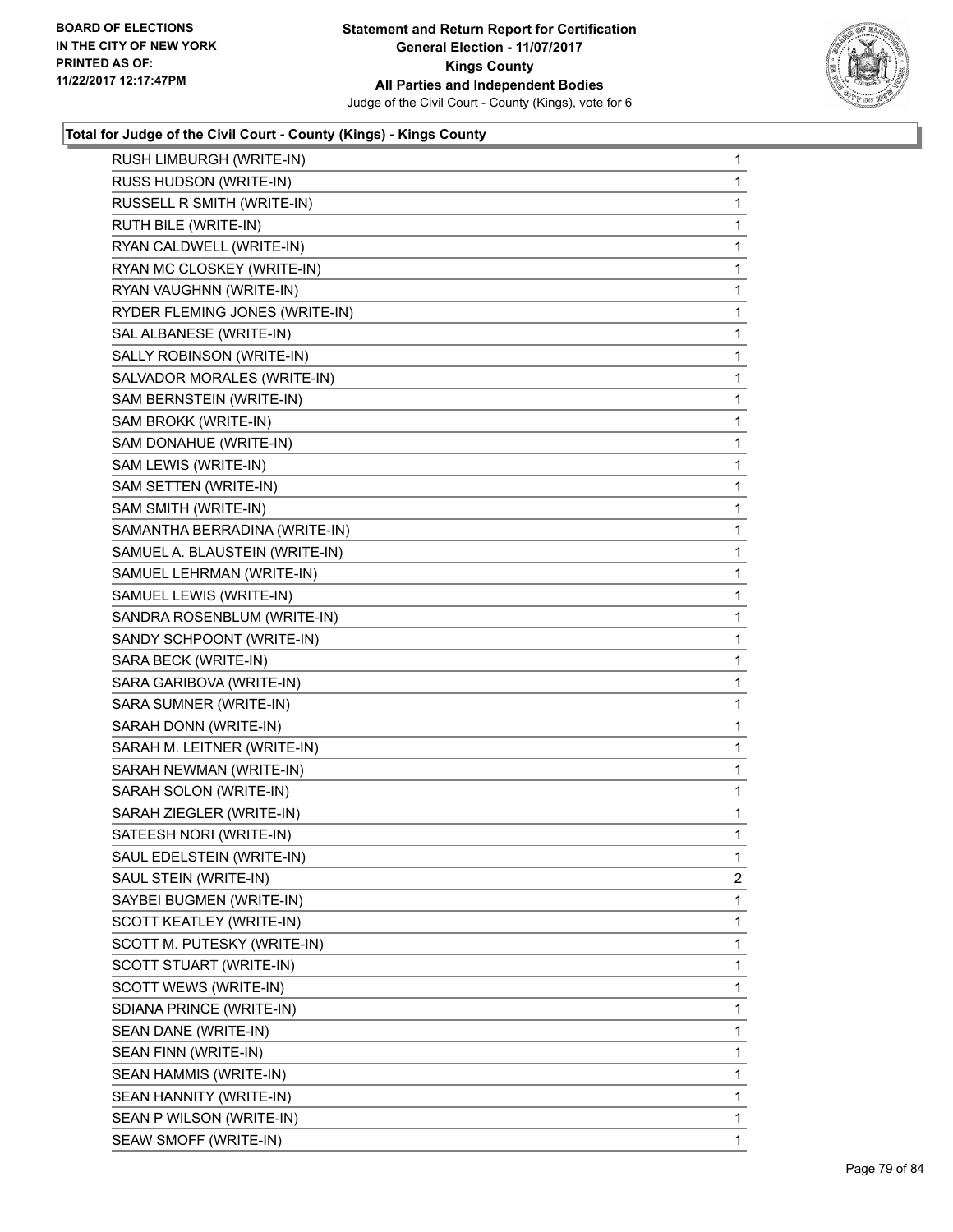### Total for Judge of the Civil Court - County (Kings) - Kings County

| Candidate | Votes |
|---|---|
| RUSH LIMBURGH (WRITE-IN) | 1 |
| RUSS HUDSON (WRITE-IN) | 1 |
| RUSSELL R SMITH (WRITE-IN) | 1 |
| RUTH BILE (WRITE-IN) | 1 |
| RYAN CALDWELL (WRITE-IN) | 1 |
| RYAN MC CLOSKEY (WRITE-IN) | 1 |
| RYAN VAUGHNN (WRITE-IN) | 1 |
| RYDER FLEMING JONES (WRITE-IN) | 1 |
| SAL ALBANESE (WRITE-IN) | 1 |
| SALLY ROBINSON (WRITE-IN) | 1 |
| SALVADOR MORALES (WRITE-IN) | 1 |
| SAM BERNSTEIN (WRITE-IN) | 1 |
| SAM BROKK (WRITE-IN) | 1 |
| SAM DONAHUE (WRITE-IN) | 1 |
| SAM LEWIS (WRITE-IN) | 1 |
| SAM SETTEN (WRITE-IN) | 1 |
| SAM SMITH (WRITE-IN) | 1 |
| SAMANTHA BERRADINA (WRITE-IN) | 1 |
| SAMUEL A. BLAUSTEIN (WRITE-IN) | 1 |
| SAMUEL LEHRMAN (WRITE-IN) | 1 |
| SAMUEL LEWIS (WRITE-IN) | 1 |
| SANDRA ROSENBLUM (WRITE-IN) | 1 |
| SANDY SCHPOONT (WRITE-IN) | 1 |
| SARA BECK (WRITE-IN) | 1 |
| SARA GARIBOVA (WRITE-IN) | 1 |
| SARA SUMNER (WRITE-IN) | 1 |
| SARAH DONN (WRITE-IN) | 1 |
| SARAH M. LEITNER (WRITE-IN) | 1 |
| SARAH NEWMAN (WRITE-IN) | 1 |
| SARAH SOLON (WRITE-IN) | 1 |
| SARAH ZIEGLER (WRITE-IN) | 1 |
| SATEESH NORI (WRITE-IN) | 1 |
| SAUL EDELSTEIN (WRITE-IN) | 1 |
| SAUL STEIN (WRITE-IN) | 2 |
| SAYBEI BUGMEN (WRITE-IN) | 1 |
| SCOTT KEATLEY (WRITE-IN) | 1 |
| SCOTT M. PUTESKY (WRITE-IN) | 1 |
| SCOTT STUART (WRITE-IN) | 1 |
| SCOTT WEWS (WRITE-IN) | 1 |
| SDIANA PRINCE (WRITE-IN) | 1 |
| SEAN DANE (WRITE-IN) | 1 |
| SEAN FINN (WRITE-IN) | 1 |
| SEAN HAMMIS (WRITE-IN) | 1 |
| SEAN HANNITY (WRITE-IN) | 1 |
| SEAN P WILSON (WRITE-IN) | 1 |
| SEAW SMOFF (WRITE-IN) | 1 |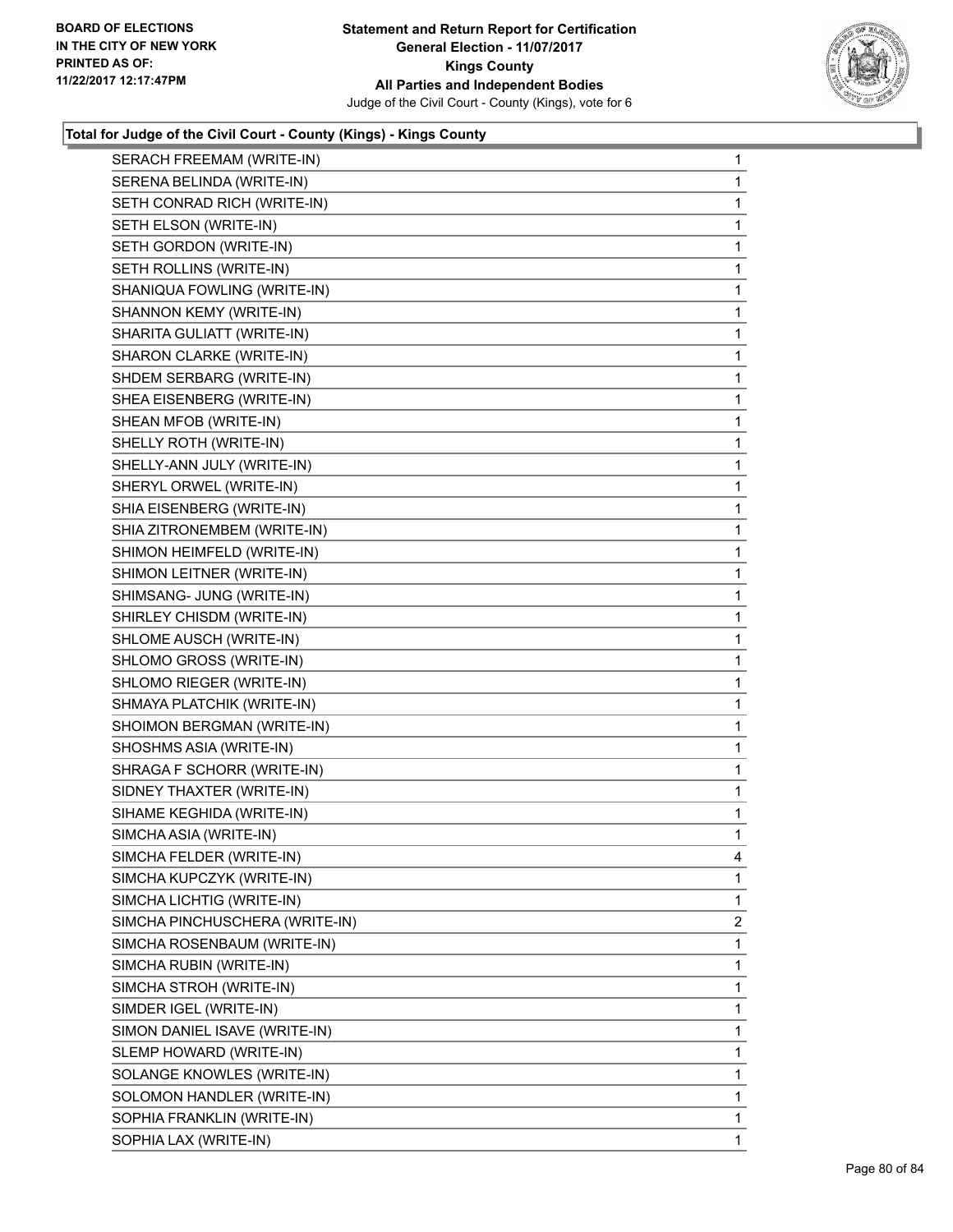BOARD OF ELECTIONS
IN THE CITY OF NEW YORK
PRINTED AS OF:
11/22/2017 12:17:47PM

**Statement and Return Report for Certification**
**General Election - 11/07/2017**
**Kings County**
**All Parties and Independent Bodies**
Judge of the Civil Court - County (Kings), vote for 6

### Total for Judge of the Civil Court - County (Kings) - Kings County

| | |
|---|---|
| SERACH FREEMAM (WRITE-IN) | 1 |
| SERENA BELINDA (WRITE-IN) | 1 |
| SETH CONRAD RICH (WRITE-IN) | 1 |
| SETH ELSON (WRITE-IN) | 1 |
| SETH GORDON (WRITE-IN) | 1 |
| SETH ROLLINS (WRITE-IN) | 1 |
| SHANIQUA FOWLING (WRITE-IN) | 1 |
| SHANNON KEMY (WRITE-IN) | 1 |
| SHARITA GULIATT (WRITE-IN) | 1 |
| SHARON CLARKE (WRITE-IN) | 1 |
| SHDEM SERBARG (WRITE-IN) | 1 |
| SHEA EISENBERG (WRITE-IN) | 1 |
| SHEAN MFOB (WRITE-IN) | 1 |
| SHELLY ROTH (WRITE-IN) | 1 |
| SHELLY-ANN JULY (WRITE-IN) | 1 |
| SHERYL ORWEL (WRITE-IN) | 1 |
| SHIA EISENBERG (WRITE-IN) | 1 |
| SHIA ZITRONEMBEM (WRITE-IN) | 1 |
| SHIMON HEIMFELD (WRITE-IN) | 1 |
| SHIMON LEITNER (WRITE-IN) | 1 |
| SHIMSANG- JUNG (WRITE-IN) | 1 |
| SHIRLEY CHISDM (WRITE-IN) | 1 |
| SHLOME AUSCH (WRITE-IN) | 1 |
| SHLOMO GROSS (WRITE-IN) | 1 |
| SHLOMO RIEGER (WRITE-IN) | 1 |
| SHMAYA PLATCHIK (WRITE-IN) | 1 |
| SHOIMON BERGMAN (WRITE-IN) | 1 |
| SHOSHMS ASIA (WRITE-IN) | 1 |
| SHRAGA F SCHORR (WRITE-IN) | 1 |
| SIDNEY THAXTER (WRITE-IN) | 1 |
| SIHAME KEGHIDA (WRITE-IN) | 1 |
| SIMCHA ASIA (WRITE-IN) | 1 |
| SIMCHA FELDER (WRITE-IN) | 4 |
| SIMCHA KUPCZYK (WRITE-IN) | 1 |
| SIMCHA LICHTIG (WRITE-IN) | 1 |
| SIMCHA PINCHUSCHERA (WRITE-IN) | 2 |
| SIMCHA ROSENBAUM (WRITE-IN) | 1 |
| SIMCHA RUBIN (WRITE-IN) | 1 |
| SIMCHA STROH (WRITE-IN) | 1 |
| SIMDER IGEL (WRITE-IN) | 1 |
| SIMON DANIEL ISAVE (WRITE-IN) | 1 |
| SLEMP HOWARD (WRITE-IN) | 1 |
| SOLANGE KNOWLES (WRITE-IN) | 1 |
| SOLOMON HANDLER (WRITE-IN) | 1 |
| SOPHIA FRANKLIN (WRITE-IN) | 1 |
| SOPHIA LAX (WRITE-IN) | 1 |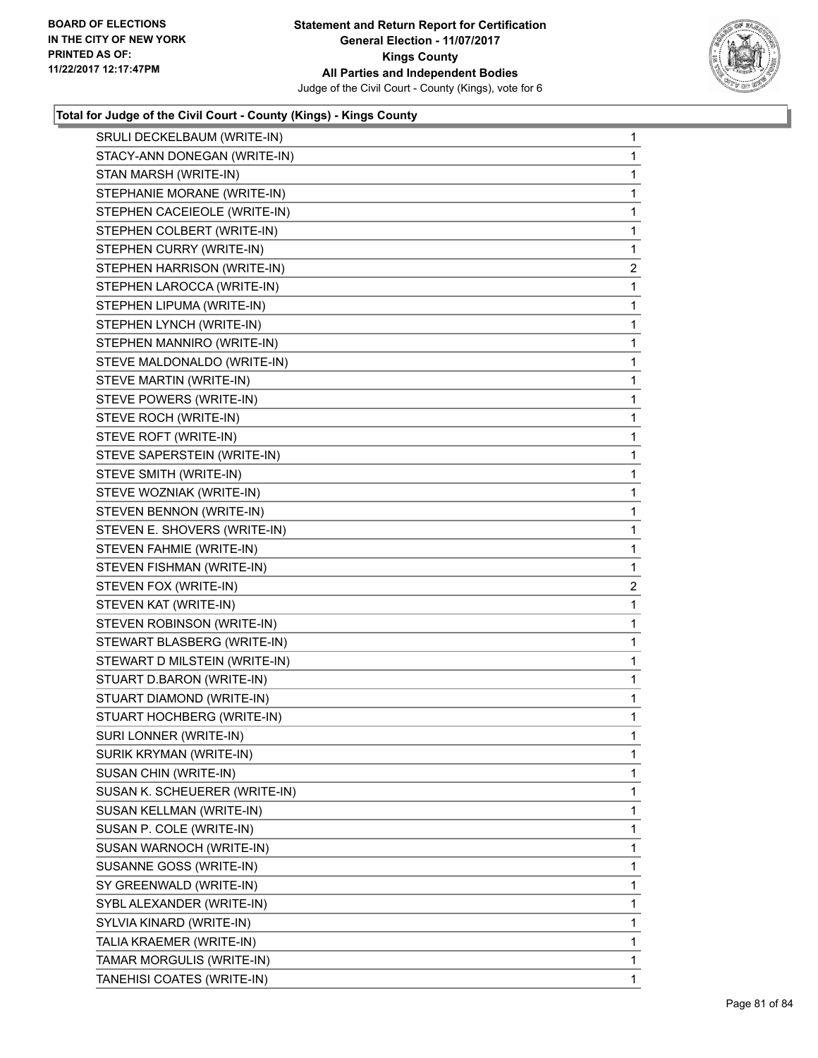BOARD OF ELECTIONS
IN THE CITY OF NEW YORK
PRINTED AS OF:
11/22/2017 12:17:47PM

**Statement and Return Report for Certification**
**General Election - 11/07/2017**
**Kings County**
**All Parties and Independent Bodies**
Judge of the Civil Court - County (Kings), vote for 6

### Total for Judge of the Civil Court - County (Kings) - Kings County

| | |
|---|---|
| SRULI DECKELBAUM (WRITE-IN) | 1 |
| STACY-ANN DONEGAN (WRITE-IN) | 1 |
| STAN MARSH (WRITE-IN) | 1 |
| STEPHANIE MORANE (WRITE-IN) | 1 |
| STEPHEN CACEIEOLE (WRITE-IN) | 1 |
| STEPHEN COLBERT (WRITE-IN) | 1 |
| STEPHEN CURRY (WRITE-IN) | 1 |
| STEPHEN HARRISON (WRITE-IN) | 2 |
| STEPHEN LAROCCA (WRITE-IN) | 1 |
| STEPHEN LIPUMA (WRITE-IN) | 1 |
| STEPHEN LYNCH (WRITE-IN) | 1 |
| STEPHEN MANNIRO (WRITE-IN) | 1 |
| STEVE MALDONALDO (WRITE-IN) | 1 |
| STEVE MARTIN (WRITE-IN) | 1 |
| STEVE POWERS (WRITE-IN) | 1 |
| STEVE ROCH (WRITE-IN) | 1 |
| STEVE ROFT (WRITE-IN) | 1 |
| STEVE SAPERSTEIN (WRITE-IN) | 1 |
| STEVE SMITH (WRITE-IN) | 1 |
| STEVE WOZNIAK (WRITE-IN) | 1 |
| STEVEN BENNON (WRITE-IN) | 1 |
| STEVEN E. SHOVERS (WRITE-IN) | 1 |
| STEVEN FAHMIE (WRITE-IN) | 1 |
| STEVEN FISHMAN (WRITE-IN) | 1 |
| STEVEN FOX (WRITE-IN) | 2 |
| STEVEN KAT (WRITE-IN) | 1 |
| STEVEN ROBINSON (WRITE-IN) | 1 |
| STEWART BLASBERG (WRITE-IN) | 1 |
| STEWART D MILSTEIN (WRITE-IN) | 1 |
| STUART D.BARON (WRITE-IN) | 1 |
| STUART DIAMOND (WRITE-IN) | 1 |
| STUART HOCHBERG (WRITE-IN) | 1 |
| SURI LONNER (WRITE-IN) | 1 |
| SURIK KRYMAN (WRITE-IN) | 1 |
| SUSAN CHIN (WRITE-IN) | 1 |
| SUSAN K. SCHEUERER (WRITE-IN) | 1 |
| SUSAN KELLMAN (WRITE-IN) | 1 |
| SUSAN P. COLE (WRITE-IN) | 1 |
| SUSAN WARNOCH (WRITE-IN) | 1 |
| SUSANNE GOSS (WRITE-IN) | 1 |
| SY GREENWALD (WRITE-IN) | 1 |
| SYBL ALEXANDER (WRITE-IN) | 1 |
| SYLVIA KINARD (WRITE-IN) | 1 |
| TALIA KRAEMER (WRITE-IN) | 1 |
| TAMAR MORGULIS (WRITE-IN) | 1 |
| TANEHISI COATES (WRITE-IN) | 1 |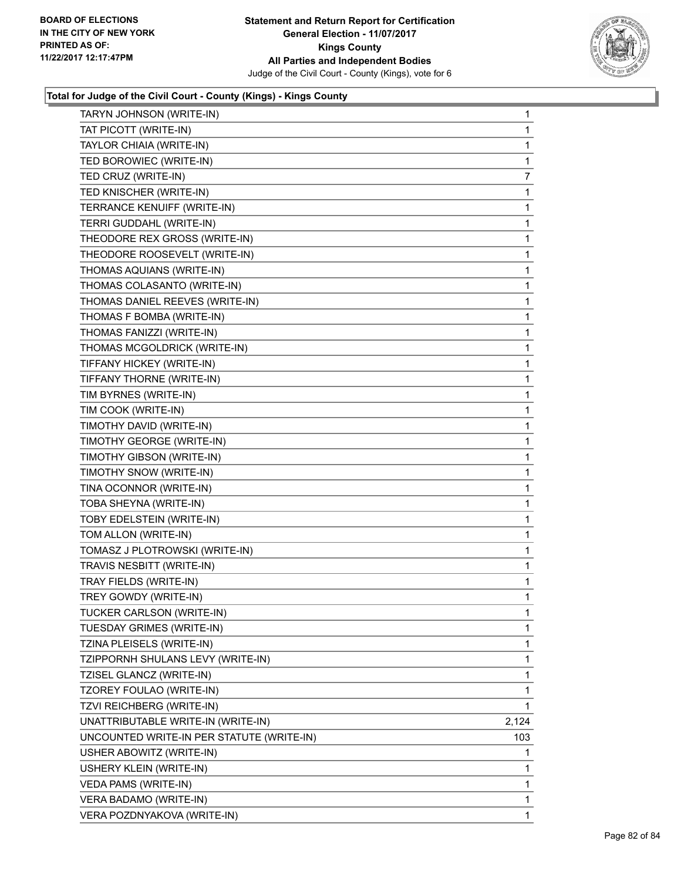**Total for Judge of the Civil Court - County (Kings) - Kings County**

| Candidate | Votes |
|---|---|
| TARYN JOHNSON (WRITE-IN) | 1 |
| TAT PICOTT (WRITE-IN) | 1 |
| TAYLOR CHIAIA (WRITE-IN) | 1 |
| TED BOROWIEC (WRITE-IN) | 1 |
| TED CRUZ (WRITE-IN) | 7 |
| TED KNISCHER (WRITE-IN) | 1 |
| TERRANCE KENUIFF (WRITE-IN) | 1 |
| TERRI GUDDAHL (WRITE-IN) | 1 |
| THEODORE REX GROSS (WRITE-IN) | 1 |
| THEODORE ROOSEVELT (WRITE-IN) | 1 |
| THOMAS AQUIANS (WRITE-IN) | 1 |
| THOMAS COLASANTO (WRITE-IN) | 1 |
| THOMAS DANIEL REEVES (WRITE-IN) | 1 |
| THOMAS F BOMBA (WRITE-IN) | 1 |
| THOMAS FANIZZI (WRITE-IN) | 1 |
| THOMAS MCGOLDRICK (WRITE-IN) | 1 |
| TIFFANY HICKEY (WRITE-IN) | 1 |
| TIFFANY THORNE (WRITE-IN) | 1 |
| TIM BYRNES (WRITE-IN) | 1 |
| TIM COOK (WRITE-IN) | 1 |
| TIMOTHY DAVID (WRITE-IN) | 1 |
| TIMOTHY GEORGE (WRITE-IN) | 1 |
| TIMOTHY GIBSON (WRITE-IN) | 1 |
| TIMOTHY SNOW (WRITE-IN) | 1 |
| TINA OCONNOR (WRITE-IN) | 1 |
| TOBA SHEYNA (WRITE-IN) | 1 |
| TOBY EDELSTEIN (WRITE-IN) | 1 |
| TOM ALLON (WRITE-IN) | 1 |
| TOMASZ J PLOTROWSKI (WRITE-IN) | 1 |
| TRAVIS NESBITT (WRITE-IN) | 1 |
| TRAY FIELDS (WRITE-IN) | 1 |
| TREY GOWDY (WRITE-IN) | 1 |
| TUCKER CARLSON (WRITE-IN) | 1 |
| TUESDAY GRIMES (WRITE-IN) | 1 |
| TZINA PLEISELS (WRITE-IN) | 1 |
| TZIPPORNH SHULANS LEVY (WRITE-IN) | 1 |
| TZISEL GLANCZ (WRITE-IN) | 1 |
| TZOREY FOULAO (WRITE-IN) | 1 |
| TZVI REICHBERG (WRITE-IN) | 1 |
| UNATTRIBUTABLE WRITE-IN (WRITE-IN) | 2,124 |
| UNCOUNTED WRITE-IN PER STATUTE (WRITE-IN) | 103 |
| USHER ABOWITZ (WRITE-IN) | 1 |
| USHERY KLEIN (WRITE-IN) | 1 |
| VEDA PAMS (WRITE-IN) | 1 |
| VERA BADAMO (WRITE-IN) | 1 |
| VERA POZDNYAKOVA (WRITE-IN) | 1 |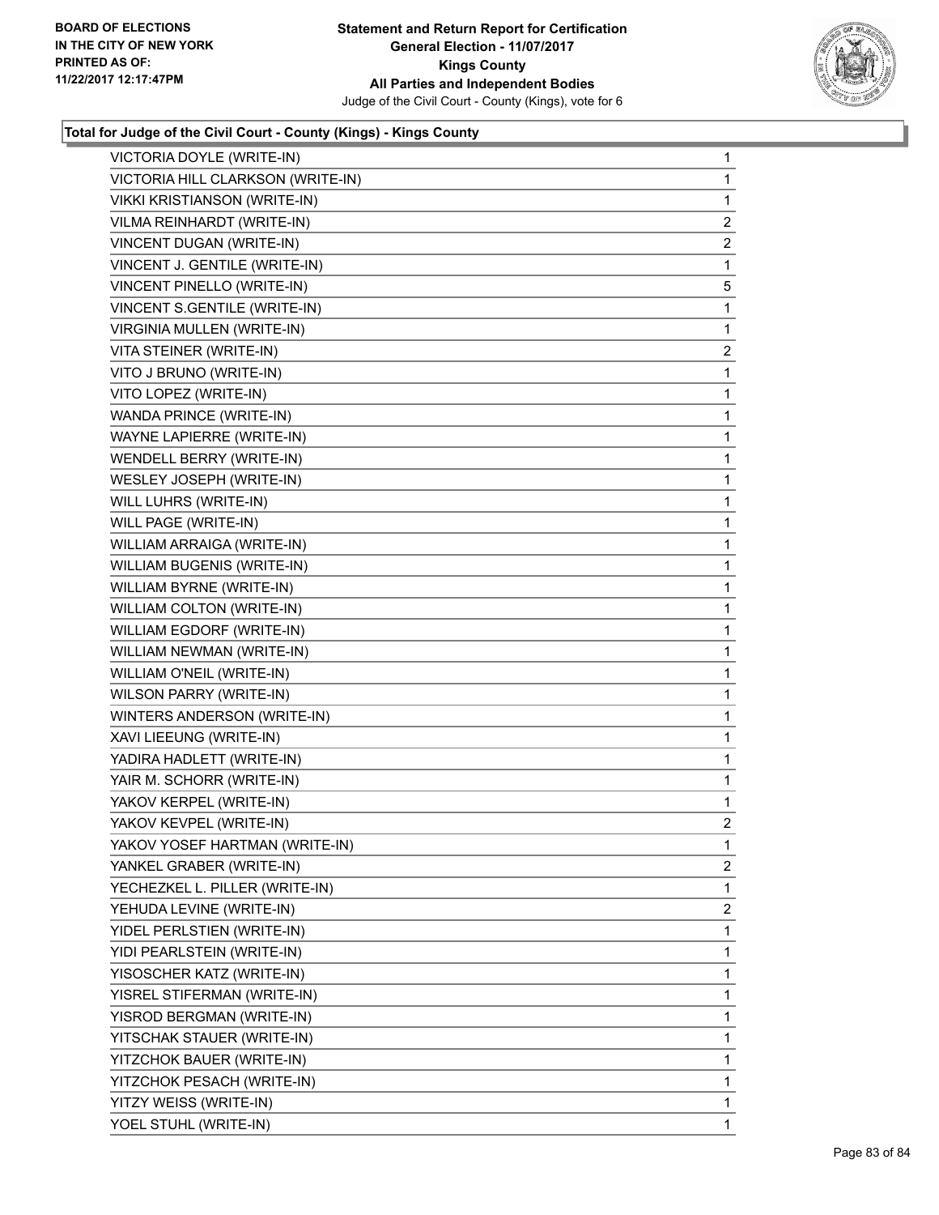**Total for Judge of the Civil Court - County (Kings) - Kings County**

| | |
|---|---|
| VICTORIA DOYLE (WRITE-IN) | 1 |
| VICTORIA HILL CLARKSON (WRITE-IN) | 1 |
| VIKKI KRISTIANSON (WRITE-IN) | 1 |
| VILMA REINHARDT (WRITE-IN) | 2 |
| VINCENT DUGAN (WRITE-IN) | 2 |
| VINCENT J. GENTILE (WRITE-IN) | 1 |
| VINCENT PINELLO (WRITE-IN) | 5 |
| VINCENT S.GENTILE (WRITE-IN) | 1 |
| VIRGINIA MULLEN (WRITE-IN) | 1 |
| VITA STEINER (WRITE-IN) | 2 |
| VITO J BRUNO (WRITE-IN) | 1 |
| VITO LOPEZ (WRITE-IN) | 1 |
| WANDA PRINCE (WRITE-IN) | 1 |
| WAYNE LAPIERRE (WRITE-IN) | 1 |
| WENDELL BERRY (WRITE-IN) | 1 |
| WESLEY JOSEPH (WRITE-IN) | 1 |
| WILL LUHRS (WRITE-IN) | 1 |
| WILL PAGE (WRITE-IN) | 1 |
| WILLIAM ARRAIGA (WRITE-IN) | 1 |
| WILLIAM BUGENIS (WRITE-IN) | 1 |
| WILLIAM BYRNE (WRITE-IN) | 1 |
| WILLIAM COLTON (WRITE-IN) | 1 |
| WILLIAM EGDORF (WRITE-IN) | 1 |
| WILLIAM NEWMAN (WRITE-IN) | 1 |
| WILLIAM O'NEIL (WRITE-IN) | 1 |
| WILSON PARRY (WRITE-IN) | 1 |
| WINTERS ANDERSON (WRITE-IN) | 1 |
| XAVI LIEEUNG (WRITE-IN) | 1 |
| YADIRA HADLETT (WRITE-IN) | 1 |
| YAIR M. SCHORR (WRITE-IN) | 1 |
| YAKOV KERPEL (WRITE-IN) | 1 |
| YAKOV KEVPEL (WRITE-IN) | 2 |
| YAKOV YOSEF HARTMAN (WRITE-IN) | 1 |
| YANKEL GRABER (WRITE-IN) | 2 |
| YECHEZKEL L. PILLER (WRITE-IN) | 1 |
| YEHUDA LEVINE (WRITE-IN) | 2 |
| YIDEL PERLSTIEN (WRITE-IN) | 1 |
| YIDI PEARLSTEIN (WRITE-IN) | 1 |
| YISOSCHER KATZ (WRITE-IN) | 1 |
| YISREL STIFERMAN (WRITE-IN) | 1 |
| YISROD BERGMAN (WRITE-IN) | 1 |
| YITSCHAK STAUER (WRITE-IN) | 1 |
| YITZCHOK BAUER (WRITE-IN) | 1 |
| YITZCHOK PESACH (WRITE-IN) | 1 |
| YITZY WEISS (WRITE-IN) | 1 |
| YOEL STUHL (WRITE-IN) | 1 |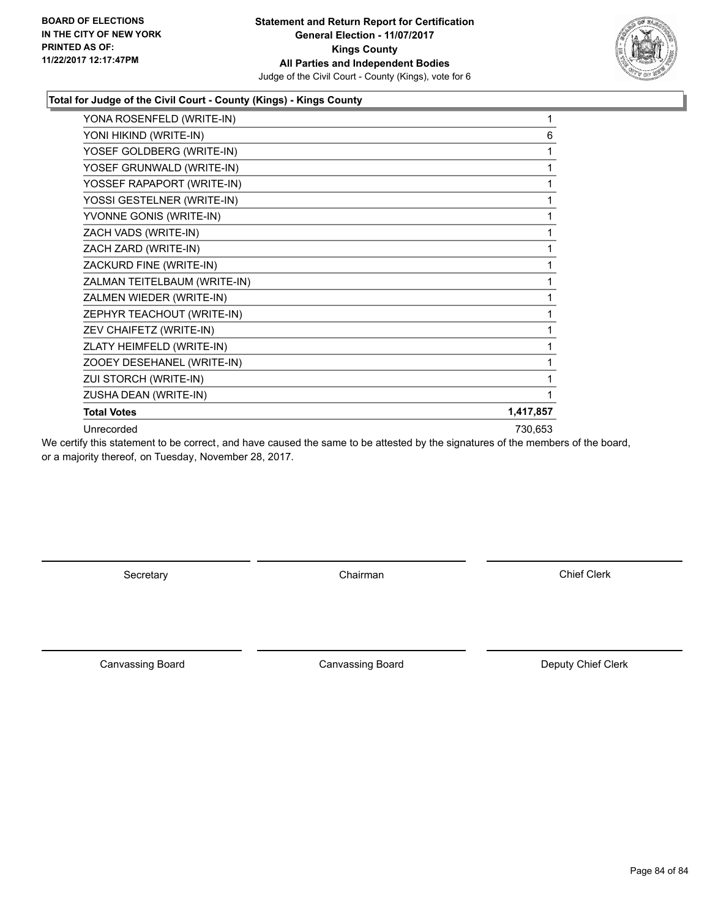**BOARD OF ELECTIONS IN THE CITY OF NEW YORK PRINTED AS OF: 11/22/2017 12:17:47PM**

**Statement and Return Report for Certification General Election - 11/07/2017 Kings County All Parties and Independent Bodies**
Judge of the Civil Court - County (Kings), vote for 6

### Total for Judge of the Civil Court - County (Kings) - Kings County

| | |
|---|---|
| YONA ROSENFELD (WRITE-IN) | 1 |
| YONI HIKIND (WRITE-IN) | 6 |
| YOSEF GOLDBERG (WRITE-IN) | 1 |
| YOSEF GRUNWALD (WRITE-IN) | 1 |
| YOSSEF RAPAPORT (WRITE-IN) | 1 |
| YOSSI GESTELNER (WRITE-IN) | 1 |
| YVONNE GONIS (WRITE-IN) | 1 |
| ZACH VADS (WRITE-IN) | 1 |
| ZACH ZARD (WRITE-IN) | 1 |
| ZACKURD FINE (WRITE-IN) | 1 |
| ZALMAN TEITELBAUM (WRITE-IN) | 1 |
| ZALMEN WIEDER (WRITE-IN) | 1 |
| ZEPHYR TEACHOUT (WRITE-IN) | 1 |
| ZEV CHAIFETZ (WRITE-IN) | 1 |
| ZLATY HEIMFELD (WRITE-IN) | 1 |
| ZOOEY DESEHANEL (WRITE-IN) | 1 |
| ZUI STORCH (WRITE-IN) | 1 |
| ZUSHA DEAN (WRITE-IN) | 1 |
| **Total Votes** | **1,417,857** |
| Unrecorded | 730,653 |

We certify this statement to be correct, and have caused the same to be attested by the signatures of the members of the board, or a majority thereof, on Tuesday, November 28, 2017.

Secretary | Chairman | Chief Clerk

Canvassing Board | Canvassing Board | Deputy Chief Clerk